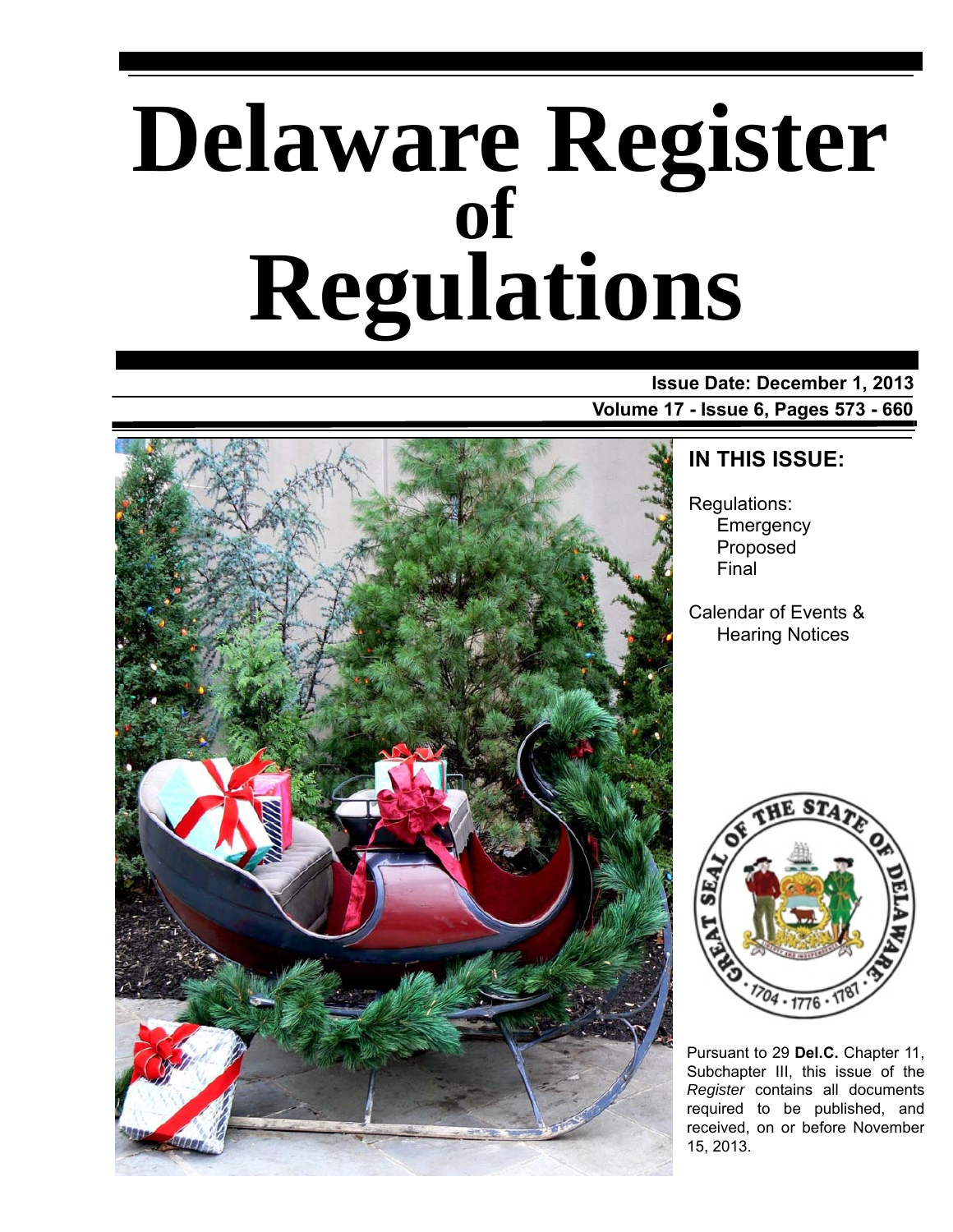# Delaware Register of Regulations

**Issue Date: December 1, 2013**

**Volume 17 - Issue 6, Pages 573 - 660**

## IN THIS ISSUE:

Regulations:
- Emergency
- Proposed
- Final

Calendar of Events & Hearing Notices

Pursuant to 29 **Del.C.** Chapter 11, Subchapter III, this issue of the *Register* contains all documents required to be published, and received, on or before November 15, 2013.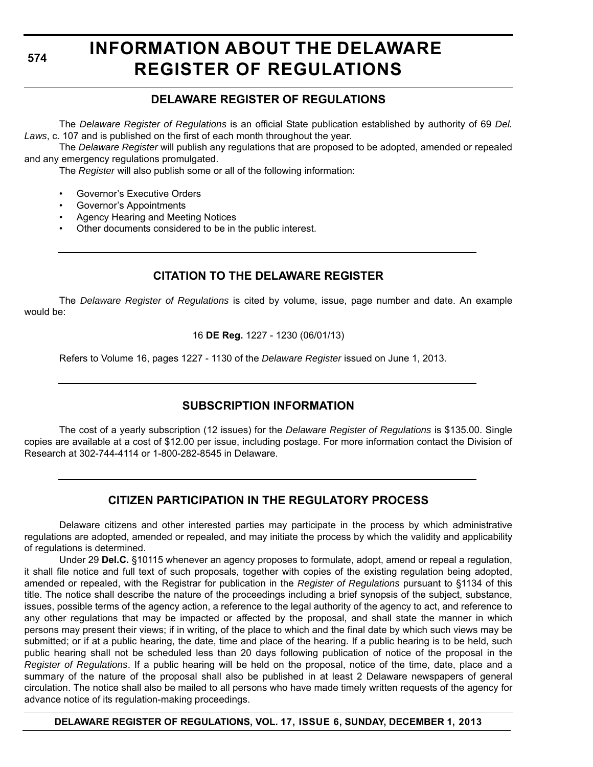# INFORMATION ABOUT THE DELAWARE REGISTER OF REGULATIONS

## DELAWARE REGISTER OF REGULATIONS

The *Delaware Register of Regulations* is an official State publication established by authority of 69 *Del. Laws*, c. 107 and is published on the first of each month throughout the year.

The *Delaware Register* will publish any regulations that are proposed to be adopted, amended or repealed and any emergency regulations promulgated.

The *Register* will also publish some or all of the following information:

- Governor's Executive Orders
- Governor's Appointments
- Agency Hearing and Meeting Notices
- Other documents considered to be in the public interest.

## CITATION TO THE DELAWARE REGISTER

The *Delaware Register of Regulations* is cited by volume, issue, page number and date. An example would be:

16 **DE Reg.** 1227 - 1230 (06/01/13)

Refers to Volume 16, pages 1227 - 1130 of the *Delaware Register* issued on June 1, 2013.

## SUBSCRIPTION INFORMATION

The cost of a yearly subscription (12 issues) for the *Delaware Register of Regulations* is $135.00. Single copies are available at a cost of $12.00 per issue, including postage. For more information contact the Division of Research at 302-744-4114 or 1-800-282-8545 in Delaware.

## CITIZEN PARTICIPATION IN THE REGULATORY PROCESS

Delaware citizens and other interested parties may participate in the process by which administrative regulations are adopted, amended or repealed, and may initiate the process by which the validity and applicability of regulations is determined.

Under 29 **Del.C.** §10115 whenever an agency proposes to formulate, adopt, amend or repeal a regulation, it shall file notice and full text of such proposals, together with copies of the existing regulation being adopted, amended or repealed, with the Registrar for publication in the *Register of Regulations* pursuant to §1134 of this title. The notice shall describe the nature of the proceedings including a brief synopsis of the subject, substance, issues, possible terms of the agency action, a reference to the legal authority of the agency to act, and reference to any other regulations that may be impacted or affected by the proposal, and shall state the manner in which persons may present their views; if in writing, of the place to which and the final date by which such views may be submitted; or if at a public hearing, the date, time and place of the hearing. If a public hearing is to be held, such public hearing shall not be scheduled less than 20 days following publication of notice of the proposal in the *Register of Regulations*. If a public hearing will be held on the proposal, notice of the time, date, place and a summary of the nature of the proposal shall also be published in at least 2 Delaware newspapers of general circulation. The notice shall also be mailed to all persons who have made timely written requests of the agency for advance notice of its regulation-making proceedings.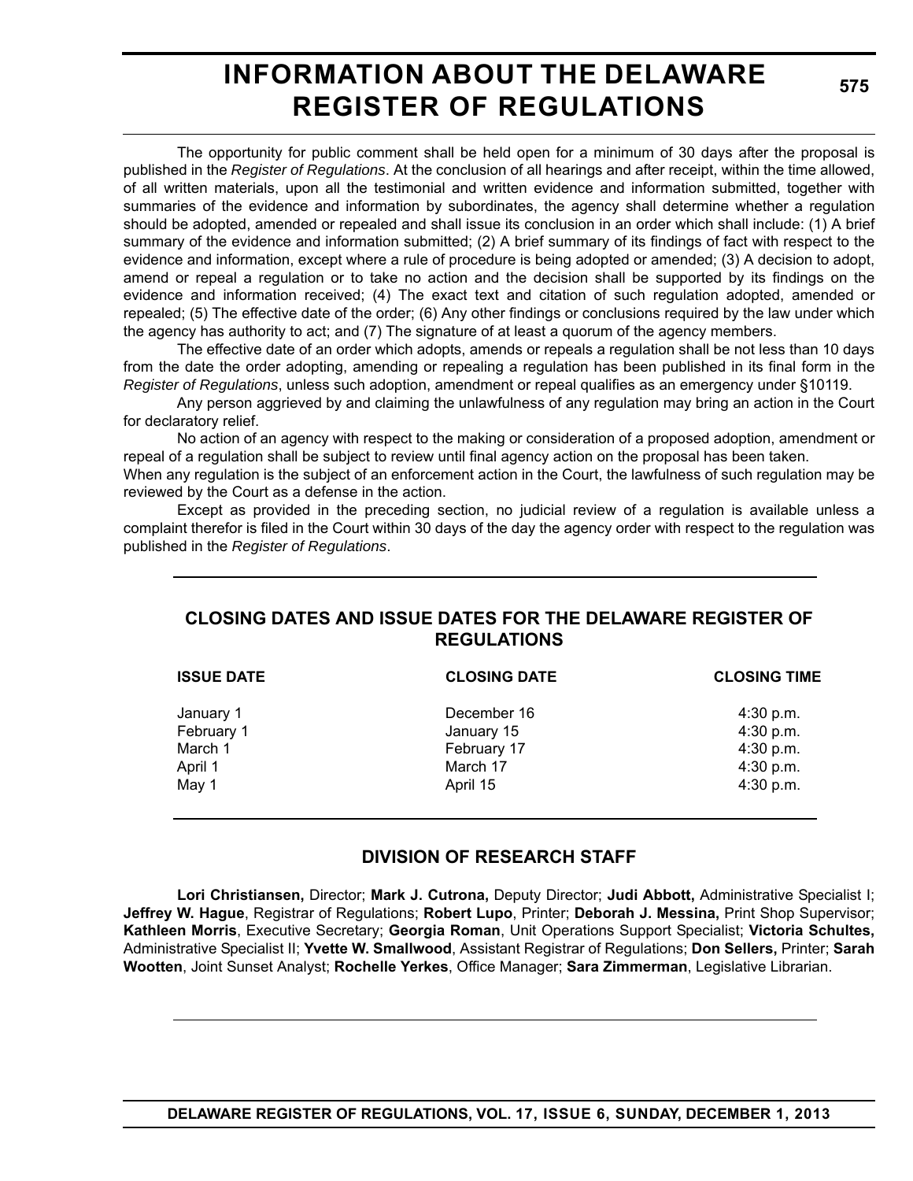# INFORMATION ABOUT THE DELAWARE REGISTER OF REGULATIONS

The opportunity for public comment shall be held open for a minimum of 30 days after the proposal is published in the *Register of Regulations*. At the conclusion of all hearings and after receipt, within the time allowed, of all written materials, upon all the testimonial and written evidence and information submitted, together with summaries of the evidence and information by subordinates, the agency shall determine whether a regulation should be adopted, amended or repealed and shall issue its conclusion in an order which shall include: (1) A brief summary of the evidence and information submitted; (2) A brief summary of its findings of fact with respect to the evidence and information, except where a rule of procedure is being adopted or amended; (3) A decision to adopt, amend or repeal a regulation or to take no action and the decision shall be supported by its findings on the evidence and information received; (4) The exact text and citation of such regulation adopted, amended or repealed; (5) The effective date of the order; (6) Any other findings or conclusions required by the law under which the agency has authority to act; and (7) The signature of at least a quorum of the agency members.

The effective date of an order which adopts, amends or repeals a regulation shall be not less than 10 days from the date the order adopting, amending or repealing a regulation has been published in its final form in the *Register of Regulations*, unless such adoption, amendment or repeal qualifies as an emergency under §10119.

Any person aggrieved by and claiming the unlawfulness of any regulation may bring an action in the Court for declaratory relief.

No action of an agency with respect to the making or consideration of a proposed adoption, amendment or repeal of a regulation shall be subject to review until final agency action on the proposal has been taken.

When any regulation is the subject of an enforcement action in the Court, the lawfulness of such regulation may be reviewed by the Court as a defense in the action.

Except as provided in the preceding section, no judicial review of a regulation is available unless a complaint therefor is filed in the Court within 30 days of the day the agency order with respect to the regulation was published in the *Register of Regulations*.

## CLOSING DATES AND ISSUE DATES FOR THE DELAWARE REGISTER OF REGULATIONS

| ISSUE DATE | CLOSING DATE | CLOSING TIME |
|---|---|---|
| January 1 | December 16 | 4:30 p.m. |
| February 1 | January 15 | 4:30 p.m. |
| March 1 | February 17 | 4:30 p.m. |
| April 1 | March 17 | 4:30 p.m. |
| May 1 | April 15 | 4:30 p.m. |

## DIVISION OF RESEARCH STAFF

**Lori Christiansen,** Director; **Mark J. Cutrona,** Deputy Director; **Judi Abbott,** Administrative Specialist I; **Jeffrey W. Hague**, Registrar of Regulations; **Robert Lupo**, Printer; **Deborah J. Messina,** Print Shop Supervisor; **Kathleen Morris**, Executive Secretary; **Georgia Roman**, Unit Operations Support Specialist; **Victoria Schultes,** Administrative Specialist II; **Yvette W. Smallwood**, Assistant Registrar of Regulations; **Don Sellers,** Printer; **Sarah Wootten**, Joint Sunset Analyst; **Rochelle Yerkes**, Office Manager; **Sara Zimmerman**, Legislative Librarian.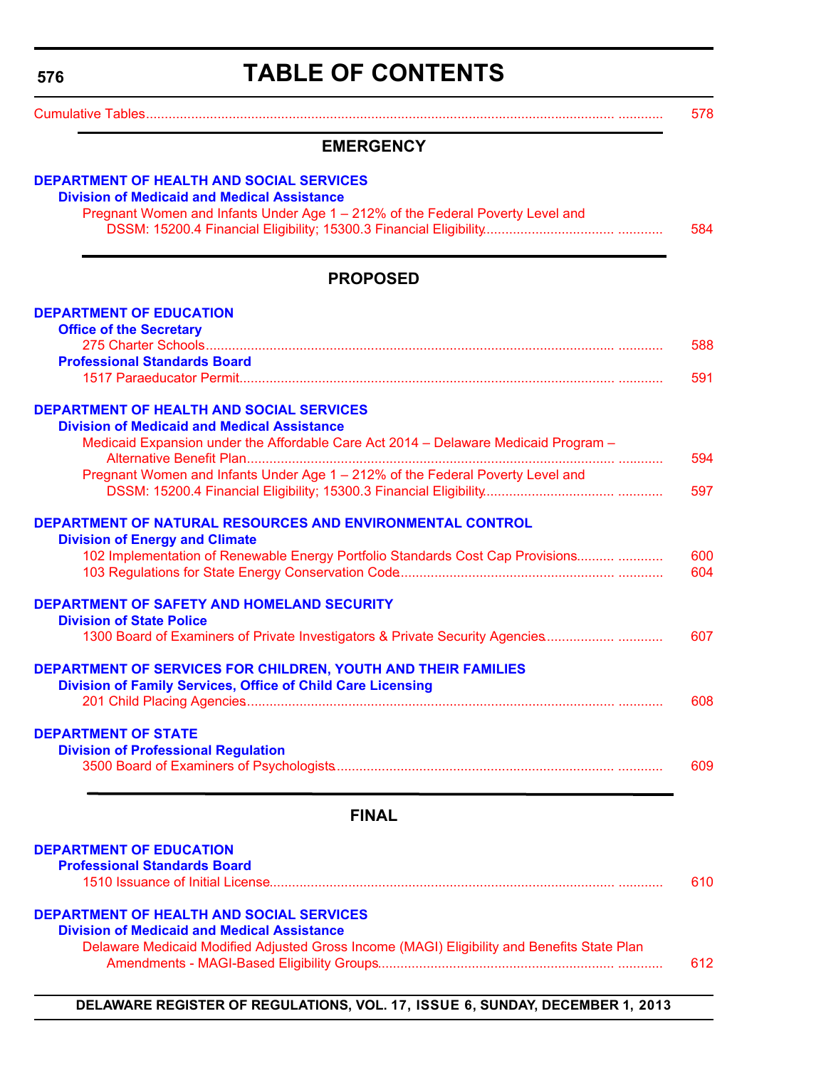# TABLE OF CONTENTS

Cumulative Tables ........................................................................ 578

## EMERGENCY

**DEPARTMENT OF HEALTH AND SOCIAL SERVICES**

**Division of Medicaid and Medical Assistance**

Pregnant Women and Infants Under Age 1 – 212% of the Federal Poverty Level and DSSM: 15200.4 Financial Eligibility; 15300.3 Financial Eligibility ........................................ 584

## PROPOSED

**DEPARTMENT OF EDUCATION**

**Office of the Secretary**

275 Charter Schools ........................................................................ 588

**Professional Standards Board**

1517 Paraeducator Permit ........................................................................ 591

**DEPARTMENT OF HEALTH AND SOCIAL SERVICES**

**Division of Medicaid and Medical Assistance**

Medicaid Expansion under the Affordable Care Act 2014 – Delaware Medicaid Program – Alternative Benefit Plan ........................................................................ 594

Pregnant Women and Infants Under Age 1 – 212% of the Federal Poverty Level and DSSM: 15200.4 Financial Eligibility; 15300.3 Financial Eligibility ........................................ 597

**DEPARTMENT OF NATURAL RESOURCES AND ENVIRONMENTAL CONTROL**

**Division of Energy and Climate**

102 Implementation of Renewable Energy Portfolio Standards Cost Cap Provisions .......... 600

103 Regulations for State Energy Conservation Code ........................................ 604

**DEPARTMENT OF SAFETY AND HOMELAND SECURITY**

**Division of State Police**

1300 Board of Examiners of Private Investigators & Private Security Agencies .......... 607

**DEPARTMENT OF SERVICES FOR CHILDREN, YOUTH AND THEIR FAMILIES**

**Division of Family Services, Office of Child Care Licensing**

201 Child Placing Agencies ........................................................................ 608

**DEPARTMENT OF STATE**

**Division of Professional Regulation**

3500 Board of Examiners of Psychologists ........................................................ 609

## FINAL

**DEPARTMENT OF EDUCATION**

**Professional Standards Board**

1510 Issuance of Initial License ........................................................................ 610

**DEPARTMENT OF HEALTH AND SOCIAL SERVICES**

**Division of Medicaid and Medical Assistance**

Delaware Medicaid Modified Adjusted Gross Income (MAGI) Eligibility and Benefits State Plan Amendments - MAGI-Based Eligibility Groups ........................................ 612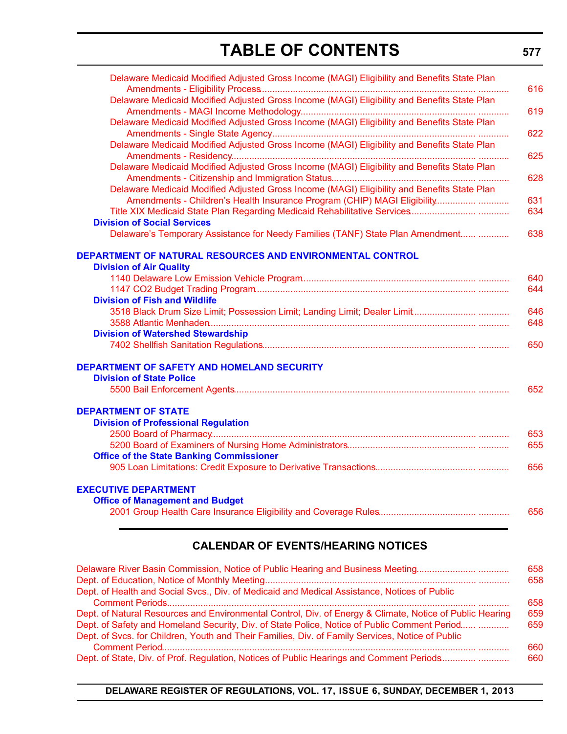# TABLE OF CONTENTS

Delaware Medicaid Modified Adjusted Gross Income (MAGI) Eligibility and Benefits State Plan Amendments - Eligibility Process ........ 616

Delaware Medicaid Modified Adjusted Gross Income (MAGI) Eligibility and Benefits State Plan Amendments - MAGI Income Methodology ........ 619

Delaware Medicaid Modified Adjusted Gross Income (MAGI) Eligibility and Benefits State Plan Amendments - Single State Agency ........ 622

Delaware Medicaid Modified Adjusted Gross Income (MAGI) Eligibility and Benefits State Plan Amendments - Residency ........ 625

Delaware Medicaid Modified Adjusted Gross Income (MAGI) Eligibility and Benefits State Plan Amendments - Citizenship and Immigration Status ........ 628

Delaware Medicaid Modified Adjusted Gross Income (MAGI) Eligibility and Benefits State Plan Amendments - Children's Health Insurance Program (CHIP) MAGI Eligibility ........ 631

Title XIX Medicaid State Plan Regarding Medicaid Rehabilitative Services ........ 634

**Division of Social Services**

Delaware's Temporary Assistance for Needy Families (TANF) State Plan Amendment ........ 638

**DEPARTMENT OF NATURAL RESOURCES AND ENVIRONMENTAL CONTROL**

**Division of Air Quality**

1140 Delaware Low Emission Vehicle Program ........ 640

1147 CO2 Budget Trading Program ........ 644

**Division of Fish and Wildlife**

3518 Black Drum Size Limit; Possession Limit; Landing Limit; Dealer Limit ........ 646

3588 Atlantic Menhaden ........ 648

**Division of Watershed Stewardship**

7402 Shellfish Sanitation Regulations ........ 650

**DEPARTMENT OF SAFETY AND HOMELAND SECURITY**

**Division of State Police**

5500 Bail Enforcement Agents ........ 652

**DEPARTMENT OF STATE**

**Division of Professional Regulation**

2500 Board of Pharmacy ........ 653

5200 Board of Examiners of Nursing Home Administrators ........ 655

**Office of the State Banking Commissioner**

905 Loan Limitations: Credit Exposure to Derivative Transactions ........ 656

**EXECUTIVE DEPARTMENT**

**Office of Management and Budget**

2001 Group Health Care Insurance Eligibility and Coverage Rules ........ 656

## CALENDAR OF EVENTS/HEARING NOTICES

Delaware River Basin Commission, Notice of Public Hearing and Business Meeting ........ 658

Dept. of Education, Notice of Monthly Meeting ........ 658

Dept. of Health and Social Svcs., Div. of Medicaid and Medical Assistance, Notices of Public Comment Periods ........ 658

Dept. of Natural Resources and Environmental Control, Div. of Energy & Climate, Notice of Public Hearing ........ 659

Dept. of Safety and Homeland Security, Div. of State Police, Notice of Public Comment Period ........ 659

Dept. of Svcs. for Children, Youth and Their Families, Div. of Family Services, Notice of Public Comment Period ........ 660

Dept. of State, Div. of Prof. Regulation, Notices of Public Hearings and Comment Periods ........ 660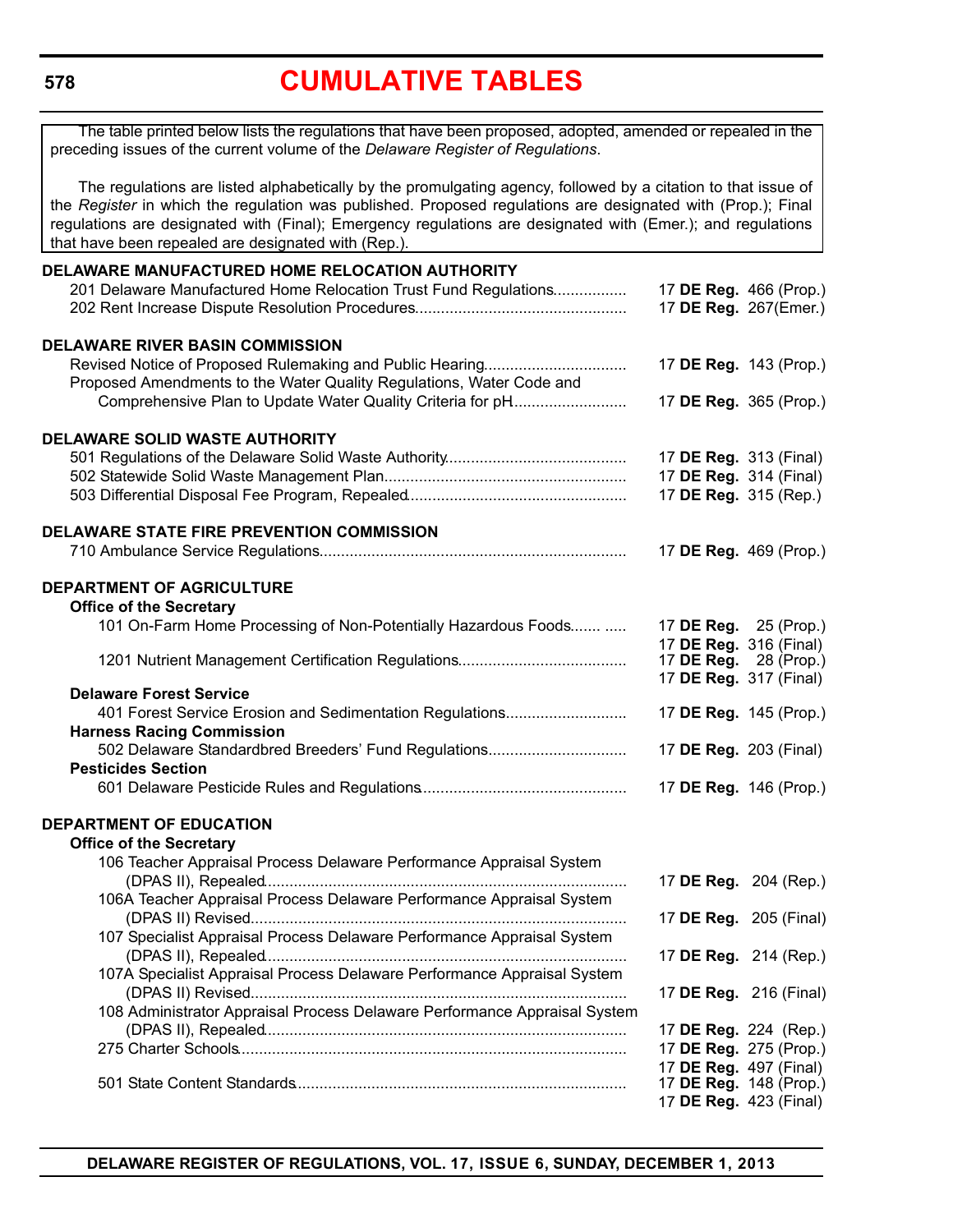# CUMULATIVE TABLES

The table printed below lists the regulations that have been proposed, adopted, amended or repealed in the preceding issues of the current volume of the *Delaware Register of Regulations*.

The regulations are listed alphabetically by the promulgating agency, followed by a citation to that issue of the *Register* in which the regulation was published. Proposed regulations are designated with (Prop.); Final regulations are designated with (Final); Emergency regulations are designated with (Emer.); and regulations that have been repealed are designated with (Rep.).

**DELAWARE MANUFACTURED HOME RELOCATION AUTHORITY**

201 Delaware Manufactured Home Relocation Trust Fund Regulations ................. 17 **DE Reg.** 466 (Prop.)
202 Rent Increase Dispute Resolution Procedures ................. 17 **DE Reg.** 267(Emer.)

**DELAWARE RIVER BASIN COMMISSION**

Revised Notice of Proposed Rulemaking and Public Hearing ................. 17 **DE Reg.** 143 (Prop.)
Proposed Amendments to the Water Quality Regulations, Water Code and Comprehensive Plan to Update Water Quality Criteria for pH ................. 17 **DE Reg.** 365 (Prop.)

**DELAWARE SOLID WASTE AUTHORITY**

501 Regulations of the Delaware Solid Waste Authority ................. 17 **DE Reg.** 313 (Final)
502 Statewide Solid Waste Management Plan ................. 17 **DE Reg.** 314 (Final)
503 Differential Disposal Fee Program, Repealed ................. 17 **DE Reg.** 315 (Rep.)

**DELAWARE STATE FIRE PREVENTION COMMISSION**

710 Ambulance Service Regulations ................. 17 **DE Reg.** 469 (Prop.)

**DEPARTMENT OF AGRICULTURE**

**Office of the Secretary**

101 On-Farm Home Processing of Non-Potentially Hazardous Foods ................. 17 **DE Reg.** 25 (Prop.)
17 **DE Reg.** 316 (Final)
1201 Nutrient Management Certification Regulations ................. 17 **DE Reg.** 28 (Prop.)
17 **DE Reg.** 317 (Final)

**Delaware Forest Service**

401 Forest Service Erosion and Sedimentation Regulations ................. 17 **DE Reg.** 145 (Prop.)

**Harness Racing Commission**

502 Delaware Standardbred Breeders' Fund Regulations ................. 17 **DE Reg.** 203 (Final)

**Pesticides Section**

601 Delaware Pesticide Rules and Regulations ................. 17 **DE Reg.** 146 (Prop.)

**DEPARTMENT OF EDUCATION**

**Office of the Secretary**

106 Teacher Appraisal Process Delaware Performance Appraisal System (DPAS II), Repealed ................. 17 **DE Reg.** 204 (Rep.)
106A Teacher Appraisal Process Delaware Performance Appraisal System (DPAS II) Revised ................. 17 **DE Reg.** 205 (Final)
107 Specialist Appraisal Process Delaware Performance Appraisal System (DPAS II), Repealed ................. 17 **DE Reg.** 214 (Rep.)
107A Specialist Appraisal Process Delaware Performance Appraisal System (DPAS II) Revised ................. 17 **DE Reg.** 216 (Final)
108 Administrator Appraisal Process Delaware Performance Appraisal System (DPAS II), Repealed ................. 17 **DE Reg.** 224 (Rep.)
275 Charter Schools ................. 17 **DE Reg.** 275 (Prop.)
17 **DE Reg.** 497 (Final)
501 State Content Standards ................. 17 **DE Reg.** 148 (Prop.)
17 **DE Reg.** 423 (Final)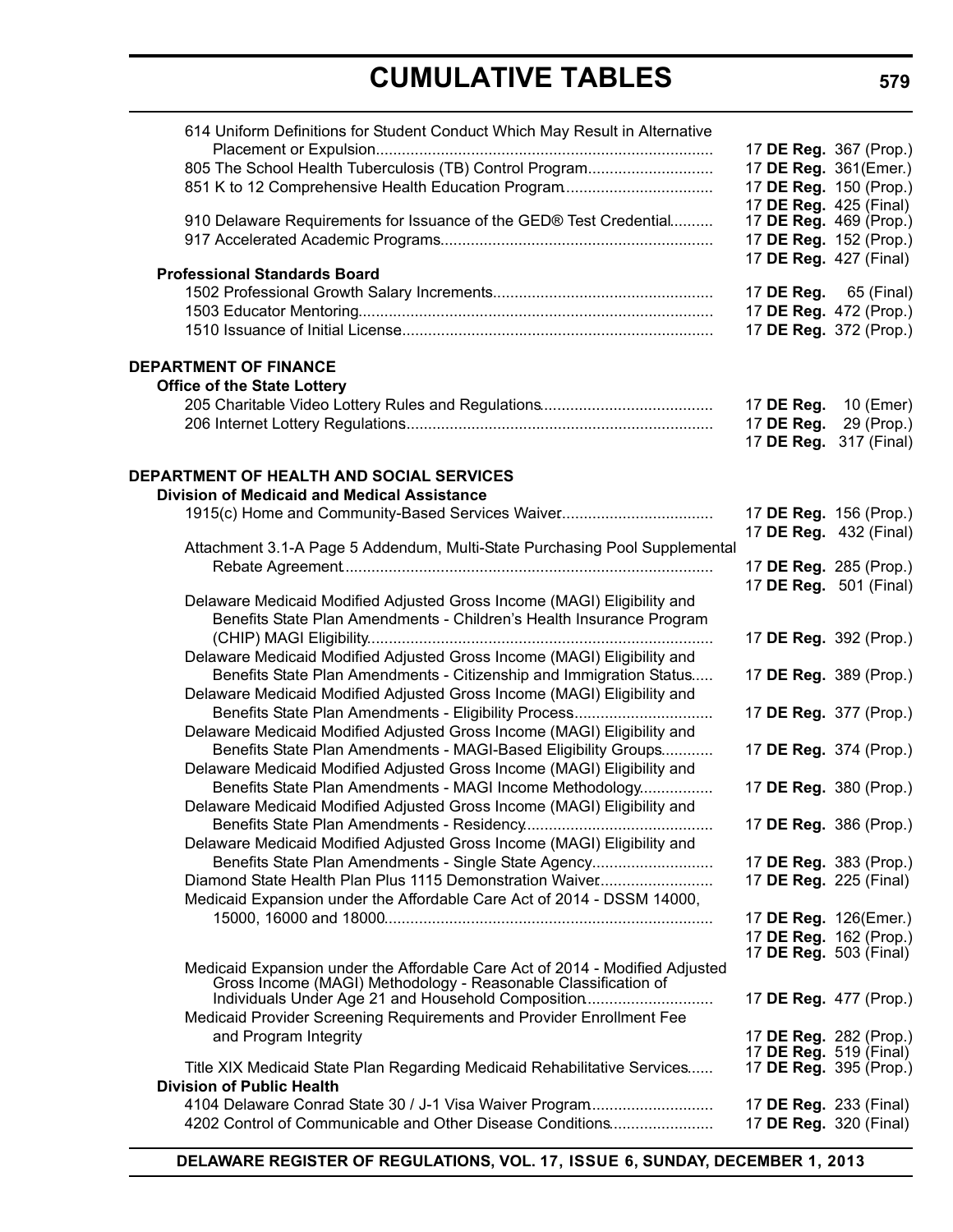# CUMULATIVE TABLES

614 Uniform Definitions for Student Conduct Which May Result in Alternative Placement or Expulsion............................................................................. 17 **DE Reg.** 367 (Prop.)

805 The School Health Tuberculosis (TB) Control Program............................ 17 **DE Reg.** 361(Emer.)

851 K to 12 Comprehensive Health Education Program.................................. 17 **DE Reg.** 150 (Prop.)
17 **DE Reg.** 425 (Final)

910 Delaware Requirements for Issuance of the GED® Test Credential.......... 17 **DE Reg.** 469 (Prop.)

917 Accelerated Academic Programs.............................................................. 17 **DE Reg.** 152 (Prop.)
17 **DE Reg.** 427 (Final)

**Professional Standards Board**

1502 Professional Growth Salary Increments.................................................. 17 **DE Reg.** 65 (Final)

1503 Educator Mentoring................................................................................. 17 **DE Reg.** 472 (Prop.)

1510 Issuance of Initial License....................................................................... 17 **DE Reg.** 372 (Prop.)

## DEPARTMENT OF FINANCE

**Office of the State Lottery**

205 Charitable Video Lottery Rules and Regulations....................................... 17 **DE Reg.** 10 (Emer)

206 Internet Lottery Regulations...................................................................... 17 **DE Reg.** 29 (Prop.)
17 **DE Reg.** 317 (Final)

## DEPARTMENT OF HEALTH AND SOCIAL SERVICES

**Division of Medicaid and Medical Assistance**

1915(c) Home and Community-Based Services Waiver................................... 17 **DE Reg.** 156 (Prop.)
17 **DE Reg.** 432 (Final)

Attachment 3.1-A Page 5 Addendum, Multi-State Purchasing Pool Supplemental Rebate Agreement.................................................................................... 17 **DE Reg.** 285 (Prop.)
17 **DE Reg.** 501 (Final)

Delaware Medicaid Modified Adjusted Gross Income (MAGI) Eligibility and Benefits State Plan Amendments - Children's Health Insurance Program (CHIP) MAGI Eligibility............................................................................... 17 **DE Reg.** 392 (Prop.)

Delaware Medicaid Modified Adjusted Gross Income (MAGI) Eligibility and Benefits State Plan Amendments - Citizenship and Immigration Status..... 17 **DE Reg.** 389 (Prop.)

Delaware Medicaid Modified Adjusted Gross Income (MAGI) Eligibility and Benefits State Plan Amendments - Eligibility Process................................ 17 **DE Reg.** 377 (Prop.)

Delaware Medicaid Modified Adjusted Gross Income (MAGI) Eligibility and Benefits State Plan Amendments - MAGI-Based Eligibility Groups............ 17 **DE Reg.** 374 (Prop.)

Delaware Medicaid Modified Adjusted Gross Income (MAGI) Eligibility and Benefits State Plan Amendments - MAGI Income Methodology................ 17 **DE Reg.** 380 (Prop.)

Delaware Medicaid Modified Adjusted Gross Income (MAGI) Eligibility and Benefits State Plan Amendments - Residency............................................ 17 **DE Reg.** 386 (Prop.)

Delaware Medicaid Modified Adjusted Gross Income (MAGI) Eligibility and Benefits State Plan Amendments - Single State Agency............................ 17 **DE Reg.** 383 (Prop.)

Diamond State Health Plan Plus 1115 Demonstration Waiver......................... 17 **DE Reg.** 225 (Final)

Medicaid Expansion under the Affordable Care Act of 2014 - DSSM 14000, 15000, 16000 and 18000........................................................................... 17 **DE Reg.** 126(Emer.)
17 **DE Reg.** 162 (Prop.)
17 **DE Reg.** 503 (Final)

Medicaid Expansion under the Affordable Care Act of 2014 - Modified Adjusted Gross Income (MAGI) Methodology - Reasonable Classification of Individuals Under Age 21 and Household Composition............................. 17 **DE Reg.** 477 (Prop.)

Medicaid Provider Screening Requirements and Provider Enrollment Fee and Program Integrity 17 **DE Reg.** 282 (Prop.)
17 **DE Reg.** 519 (Final)

Title XIX Medicaid State Plan Regarding Medicaid Rehabilitative Services...... 17 **DE Reg.** 395 (Prop.)

**Division of Public Health**

4104 Delaware Conrad State 30 / J-1 Visa Waiver Program............................ 17 **DE Reg.** 233 (Final)

4202 Control of Communicable and Other Disease Conditions........................ 17 **DE Reg.** 320 (Final)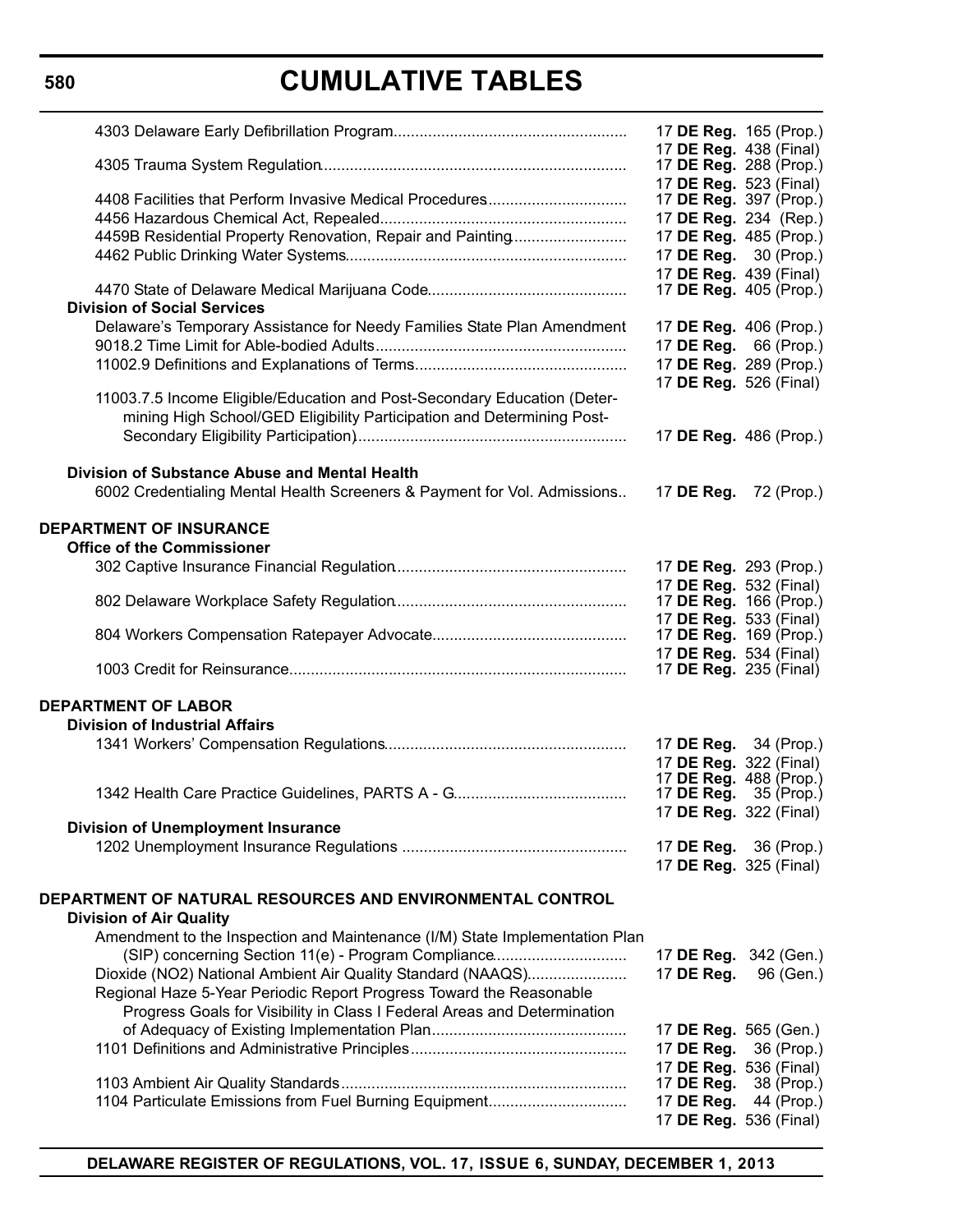# CUMULATIVE TABLES

| | |
|---|---|
| 4303 Delaware Early Defibrillation Program | 17 **DE Reg.** 165 (Prop.)<br>17 **DE Reg.** 438 (Final) |
| 4305 Trauma System Regulation | 17 **DE Reg.** 288 (Prop.)<br>17 **DE Reg.** 523 (Final) |
| 4408 Facilities that Perform Invasive Medical Procedures | 17 **DE Reg.** 397 (Prop.) |
| 4456 Hazardous Chemical Act, Repealed | 17 **DE Reg.** 234 (Rep.) |
| 4459B Residential Property Renovation, Repair and Painting | 17 **DE Reg.** 485 (Prop.) |
| 4462 Public Drinking Water Systems | 17 **DE Reg.** 30 (Prop.)<br>17 **DE Reg.** 439 (Final) |
| 4470 State of Delaware Medical Marijuana Code | 17 **DE Reg.** 405 (Prop.) |
| **Division of Social Services** | |
| Delaware's Temporary Assistance for Needy Families State Plan Amendment | 17 **DE Reg.** 406 (Prop.) |
| 9018.2 Time Limit for Able-bodied Adults | 17 **DE Reg.** 66 (Prop.) |
| 11002.9 Definitions and Explanations of Terms | 17 **DE Reg.** 289 (Prop.)<br>17 **DE Reg.** 526 (Final) |
| 11003.7.5 Income Eligible/Education and Post-Secondary Education (Determining High School/GED Eligibility Participation and Determining Post-Secondary Eligibility Participation) | 17 **DE Reg.** 486 (Prop.) |
| **Division of Substance Abuse and Mental Health** | |
| 6002 Credentialing Mental Health Screeners & Payment for Vol. Admissions | 17 **DE Reg.** 72 (Prop.) |
| **DEPARTMENT OF INSURANCE** | |
| **Office of the Commissioner** | |
| 302 Captive Insurance Financial Regulation | 17 **DE Reg.** 293 (Prop.)<br>17 **DE Reg.** 532 (Final) |
| 802 Delaware Workplace Safety Regulation | 17 **DE Reg.** 166 (Prop.)<br>17 **DE Reg.** 533 (Final) |
| 804 Workers Compensation Ratepayer Advocate | 17 **DE Reg.** 169 (Prop.)<br>17 **DE Reg.** 534 (Final) |
| 1003 Credit for Reinsurance | 17 **DE Reg.** 235 (Final) |
| **DEPARTMENT OF LABOR** | |
| **Division of Industrial Affairs** | |
| 1341 Workers' Compensation Regulations | 17 **DE Reg.** 34 (Prop.)<br>17 **DE Reg.** 322 (Final)<br>17 **DE Reg.** 488 (Prop.) |
| 1342 Health Care Practice Guidelines, PARTS A - G | 17 **DE Reg.** 35 (Prop.)<br>17 **DE Reg.** 322 (Final) |
| **Division of Unemployment Insurance** | |
| 1202 Unemployment Insurance Regulations | 17 **DE Reg.** 36 (Prop.)<br>17 **DE Reg.** 325 (Final) |
| **DEPARTMENT OF NATURAL RESOURCES AND ENVIRONMENTAL CONTROL** | |
| **Division of Air Quality** | |
| Amendment to the Inspection and Maintenance (I/M) State Implementation Plan (SIP) concerning Section 11(e) - Program Compliance | 17 **DE Reg.** 342 (Gen.) |
| Dioxide (NO2) National Ambient Air Quality Standard (NAAQS) | 17 **DE Reg.** 96 (Gen.) |
| Regional Haze 5-Year Periodic Report Progress Toward the Reasonable Progress Goals for Visibility in Class I Federal Areas and Determination of Adequacy of Existing Implementation Plan | 17 **DE Reg.** 565 (Gen.) |
| 1101 Definitions and Administrative Principles | 17 **DE Reg.** 36 (Prop.)<br>17 **DE Reg.** 536 (Final) |
| 1103 Ambient Air Quality Standards | 17 **DE Reg.** 38 (Prop.) |
| 1104 Particulate Emissions from Fuel Burning Equipment | 17 **DE Reg.** 44 (Prop.)<br>17 **DE Reg.** 536 (Final) |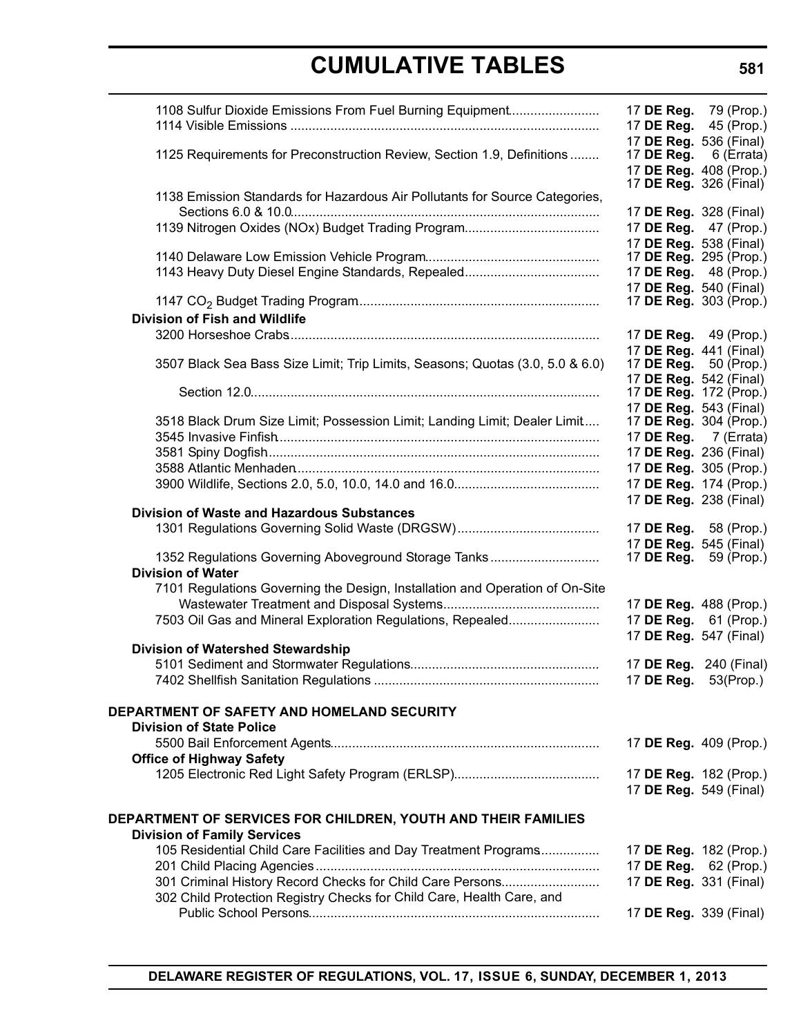| Regulation | Citation |
|---|---|
| 1108 Sulfur Dioxide Emissions From Fuel Burning Equipment | 17 **DE Reg.** 79 (Prop.) |
| 1114 Visible Emissions | 17 **DE Reg.** 45 (Prop.) |
| | 17 **DE Reg.** 536 (Final) |
| 1125 Requirements for Preconstruction Review, Section 1.9, Definitions | 17 **DE Reg.** 6 (Errata) |
| | 17 **DE Reg.** 408 (Prop.) |
| | 17 **DE Reg.** 326 (Final) |
| 1138 Emission Standards for Hazardous Air Pollutants for Source Categories, Sections 6.0 & 10.0 | 17 **DE Reg.** 328 (Final) |
| 1139 Nitrogen Oxides (NOx) Budget Trading Program | 17 **DE Reg.** 47 (Prop.) |
| | 17 **DE Reg.** 538 (Final) |
| 1140 Delaware Low Emission Vehicle Program | 17 **DE Reg.** 295 (Prop.) |
| 1143 Heavy Duty Diesel Engine Standards, Repealed | 17 **DE Reg.** 48 (Prop.) |
| | 17 **DE Reg.** 540 (Final) |
| 1147 $CO_2$ Budget Trading Program | 17 **DE Reg.** 303 (Prop.) |
| **Division of Fish and Wildlife** | |
| 3200 Horseshoe Crabs | 17 **DE Reg.** 49 (Prop.) |
| | 17 **DE Reg.** 441 (Final) |
| 3507 Black Sea Bass Size Limit; Trip Limits, Seasons; Quotas (3.0, 5.0 & 6.0) | 17 **DE Reg.** 50 (Prop.) |
| | 17 **DE Reg.** 542 (Final) |
| Section 12.0 | 17 **DE Reg.** 172 (Prop.) |
| | 17 **DE Reg.** 543 (Final) |
| 3518 Black Drum Size Limit; Possession Limit; Landing Limit; Dealer Limit | 17 **DE Reg.** 304 (Prop.) |
| 3545 Invasive Finfish | 17 **DE Reg.** 7 (Errata) |
| 3581 Spiny Dogfish | 17 **DE Reg.** 236 (Final) |
| 3588 Atlantic Menhaden | 17 **DE Reg.** 305 (Prop.) |
| 3900 Wildlife, Sections 2.0, 5.0, 10.0, 14.0 and 16.0 | 17 **DE Reg.** 174 (Prop.) |
| | 17 **DE Reg.** 238 (Final) |
| **Division of Waste and Hazardous Substances** | |
| 1301 Regulations Governing Solid Waste (DRGSW) | 17 **DE Reg.** 58 (Prop.) |
| | 17 **DE Reg.** 545 (Final) |
| 1352 Regulations Governing Aboveground Storage Tanks | 17 **DE Reg.** 59 (Prop.) |
| **Division of Water** | |
| 7101 Regulations Governing the Design, Installation and Operation of On-Site Wastewater Treatment and Disposal Systems | 17 **DE Reg.** 488 (Prop.) |
| 7503 Oil Gas and Mineral Exploration Regulations, Repealed | 17 **DE Reg.** 61 (Prop.) |
| | 17 **DE Reg.** 547 (Final) |
| **Division of Watershed Stewardship** | |
| 5101 Sediment and Stormwater Regulations | 17 **DE Reg.** 240 (Final) |
| 7402 Shellfish Sanitation Regulations | 17 **DE Reg.** 53(Prop.) |

## DEPARTMENT OF SAFETY AND HOMELAND SECURITY

| Regulation | Citation |
|---|---|
| **Division of State Police** | |
| 5500 Bail Enforcement Agents | 17 **DE Reg.** 409 (Prop.) |
| **Office of Highway Safety** | |
| 1205 Electronic Red Light Safety Program (ERLSP) | 17 **DE Reg.** 182 (Prop.) |
| | 17 **DE Reg.** 549 (Final) |

## DEPARTMENT OF SERVICES FOR CHILDREN, YOUTH AND THEIR FAMILIES

| Regulation | Citation |
|---|---|
| **Division of Family Services** | |
| 105 Residential Child Care Facilities and Day Treatment Programs | 17 **DE Reg.** 182 (Prop.) |
| 201 Child Placing Agencies | 17 **DE Reg.** 62 (Prop.) |
| 301 Criminal History Record Checks for Child Care Persons | 17 **DE Reg.** 331 (Final) |
| 302 Child Protection Registry Checks for Child Care, Health Care, and Public School Persons | 17 **DE Reg.** 339 (Final) |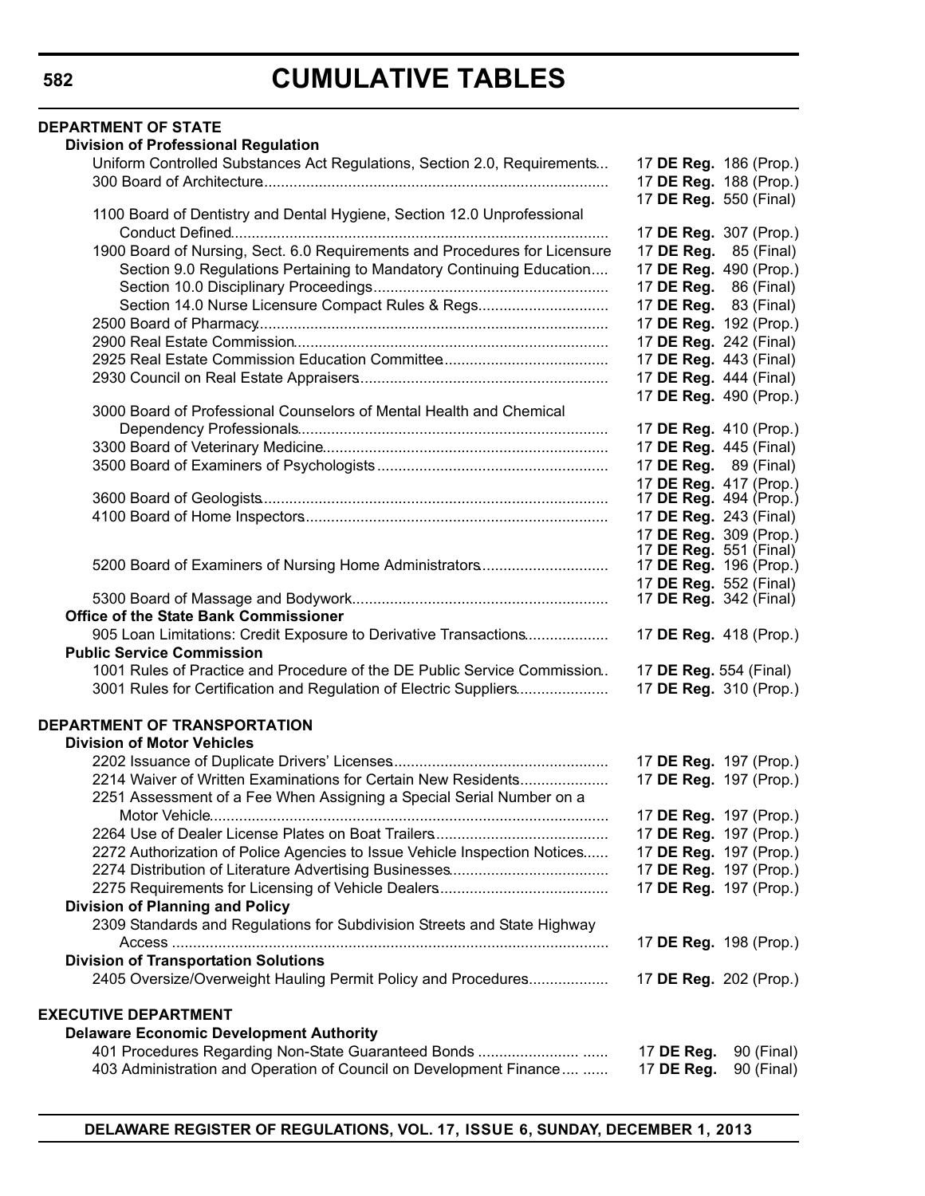# CUMULATIVE TABLES

## DEPARTMENT OF STATE

### Division of Professional Regulation

| | |
|---|---|
| Uniform Controlled Substances Act Regulations, Section 2.0, Requirements | 17 **DE Reg.** 186 (Prop.) |
| 300 Board of Architecture | 17 **DE Reg.** 188 (Prop.) |
| | 17 **DE Reg.** 550 (Final) |
| 1100 Board of Dentistry and Dental Hygiene, Section 12.0 Unprofessional Conduct Defined | 17 **DE Reg.** 307 (Prop.) |
| 1900 Board of Nursing, Sect. 6.0 Requirements and Procedures for Licensure | 17 **DE Reg.** 85 (Final) |
| Section 9.0 Regulations Pertaining to Mandatory Continuing Education | 17 **DE Reg.** 490 (Prop.) |
| Section 10.0 Disciplinary Proceedings | 17 **DE Reg.** 86 (Final) |
| Section 14.0 Nurse Licensure Compact Rules & Regs | 17 **DE Reg.** 83 (Final) |
| 2500 Board of Pharmacy | 17 **DE Reg.** 192 (Prop.) |
| 2900 Real Estate Commission | 17 **DE Reg.** 242 (Final) |
| 2925 Real Estate Commission Education Committee | 17 **DE Reg.** 443 (Final) |
| 2930 Council on Real Estate Appraisers | 17 **DE Reg.** 444 (Final) |
| | 17 **DE Reg.** 490 (Prop.) |
| 3000 Board of Professional Counselors of Mental Health and Chemical Dependency Professionals | 17 **DE Reg.** 410 (Prop.) |
| 3300 Board of Veterinary Medicine | 17 **DE Reg.** 445 (Final) |
| 3500 Board of Examiners of Psychologists | 17 **DE Reg.** 89 (Final) |
| | 17 **DE Reg.** 417 (Prop.) |
| 3600 Board of Geologists | 17 **DE Reg.** 494 (Prop.) |
| 4100 Board of Home Inspectors | 17 **DE Reg.** 243 (Final) |
| | 17 **DE Reg.** 309 (Prop.) |
| | 17 **DE Reg.** 551 (Final) |
| 5200 Board of Examiners of Nursing Home Administrators | 17 **DE Reg.** 196 (Prop.) |
| | 17 **DE Reg.** 552 (Final) |
| 5300 Board of Massage and Bodywork | 17 **DE Reg.** 342 (Final) |

### Office of the State Bank Commissioner

| | |
|---|---|
| 905 Loan Limitations: Credit Exposure to Derivative Transactions | 17 **DE Reg.** 418 (Prop.) |

### Public Service Commission

| | |
|---|---|
| 1001 Rules of Practice and Procedure of the DE Public Service Commission | 17 **DE Reg.** 554 (Final) |
| 3001 Rules for Certification and Regulation of Electric Suppliers | 17 **DE Reg.** 310 (Prop.) |

## DEPARTMENT OF TRANSPORTATION

### Division of Motor Vehicles

| | |
|---|---|
| 2202 Issuance of Duplicate Drivers' Licenses | 17 **DE Reg.** 197 (Prop.) |
| 2214 Waiver of Written Examinations for Certain New Residents | 17 **DE Reg.** 197 (Prop.) |
| 2251 Assessment of a Fee When Assigning a Special Serial Number on a Motor Vehicle | 17 **DE Reg.** 197 (Prop.) |
| 2264 Use of Dealer License Plates on Boat Trailers | 17 **DE Reg.** 197 (Prop.) |
| 2272 Authorization of Police Agencies to Issue Vehicle Inspection Notices | 17 **DE Reg.** 197 (Prop.) |
| 2274 Distribution of Literature Advertising Businesses | 17 **DE Reg.** 197 (Prop.) |
| 2275 Requirements for Licensing of Vehicle Dealers | 17 **DE Reg.** 197 (Prop.) |

### Division of Planning and Policy

| | |
|---|---|
| 2309 Standards and Regulations for Subdivision Streets and State Highway Access | 17 **DE Reg.** 198 (Prop.) |

### Division of Transportation Solutions

| | |
|---|---|
| 2405 Oversize/Overweight Hauling Permit Policy and Procedures | 17 **DE Reg.** 202 (Prop.) |

## EXECUTIVE DEPARTMENT

### Delaware Economic Development Authority

| | |
|---|---|
| 401 Procedures Regarding Non-State Guaranteed Bonds | 17 **DE Reg.** 90 (Final) |
| 403 Administration and Operation of Council on Development Finance | 17 **DE Reg.** 90 (Final) |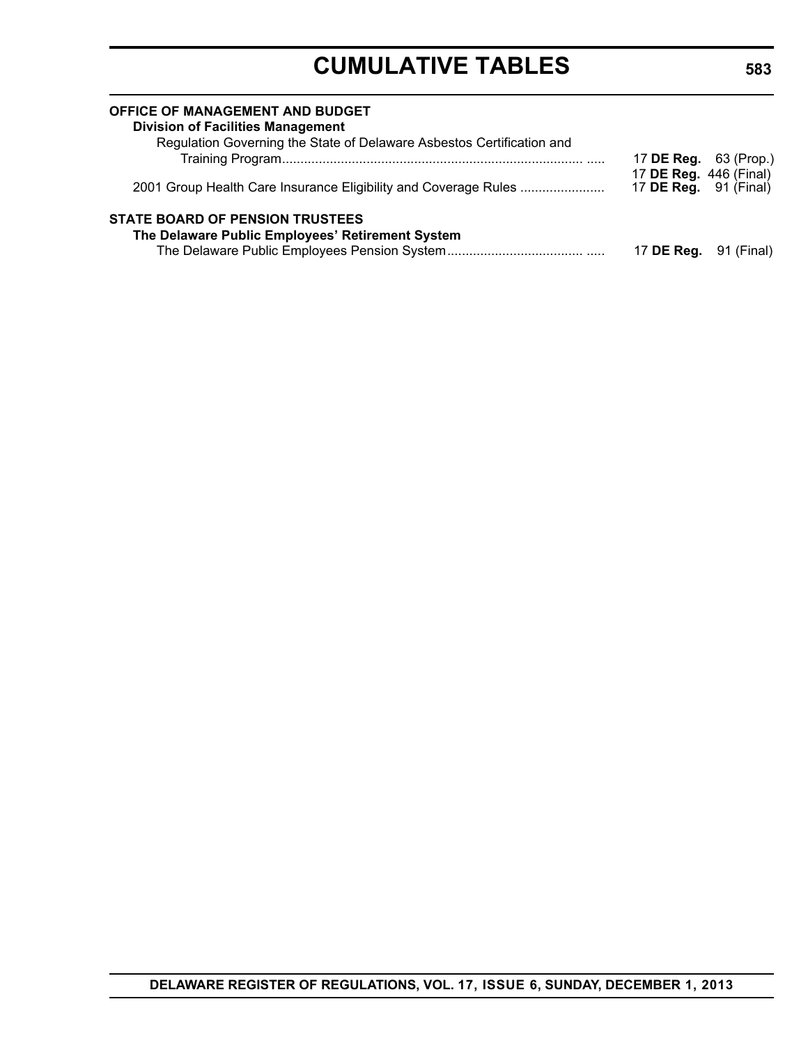# CUMULATIVE TABLES

**OFFICE OF MANAGEMENT AND BUDGET**

**Division of Facilities Management**

Regulation Governing the State of Delaware Asbestos Certification and Training Program.................................................................................. ..... 17 **DE Reg.** 63 (Prop.)
17 **DE Reg.** 446 (Final)

2001 Group Health Care Insurance Eligibility and Coverage Rules ....................... 17 **DE Reg.** 91 (Final)

**STATE BOARD OF PENSION TRUSTEES**

**The Delaware Public Employees' Retirement System**

The Delaware Public Employees Pension System..................................... ..... 17 **DE Reg.** 91 (Final)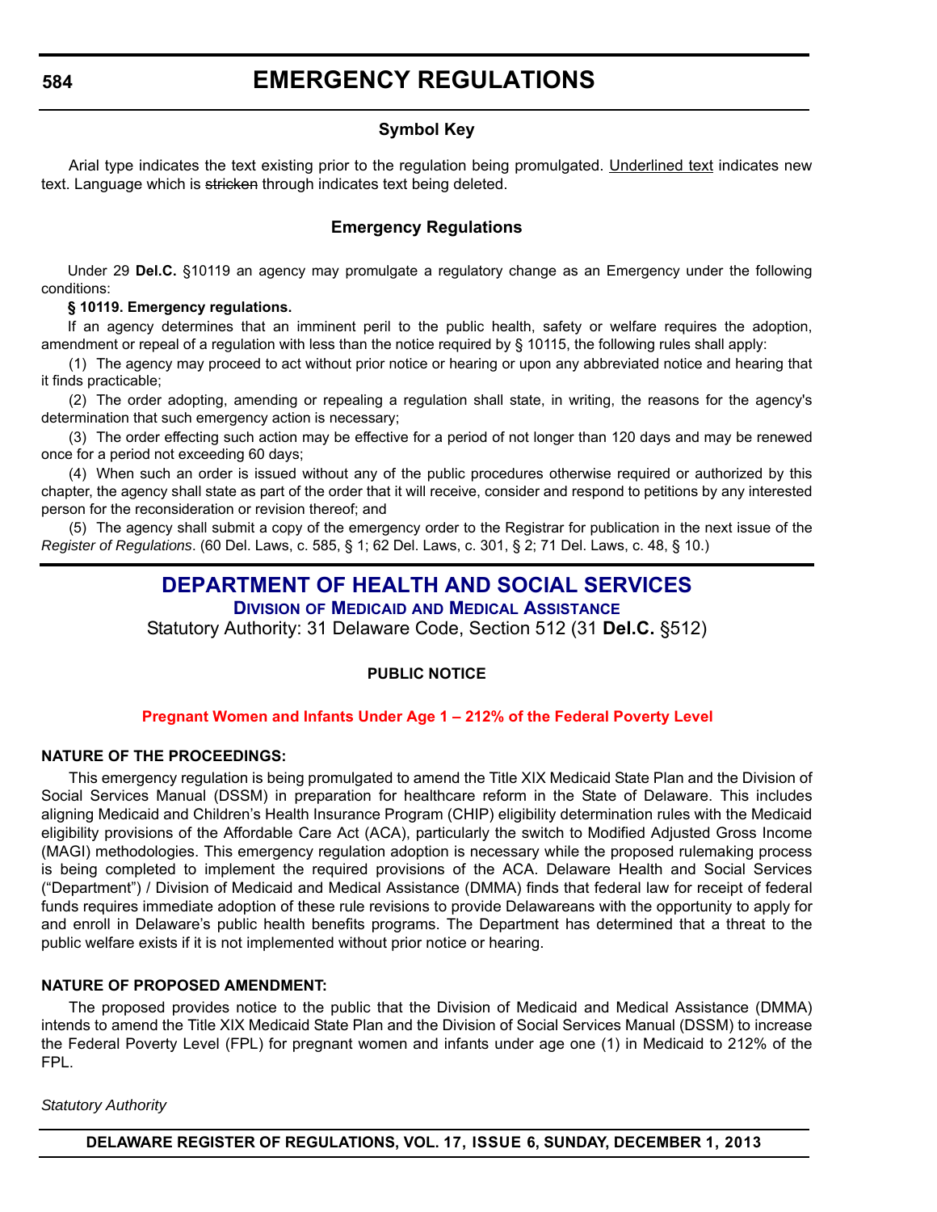# EMERGENCY REGULATIONS

### Symbol Key

Arial type indicates the text existing prior to the regulation being promulgated. <u>Underlined text</u> indicates new text. Language which is ~~stricken~~ through indicates text being deleted.

### Emergency Regulations

Under 29 **Del.C.** §10119 an agency may promulgate a regulatory change as an Emergency under the following conditions:

**§ 10119. Emergency regulations.**

If an agency determines that an imminent peril to the public health, safety or welfare requires the adoption, amendment or repeal of a regulation with less than the notice required by § 10115, the following rules shall apply:

(1) The agency may proceed to act without prior notice or hearing or upon any abbreviated notice and hearing that it finds practicable;

(2) The order adopting, amending or repealing a regulation shall state, in writing, the reasons for the agency's determination that such emergency action is necessary;

(3) The order effecting such action may be effective for a period of not longer than 120 days and may be renewed once for a period not exceeding 60 days;

(4) When such an order is issued without any of the public procedures otherwise required or authorized by this chapter, the agency shall state as part of the order that it will receive, consider and respond to petitions by any interested person for the reconsideration or revision thereof; and

(5) The agency shall submit a copy of the emergency order to the Registrar for publication in the next issue of the *Register of Regulations*. (60 Del. Laws, c. 585, § 1; 62 Del. Laws, c. 301, § 2; 71 Del. Laws, c. 48, § 10.)

## DEPARTMENT OF HEALTH AND SOCIAL SERVICES

### Division of Medicaid and Medical Assistance

Statutory Authority: 31 Delaware Code, Section 512 (31 **Del.C.** §512)

**PUBLIC NOTICE**

**Pregnant Women and Infants Under Age 1 – 212% of the Federal Poverty Level**

**NATURE OF THE PROCEEDINGS:**

This emergency regulation is being promulgated to amend the Title XIX Medicaid State Plan and the Division of Social Services Manual (DSSM) in preparation for healthcare reform in the State of Delaware. This includes aligning Medicaid and Children's Health Insurance Program (CHIP) eligibility determination rules with the Medicaid eligibility provisions of the Affordable Care Act (ACA), particularly the switch to Modified Adjusted Gross Income (MAGI) methodologies. This emergency regulation adoption is necessary while the proposed rulemaking process is being completed to implement the required provisions of the ACA. Delaware Health and Social Services ("Department") / Division of Medicaid and Medical Assistance (DMMA) finds that federal law for receipt of federal funds requires immediate adoption of these rule revisions to provide Delawareans with the opportunity to apply for and enroll in Delaware's public health benefits programs. The Department has determined that a threat to the public welfare exists if it is not implemented without prior notice or hearing.

**NATURE OF PROPOSED AMENDMENT:**

The proposed provides notice to the public that the Division of Medicaid and Medical Assistance (DMMA) intends to amend the Title XIX Medicaid State Plan and the Division of Social Services Manual (DSSM) to increase the Federal Poverty Level (FPL) for pregnant women and infants under age one (1) in Medicaid to 212% of the FPL.

*Statutory Authority*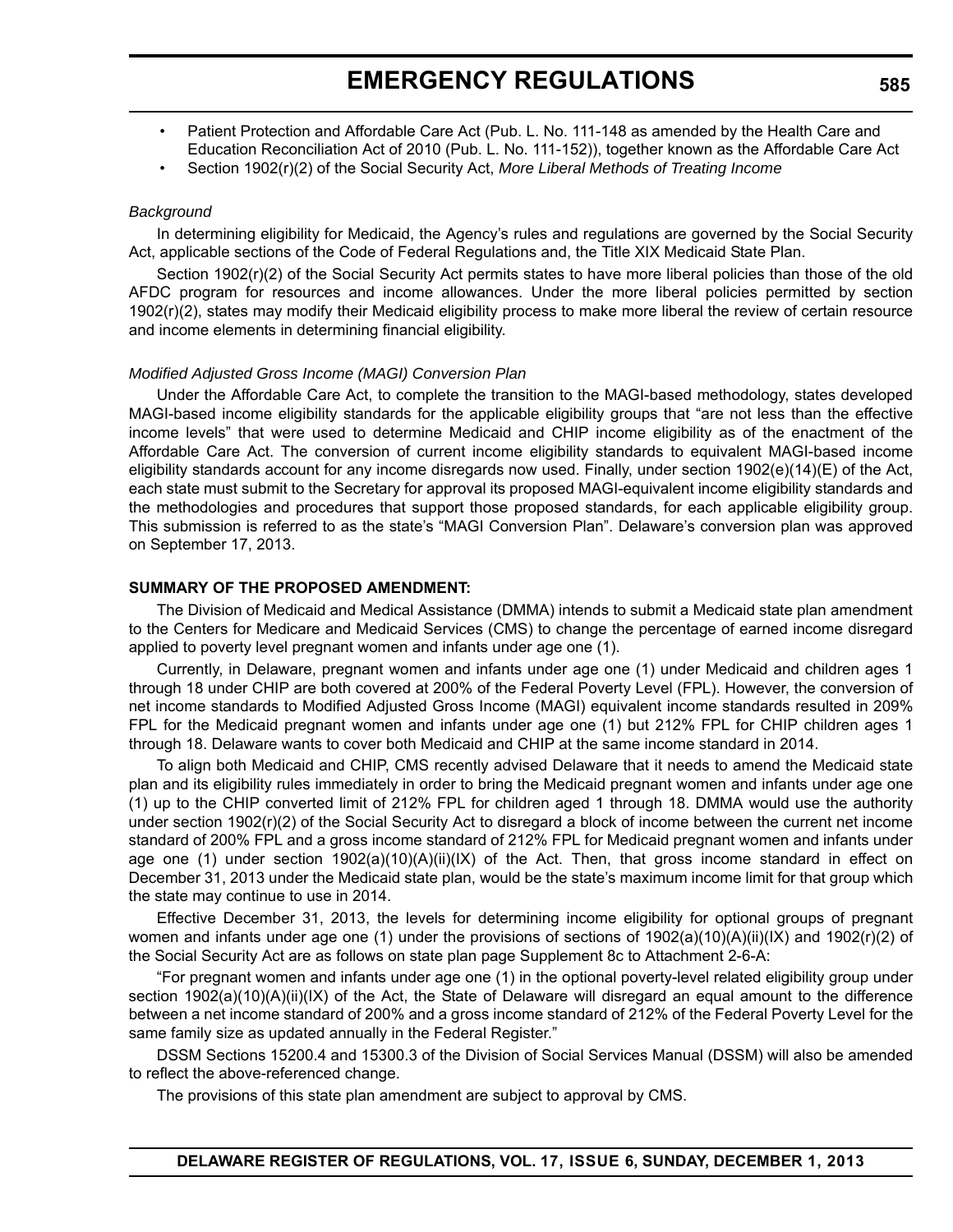- Patient Protection and Affordable Care Act (Pub. L. No. 111-148 as amended by the Health Care and Education Reconciliation Act of 2010 (Pub. L. No. 111-152)), together known as the Affordable Care Act
- Section 1902(r)(2) of the Social Security Act, *More Liberal Methods of Treating Income*

*Background*

In determining eligibility for Medicaid, the Agency's rules and regulations are governed by the Social Security Act, applicable sections of the Code of Federal Regulations and, the Title XIX Medicaid State Plan.

Section 1902(r)(2) of the Social Security Act permits states to have more liberal policies than those of the old AFDC program for resources and income allowances. Under the more liberal policies permitted by section 1902(r)(2), states may modify their Medicaid eligibility process to make more liberal the review of certain resource and income elements in determining financial eligibility.

*Modified Adjusted Gross Income (MAGI) Conversion Plan*

Under the Affordable Care Act, to complete the transition to the MAGI-based methodology, states developed MAGI-based income eligibility standards for the applicable eligibility groups that "are not less than the effective income levels" that were used to determine Medicaid and CHIP income eligibility as of the enactment of the Affordable Care Act. The conversion of current income eligibility standards to equivalent MAGI-based income eligibility standards account for any income disregards now used. Finally, under section 1902(e)(14)(E) of the Act, each state must submit to the Secretary for approval its proposed MAGI-equivalent income eligibility standards and the methodologies and procedures that support those proposed standards, for each applicable eligibility group. This submission is referred to as the state's "MAGI Conversion Plan". Delaware's conversion plan was approved on September 17, 2013.

**SUMMARY OF THE PROPOSED AMENDMENT:**

The Division of Medicaid and Medical Assistance (DMMA) intends to submit a Medicaid state plan amendment to the Centers for Medicare and Medicaid Services (CMS) to change the percentage of earned income disregard applied to poverty level pregnant women and infants under age one (1).

Currently, in Delaware, pregnant women and infants under age one (1) under Medicaid and children ages 1 through 18 under CHIP are both covered at 200% of the Federal Poverty Level (FPL). However, the conversion of net income standards to Modified Adjusted Gross Income (MAGI) equivalent income standards resulted in 209% FPL for the Medicaid pregnant women and infants under age one (1) but 212% FPL for CHIP children ages 1 through 18. Delaware wants to cover both Medicaid and CHIP at the same income standard in 2014.

To align both Medicaid and CHIP, CMS recently advised Delaware that it needs to amend the Medicaid state plan and its eligibility rules immediately in order to bring the Medicaid pregnant women and infants under age one (1) up to the CHIP converted limit of 212% FPL for children aged 1 through 18. DMMA would use the authority under section 1902(r)(2) of the Social Security Act to disregard a block of income between the current net income standard of 200% FPL and a gross income standard of 212% FPL for Medicaid pregnant women and infants under age one (1) under section 1902(a)(10)(A)(ii)(IX) of the Act. Then, that gross income standard in effect on December 31, 2013 under the Medicaid state plan, would be the state's maximum income limit for that group which the state may continue to use in 2014.

Effective December 31, 2013, the levels for determining income eligibility for optional groups of pregnant women and infants under age one (1) under the provisions of sections of 1902(a)(10)(A)(ii)(IX) and 1902(r)(2) of the Social Security Act are as follows on state plan page Supplement 8c to Attachment 2-6-A:

"For pregnant women and infants under age one (1) in the optional poverty-level related eligibility group under section 1902(a)(10)(A)(ii)(IX) of the Act, the State of Delaware will disregard an equal amount to the difference between a net income standard of 200% and a gross income standard of 212% of the Federal Poverty Level for the same family size as updated annually in the Federal Register."

DSSM Sections 15200.4 and 15300.3 of the Division of Social Services Manual (DSSM) will also be amended to reflect the above-referenced change.

The provisions of this state plan amendment are subject to approval by CMS.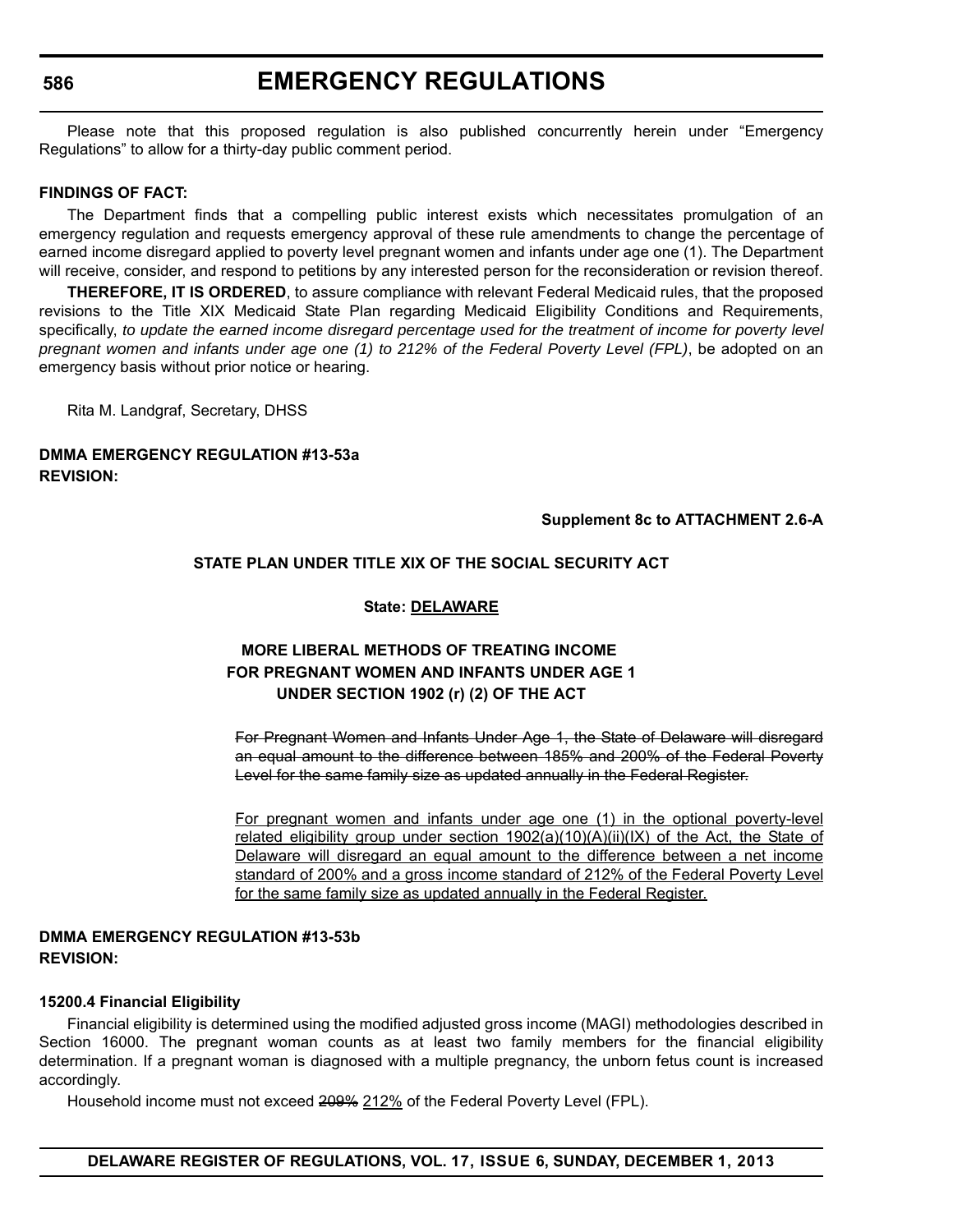Please note that this proposed regulation is also published concurrently herein under “Emergency Regulations” to allow for a thirty-day public comment period.

**FINDINGS OF FACT:**

The Department finds that a compelling public interest exists which necessitates promulgation of an emergency regulation and requests emergency approval of these rule amendments to change the percentage of earned income disregard applied to poverty level pregnant women and infants under age one (1). The Department will receive, consider, and respond to petitions by any interested person for the reconsideration or revision thereof.

**THEREFORE, IT IS ORDERED**, to assure compliance with relevant Federal Medicaid rules, that the proposed revisions to the Title XIX Medicaid State Plan regarding Medicaid Eligibility Conditions and Requirements, specifically, *to update the earned income disregard percentage used for the treatment of income for poverty level pregnant women and infants under age one (1) to 212% of the Federal Poverty Level (FPL)*, be adopted on an emergency basis without prior notice or hearing.

Rita M. Landgraf, Secretary, DHSS

**DMMA EMERGENCY REGULATION #13-53a**
**REVISION:**

**Supplement 8c to ATTACHMENT 2.6-A**

**STATE PLAN UNDER TITLE XIX OF THE SOCIAL SECURITY ACT**

**State: DELAWARE**

**MORE LIBERAL METHODS OF TREATING INCOME FOR PREGNANT WOMEN AND INFANTS UNDER AGE 1 UNDER SECTION 1902 (r) (2) OF THE ACT**

~~For Pregnant Women and Infants Under Age 1, the State of Delaware will disregard an equal amount to the difference between 185% and 200% of the Federal Poverty Level for the same family size as updated annually in the Federal Register.~~

For pregnant women and infants under age one (1) in the optional poverty-level related eligibility group under section 1902(a)(10)(A)(ii)(IX) of the Act, the State of Delaware will disregard an equal amount to the difference between a net income standard of 200% and a gross income standard of 212% of the Federal Poverty Level for the same family size as updated annually in the Federal Register.

**DMMA EMERGENCY REGULATION #13-53b**
**REVISION:**

**15200.4 Financial Eligibility**

Financial eligibility is determined using the modified adjusted gross income (MAGI) methodologies described in Section 16000. The pregnant woman counts as at least two family members for the financial eligibility determination. If a pregnant woman is diagnosed with a multiple pregnancy, the unborn fetus count is increased accordingly.

Household income must not exceed ~~209%~~ 212% of the Federal Poverty Level (FPL).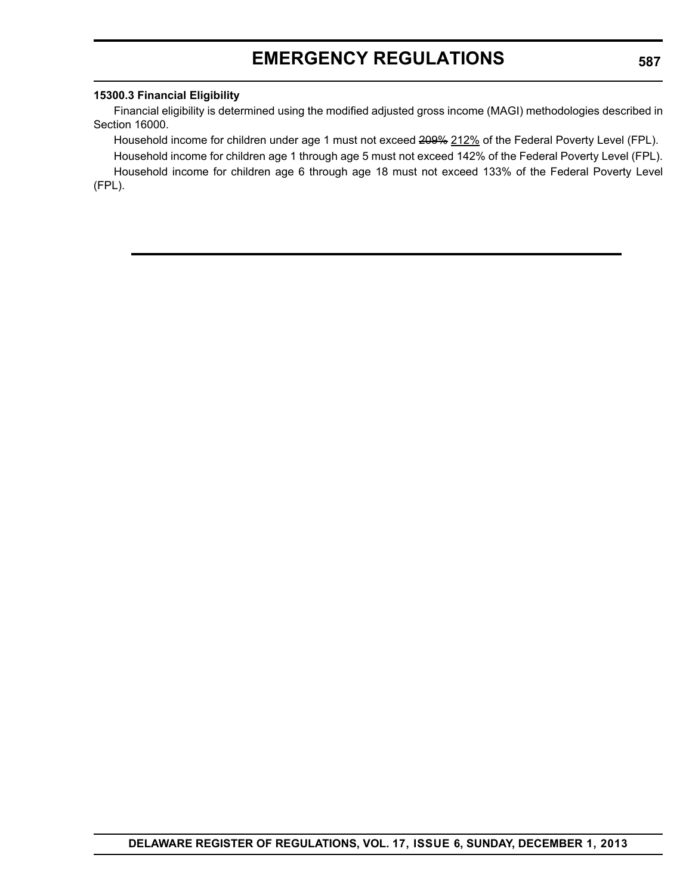**15300.3 Financial Eligibility**

Financial eligibility is determined using the modified adjusted gross income (MAGI) methodologies described in Section 16000.

Household income for children under age 1 must not exceed ~~209%~~ <u>212%</u> of the Federal Poverty Level (FPL).

Household income for children age 1 through age 5 must not exceed 142% of the Federal Poverty Level (FPL).

Household income for children age 6 through age 18 must not exceed 133% of the Federal Poverty Level (FPL).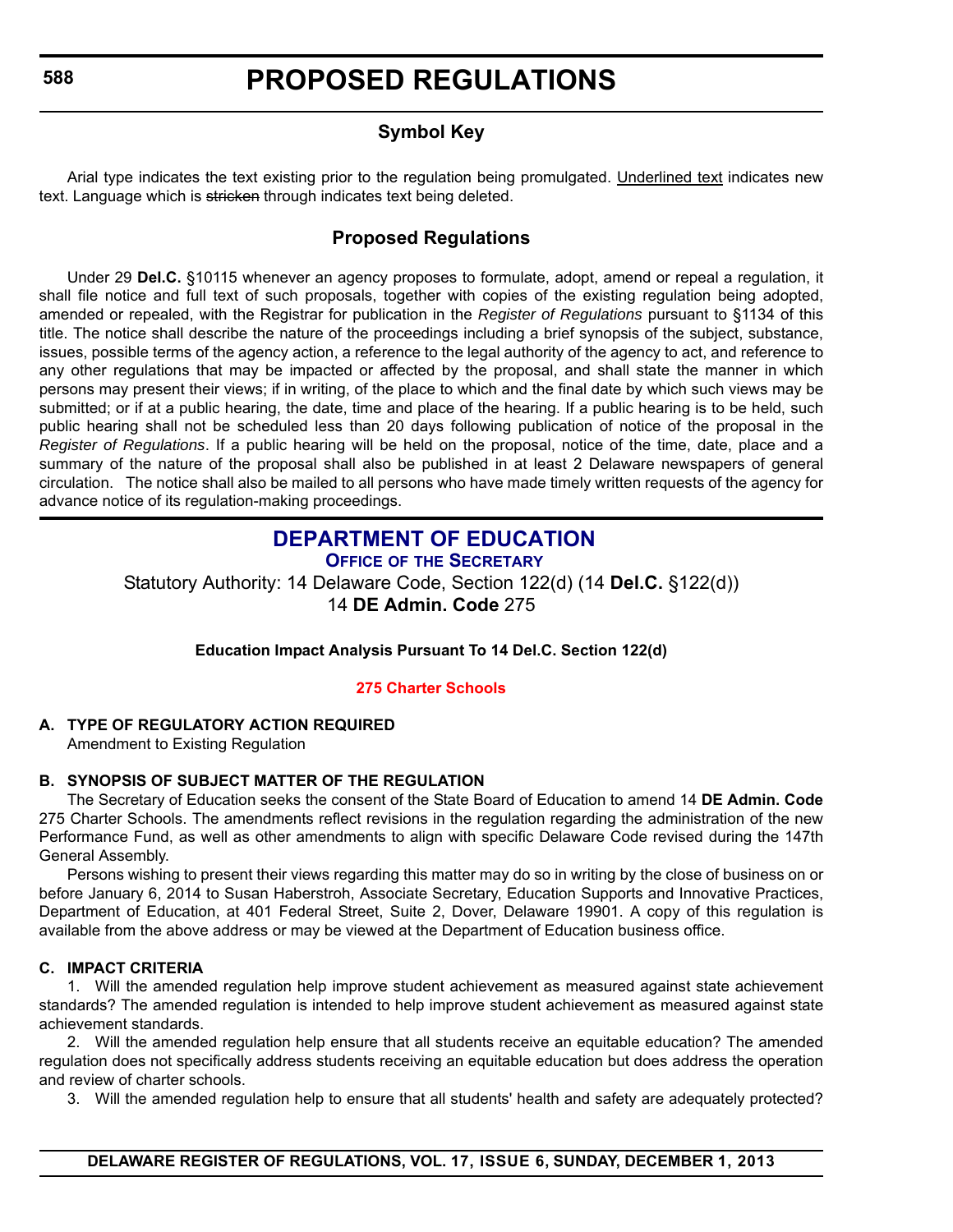# PROPOSED REGULATIONS

## Symbol Key

Arial type indicates the text existing prior to the regulation being promulgated. <u>Underlined text</u> indicates new text. Language which is ~~stricken~~ through indicates text being deleted.

## Proposed Regulations

Under 29 **Del.C.** §10115 whenever an agency proposes to formulate, adopt, amend or repeal a regulation, it shall file notice and full text of such proposals, together with copies of the existing regulation being adopted, amended or repealed, with the Registrar for publication in the *Register of Regulations* pursuant to §1134 of this title. The notice shall describe the nature of the proceedings including a brief synopsis of the subject, substance, issues, possible terms of the agency action, a reference to the legal authority of the agency to act, and reference to any other regulations that may be impacted or affected by the proposal, and shall state the manner in which persons may present their views; if in writing, of the place to which and the final date by which such views may be submitted; or if at a public hearing, the date, time and place of the hearing. If a public hearing is to be held, such public hearing shall not be scheduled less than 20 days following publication of notice of the proposal in the *Register of Regulations*. If a public hearing will be held on the proposal, notice of the time, date, place and a summary of the nature of the proposal shall also be published in at least 2 Delaware newspapers of general circulation. The notice shall also be mailed to all persons who have made timely written requests of the agency for advance notice of its regulation-making proceedings.

## DEPARTMENT OF EDUCATION

### OFFICE OF THE SECRETARY

Statutory Authority: 14 Delaware Code, Section 122(d) (14 **Del.C.** §122(d))
14 **DE Admin. Code** 275

**Education Impact Analysis Pursuant To 14 Del.C. Section 122(d)**

**275 Charter Schools**

**A. TYPE OF REGULATORY ACTION REQUIRED**

Amendment to Existing Regulation

**B. SYNOPSIS OF SUBJECT MATTER OF THE REGULATION**

The Secretary of Education seeks the consent of the State Board of Education to amend 14 **DE Admin. Code** 275 Charter Schools. The amendments reflect revisions in the regulation regarding the administration of the new Performance Fund, as well as other amendments to align with specific Delaware Code revised during the 147th General Assembly.

Persons wishing to present their views regarding this matter may do so in writing by the close of business on or before January 6, 2014 to Susan Haberstroh, Associate Secretary, Education Supports and Innovative Practices, Department of Education, at 401 Federal Street, Suite 2, Dover, Delaware 19901. A copy of this regulation is available from the above address or may be viewed at the Department of Education business office.

**C. IMPACT CRITERIA**

1. Will the amended regulation help improve student achievement as measured against state achievement standards? The amended regulation is intended to help improve student achievement as measured against state achievement standards.

2. Will the amended regulation help ensure that all students receive an equitable education? The amended regulation does not specifically address students receiving an equitable education but does address the operation and review of charter schools.

3. Will the amended regulation help to ensure that all students' health and safety are adequately protected?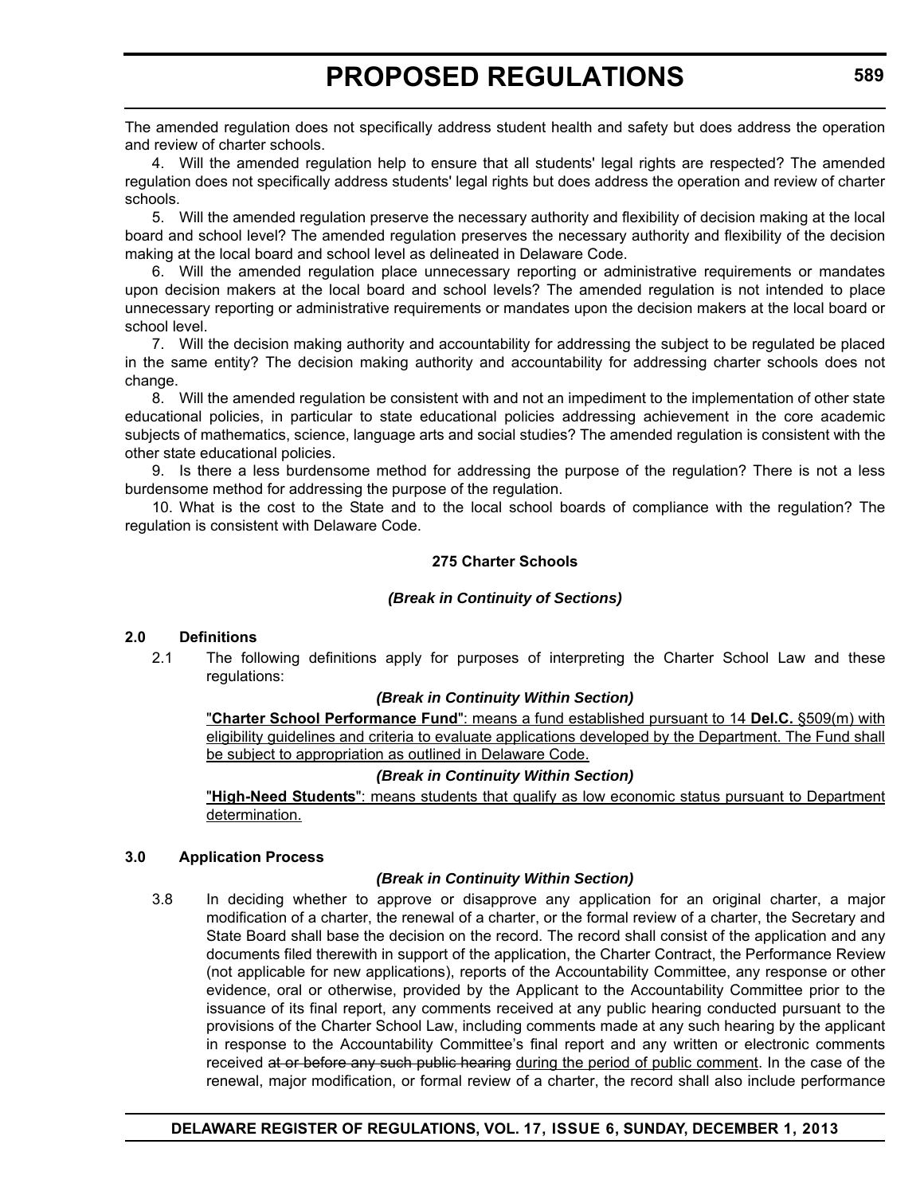The amended regulation does not specifically address student health and safety but does address the operation and review of charter schools.

4. Will the amended regulation help to ensure that all students' legal rights are respected? The amended regulation does not specifically address students' legal rights but does address the operation and review of charter schools.

5. Will the amended regulation preserve the necessary authority and flexibility of decision making at the local board and school level? The amended regulation preserves the necessary authority and flexibility of the decision making at the local board and school level as delineated in Delaware Code.

6. Will the amended regulation place unnecessary reporting or administrative requirements or mandates upon decision makers at the local board and school levels? The amended regulation is not intended to place unnecessary reporting or administrative requirements or mandates upon the decision makers at the local board or school level.

7. Will the decision making authority and accountability for addressing the subject to be regulated be placed in the same entity? The decision making authority and accountability for addressing charter schools does not change.

8. Will the amended regulation be consistent with and not an impediment to the implementation of other state educational policies, in particular to state educational policies addressing achievement in the core academic subjects of mathematics, science, language arts and social studies? The amended regulation is consistent with the other state educational policies.

9. Is there a less burdensome method for addressing the purpose of the regulation? There is not a less burdensome method for addressing the purpose of the regulation.

10. What is the cost to the State and to the local school boards of compliance with the regulation? The regulation is consistent with Delaware Code.

**275 Charter Schools**

***(Break in Continuity of Sections)***

**2.0 Definitions**

2.1 The following definitions apply for purposes of interpreting the Charter School Law and these regulations:

***(Break in Continuity Within Section)***

<u>"**Charter School Performance Fund**": means a fund established pursuant to 14 **Del.C.** §509(m) with eligibility guidelines and criteria to evaluate applications developed by the Department. The Fund shall be subject to appropriation as outlined in Delaware Code.</u>

***(Break in Continuity Within Section)***

<u>"**High-Need Students**": means students that qualify as low economic status pursuant to Department determination.</u>

**3.0 Application Process**

***(Break in Continuity Within Section)***

3.8 In deciding whether to approve or disapprove any application for an original charter, a major modification of a charter, the renewal of a charter, or the formal review of a charter, the Secretary and State Board shall base the decision on the record. The record shall consist of the application and any documents filed therewith in support of the application, the Charter Contract, the Performance Review (not applicable for new applications), reports of the Accountability Committee, any response or other evidence, oral or otherwise, provided by the Applicant to the Accountability Committee prior to the issuance of its final report, any comments received at any public hearing conducted pursuant to the provisions of the Charter School Law, including comments made at any such hearing by the applicant in response to the Accountability Committee's final report and any written or electronic comments received ~~at or before any such public hearing~~ <u>during the period of public comment</u>. In the case of the renewal, major modification, or formal review of a charter, the record shall also include performance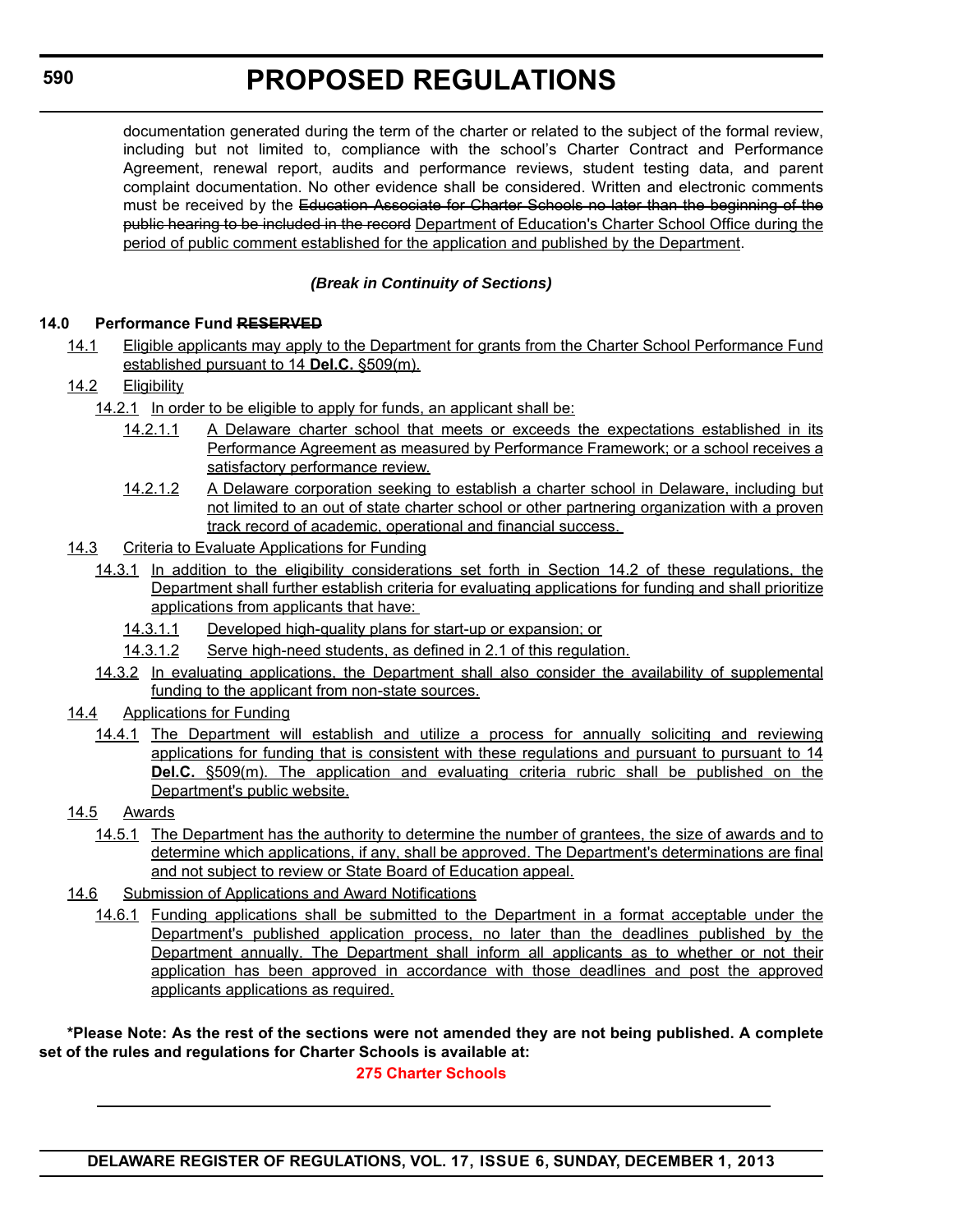documentation generated during the term of the charter or related to the subject of the formal review, including but not limited to, compliance with the school's Charter Contract and Performance Agreement, renewal report, audits and performance reviews, student testing data, and parent complaint documentation. No other evidence shall be considered. Written and electronic comments must be received by the ~~Education Associate for Charter Schools no later than the beginning of the public hearing to be included in the record~~ Department of Education's Charter School Office during the period of public comment established for the application and published by the Department.

***(Break in Continuity of Sections)***

**14.0 Performance Fund ~~RESERVED~~**

14.1 Eligible applicants may apply to the Department for grants from the Charter School Performance Fund established pursuant to 14 **Del.C.** §509(m).

14.2 Eligibility

14.2.1 In order to be eligible to apply for funds, an applicant shall be:

14.2.1.1 A Delaware charter school that meets or exceeds the expectations established in its Performance Agreement as measured by Performance Framework; or a school receives a satisfactory performance review.

14.2.1.2 A Delaware corporation seeking to establish a charter school in Delaware, including but not limited to an out of state charter school or other partnering organization with a proven track record of academic, operational and financial success.

14.3 Criteria to Evaluate Applications for Funding

14.3.1 In addition to the eligibility considerations set forth in Section 14.2 of these regulations, the Department shall further establish criteria for evaluating applications for funding and shall prioritize applications from applicants that have:

14.3.1.1 Developed high-quality plans for start-up or expansion; or

14.3.1.2 Serve high-need students, as defined in 2.1 of this regulation.

14.3.2 In evaluating applications, the Department shall also consider the availability of supplemental funding to the applicant from non-state sources.

14.4 Applications for Funding

14.4.1 The Department will establish and utilize a process for annually soliciting and reviewing applications for funding that is consistent with these regulations and pursuant to pursuant to 14 **Del.C.** §509(m). The application and evaluating criteria rubric shall be published on the Department's public website.

14.5 Awards

14.5.1 The Department has the authority to determine the number of grantees, the size of awards and to determine which applications, if any, shall be approved. The Department's determinations are final and not subject to review or State Board of Education appeal.

14.6 Submission of Applications and Award Notifications

14.6.1 Funding applications shall be submitted to the Department in a format acceptable under the Department's published application process, no later than the deadlines published by the Department annually. The Department shall inform all applicants as to whether or not their application has been approved in accordance with those deadlines and post the approved applicants applications as required.

**\*Please Note: As the rest of the sections were not amended they are not being published. A complete set of the rules and regulations for Charter Schools is available at:**

**275 Charter Schools**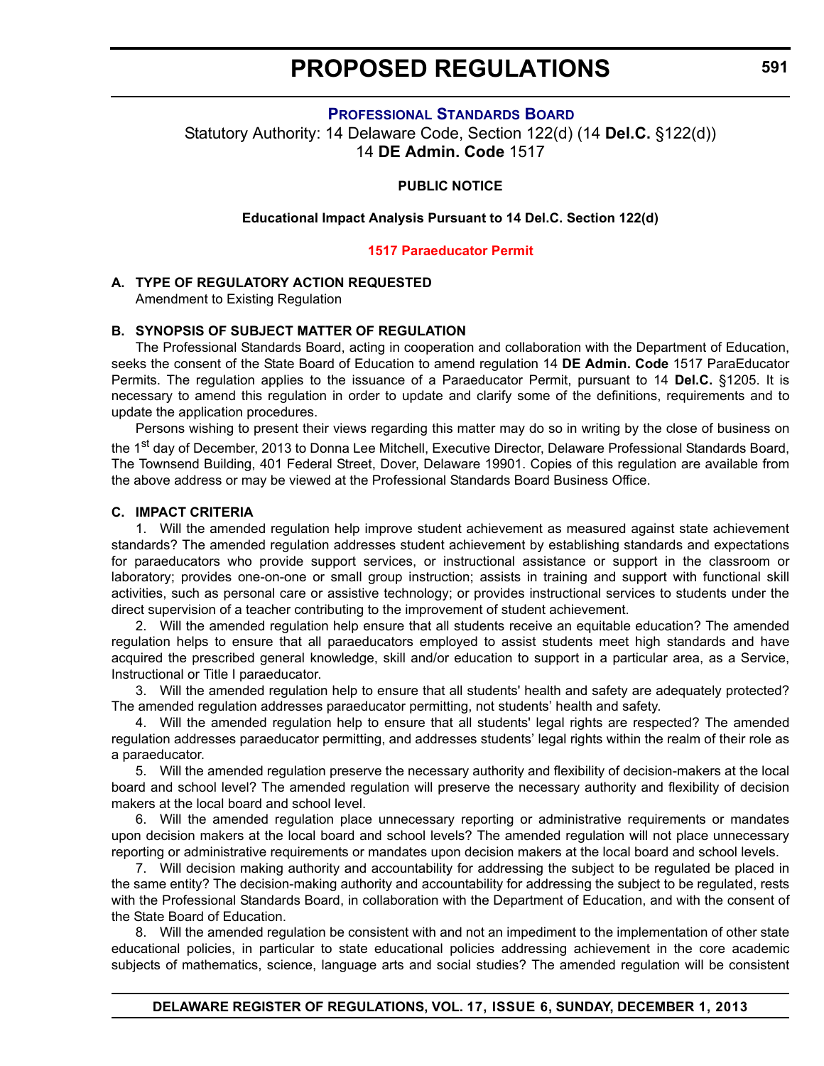## PROFESSIONAL STANDARDS BOARD

Statutory Authority: 14 Delaware Code, Section 122(d) (14 **Del.C.** §122(d))
14 **DE Admin. Code** 1517

**PUBLIC NOTICE**

**Educational Impact Analysis Pursuant to 14 Del.C. Section 122(d)**

**1517 Paraeducator Permit**

**A. TYPE OF REGULATORY ACTION REQUESTED**

Amendment to Existing Regulation

**B. SYNOPSIS OF SUBJECT MATTER OF REGULATION**

The Professional Standards Board, acting in cooperation and collaboration with the Department of Education, seeks the consent of the State Board of Education to amend regulation 14 **DE Admin. Code** 1517 ParaEducator Permits. The regulation applies to the issuance of a Paraeducator Permit, pursuant to 14 **Del.C.** §1205. It is necessary to amend this regulation in order to update and clarify some of the definitions, requirements and to update the application procedures.

Persons wishing to present their views regarding this matter may do so in writing by the close of business on the 1st day of December, 2013 to Donna Lee Mitchell, Executive Director, Delaware Professional Standards Board, The Townsend Building, 401 Federal Street, Dover, Delaware 19901. Copies of this regulation are available from the above address or may be viewed at the Professional Standards Board Business Office.

**C. IMPACT CRITERIA**

1. Will the amended regulation help improve student achievement as measured against state achievement standards? The amended regulation addresses student achievement by establishing standards and expectations for paraeducators who provide support services, or instructional assistance or support in the classroom or laboratory; provides one-on-one or small group instruction; assists in training and support with functional skill activities, such as personal care or assistive technology; or provides instructional services to students under the direct supervision of a teacher contributing to the improvement of student achievement.

2. Will the amended regulation help ensure that all students receive an equitable education? The amended regulation helps to ensure that all paraeducators employed to assist students meet high standards and have acquired the prescribed general knowledge, skill and/or education to support in a particular area, as a Service, Instructional or Title I paraeducator.

3. Will the amended regulation help to ensure that all students' health and safety are adequately protected? The amended regulation addresses paraeducator permitting, not students' health and safety.

4. Will the amended regulation help to ensure that all students' legal rights are respected? The amended regulation addresses paraeducator permitting, and addresses students' legal rights within the realm of their role as a paraeducator.

5. Will the amended regulation preserve the necessary authority and flexibility of decision-makers at the local board and school level? The amended regulation will preserve the necessary authority and flexibility of decision makers at the local board and school level.

6. Will the amended regulation place unnecessary reporting or administrative requirements or mandates upon decision makers at the local board and school levels? The amended regulation will not place unnecessary reporting or administrative requirements or mandates upon decision makers at the local board and school levels.

7. Will decision making authority and accountability for addressing the subject to be regulated be placed in the same entity? The decision-making authority and accountability for addressing the subject to be regulated, rests with the Professional Standards Board, in collaboration with the Department of Education, and with the consent of the State Board of Education.

8. Will the amended regulation be consistent with and not an impediment to the implementation of other state educational policies, in particular to state educational policies addressing achievement in the core academic subjects of mathematics, science, language arts and social studies? The amended regulation will be consistent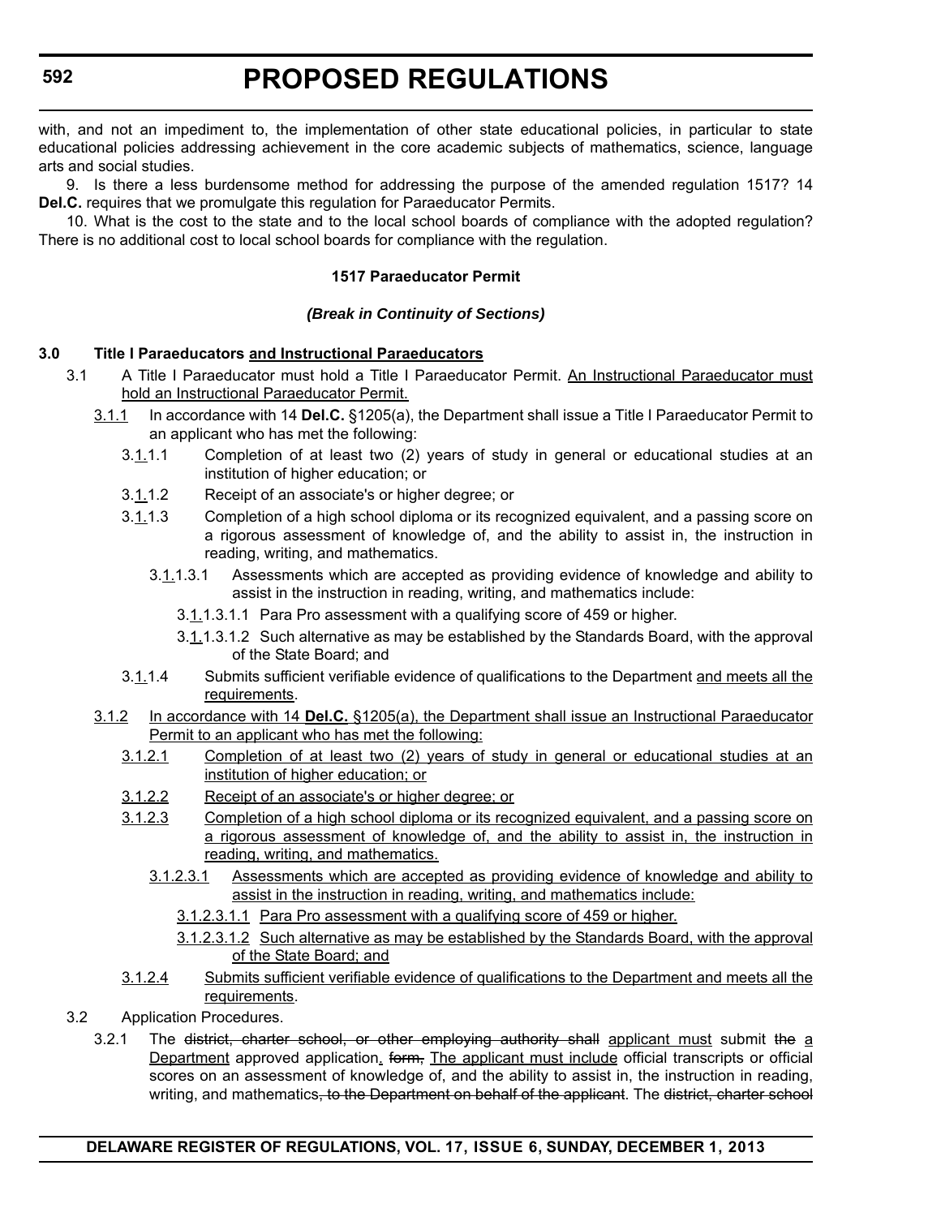with, and not an impediment to, the implementation of other state educational policies, in particular to state educational policies addressing achievement in the core academic subjects of mathematics, science, language arts and social studies.

9. Is there a less burdensome method for addressing the purpose of the amended regulation 1517? 14 **Del.C.** requires that we promulgate this regulation for Paraeducator Permits.

10. What is the cost to the state and to the local school boards of compliance with the adopted regulation? There is no additional cost to local school boards for compliance with the regulation.

**1517 Paraeducator Permit**

***(Break in Continuity of Sections)***

**3.0 Title I Paraeducators and Instructional Paraeducators**

3.1 A Title I Paraeducator must hold a Title I Paraeducator Permit. An Instructional Paraeducator must hold an Instructional Paraeducator Permit.

3.1.1 In accordance with 14 **Del.C.** §1205(a), the Department shall issue a Title I Paraeducator Permit to an applicant who has met the following:

3.1.1.1 Completion of at least two (2) years of study in general or educational studies at an institution of higher education; or

3.1.1.2 Receipt of an associate's or higher degree; or

3.1.1.3 Completion of a high school diploma or its recognized equivalent, and a passing score on a rigorous assessment of knowledge of, and the ability to assist in, the instruction in reading, writing, and mathematics.

3.1.1.3.1 Assessments which are accepted as providing evidence of knowledge and ability to assist in the instruction in reading, writing, and mathematics include:

3.1.1.3.1.1 Para Pro assessment with a qualifying score of 459 or higher.

3.1.1.3.1.2 Such alternative as may be established by the Standards Board, with the approval of the State Board; and

3.1.1.4 Submits sufficient verifiable evidence of qualifications to the Department and meets all the requirements.

3.1.2 In accordance with 14 **Del.C.** §1205(a), the Department shall issue an Instructional Paraeducator Permit to an applicant who has met the following:

3.1.2.1 Completion of at least two (2) years of study in general or educational studies at an institution of higher education; or

3.1.2.2 Receipt of an associate's or higher degree; or

3.1.2.3 Completion of a high school diploma or its recognized equivalent, and a passing score on a rigorous assessment of knowledge of, and the ability to assist in, the instruction in reading, writing, and mathematics.

3.1.2.3.1 Assessments which are accepted as providing evidence of knowledge and ability to assist in the instruction in reading, writing, and mathematics include:

3.1.2.3.1.1 Para Pro assessment with a qualifying score of 459 or higher.

3.1.2.3.1.2 Such alternative as may be established by the Standards Board, with the approval of the State Board; and

3.1.2.4 Submits sufficient verifiable evidence of qualifications to the Department and meets all the requirements.

3.2 Application Procedures.

3.2.1 The ~~district, charter school, or other employing authority shall~~ applicant must submit ~~the~~ a Department approved application. ~~form,~~ The applicant must include official transcripts or official scores on an assessment of knowledge of, and the ability to assist in, the instruction in reading, writing, and mathematics~~, to the Department on behalf of the applicant~~. The ~~district, charter school~~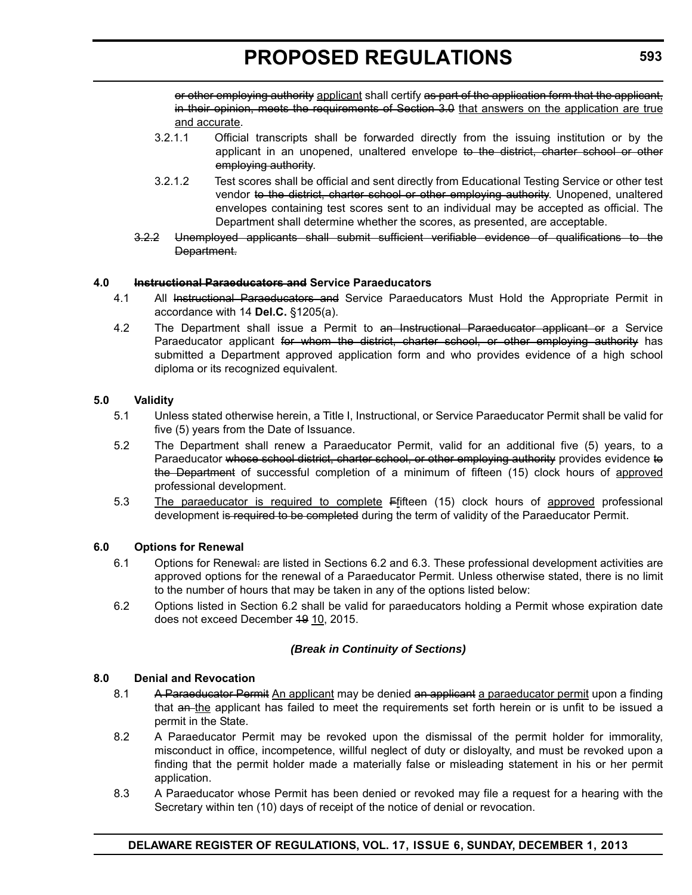~~or other employing authority~~ applicant shall certify ~~as part of the application form that the applicant, in their opinion, meets the requirements of Section 3.0~~ that answers on the application are true and accurate.

3.2.1.1 Official transcripts shall be forwarded directly from the issuing institution or by the applicant in an unopened, unaltered envelope ~~to the district, charter school or other employing authority~~.

3.2.1.2 Test scores shall be official and sent directly from Educational Testing Service or other test vendor ~~to the district, charter school or other employing authority~~. Unopened, unaltered envelopes containing test scores sent to an individual may be accepted as official. The Department shall determine whether the scores, as presented, are acceptable.

~~3.2.2 Unemployed applicants shall submit sufficient verifiable evidence of qualifications to the Department.~~

**4.0 ~~Instructional Paraeducators and~~ Service Paraeducators**

4.1 All ~~Instructional Paraeducators and~~ Service Paraeducators Must Hold the Appropriate Permit in accordance with 14 **Del.C.** §1205(a).

4.2 The Department shall issue a Permit to ~~an Instructional Paraeducator applicant or~~ a Service Paraeducator applicant ~~for whom the district, charter school, or other employing authority~~ has submitted a Department approved application form and who provides evidence of a high school diploma or its recognized equivalent.

**5.0 Validity**

5.1 Unless stated otherwise herein, a Title I, Instructional, or Service Paraeducator Permit shall be valid for five (5) years from the Date of Issuance.

5.2 The Department shall renew a Paraeducator Permit, valid for an additional five (5) years, to a Paraeducator ~~whose school district, charter school, or other employing authority~~ provides evidence ~~to the Department~~ of successful completion of a minimum of fifteen (15) clock hours of approved professional development.

5.3 The paraeducator is required to complete ~~F~~fifteen (15) clock hours of approved professional development i~~s required to be completed~~ during the term of validity of the Paraeducator Permit.

**6.0 Options for Renewal**

6.1 Options for Renewal~~:~~ are listed in Sections 6.2 and 6.3. These professional development activities are approved options for the renewal of a Paraeducator Permit. Unless otherwise stated, there is no limit to the number of hours that may be taken in any of the options listed below:

6.2 Options listed in Section 6.2 shall be valid for paraeducators holding a Permit whose expiration date does not exceed December ~~19~~ 10, 2015.

***(Break in Continuity of Sections)***

**8.0 Denial and Revocation**

8.1 ~~A Paraeducator Permit~~ An applicant may be denied ~~an applicant~~ a paraeducator permit upon a finding that ~~an~~ the applicant has failed to meet the requirements set forth herein or is unfit to be issued a permit in the State.

8.2 A Paraeducator Permit may be revoked upon the dismissal of the permit holder for immorality, misconduct in office, incompetence, willful neglect of duty or disloyalty, and must be revoked upon a finding that the permit holder made a materially false or misleading statement in his or her permit application.

8.3 A Paraeducator whose Permit has been denied or revoked may file a request for a hearing with the Secretary within ten (10) days of receipt of the notice of denial or revocation.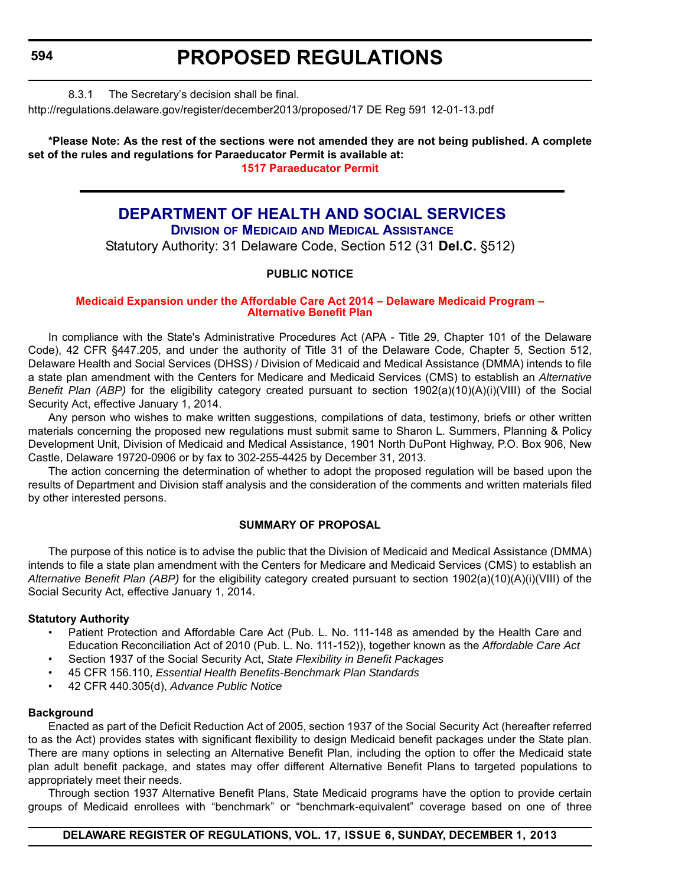8.3.1 The Secretary's decision shall be final.

http://regulations.delaware.gov/register/december2013/proposed/17 DE Reg 591 12-01-13.pdf

**\*Please Note: As the rest of the sections were not amended they are not being published. A complete set of the rules and regulations for Paraeducator Permit is available at:**

**1517 Paraeducator Permit**

---

# DEPARTMENT OF HEALTH AND SOCIAL SERVICES

## Division of Medicaid and Medical Assistance

Statutory Authority: 31 Delaware Code, Section 512 (31 **Del.C.** §512)

**PUBLIC NOTICE**

**Medicaid Expansion under the Affordable Care Act 2014 – Delaware Medicaid Program – Alternative Benefit Plan**

In compliance with the State's Administrative Procedures Act (APA - Title 29, Chapter 101 of the Delaware Code), 42 CFR §447.205, and under the authority of Title 31 of the Delaware Code, Chapter 5, Section 512, Delaware Health and Social Services (DHSS) / Division of Medicaid and Medical Assistance (DMMA) intends to file a state plan amendment with the Centers for Medicare and Medicaid Services (CMS) to establish an *Alternative Benefit Plan (ABP)* for the eligibility category created pursuant to section 1902(a)(10)(A)(i)(VIII) of the Social Security Act, effective January 1, 2014.

Any person who wishes to make written suggestions, compilations of data, testimony, briefs or other written materials concerning the proposed new regulations must submit same to Sharon L. Summers, Planning & Policy Development Unit, Division of Medicaid and Medical Assistance, 1901 North DuPont Highway, P.O. Box 906, New Castle, Delaware 19720-0906 or by fax to 302-255-4425 by December 31, 2013.

The action concerning the determination of whether to adopt the proposed regulation will be based upon the results of Department and Division staff analysis and the consideration of the comments and written materials filed by other interested persons.

**SUMMARY OF PROPOSAL**

The purpose of this notice is to advise the public that the Division of Medicaid and Medical Assistance (DMMA) intends to file a state plan amendment with the Centers for Medicare and Medicaid Services (CMS) to establish an *Alternative Benefit Plan (ABP)* for the eligibility category created pursuant to section 1902(a)(10)(A)(i)(VIII) of the Social Security Act, effective January 1, 2014.

**Statutory Authority**

- Patient Protection and Affordable Care Act (Pub. L. No. 111-148 as amended by the Health Care and Education Reconciliation Act of 2010 (Pub. L. No. 111-152)), together known as the *Affordable Care Act*
- Section 1937 of the Social Security Act, *State Flexibility in Benefit Packages*
- 45 CFR 156.110, *Essential Health Benefits-Benchmark Plan Standards*
- 42 CFR 440.305(d), *Advance Public Notice*

**Background**

Enacted as part of the Deficit Reduction Act of 2005, section 1937 of the Social Security Act (hereafter referred to as the Act) provides states with significant flexibility to design Medicaid benefit packages under the State plan. There are many options in selecting an Alternative Benefit Plan, including the option to offer the Medicaid state plan adult benefit package, and states may offer different Alternative Benefit Plans to targeted populations to appropriately meet their needs.

Through section 1937 Alternative Benefit Plans, State Medicaid programs have the option to provide certain groups of Medicaid enrollees with "benchmark" or "benchmark-equivalent" coverage based on one of three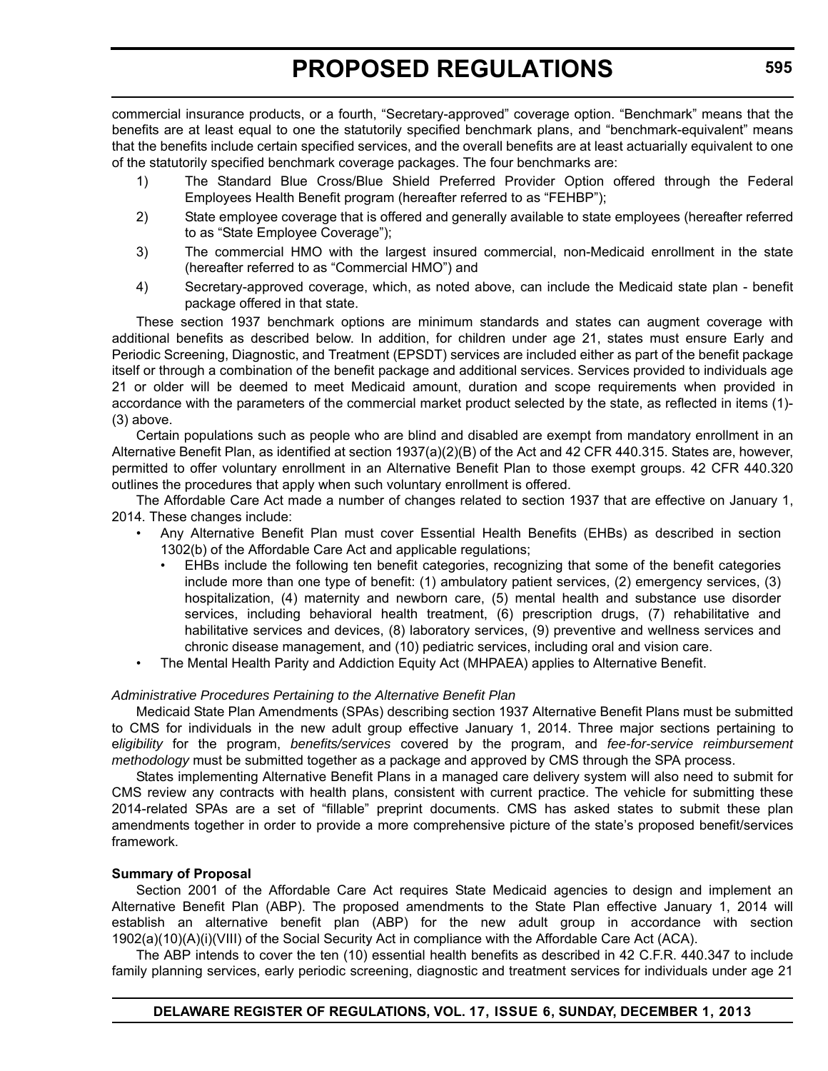commercial insurance products, or a fourth, “Secretary-approved” coverage option. “Benchmark” means that the benefits are at least equal to one the statutorily specified benchmark plans, and “benchmark-equivalent” means that the benefits include certain specified services, and the overall benefits are at least actuarially equivalent to one of the statutorily specified benchmark coverage packages. The four benchmarks are:

1) The Standard Blue Cross/Blue Shield Preferred Provider Option offered through the Federal Employees Health Benefit program (hereafter referred to as “FEHBP”);
2) State employee coverage that is offered and generally available to state employees (hereafter referred to as “State Employee Coverage”);
3) The commercial HMO with the largest insured commercial, non-Medicaid enrollment in the state (hereafter referred to as “Commercial HMO”) and
4) Secretary-approved coverage, which, as noted above, can include the Medicaid state plan - benefit package offered in that state.

These section 1937 benchmark options are minimum standards and states can augment coverage with additional benefits as described below. In addition, for children under age 21, states must ensure Early and Periodic Screening, Diagnostic, and Treatment (EPSDT) services are included either as part of the benefit package itself or through a combination of the benefit package and additional services. Services provided to individuals age 21 or older will be deemed to meet Medicaid amount, duration and scope requirements when provided in accordance with the parameters of the commercial market product selected by the state, as reflected in items (1)-(3) above.

Certain populations such as people who are blind and disabled are exempt from mandatory enrollment in an Alternative Benefit Plan, as identified at section 1937(a)(2)(B) of the Act and 42 CFR 440.315. States are, however, permitted to offer voluntary enrollment in an Alternative Benefit Plan to those exempt groups. 42 CFR 440.320 outlines the procedures that apply when such voluntary enrollment is offered.

The Affordable Care Act made a number of changes related to section 1937 that are effective on January 1, 2014. These changes include:

- Any Alternative Benefit Plan must cover Essential Health Benefits (EHBs) as described in section 1302(b) of the Affordable Care Act and applicable regulations;
  - EHBs include the following ten benefit categories, recognizing that some of the benefit categories include more than one type of benefit: (1) ambulatory patient services, (2) emergency services, (3) hospitalization, (4) maternity and newborn care, (5) mental health and substance use disorder services, including behavioral health treatment, (6) prescription drugs, (7) rehabilitative and habilitative services and devices, (8) laboratory services, (9) preventive and wellness services and chronic disease management, and (10) pediatric services, including oral and vision care.
- The Mental Health Parity and Addiction Equity Act (MHPAEA) applies to Alternative Benefit.

*Administrative Procedures Pertaining to the Alternative Benefit Plan*

Medicaid State Plan Amendments (SPAs) describing section 1937 Alternative Benefit Plans must be submitted to CMS for individuals in the new adult group effective January 1, 2014. Three major sections pertaining to e*ligibility* for the program, *benefits/services* covered by the program, and *fee-for-service reimbursement methodology* must be submitted together as a package and approved by CMS through the SPA process.

States implementing Alternative Benefit Plans in a managed care delivery system will also need to submit for CMS review any contracts with health plans, consistent with current practice. The vehicle for submitting these 2014-related SPAs are a set of “fillable” preprint documents. CMS has asked states to submit these plan amendments together in order to provide a more comprehensive picture of the state’s proposed benefit/services framework.

**Summary of Proposal**

Section 2001 of the Affordable Care Act requires State Medicaid agencies to design and implement an Alternative Benefit Plan (ABP). The proposed amendments to the State Plan effective January 1, 2014 will establish an alternative benefit plan (ABP) for the new adult group in accordance with section 1902(a)(10)(A)(i)(VIII) of the Social Security Act in compliance with the Affordable Care Act (ACA).

The ABP intends to cover the ten (10) essential health benefits as described in 42 C.F.R. 440.347 to include family planning services, early periodic screening, diagnostic and treatment services for individuals under age 21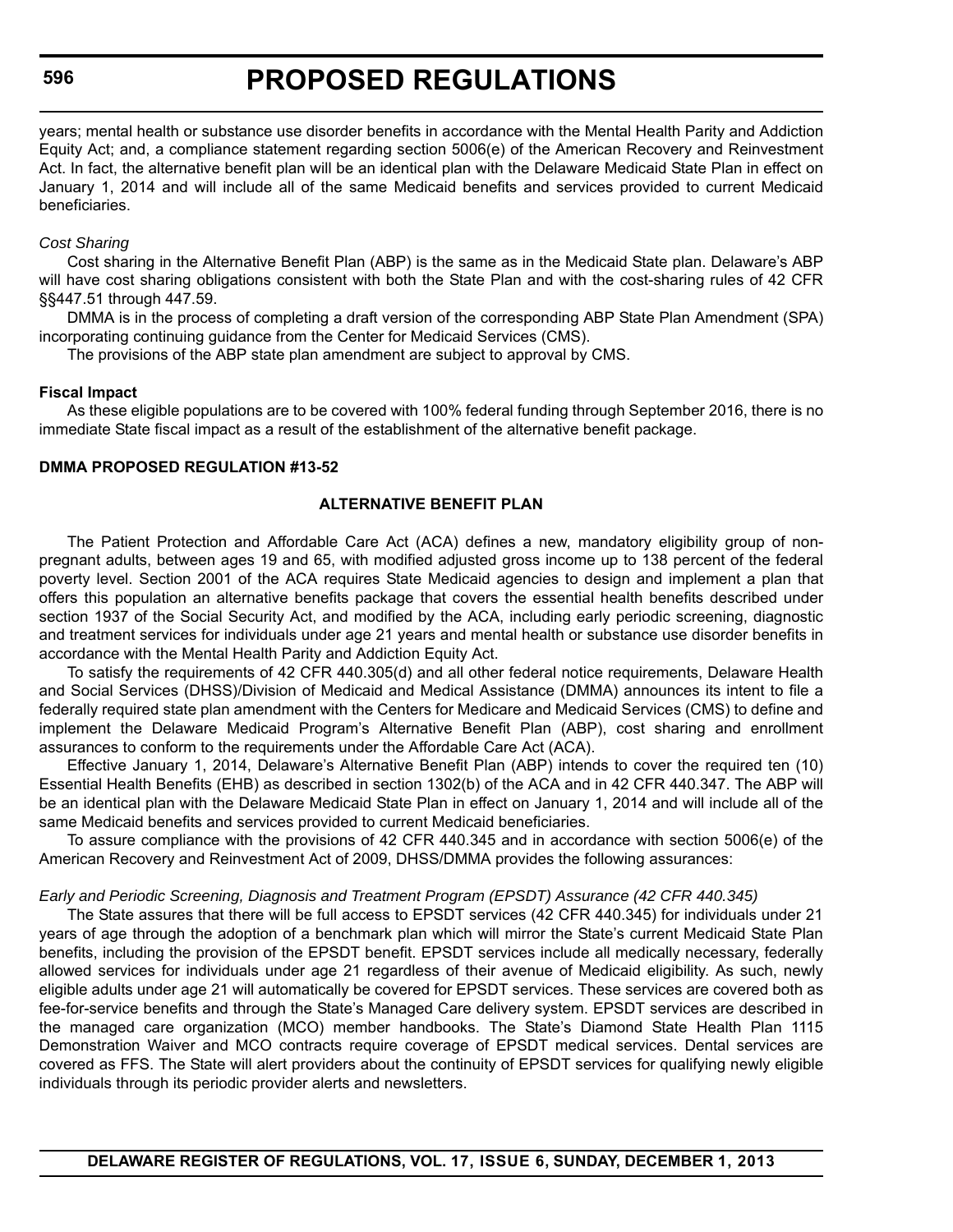years; mental health or substance use disorder benefits in accordance with the Mental Health Parity and Addiction Equity Act; and, a compliance statement regarding section 5006(e) of the American Recovery and Reinvestment Act. In fact, the alternative benefit plan will be an identical plan with the Delaware Medicaid State Plan in effect on January 1, 2014 and will include all of the same Medicaid benefits and services provided to current Medicaid beneficiaries.

*Cost Sharing*

Cost sharing in the Alternative Benefit Plan (ABP) is the same as in the Medicaid State plan. Delaware's ABP will have cost sharing obligations consistent with both the State Plan and with the cost-sharing rules of 42 CFR §§447.51 through 447.59.

DMMA is in the process of completing a draft version of the corresponding ABP State Plan Amendment (SPA) incorporating continuing guidance from the Center for Medicaid Services (CMS).

The provisions of the ABP state plan amendment are subject to approval by CMS.

**Fiscal Impact**

As these eligible populations are to be covered with 100% federal funding through September 2016, there is no immediate State fiscal impact as a result of the establishment of the alternative benefit package.

**DMMA PROPOSED REGULATION #13-52**

**ALTERNATIVE BENEFIT PLAN**

The Patient Protection and Affordable Care Act (ACA) defines a new, mandatory eligibility group of non-pregnant adults, between ages 19 and 65, with modified adjusted gross income up to 138 percent of the federal poverty level. Section 2001 of the ACA requires State Medicaid agencies to design and implement a plan that offers this population an alternative benefits package that covers the essential health benefits described under section 1937 of the Social Security Act, and modified by the ACA, including early periodic screening, diagnostic and treatment services for individuals under age 21 years and mental health or substance use disorder benefits in accordance with the Mental Health Parity and Addiction Equity Act.

To satisfy the requirements of 42 CFR 440.305(d) and all other federal notice requirements, Delaware Health and Social Services (DHSS)/Division of Medicaid and Medical Assistance (DMMA) announces its intent to file a federally required state plan amendment with the Centers for Medicare and Medicaid Services (CMS) to define and implement the Delaware Medicaid Program's Alternative Benefit Plan (ABP), cost sharing and enrollment assurances to conform to the requirements under the Affordable Care Act (ACA).

Effective January 1, 2014, Delaware's Alternative Benefit Plan (ABP) intends to cover the required ten (10) Essential Health Benefits (EHB) as described in section 1302(b) of the ACA and in 42 CFR 440.347. The ABP will be an identical plan with the Delaware Medicaid State Plan in effect on January 1, 2014 and will include all of the same Medicaid benefits and services provided to current Medicaid beneficiaries.

To assure compliance with the provisions of 42 CFR 440.345 and in accordance with section 5006(e) of the American Recovery and Reinvestment Act of 2009, DHSS/DMMA provides the following assurances:

*Early and Periodic Screening, Diagnosis and Treatment Program (EPSDT) Assurance (42 CFR 440.345)*

The State assures that there will be full access to EPSDT services (42 CFR 440.345) for individuals under 21 years of age through the adoption of a benchmark plan which will mirror the State's current Medicaid State Plan benefits, including the provision of the EPSDT benefit. EPSDT services include all medically necessary, federally allowed services for individuals under age 21 regardless of their avenue of Medicaid eligibility. As such, newly eligible adults under age 21 will automatically be covered for EPSDT services. These services are covered both as fee-for-service benefits and through the State's Managed Care delivery system. EPSDT services are described in the managed care organization (MCO) member handbooks. The State's Diamond State Health Plan 1115 Demonstration Waiver and MCO contracts require coverage of EPSDT medical services. Dental services are covered as FFS. The State will alert providers about the continuity of EPSDT services for qualifying newly eligible individuals through its periodic provider alerts and newsletters.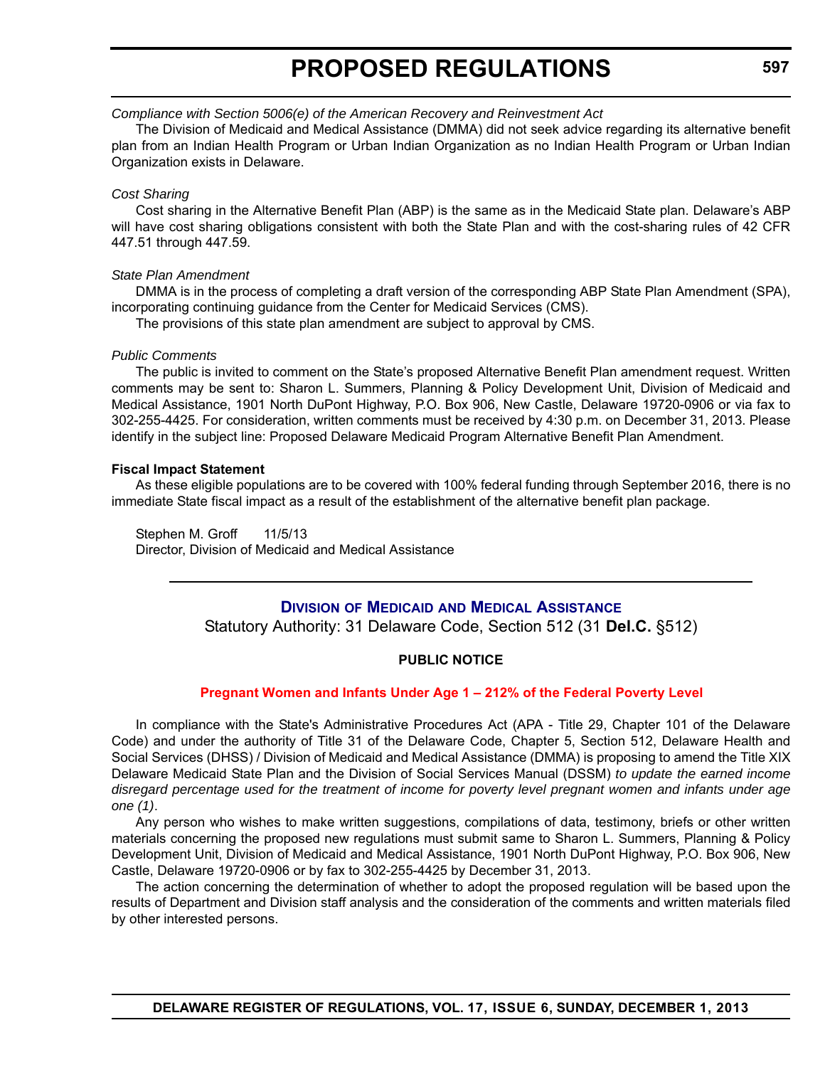*Compliance with Section 5006(e) of the American Recovery and Reinvestment Act*

The Division of Medicaid and Medical Assistance (DMMA) did not seek advice regarding its alternative benefit plan from an Indian Health Program or Urban Indian Organization as no Indian Health Program or Urban Indian Organization exists in Delaware.

*Cost Sharing*

Cost sharing in the Alternative Benefit Plan (ABP) is the same as in the Medicaid State plan. Delaware's ABP will have cost sharing obligations consistent with both the State Plan and with the cost-sharing rules of 42 CFR 447.51 through 447.59.

*State Plan Amendment*

DMMA is in the process of completing a draft version of the corresponding ABP State Plan Amendment (SPA), incorporating continuing guidance from the Center for Medicaid Services (CMS).

The provisions of this state plan amendment are subject to approval by CMS.

*Public Comments*

The public is invited to comment on the State's proposed Alternative Benefit Plan amendment request. Written comments may be sent to: Sharon L. Summers, Planning & Policy Development Unit, Division of Medicaid and Medical Assistance, 1901 North DuPont Highway, P.O. Box 906, New Castle, Delaware 19720-0906 or via fax to 302-255-4425. For consideration, written comments must be received by 4:30 p.m. on December 31, 2013. Please identify in the subject line: Proposed Delaware Medicaid Program Alternative Benefit Plan Amendment.

**Fiscal Impact Statement**

As these eligible populations are to be covered with 100% federal funding through September 2016, there is no immediate State fiscal impact as a result of the establishment of the alternative benefit plan package.

Stephen M. Groff 11/5/13
Director, Division of Medicaid and Medical Assistance

---

## Division of Medicaid and Medical Assistance

Statutory Authority: 31 Delaware Code, Section 512 (31 **Del.C.** §512)

**PUBLIC NOTICE**

### Pregnant Women and Infants Under Age 1 – 212% of the Federal Poverty Level

In compliance with the State's Administrative Procedures Act (APA - Title 29, Chapter 101 of the Delaware Code) and under the authority of Title 31 of the Delaware Code, Chapter 5, Section 512, Delaware Health and Social Services (DHSS) / Division of Medicaid and Medical Assistance (DMMA) is proposing to amend the Title XIX Delaware Medicaid State Plan and the Division of Social Services Manual (DSSM) *to update the earned income disregard percentage used for the treatment of income for poverty level pregnant women and infants under age one (1)*.

Any person who wishes to make written suggestions, compilations of data, testimony, briefs or other written materials concerning the proposed new regulations must submit same to Sharon L. Summers, Planning & Policy Development Unit, Division of Medicaid and Medical Assistance, 1901 North DuPont Highway, P.O. Box 906, New Castle, Delaware 19720-0906 or by fax to 302-255-4425 by December 31, 2013.

The action concerning the determination of whether to adopt the proposed regulation will be based upon the results of Department and Division staff analysis and the consideration of the comments and written materials filed by other interested persons.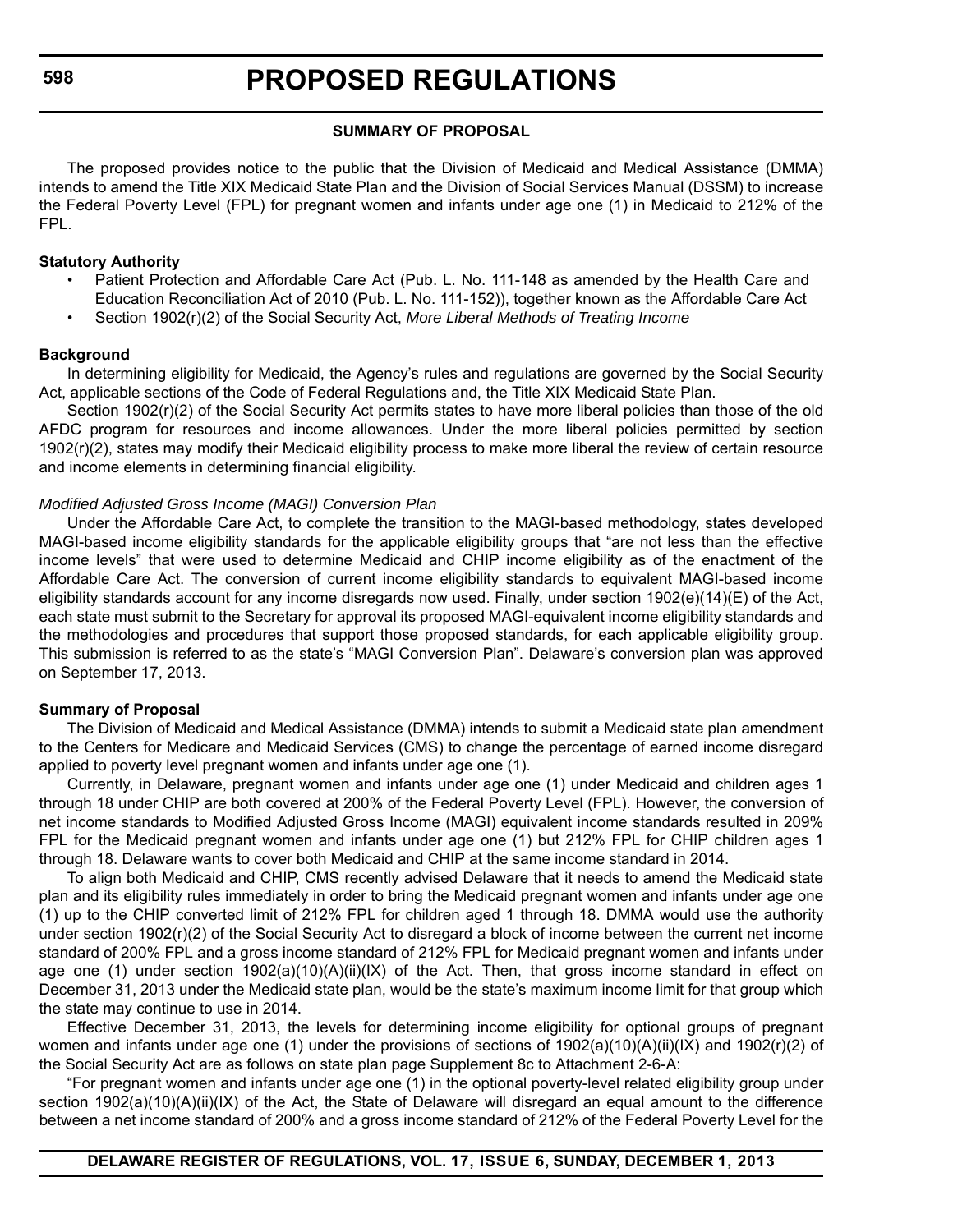**SUMMARY OF PROPOSAL**

The proposed provides notice to the public that the Division of Medicaid and Medical Assistance (DMMA) intends to amend the Title XIX Medicaid State Plan and the Division of Social Services Manual (DSSM) to increase the Federal Poverty Level (FPL) for pregnant women and infants under age one (1) in Medicaid to 212% of the FPL.

**Statutory Authority**

- Patient Protection and Affordable Care Act (Pub. L. No. 111-148 as amended by the Health Care and Education Reconciliation Act of 2010 (Pub. L. No. 111-152)), together known as the Affordable Care Act
- Section 1902(r)(2) of the Social Security Act, *More Liberal Methods of Treating Income*

**Background**

In determining eligibility for Medicaid, the Agency's rules and regulations are governed by the Social Security Act, applicable sections of the Code of Federal Regulations and, the Title XIX Medicaid State Plan.

Section 1902(r)(2) of the Social Security Act permits states to have more liberal policies than those of the old AFDC program for resources and income allowances. Under the more liberal policies permitted by section 1902(r)(2), states may modify their Medicaid eligibility process to make more liberal the review of certain resource and income elements in determining financial eligibility.

*Modified Adjusted Gross Income (MAGI) Conversion Plan*

Under the Affordable Care Act, to complete the transition to the MAGI-based methodology, states developed MAGI-based income eligibility standards for the applicable eligibility groups that "are not less than the effective income levels" that were used to determine Medicaid and CHIP income eligibility as of the enactment of the Affordable Care Act. The conversion of current income eligibility standards to equivalent MAGI-based income eligibility standards account for any income disregards now used. Finally, under section 1902(e)(14)(E) of the Act, each state must submit to the Secretary for approval its proposed MAGI-equivalent income eligibility standards and the methodologies and procedures that support those proposed standards, for each applicable eligibility group. This submission is referred to as the state's "MAGI Conversion Plan". Delaware's conversion plan was approved on September 17, 2013.

**Summary of Proposal**

The Division of Medicaid and Medical Assistance (DMMA) intends to submit a Medicaid state plan amendment to the Centers for Medicare and Medicaid Services (CMS) to change the percentage of earned income disregard applied to poverty level pregnant women and infants under age one (1).

Currently, in Delaware, pregnant women and infants under age one (1) under Medicaid and children ages 1 through 18 under CHIP are both covered at 200% of the Federal Poverty Level (FPL). However, the conversion of net income standards to Modified Adjusted Gross Income (MAGI) equivalent income standards resulted in 209% FPL for the Medicaid pregnant women and infants under age one (1) but 212% FPL for CHIP children ages 1 through 18. Delaware wants to cover both Medicaid and CHIP at the same income standard in 2014.

To align both Medicaid and CHIP, CMS recently advised Delaware that it needs to amend the Medicaid state plan and its eligibility rules immediately in order to bring the Medicaid pregnant women and infants under age one (1) up to the CHIP converted limit of 212% FPL for children aged 1 through 18. DMMA would use the authority under section 1902(r)(2) of the Social Security Act to disregard a block of income between the current net income standard of 200% FPL and a gross income standard of 212% FPL for Medicaid pregnant women and infants under age one (1) under section 1902(a)(10)(A)(ii)(IX) of the Act. Then, that gross income standard in effect on December 31, 2013 under the Medicaid state plan, would be the state's maximum income limit for that group which the state may continue to use in 2014.

Effective December 31, 2013, the levels for determining income eligibility for optional groups of pregnant women and infants under age one (1) under the provisions of sections of 1902(a)(10)(A)(ii)(IX) and 1902(r)(2) of the Social Security Act are as follows on state plan page Supplement 8c to Attachment 2-6-A:

"For pregnant women and infants under age one (1) in the optional poverty-level related eligibility group under section 1902(a)(10)(A)(ii)(IX) of the Act, the State of Delaware will disregard an equal amount to the difference between a net income standard of 200% and a gross income standard of 212% of the Federal Poverty Level for the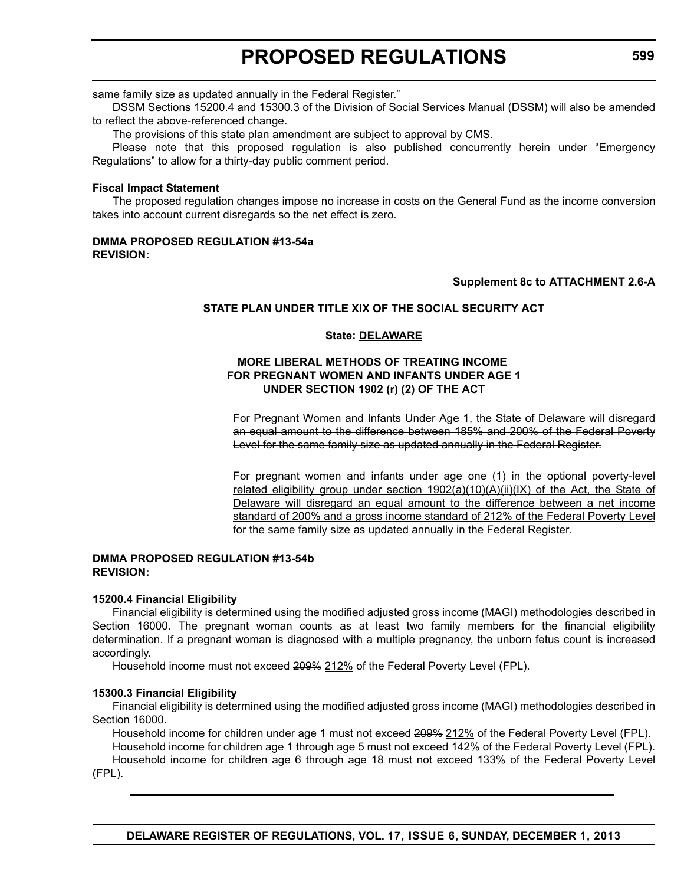same family size as updated annually in the Federal Register."

DSSM Sections 15200.4 and 15300.3 of the Division of Social Services Manual (DSSM) will also be amended to reflect the above-referenced change.

The provisions of this state plan amendment are subject to approval by CMS.

Please note that this proposed regulation is also published concurrently herein under "Emergency Regulations" to allow for a thirty-day public comment period.

**Fiscal Impact Statement**

The proposed regulation changes impose no increase in costs on the General Fund as the income conversion takes into account current disregards so the net effect is zero.

**DMMA PROPOSED REGULATION #13-54a**
**REVISION:**

**Supplement 8c to ATTACHMENT 2.6-A**

**STATE PLAN UNDER TITLE XIX OF THE SOCIAL SECURITY ACT**

**State: DELAWARE**

**MORE LIBERAL METHODS OF TREATING INCOME FOR PREGNANT WOMEN AND INFANTS UNDER AGE 1 UNDER SECTION 1902 (r) (2) OF THE ACT**

~~For Pregnant Women and Infants Under Age 1, the State of Delaware will disregard an equal amount to the difference between 185% and 200% of the Federal Poverty Level for the same family size as updated annually in the Federal Register.~~

<u>For pregnant women and infants under age one (1) in the optional poverty-level related eligibility group under section 1902(a)(10)(A)(ii)(IX) of the Act, the State of Delaware will disregard an equal amount to the difference between a net income standard of 200% and a gross income standard of 212% of the Federal Poverty Level for the same family size as updated annually in the Federal Register.</u>

**DMMA PROPOSED REGULATION #13-54b**
**REVISION:**

**15200.4 Financial Eligibility**

Financial eligibility is determined using the modified adjusted gross income (MAGI) methodologies described in Section 16000. The pregnant woman counts as at least two family members for the financial eligibility determination. If a pregnant woman is diagnosed with a multiple pregnancy, the unborn fetus count is increased accordingly.

Household income must not exceed ~~209%~~ <u>212%</u> of the Federal Poverty Level (FPL).

**15300.3 Financial Eligibility**

Financial eligibility is determined using the modified adjusted gross income (MAGI) methodologies described in Section 16000.

Household income for children under age 1 must not exceed ~~209%~~ <u>212%</u> of the Federal Poverty Level (FPL).

Household income for children age 1 through age 5 must not exceed 142% of the Federal Poverty Level (FPL).

Household income for children age 6 through age 18 must not exceed 133% of the Federal Poverty Level (FPL).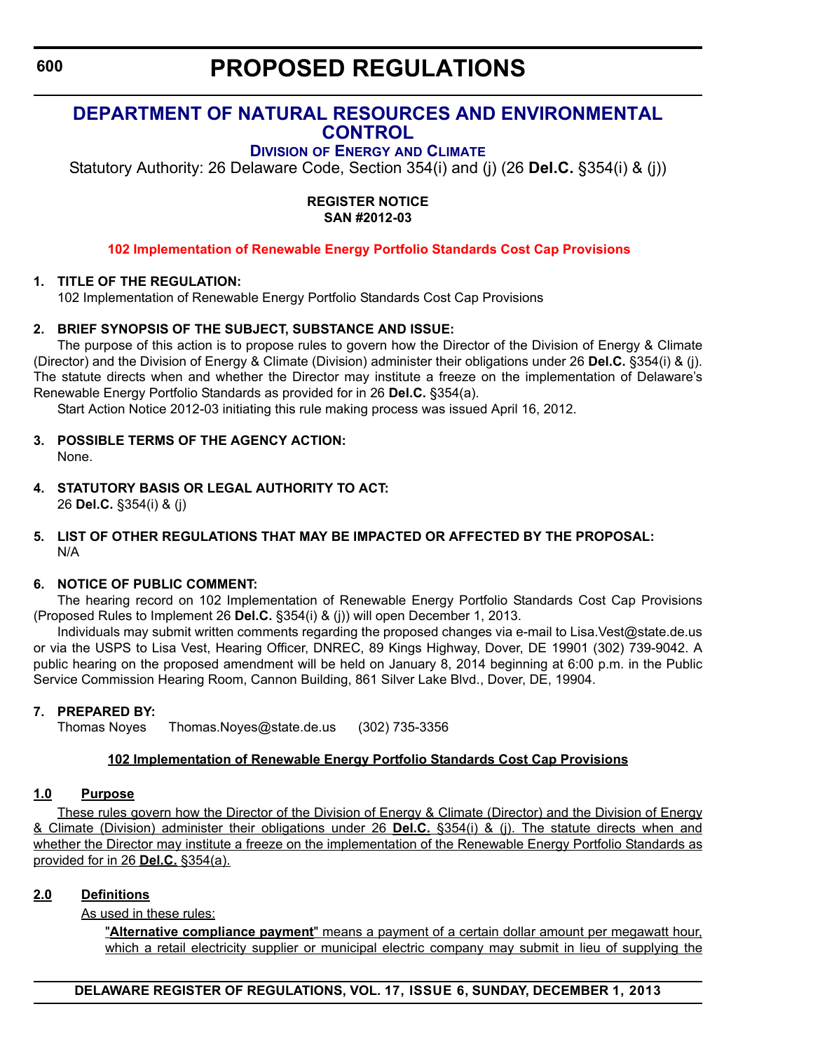# PROPOSED REGULATIONS

## DEPARTMENT OF NATURAL RESOURCES AND ENVIRONMENTAL CONTROL

### DIVISION OF ENERGY AND CLIMATE

Statutory Authority: 26 Delaware Code, Section 354(i) and (j) (26 **Del.C.** §354(i) & (j))

**REGISTER NOTICE**
**SAN #2012-03**

**102 Implementation of Renewable Energy Portfolio Standards Cost Cap Provisions**

**1. TITLE OF THE REGULATION:**

102 Implementation of Renewable Energy Portfolio Standards Cost Cap Provisions

**2. BRIEF SYNOPSIS OF THE SUBJECT, SUBSTANCE AND ISSUE:**

The purpose of this action is to propose rules to govern how the Director of the Division of Energy & Climate (Director) and the Division of Energy & Climate (Division) administer their obligations under 26 **Del.C.** §354(i) & (j). The statute directs when and whether the Director may institute a freeze on the implementation of Delaware's Renewable Energy Portfolio Standards as provided for in 26 **Del.C.** §354(a).

Start Action Notice 2012-03 initiating this rule making process was issued April 16, 2012.

**3. POSSIBLE TERMS OF THE AGENCY ACTION:**

None.

**4. STATUTORY BASIS OR LEGAL AUTHORITY TO ACT:**

26 **Del.C.** §354(i) & (j)

**5. LIST OF OTHER REGULATIONS THAT MAY BE IMPACTED OR AFFECTED BY THE PROPOSAL:**

N/A

**6. NOTICE OF PUBLIC COMMENT:**

The hearing record on 102 Implementation of Renewable Energy Portfolio Standards Cost Cap Provisions (Proposed Rules to Implement 26 **Del.C.** §354(i) & (j)) will open December 1, 2013.

Individuals may submit written comments regarding the proposed changes via e-mail to Lisa.Vest@state.de.us or via the USPS to Lisa Vest, Hearing Officer, DNREC, 89 Kings Highway, Dover, DE 19901 (302) 739-9042. A public hearing on the proposed amendment will be held on January 8, 2014 beginning at 6:00 p.m. in the Public Service Commission Hearing Room, Cannon Building, 861 Silver Lake Blvd., Dover, DE, 19904.

**7. PREPARED BY:**

Thomas Noyes Thomas.Noyes@state.de.us (302) 735-3356

**102 Implementation of Renewable Energy Portfolio Standards Cost Cap Provisions**

**1.0 Purpose**

These rules govern how the Director of the Division of Energy & Climate (Director) and the Division of Energy & Climate (Division) administer their obligations under 26 **Del.C.** §354(i) & (j). The statute directs when and whether the Director may institute a freeze on the implementation of the Renewable Energy Portfolio Standards as provided for in 26 **Del.C.** §354(a).

**2.0 Definitions**

As used in these rules:

"**Alternative compliance payment**" means a payment of a certain dollar amount per megawatt hour, which a retail electricity supplier or municipal electric company may submit in lieu of supplying the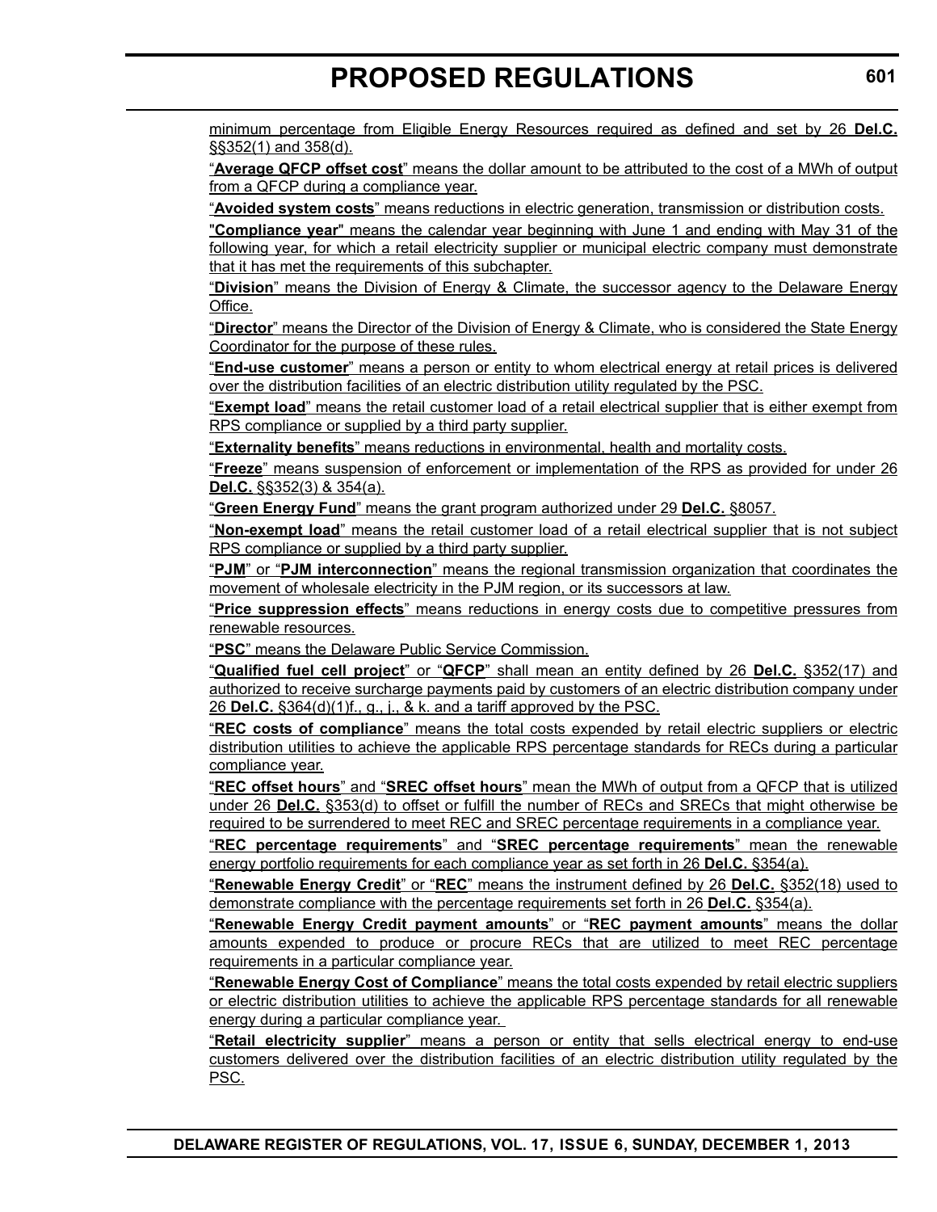minimum percentage from Eligible Energy Resources required as defined and set by 26 **Del.C.** §§352(1) and 358(d).

"**Average QFCP offset cost**" means the dollar amount to be attributed to the cost of a MWh of output from a QFCP during a compliance year.

"**Avoided system costs**" means reductions in electric generation, transmission or distribution costs.

"**Compliance year**" means the calendar year beginning with June 1 and ending with May 31 of the following year, for which a retail electricity supplier or municipal electric company must demonstrate that it has met the requirements of this subchapter.

"**Division**" means the Division of Energy & Climate, the successor agency to the Delaware Energy Office.

"**Director**" means the Director of the Division of Energy & Climate, who is considered the State Energy Coordinator for the purpose of these rules.

"**End-use customer**" means a person or entity to whom electrical energy at retail prices is delivered over the distribution facilities of an electric distribution utility regulated by the PSC.

"**Exempt load**" means the retail customer load of a retail electrical supplier that is either exempt from RPS compliance or supplied by a third party supplier.

"**Externality benefits**" means reductions in environmental, health and mortality costs.

"**Freeze**" means suspension of enforcement or implementation of the RPS as provided for under 26 **Del.C.** §§352(3) & 354(a).

"**Green Energy Fund**" means the grant program authorized under 29 **Del.C.** §8057.

"**Non-exempt load**" means the retail customer load of a retail electrical supplier that is not subject RPS compliance or supplied by a third party supplier.

"**PJM**" or "**PJM interconnection**" means the regional transmission organization that coordinates the movement of wholesale electricity in the PJM region, or its successors at law.

"**Price suppression effects**" means reductions in energy costs due to competitive pressures from renewable resources.

"**PSC**" means the Delaware Public Service Commission.

"**Qualified fuel cell project**" or "**QFCP**" shall mean an entity defined by 26 **Del.C.** §352(17) and authorized to receive surcharge payments paid by customers of an electric distribution company under 26 **Del.C.** §364(d)(1)f., g., j., & k. and a tariff approved by the PSC.

"**REC costs of compliance**" means the total costs expended by retail electric suppliers or electric distribution utilities to achieve the applicable RPS percentage standards for RECs during a particular compliance year.

"**REC offset hours**" and "**SREC offset hours**" mean the MWh of output from a QFCP that is utilized under 26 **Del.C.** §353(d) to offset or fulfill the number of RECs and SRECs that might otherwise be required to be surrendered to meet REC and SREC percentage requirements in a compliance year.

"**REC percentage requirements**" and "**SREC percentage requirements**" mean the renewable energy portfolio requirements for each compliance year as set forth in 26 **Del.C.** §354(a).

"**Renewable Energy Credit**" or "**REC**" means the instrument defined by 26 **Del.C.** §352(18) used to demonstrate compliance with the percentage requirements set forth in 26 **Del.C.** §354(a).

"**Renewable Energy Credit payment amounts**" or "**REC payment amounts**" means the dollar amounts expended to produce or procure RECs that are utilized to meet REC percentage requirements in a particular compliance year.

"**Renewable Energy Cost of Compliance**" means the total costs expended by retail electric suppliers or electric distribution utilities to achieve the applicable RPS percentage standards for all renewable energy during a particular compliance year.

"**Retail electricity supplier**" means a person or entity that sells electrical energy to end-use customers delivered over the distribution facilities of an electric distribution utility regulated by the PSC.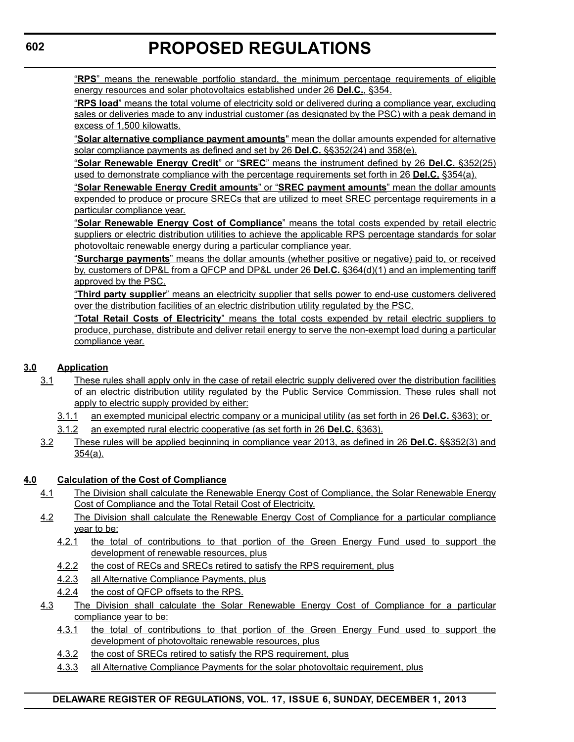"**RPS**" means the renewable portfolio standard, the minimum percentage requirements of eligible energy resources and solar photovoltaics established under 26 **Del.C.**, §354.

"**RPS load**" means the total volume of electricity sold or delivered during a compliance year, excluding sales or deliveries made to any industrial customer (as designated by the PSC) with a peak demand in excess of 1,500 kilowatts.

"**Solar alternative compliance payment amounts**" mean the dollar amounts expended for alternative solar compliance payments as defined and set by 26 **Del.C.** §§352(24) and 358(e).

"**Solar Renewable Energy Credit**" or "**SREC**" means the instrument defined by 26 **Del.C.** §352(25) used to demonstrate compliance with the percentage requirements set forth in 26 **Del.C.** §354(a).

"**Solar Renewable Energy Credit amounts**" or "**SREC payment amounts**" mean the dollar amounts expended to produce or procure SRECs that are utilized to meet SREC percentage requirements in a particular compliance year.

"**Solar Renewable Energy Cost of Compliance**" means the total costs expended by retail electric suppliers or electric distribution utilities to achieve the applicable RPS percentage standards for solar photovoltaic renewable energy during a particular compliance year.

"**Surcharge payments**" means the dollar amounts (whether positive or negative) paid to, or received by, customers of DP&L from a QFCP and DP&L under 26 **Del.C.** §364(d)(1) and an implementing tariff approved by the PSC.

"**Third party supplier**" means an electricity supplier that sells power to end-use customers delivered over the distribution facilities of an electric distribution utility regulated by the PSC.

"**Total Retail Costs of Electricity**" means the total costs expended by retail electric suppliers to produce, purchase, distribute and deliver retail energy to serve the non-exempt load during a particular compliance year.

**3.0 Application**

3.1 These rules shall apply only in the case of retail electric supply delivered over the distribution facilities of an electric distribution utility regulated by the Public Service Commission. These rules shall not apply to electric supply provided by either:

3.1.1 an exempted municipal electric company or a municipal utility (as set forth in 26 **Del.C.** §363); or

3.1.2 an exempted rural electric cooperative (as set forth in 26 **Del.C.** §363).

3.2 These rules will be applied beginning in compliance year 2013, as defined in 26 **Del.C.** §§352(3) and 354(a).

**4.0 Calculation of the Cost of Compliance**

4.1 The Division shall calculate the Renewable Energy Cost of Compliance, the Solar Renewable Energy Cost of Compliance and the Total Retail Cost of Electricity.

4.2 The Division shall calculate the Renewable Energy Cost of Compliance for a particular compliance year to be:

4.2.1 the total of contributions to that portion of the Green Energy Fund used to support the development of renewable resources, plus

4.2.2 the cost of RECs and SRECs retired to satisfy the RPS requirement, plus

4.2.3 all Alternative Compliance Payments, plus

4.2.4 the cost of QFCP offsets to the RPS.

4.3 The Division shall calculate the Solar Renewable Energy Cost of Compliance for a particular compliance year to be:

4.3.1 the total of contributions to that portion of the Green Energy Fund used to support the development of photovoltaic renewable resources, plus

4.3.2 the cost of SRECs retired to satisfy the RPS requirement, plus

4.3.3 all Alternative Compliance Payments for the solar photovoltaic requirement, plus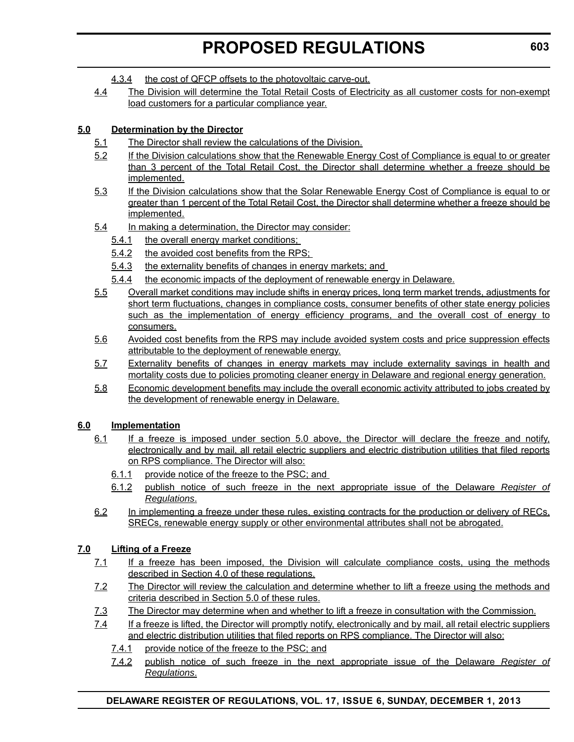4.3.4 the cost of QFCP offsets to the photovoltaic carve-out.

4.4 The Division will determine the Total Retail Costs of Electricity as all customer costs for non-exempt load customers for a particular compliance year.

**5.0 Determination by the Director**

5.1 The Director shall review the calculations of the Division.

5.2 If the Division calculations show that the Renewable Energy Cost of Compliance is equal to or greater than 3 percent of the Total Retail Cost, the Director shall determine whether a freeze should be implemented.

5.3 If the Division calculations show that the Solar Renewable Energy Cost of Compliance is equal to or greater than 1 percent of the Total Retail Cost, the Director shall determine whether a freeze should be implemented.

5.4 In making a determination, the Director may consider:

5.4.1 the overall energy market conditions;

5.4.2 the avoided cost benefits from the RPS;

5.4.3 the externality benefits of changes in energy markets; and

5.4.4 the economic impacts of the deployment of renewable energy in Delaware.

5.5 Overall market conditions may include shifts in energy prices, long term market trends, adjustments for short term fluctuations, changes in compliance costs, consumer benefits of other state energy policies such as the implementation of energy efficiency programs, and the overall cost of energy to consumers.

5.6 Avoided cost benefits from the RPS may include avoided system costs and price suppression effects attributable to the deployment of renewable energy.

5.7 Externality benefits of changes in energy markets may include externality savings in health and mortality costs due to policies promoting cleaner energy in Delaware and regional energy generation.

5.8 Economic development benefits may include the overall economic activity attributed to jobs created by the development of renewable energy in Delaware.

**6.0 Implementation**

6.1 If a freeze is imposed under section 5.0 above, the Director will declare the freeze and notify, electronically and by mail, all retail electric suppliers and electric distribution utilities that filed reports on RPS compliance. The Director will also:

6.1.1 provide notice of the freeze to the PSC; and

6.1.2 publish notice of such freeze in the next appropriate issue of the Delaware *Register of Regulations*.

6.2 In implementing a freeze under these rules, existing contracts for the production or delivery of RECs, SRECs, renewable energy supply or other environmental attributes shall not be abrogated.

**7.0 Lifting of a Freeze**

7.1 If a freeze has been imposed, the Division will calculate compliance costs, using the methods described in Section 4.0 of these regulations.

7.2 The Director will review the calculation and determine whether to lift a freeze using the methods and criteria described in Section 5.0 of these rules.

7.3 The Director may determine when and whether to lift a freeze in consultation with the Commission.

7.4 If a freeze is lifted, the Director will promptly notify, electronically and by mail, all retail electric suppliers and electric distribution utilities that filed reports on RPS compliance. The Director will also:

7.4.1 provide notice of the freeze to the PSC; and

7.4.2 publish notice of such freeze in the next appropriate issue of the Delaware *Register of Regulations*.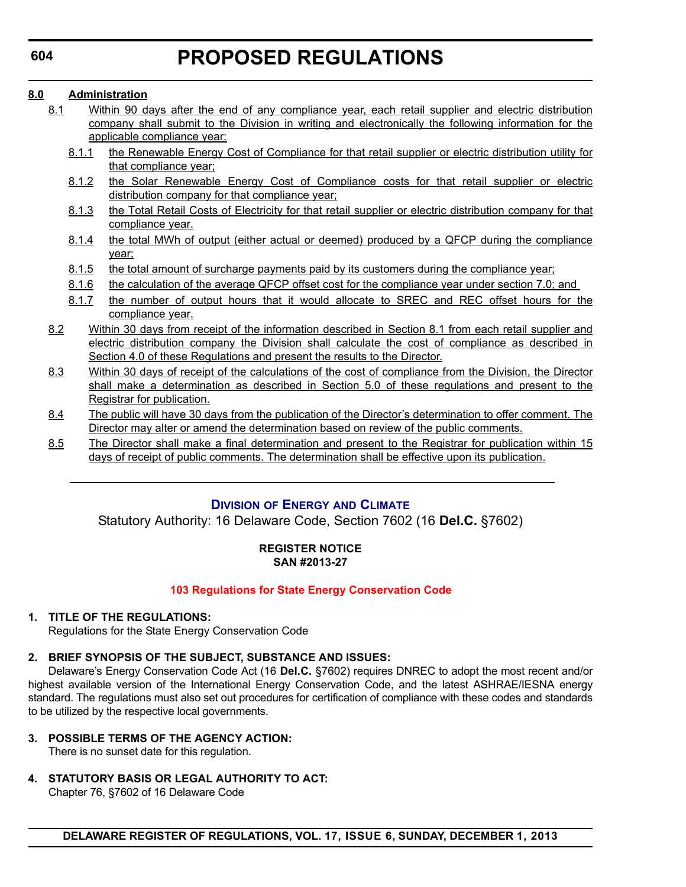**8.0 Administration**

8.1 Within 90 days after the end of any compliance year, each retail supplier and electric distribution company shall submit to the Division in writing and electronically the following information for the applicable compliance year:

8.1.1 the Renewable Energy Cost of Compliance for that retail supplier or electric distribution utility for that compliance year;

8.1.2 the Solar Renewable Energy Cost of Compliance costs for that retail supplier or electric distribution company for that compliance year;

8.1.3 the Total Retail Costs of Electricity for that retail supplier or electric distribution company for that compliance year.

8.1.4 the total MWh of output (either actual or deemed) produced by a QFCP during the compliance year;

8.1.5 the total amount of surcharge payments paid by its customers during the compliance year;

8.1.6 the calculation of the average QFCP offset cost for the compliance year under section 7.0; and

8.1.7 the number of output hours that it would allocate to SREC and REC offset hours for the compliance year.

8.2 Within 30 days from receipt of the information described in Section 8.1 from each retail supplier and electric distribution company the Division shall calculate the cost of compliance as described in Section 4.0 of these Regulations and present the results to the Director.

8.3 Within 30 days of receipt of the calculations of the cost of compliance from the Division, the Director shall make a determination as described in Section 5.0 of these regulations and present to the Registrar for publication.

8.4 The public will have 30 days from the publication of the Director's determination to offer comment. The Director may alter or amend the determination based on review of the public comments.

8.5 The Director shall make a final determination and present to the Registrar for publication within 15 days of receipt of public comments. The determination shall be effective upon its publication.

---

## Division of Energy and Climate

Statutory Authority: 16 Delaware Code, Section 7602 (16 **Del.C.** §7602)

**REGISTER NOTICE**
**SAN #2013-27**

### 103 Regulations for State Energy Conservation Code

**1. TITLE OF THE REGULATIONS:**

Regulations for the State Energy Conservation Code

**2. BRIEF SYNOPSIS OF THE SUBJECT, SUBSTANCE AND ISSUES:**

Delaware's Energy Conservation Code Act (16 **Del.C.** §7602) requires DNREC to adopt the most recent and/or highest available version of the International Energy Conservation Code, and the latest ASHRAE/IESNA energy standard. The regulations must also set out procedures for certification of compliance with these codes and standards to be utilized by the respective local governments.

**3. POSSIBLE TERMS OF THE AGENCY ACTION:**

There is no sunset date for this regulation.

**4. STATUTORY BASIS OR LEGAL AUTHORITY TO ACT:**

Chapter 76, §7602 of 16 Delaware Code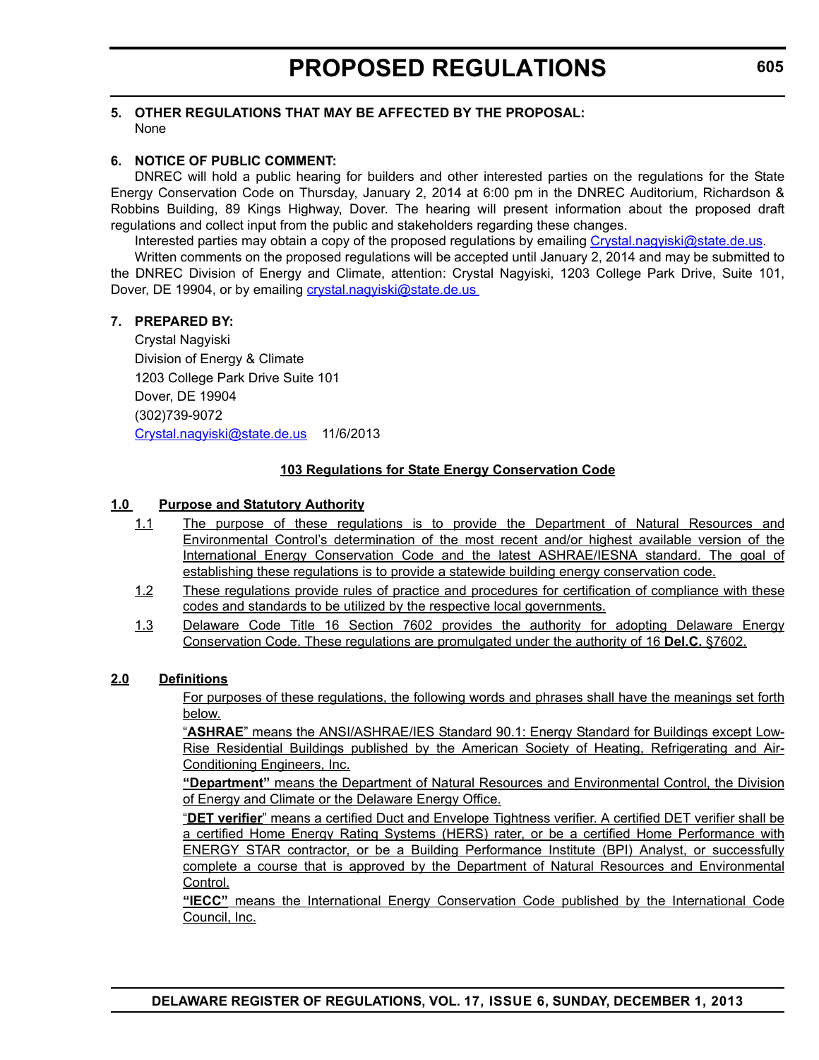**5. OTHER REGULATIONS THAT MAY BE AFFECTED BY THE PROPOSAL:**

None

**6. NOTICE OF PUBLIC COMMENT:**

DNREC will hold a public hearing for builders and other interested parties on the regulations for the State Energy Conservation Code on Thursday, January 2, 2014 at 6:00 pm in the DNREC Auditorium, Richardson & Robbins Building, 89 Kings Highway, Dover. The hearing will present information about the proposed draft regulations and collect input from the public and stakeholders regarding these changes.

Interested parties may obtain a copy of the proposed regulations by emailing Crystal.nagyiski@state.de.us.

Written comments on the proposed regulations will be accepted until January 2, 2014 and may be submitted to the DNREC Division of Energy and Climate, attention: Crystal Nagyiski, 1203 College Park Drive, Suite 101, Dover, DE 19904, or by emailing crystal.nagyiski@state.de.us

**7. PREPARED BY:**

Crystal Nagyiski
Division of Energy & Climate
1203 College Park Drive Suite 101
Dover, DE 19904
(302)739-9072
Crystal.nagyiski@state.de.us 11/6/2013

## 103 Regulations for State Energy Conservation Code

### 1.0 Purpose and Statutory Authority

1.1 The purpose of these regulations is to provide the Department of Natural Resources and Environmental Control's determination of the most recent and/or highest available version of the International Energy Conservation Code and the latest ASHRAE/IESNA standard. The goal of establishing these regulations is to provide a statewide building energy conservation code.

1.2 These regulations provide rules of practice and procedures for certification of compliance with these codes and standards to be utilized by the respective local governments.

1.3 Delaware Code Title 16 Section 7602 provides the authority for adopting Delaware Energy Conservation Code. These regulations are promulgated under the authority of 16 **Del.C.** §7602.

### 2.0 Definitions

For purposes of these regulations, the following words and phrases shall have the meanings set forth below.

"**ASHRAE**" means the ANSI/ASHRAE/IES Standard 90.1: Energy Standard for Buildings except Low-Rise Residential Buildings published by the American Society of Heating, Refrigerating and Air-Conditioning Engineers, Inc.

**"Department"** means the Department of Natural Resources and Environmental Control, the Division of Energy and Climate or the Delaware Energy Office.

"**DET verifier**" means a certified Duct and Envelope Tightness verifier. A certified DET verifier shall be a certified Home Energy Rating Systems (HERS) rater, or be a certified Home Performance with ENERGY STAR contractor, or be a Building Performance Institute (BPI) Analyst, or successfully complete a course that is approved by the Department of Natural Resources and Environmental Control.

**"IECC"** means the International Energy Conservation Code published by the International Code Council, Inc.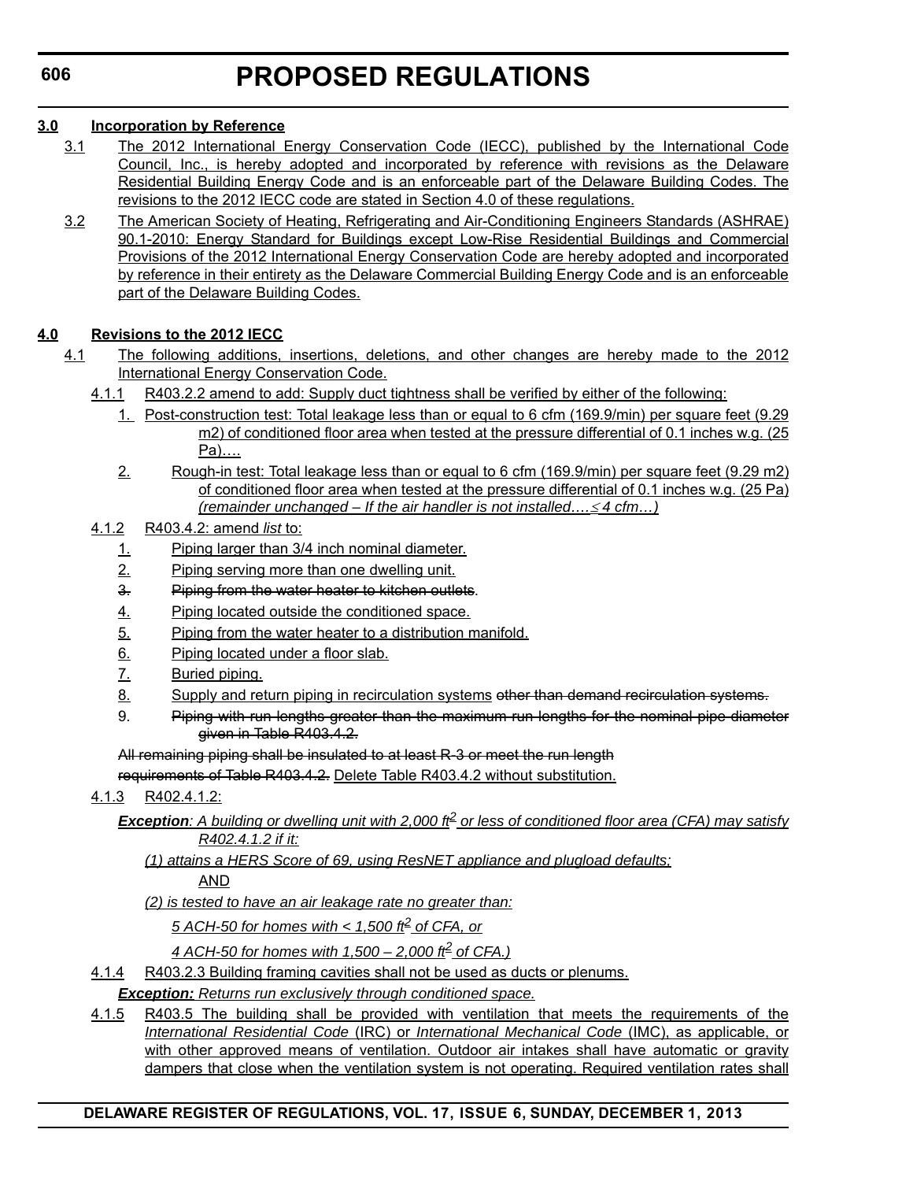**3.0 Incorporation by Reference**

3.1 The 2012 International Energy Conservation Code (IECC), published by the International Code Council, Inc., is hereby adopted and incorporated by reference with revisions as the Delaware Residential Building Energy Code and is an enforceable part of the Delaware Building Codes. The revisions to the 2012 IECC code are stated in Section 4.0 of these regulations.

3.2 The American Society of Heating, Refrigerating and Air-Conditioning Engineers Standards (ASHRAE) 90.1-2010: Energy Standard for Buildings except Low-Rise Residential Buildings and Commercial Provisions of the 2012 International Energy Conservation Code are hereby adopted and incorporated by reference in their entirety as the Delaware Commercial Building Energy Code and is an enforceable part of the Delaware Building Codes.

**4.0 Revisions to the 2012 IECC**

4.1 The following additions, insertions, deletions, and other changes are hereby made to the 2012 International Energy Conservation Code.

4.1.1 R403.2.2 amend to add: Supply duct tightness shall be verified by either of the following:

1. Post-construction test: Total leakage less than or equal to 6 cfm (169.9/min) per square feet (9.29 m2) of conditioned floor area when tested at the pressure differential of 0.1 inches w.g. (25 Pa)….
2. Rough-in test: Total leakage less than or equal to 6 cfm (169.9/min) per square feet (9.29 m2) of conditioned floor area when tested at the pressure differential of 0.1 inches w.g. (25 Pa) *(remainder unchanged – If the air handler is not installed…. ≤ 4 cfm…)*

4.1.2 R403.4.2: amend *list* to:

1. Piping larger than 3/4 inch nominal diameter.
2. Piping serving more than one dwelling unit.
3. ~~Piping from the water heater to kitchen outlets~~.
4. Piping located outside the conditioned space.
5. Piping from the water heater to a distribution manifold.
6. Piping located under a floor slab.
7. Buried piping.
8. Supply and return piping in recirculation systems ~~other than demand recirculation systems.~~
9. ~~Piping with run lengths greater than the maximum run lengths for the nominal pipe diameter given in Table R403.4.2.~~

~~All remaining piping shall be insulated to at least R-3 or meet the run length requirements of Table R403.4.2.~~ Delete Table R403.4.2 without substitution.

4.1.3 R402.4.1.2:

***Exception****: A building or dwelling unit with 2,000 ft² or less of conditioned floor area (CFA) may satisfy R402.4.1.2 if it:*

*(1) attains a HERS Score of 69, using ResNET appliance and plugload defaults;*

AND

*(2) is tested to have an air leakage rate no greater than:*

*5 ACH-50 for homes with < 1,500 ft² of CFA, or*

*4 ACH-50 for homes with 1,500 – 2,000 ft² of CFA.)*

4.1.4 R403.2.3 Building framing cavities shall not be used as ducts or plenums.

***Exception:*** *Returns run exclusively through conditioned space.*

4.1.5 R403.5 The building shall be provided with ventilation that meets the requirements of the *International Residential Code* (IRC) or *International Mechanical Code* (IMC), as applicable, or with other approved means of ventilation. Outdoor air intakes shall have automatic or gravity dampers that close when the ventilation system is not operating. Required ventilation rates shall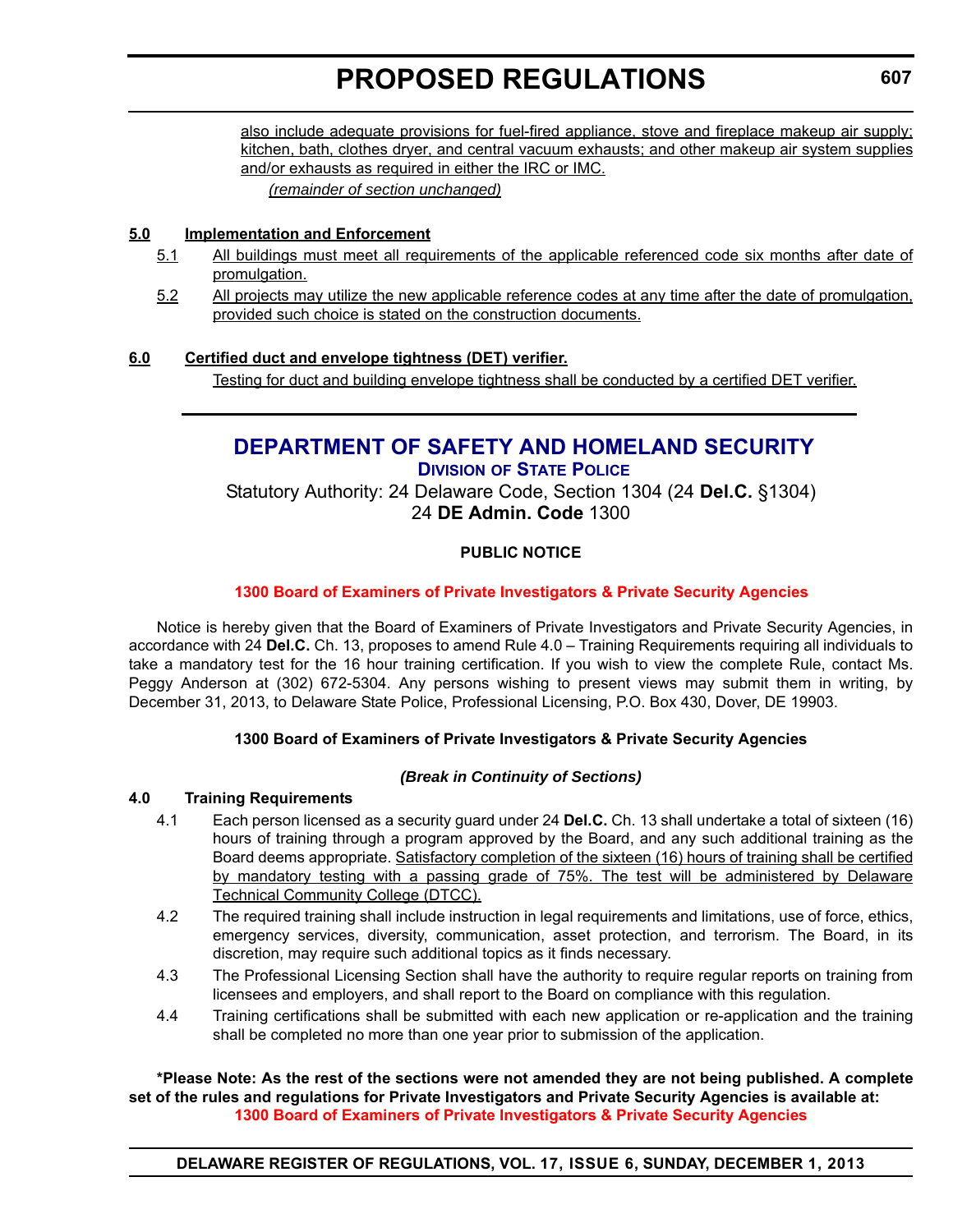also include adequate provisions for fuel-fired appliance, stove and fireplace makeup air supply; kitchen, bath, clothes dryer, and central vacuum exhausts; and other makeup air system supplies and/or exhausts as required in either the IRC or IMC.

*(remainder of section unchanged)*

**5.0 Implementation and Enforcement**

5.1 All buildings must meet all requirements of the applicable referenced code six months after date of promulgation.

5.2 All projects may utilize the new applicable reference codes at any time after the date of promulgation, provided such choice is stated on the construction documents.

**6.0 Certified duct and envelope tightness (DET) verifier.**

Testing for duct and building envelope tightness shall be conducted by a certified DET verifier.

---

# DEPARTMENT OF SAFETY AND HOMELAND SECURITY

## Division of State Police

Statutory Authority: 24 Delaware Code, Section 1304 (24 **Del.C.** §1304)
24 **DE Admin. Code** 1300

**PUBLIC NOTICE**

**1300 Board of Examiners of Private Investigators & Private Security Agencies**

Notice is hereby given that the Board of Examiners of Private Investigators and Private Security Agencies, in accordance with 24 **Del.C.** Ch. 13, proposes to amend Rule 4.0 – Training Requirements requiring all individuals to take a mandatory test for the 16 hour training certification. If you wish to view the complete Rule, contact Ms. Peggy Anderson at (302) 672-5304. Any persons wishing to present views may submit them in writing, by December 31, 2013, to Delaware State Police, Professional Licensing, P.O. Box 430, Dover, DE 19903.

**1300 Board of Examiners of Private Investigators & Private Security Agencies**

***(Break in Continuity of Sections)***

**4.0 Training Requirements**

4.1 Each person licensed as a security guard under 24 **Del.C.** Ch. 13 shall undertake a total of sixteen (16) hours of training through a program approved by the Board, and any such additional training as the Board deems appropriate. Satisfactory completion of the sixteen (16) hours of training shall be certified by mandatory testing with a passing grade of 75%. The test will be administered by Delaware Technical Community College (DTCC).

4.2 The required training shall include instruction in legal requirements and limitations, use of force, ethics, emergency services, diversity, communication, asset protection, and terrorism. The Board, in its discretion, may require such additional topics as it finds necessary.

4.3 The Professional Licensing Section shall have the authority to require regular reports on training from licensees and employers, and shall report to the Board on compliance with this regulation.

4.4 Training certifications shall be submitted with each new application or re-application and the training shall be completed no more than one year prior to submission of the application.

**\*Please Note: As the rest of the sections were not amended they are not being published. A complete set of the rules and regulations for Private Investigators and Private Security Agencies is available at: 1300 Board of Examiners of Private Investigators & Private Security Agencies**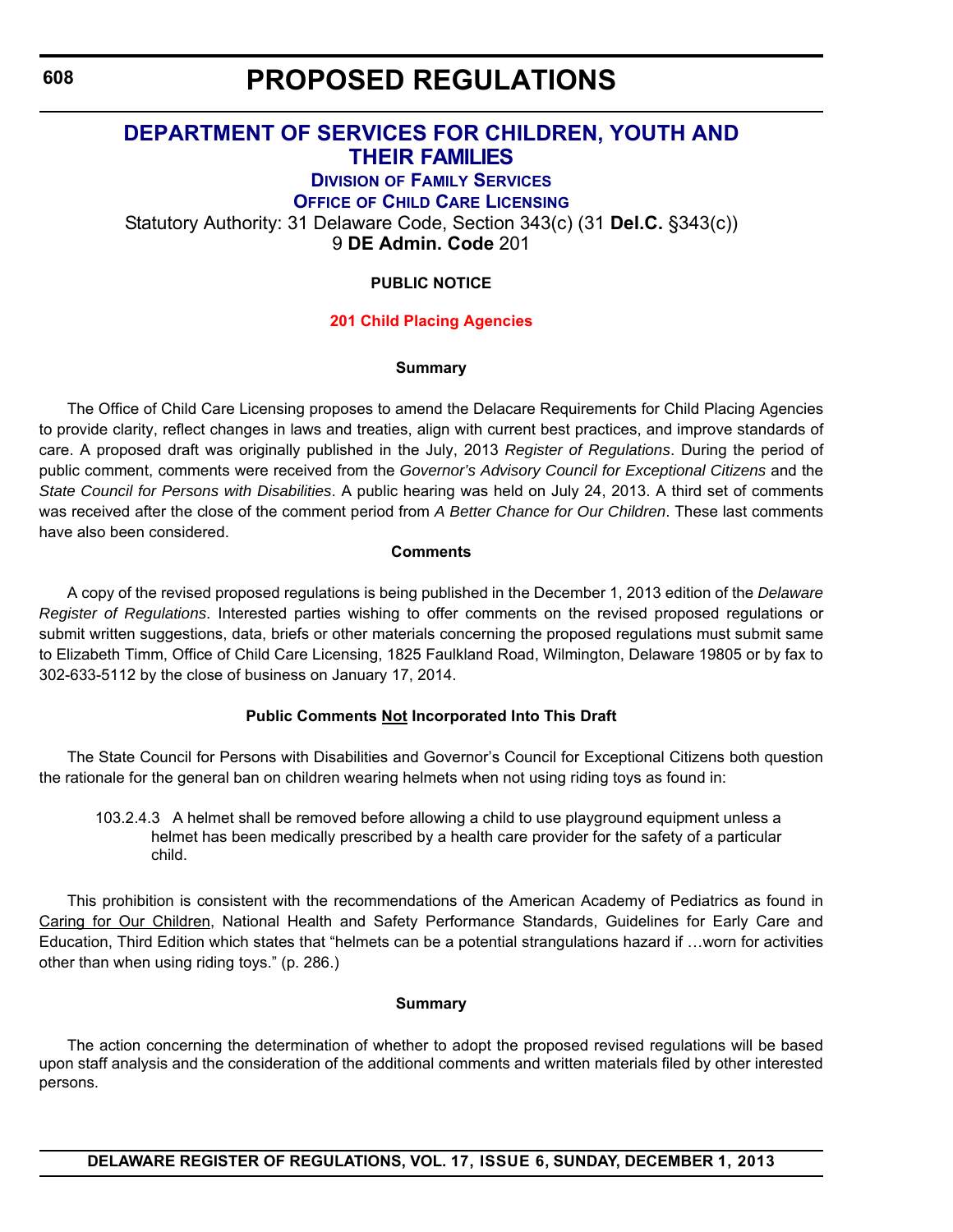# PROPOSED REGULATIONS

## DEPARTMENT OF SERVICES FOR CHILDREN, YOUTH AND THEIR FAMILIES

### DIVISION OF FAMILY SERVICES

### OFFICE OF CHILD CARE LICENSING

Statutory Authority: 31 Delaware Code, Section 343(c) (31 **Del.C.** §343(c))

9 **DE Admin. Code** 201

**PUBLIC NOTICE**

**201 Child Placing Agencies**

**Summary**

The Office of Child Care Licensing proposes to amend the Delacare Requirements for Child Placing Agencies to provide clarity, reflect changes in laws and treaties, align with current best practices, and improve standards of care. A proposed draft was originally published in the July, 2013 *Register of Regulations*. During the period of public comment, comments were received from the *Governor's Advisory Council for Exceptional Citizens* and the *State Council for Persons with Disabilities*. A public hearing was held on July 24, 2013. A third set of comments was received after the close of the comment period from *A Better Chance for Our Children*. These last comments have also been considered.

**Comments**

A copy of the revised proposed regulations is being published in the December 1, 2013 edition of the *Delaware Register of Regulations*. Interested parties wishing to offer comments on the revised proposed regulations or submit written suggestions, data, briefs or other materials concerning the proposed regulations must submit same to Elizabeth Timm, Office of Child Care Licensing, 1825 Faulkland Road, Wilmington, Delaware 19805 or by fax to 302-633-5112 by the close of business on January 17, 2014.

**Public Comments Not Incorporated Into This Draft**

The State Council for Persons with Disabilities and Governor's Council for Exceptional Citizens both question the rationale for the general ban on children wearing helmets when not using riding toys as found in:

> 103.2.4.3 A helmet shall be removed before allowing a child to use playground equipment unless a helmet has been medically prescribed by a health care provider for the safety of a particular child.

This prohibition is consistent with the recommendations of the American Academy of Pediatrics as found in Caring for Our Children, National Health and Safety Performance Standards, Guidelines for Early Care and Education, Third Edition which states that "helmets can be a potential strangulations hazard if …worn for activities other than when using riding toys." (p. 286.)

**Summary**

The action concerning the determination of whether to adopt the proposed revised regulations will be based upon staff analysis and the consideration of the additional comments and written materials filed by other interested persons.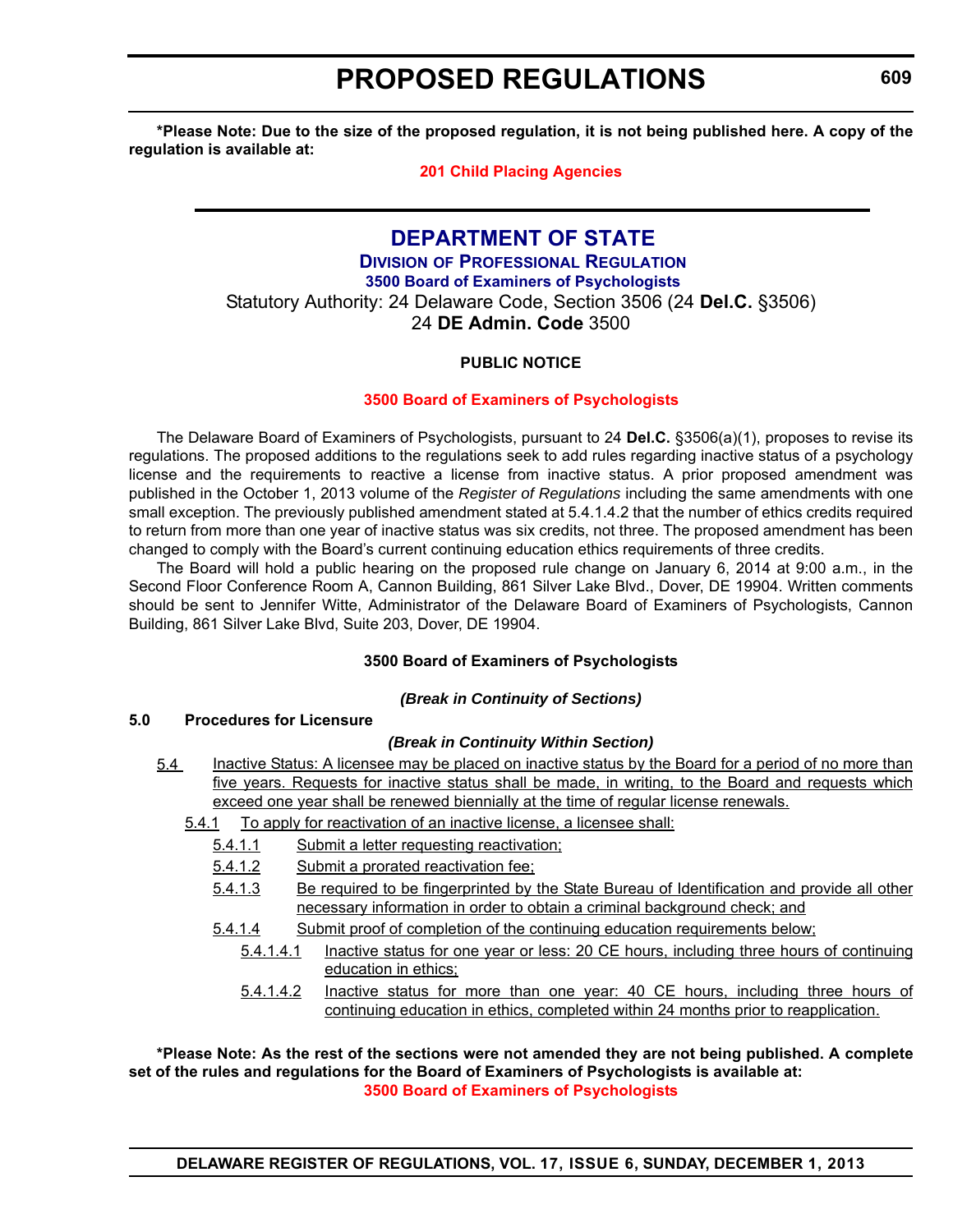**\*Please Note: Due to the size of the proposed regulation, it is not being published here. A copy of the regulation is available at:**

**201 Child Placing Agencies**

---

# DEPARTMENT OF STATE

## DIVISION OF PROFESSIONAL REGULATION

### 3500 Board of Examiners of Psychologists

Statutory Authority: 24 Delaware Code, Section 3506 (24 **Del.C.** §3506)

24 **DE Admin. Code** 3500

**PUBLIC NOTICE**

**3500 Board of Examiners of Psychologists**

The Delaware Board of Examiners of Psychologists, pursuant to 24 **Del.C.** §3506(a)(1), proposes to revise its regulations. The proposed additions to the regulations seek to add rules regarding inactive status of a psychology license and the requirements to reactive a license from inactive status. A prior proposed amendment was published in the October 1, 2013 volume of the *Register of Regulations* including the same amendments with one small exception. The previously published amendment stated at 5.4.1.4.2 that the number of ethics credits required to return from more than one year of inactive status was six credits, not three. The proposed amendment has been changed to comply with the Board's current continuing education ethics requirements of three credits.

The Board will hold a public hearing on the proposed rule change on January 6, 2014 at 9:00 a.m., in the Second Floor Conference Room A, Cannon Building, 861 Silver Lake Blvd., Dover, DE 19904. Written comments should be sent to Jennifer Witte, Administrator of the Delaware Board of Examiners of Psychologists, Cannon Building, 861 Silver Lake Blvd, Suite 203, Dover, DE 19904.

**3500 Board of Examiners of Psychologists**

***(Break in Continuity of Sections)***

**5.0 Procedures for Licensure**

***(Break in Continuity Within Section)***

5.4 Inactive Status: A licensee may be placed on inactive status by the Board for a period of no more than five years. Requests for inactive status shall be made, in writing, to the Board and requests which exceed one year shall be renewed biennially at the time of regular license renewals.

5.4.1 To apply for reactivation of an inactive license, a licensee shall:

5.4.1.1 Submit a letter requesting reactivation;

5.4.1.2 Submit a prorated reactivation fee;

5.4.1.3 Be required to be fingerprinted by the State Bureau of Identification and provide all other necessary information in order to obtain a criminal background check; and

5.4.1.4 Submit proof of completion of the continuing education requirements below;

5.4.1.4.1 Inactive status for one year or less: 20 CE hours, including three hours of continuing education in ethics;

5.4.1.4.2 Inactive status for more than one year: 40 CE hours, including three hours of continuing education in ethics, completed within 24 months prior to reapplication.

**\*Please Note: As the rest of the sections were not amended they are not being published. A complete set of the rules and regulations for the Board of Examiners of Psychologists is available at:**

**3500 Board of Examiners of Psychologists**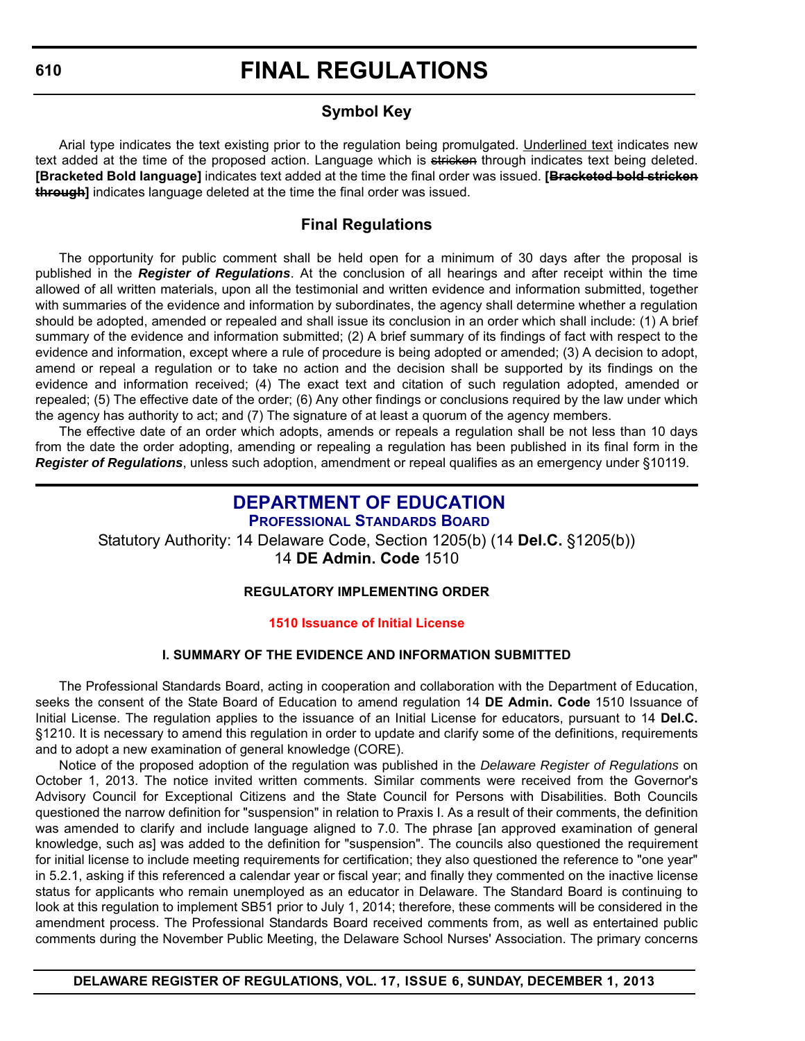# FINAL REGULATIONS

## Symbol Key

Arial type indicates the text existing prior to the regulation being promulgated. Underlined text indicates new text added at the time of the proposed action. Language which is ~~stricken~~ through indicates text being deleted. **[Bracketed Bold language]** indicates text added at the time the final order was issued. **[~~Bracketed bold stricken through~~]** indicates language deleted at the time the final order was issued.

## Final Regulations

The opportunity for public comment shall be held open for a minimum of 30 days after the proposal is published in the ***Register of Regulations***. At the conclusion of all hearings and after receipt within the time allowed of all written materials, upon all the testimonial and written evidence and information submitted, together with summaries of the evidence and information by subordinates, the agency shall determine whether a regulation should be adopted, amended or repealed and shall issue its conclusion in an order which shall include: (1) A brief summary of the evidence and information submitted; (2) A brief summary of its findings of fact with respect to the evidence and information, except where a rule of procedure is being adopted or amended; (3) A decision to adopt, amend or repeal a regulation or to take no action and the decision shall be supported by its findings on the evidence and information received; (4) The exact text and citation of such regulation adopted, amended or repealed; (5) The effective date of the order; (6) Any other findings or conclusions required by the law under which the agency has authority to act; and (7) The signature of at least a quorum of the agency members.

The effective date of an order which adopts, amends or repeals a regulation shall be not less than 10 days from the date the order adopting, amending or repealing a regulation has been published in its final form in the ***Register of Regulations***, unless such adoption, amendment or repeal qualifies as an emergency under §10119.

## DEPARTMENT OF EDUCATION

### Professional Standards Board

Statutory Authority: 14 Delaware Code, Section 1205(b) (14 **Del.C.** §1205(b))
14 **DE Admin. Code** 1510

**REGULATORY IMPLEMENTING ORDER**

**1510 Issuance of Initial License**

**I. SUMMARY OF THE EVIDENCE AND INFORMATION SUBMITTED**

The Professional Standards Board, acting in cooperation and collaboration with the Department of Education, seeks the consent of the State Board of Education to amend regulation 14 **DE Admin. Code** 1510 Issuance of Initial License. The regulation applies to the issuance of an Initial License for educators, pursuant to 14 **Del.C.** §1210. It is necessary to amend this regulation in order to update and clarify some of the definitions, requirements and to adopt a new examination of general knowledge (CORE).

Notice of the proposed adoption of the regulation was published in the *Delaware Register of Regulations* on October 1, 2013. The notice invited written comments. Similar comments were received from the Governor's Advisory Council for Exceptional Citizens and the State Council for Persons with Disabilities. Both Councils questioned the narrow definition for "suspension" in relation to Praxis I. As a result of their comments, the definition was amended to clarify and include language aligned to 7.0. The phrase [an approved examination of general knowledge, such as] was added to the definition for "suspension". The councils also questioned the requirement for initial license to include meeting requirements for certification; they also questioned the reference to "one year" in 5.2.1, asking if this referenced a calendar year or fiscal year; and finally they commented on the inactive license status for applicants who remain unemployed as an educator in Delaware. The Standard Board is continuing to look at this regulation to implement SB51 prior to July 1, 2014; therefore, these comments will be considered in the amendment process. The Professional Standards Board received comments from, as well as entertained public comments during the November Public Meeting, the Delaware School Nurses' Association. The primary concerns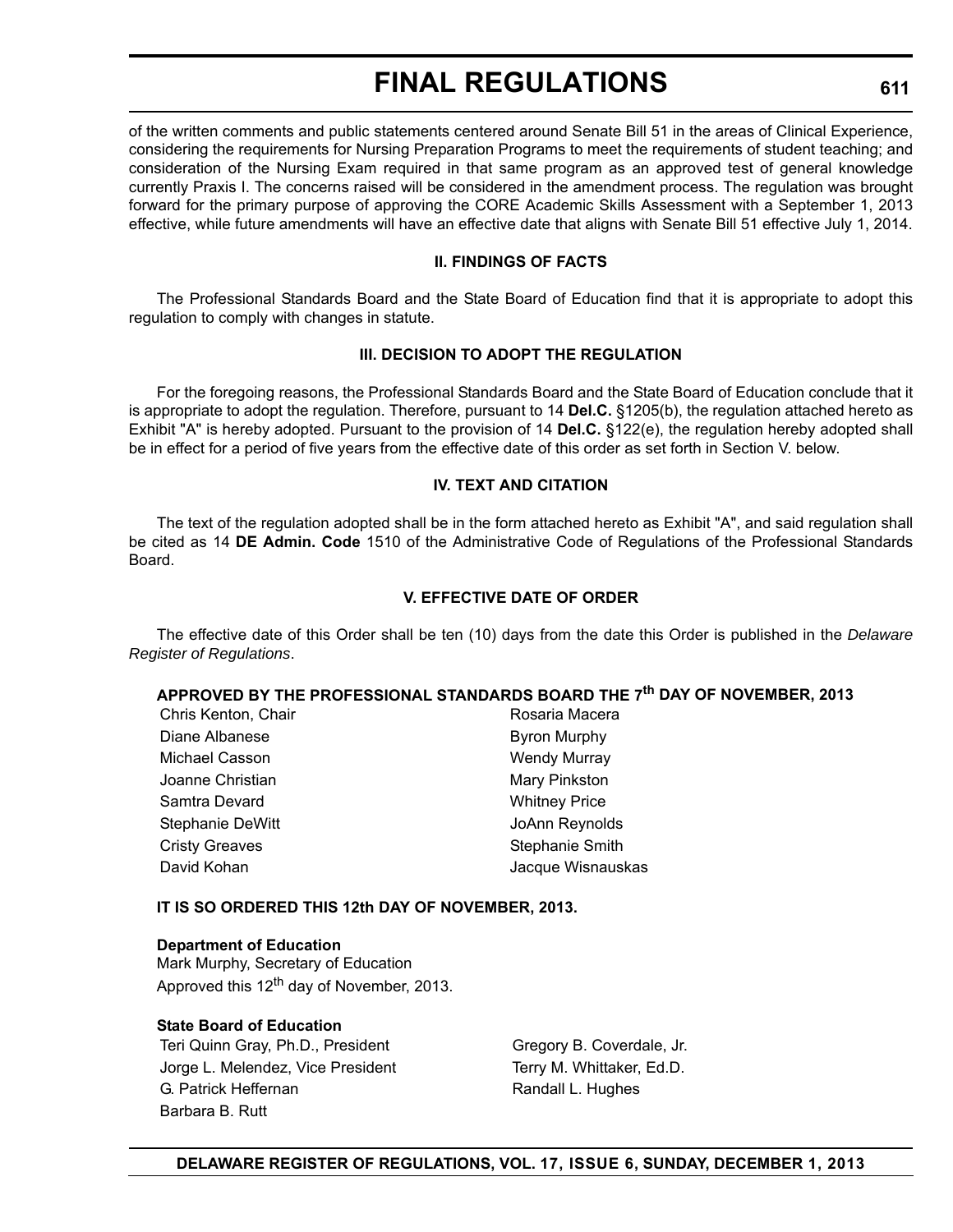of the written comments and public statements centered around Senate Bill 51 in the areas of Clinical Experience, considering the requirements for Nursing Preparation Programs to meet the requirements of student teaching; and consideration of the Nursing Exam required in that same program as an approved test of general knowledge currently Praxis I. The concerns raised will be considered in the amendment process. The regulation was brought forward for the primary purpose of approving the CORE Academic Skills Assessment with a September 1, 2013 effective, while future amendments will have an effective date that aligns with Senate Bill 51 effective July 1, 2014.

### II. FINDINGS OF FACTS

The Professional Standards Board and the State Board of Education find that it is appropriate to adopt this regulation to comply with changes in statute.

### III. DECISION TO ADOPT THE REGULATION

For the foregoing reasons, the Professional Standards Board and the State Board of Education conclude that it is appropriate to adopt the regulation. Therefore, pursuant to 14 **Del.C.** §1205(b), the regulation attached hereto as Exhibit "A" is hereby adopted. Pursuant to the provision of 14 **Del.C.** §122(e), the regulation hereby adopted shall be in effect for a period of five years from the effective date of this order as set forth in Section V. below.

### IV. TEXT AND CITATION

The text of the regulation adopted shall be in the form attached hereto as Exhibit "A", and said regulation shall be cited as 14 **DE Admin. Code** 1510 of the Administrative Code of Regulations of the Professional Standards Board.

### V. EFFECTIVE DATE OF ORDER

The effective date of this Order shall be ten (10) days from the date this Order is published in the *Delaware Register of Regulations*.

**APPROVED BY THE PROFESSIONAL STANDARDS BOARD THE 7th DAY OF NOVEMBER, 2013**

Chris Kenton, Chair
Diane Albanese
Michael Casson
Joanne Christian
Samtra Devard
Stephanie DeWitt
Cristy Greaves
David Kohan
Rosaria Macera
Byron Murphy
Wendy Murray
Mary Pinkston
Whitney Price
JoAnn Reynolds
Stephanie Smith
Jacque Wisnauskas

**IT IS SO ORDERED THIS 12th DAY OF NOVEMBER, 2013.**

**Department of Education**
Mark Murphy, Secretary of Education
Approved this 12th day of November, 2013.

**State Board of Education**
Teri Quinn Gray, Ph.D., President
Jorge L. Melendez, Vice President
G. Patrick Heffernan
Barbara B. Rutt
Gregory B. Coverdale, Jr.
Terry M. Whittaker, Ed.D.
Randall L. Hughes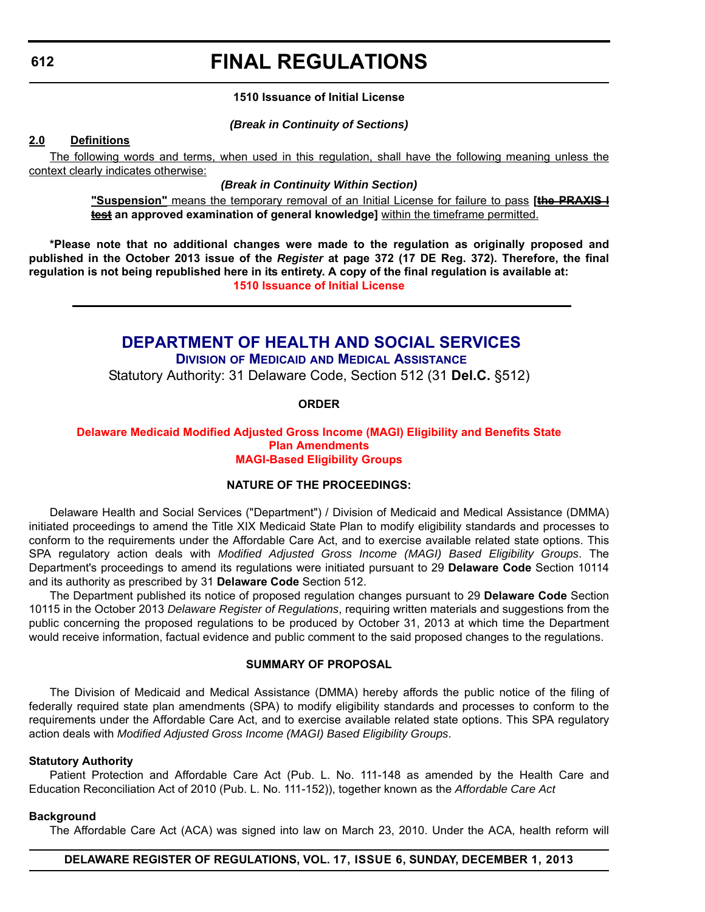**1510 Issuance of Initial License**

***(Break in Continuity of Sections)***

**2.0 Definitions**

The following words and terms, when used in this regulation, shall have the following meaning unless the context clearly indicates otherwise:

***(Break in Continuity Within Section)***

**"Suspension"** means the temporary removal of an Initial License for failure to pass **[~~the PRAXIS I test~~ an approved examination of general knowledge]** within the timeframe permitted.

**\*Please note that no additional changes were made to the regulation as originally proposed and published in the October 2013 issue of the *Register* at page 372 (17 DE Reg. 372). Therefore, the final regulation is not being republished here in its entirety. A copy of the final regulation is available at:**

**1510 Issuance of Initial License**

---

## DEPARTMENT OF HEALTH AND SOCIAL SERVICES

### Division of Medicaid and Medical Assistance

Statutory Authority: 31 Delaware Code, Section 512 (31 **Del.C.** §512)

**ORDER**

**Delaware Medicaid Modified Adjusted Gross Income (MAGI) Eligibility and Benefits State Plan Amendments**
**MAGI-Based Eligibility Groups**

**NATURE OF THE PROCEEDINGS:**

Delaware Health and Social Services ("Department") / Division of Medicaid and Medical Assistance (DMMA) initiated proceedings to amend the Title XIX Medicaid State Plan to modify eligibility standards and processes to conform to the requirements under the Affordable Care Act, and to exercise available related state options. This SPA regulatory action deals with *Modified Adjusted Gross Income (MAGI) Based Eligibility Groups*. The Department's proceedings to amend its regulations were initiated pursuant to 29 **Delaware Code** Section 10114 and its authority as prescribed by 31 **Delaware Code** Section 512.

The Department published its notice of proposed regulation changes pursuant to 29 **Delaware Code** Section 10115 in the October 2013 *Delaware Register of Regulations*, requiring written materials and suggestions from the public concerning the proposed regulations to be produced by October 31, 2013 at which time the Department would receive information, factual evidence and public comment to the said proposed changes to the regulations.

**SUMMARY OF PROPOSAL**

The Division of Medicaid and Medical Assistance (DMMA) hereby affords the public notice of the filing of federally required state plan amendments (SPA) to modify eligibility standards and processes to conform to the requirements under the Affordable Care Act, and to exercise available related state options. This SPA regulatory action deals with *Modified Adjusted Gross Income (MAGI) Based Eligibility Groups*.

**Statutory Authority**

Patient Protection and Affordable Care Act (Pub. L. No. 111-148 as amended by the Health Care and Education Reconciliation Act of 2010 (Pub. L. No. 111-152)), together known as the *Affordable Care Act*

**Background**

The Affordable Care Act (ACA) was signed into law on March 23, 2010. Under the ACA, health reform will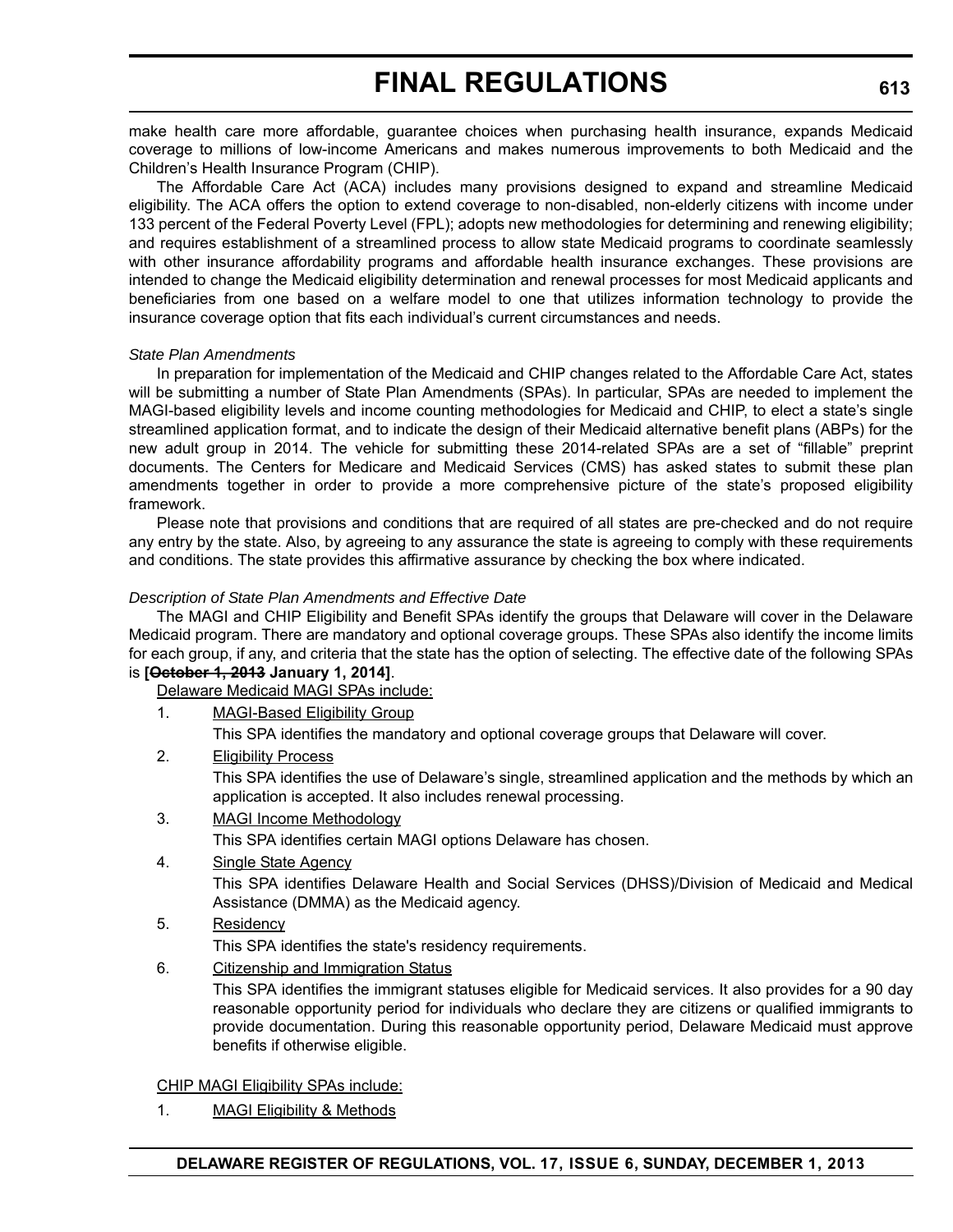make health care more affordable, guarantee choices when purchasing health insurance, expands Medicaid coverage to millions of low-income Americans and makes numerous improvements to both Medicaid and the Children's Health Insurance Program (CHIP).

The Affordable Care Act (ACA) includes many provisions designed to expand and streamline Medicaid eligibility. The ACA offers the option to extend coverage to non-disabled, non-elderly citizens with income under 133 percent of the Federal Poverty Level (FPL); adopts new methodologies for determining and renewing eligibility; and requires establishment of a streamlined process to allow state Medicaid programs to coordinate seamlessly with other insurance affordability programs and affordable health insurance exchanges. These provisions are intended to change the Medicaid eligibility determination and renewal processes for most Medicaid applicants and beneficiaries from one based on a welfare model to one that utilizes information technology to provide the insurance coverage option that fits each individual's current circumstances and needs.

*State Plan Amendments*

In preparation for implementation of the Medicaid and CHIP changes related to the Affordable Care Act, states will be submitting a number of State Plan Amendments (SPAs). In particular, SPAs are needed to implement the MAGI-based eligibility levels and income counting methodologies for Medicaid and CHIP, to elect a state's single streamlined application format, and to indicate the design of their Medicaid alternative benefit plans (ABPs) for the new adult group in 2014. The vehicle for submitting these 2014-related SPAs are a set of "fillable" preprint documents. The Centers for Medicare and Medicaid Services (CMS) has asked states to submit these plan amendments together in order to provide a more comprehensive picture of the state's proposed eligibility framework.

Please note that provisions and conditions that are required of all states are pre-checked and do not require any entry by the state. Also, by agreeing to any assurance the state is agreeing to comply with these requirements and conditions. The state provides this affirmative assurance by checking the box where indicated.

*Description of State Plan Amendments and Effective Date*

The MAGI and CHIP Eligibility and Benefit SPAs identify the groups that Delaware will cover in the Delaware Medicaid program. There are mandatory and optional coverage groups. These SPAs also identify the income limits for each group, if any, and criteria that the state has the option of selecting. The effective date of the following SPAs is **[~~October 1, 2013~~ January 1, 2014]**.

Delaware Medicaid MAGI SPAs include:

1. MAGI-Based Eligibility Group

   This SPA identifies the mandatory and optional coverage groups that Delaware will cover.

2. Eligibility Process

   This SPA identifies the use of Delaware's single, streamlined application and the methods by which an application is accepted. It also includes renewal processing.

3. MAGI Income Methodology

   This SPA identifies certain MAGI options Delaware has chosen.

4. Single State Agency

   This SPA identifies Delaware Health and Social Services (DHSS)/Division of Medicaid and Medical Assistance (DMMA) as the Medicaid agency.

5. Residency

   This SPA identifies the state's residency requirements.

6. Citizenship and Immigration Status

   This SPA identifies the immigrant statuses eligible for Medicaid services. It also provides for a 90 day reasonable opportunity period for individuals who declare they are citizens or qualified immigrants to provide documentation. During this reasonable opportunity period, Delaware Medicaid must approve benefits if otherwise eligible.

CHIP MAGI Eligibility SPAs include:

1. MAGI Eligibility & Methods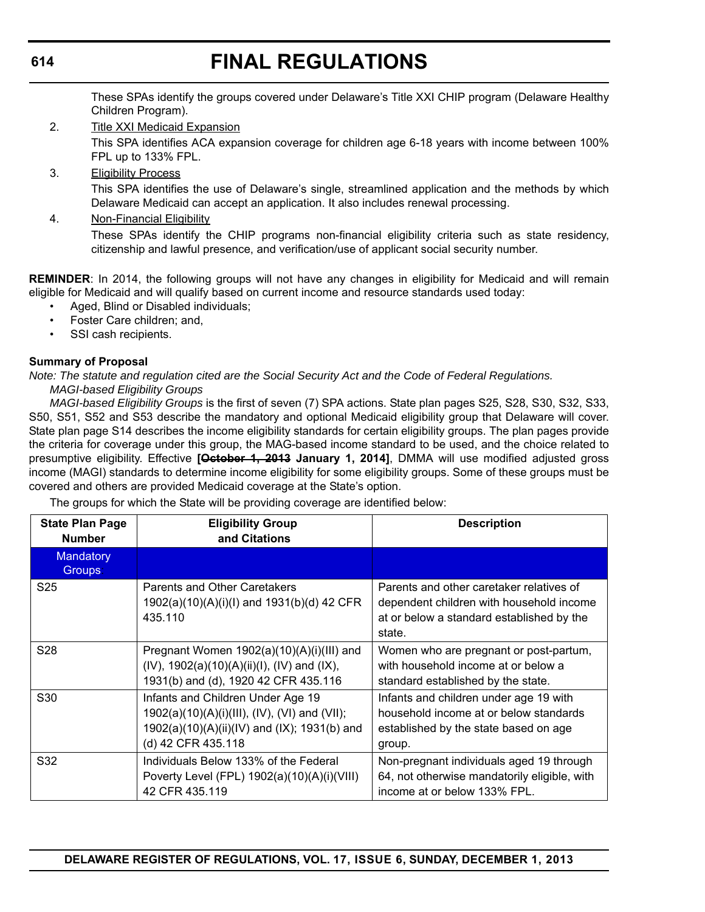These SPAs identify the groups covered under Delaware's Title XXI CHIP program (Delaware Healthy Children Program).

2. Title XXI Medicaid Expansion

   This SPA identifies ACA expansion coverage for children age 6-18 years with income between 100% FPL up to 133% FPL.

3. Eligibility Process

   This SPA identifies the use of Delaware's single, streamlined application and the methods by which Delaware Medicaid can accept an application. It also includes renewal processing.

4. Non-Financial Eligibility

   These SPAs identify the CHIP programs non-financial eligibility criteria such as state residency, citizenship and lawful presence, and verification/use of applicant social security number.

**REMINDER**: In 2014, the following groups will not have any changes in eligibility for Medicaid and will remain eligible for Medicaid and will qualify based on current income and resource standards used today:

- Aged, Blind or Disabled individuals;
- Foster Care children; and,
- SSI cash recipients.

**Summary of Proposal**

*Note: The statute and regulation cited are the Social Security Act and the Code of Federal Regulations.*

*MAGI-based Eligibility Groups*

*MAGI-based Eligibility Groups* is the first of seven (7) SPA actions. State plan pages S25, S28, S30, S32, S33, S50, S51, S52 and S53 describe the mandatory and optional Medicaid eligibility group that Delaware will cover. State plan page S14 describes the income eligibility standards for certain eligibility groups. The plan pages provide the criteria for coverage under this group, the MAG-based income standard to be used, and the choice related to presumptive eligibility. Effective **[~~October 1, 2013~~ January 1, 2014]**, DMMA will use modified adjusted gross income (MAGI) standards to determine income eligibility for some eligibility groups. Some of these groups must be covered and others are provided Medicaid coverage at the State's option.

The groups for which the State will be providing coverage are identified below:

| State Plan Page Number | Eligibility Group and Citations | Description |
|---|---|---|
| Mandatory Groups | | |
| S25 | Parents and Other Caretakers 1902(a)(10)(A)(i)(I) and 1931(b)(d) 42 CFR 435.110 | Parents and other caretaker relatives of dependent children with household income at or below a standard established by the state. |
| S28 | Pregnant Women 1902(a)(10)(A)(i)(III) and (IV), 1902(a)(10)(A)(ii)(I), (IV) and (IX), 1931(b) and (d), 1920 42 CFR 435.116 | Women who are pregnant or post-partum, with household income at or below a standard established by the state. |
| S30 | Infants and Children Under Age 19 1902(a)(10)(A)(i)(III), (IV), (VI) and (VII); 1902(a)(10)(A)(ii)(IV) and (IX); 1931(b) and (d) 42 CFR 435.118 | Infants and children under age 19 with household income at or below standards established by the state based on age group. |
| S32 | Individuals Below 133% of the Federal Poverty Level (FPL) 1902(a)(10)(A)(i)(VIII) 42 CFR 435.119 | Non-pregnant individuals aged 19 through 64, not otherwise mandatorily eligible, with income at or below 133% FPL. |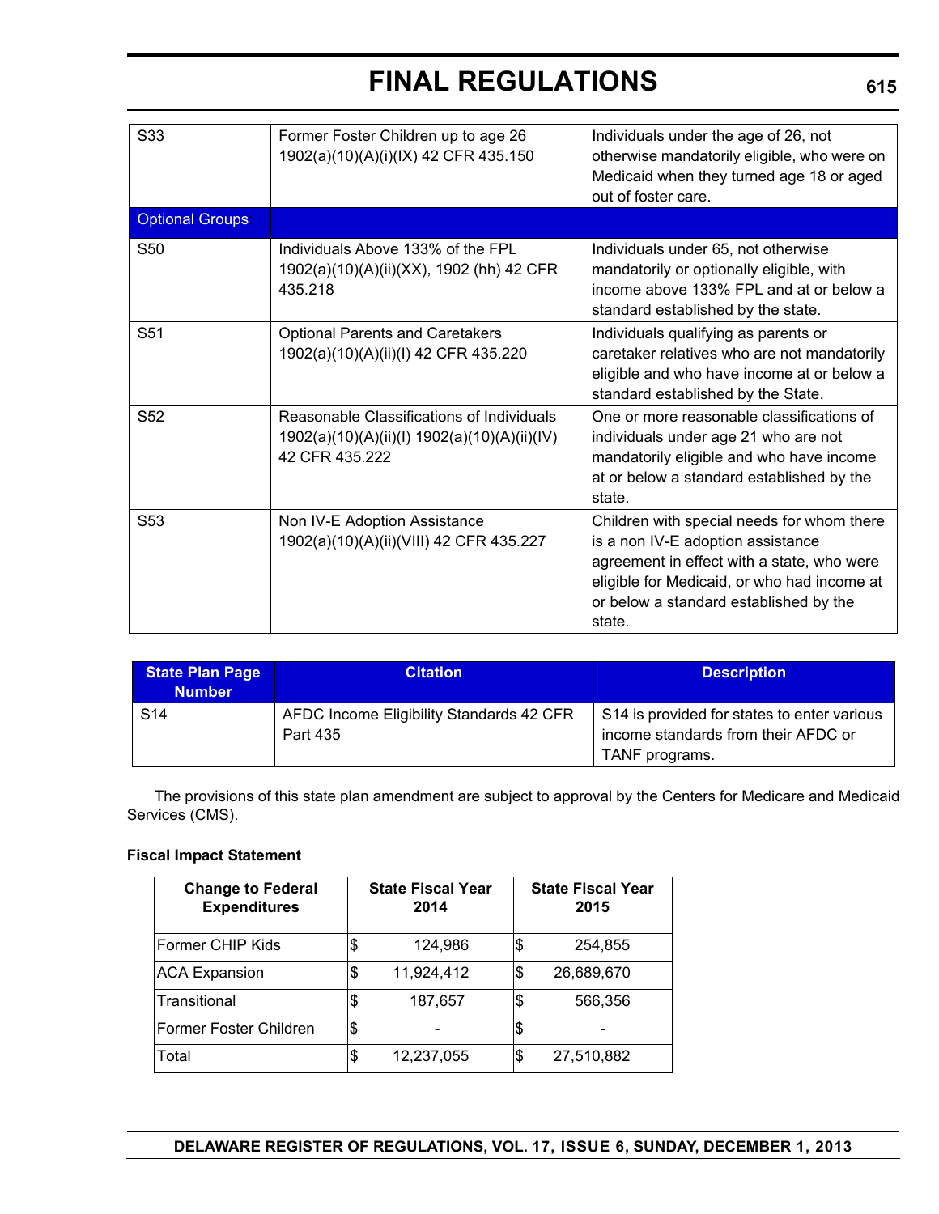| | | |
|---|---|---|
| S33 | Former Foster Children up to age 26 1902(a)(10)(A)(i)(IX) 42 CFR 435.150 | Individuals under the age of 26, not otherwise mandatorily eligible, who were on Medicaid when they turned age 18 or aged out of foster care. |
| Optional Groups | | |
| S50 | Individuals Above 133% of the FPL 1902(a)(10)(A)(ii)(XX), 1902 (hh) 42 CFR 435.218 | Individuals under 65, not otherwise mandatorily or optionally eligible, with income above 133% FPL and at or below a standard established by the state. |
| S51 | Optional Parents and Caretakers 1902(a)(10)(A)(ii)(I) 42 CFR 435.220 | Individuals qualifying as parents or caretaker relatives who are not mandatorily eligible and who have income at or below a standard established by the State. |
| S52 | Reasonable Classifications of Individuals 1902(a)(10)(A)(ii)(I) 1902(a)(10)(A)(ii)(IV) 42 CFR 435.222 | One or more reasonable classifications of individuals under age 21 who are not mandatorily eligible and who have income at or below a standard established by the state. |
| S53 | Non IV-E Adoption Assistance 1902(a)(10)(A)(ii)(VIII) 42 CFR 435.227 | Children with special needs for whom there is a non IV-E adoption assistance agreement in effect with a state, who were eligible for Medicaid, or who had income at or below a standard established by the state. |

| State Plan Page Number | Citation | Description |
|---|---|---|
| S14 | AFDC Income Eligibility Standards 42 CFR Part 435 | S14 is provided for states to enter various income standards from their AFDC or TANF programs. |

The provisions of this state plan amendment are subject to approval by the Centers for Medicare and Medicaid Services (CMS).

**Fiscal Impact Statement**

| Change to Federal Expenditures | State Fiscal Year 2014 | State Fiscal Year 2015 |
|---|---|---|
| Former CHIP Kids | $ 124,986 | $ 254,855 |
| ACA Expansion | $ 11,924,412 | $ 26,689,670 |
| Transitional | $ 187,657 | $ 566,356 |
| Former Foster Children | $ - | $ - |
| Total | $ 12,237,055 | $ 27,510,882 |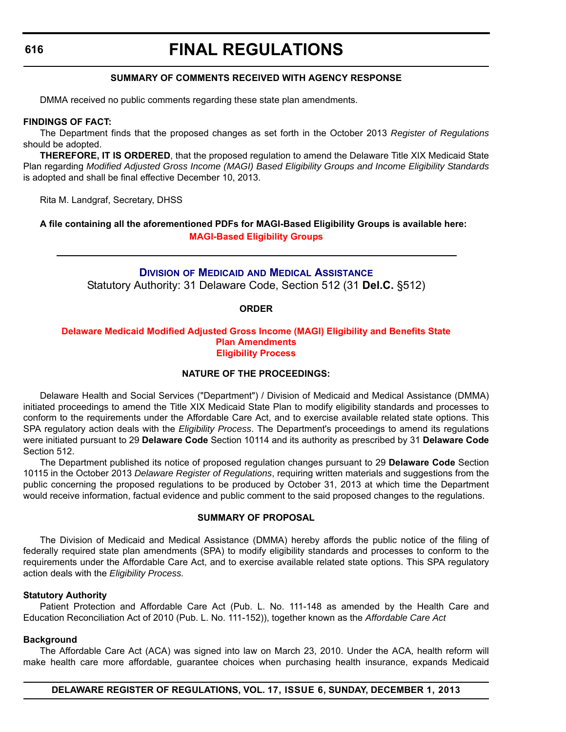**SUMMARY OF COMMENTS RECEIVED WITH AGENCY RESPONSE**

DMMA received no public comments regarding these state plan amendments.

**FINDINGS OF FACT:**

The Department finds that the proposed changes as set forth in the October 2013 *Register of Regulations* should be adopted.

**THEREFORE, IT IS ORDERED**, that the proposed regulation to amend the Delaware Title XIX Medicaid State Plan regarding *Modified Adjusted Gross Income (MAGI) Based Eligibility Groups and Income Eligibility Standards* is adopted and shall be final effective December 10, 2013.

Rita M. Landgraf, Secretary, DHSS

**A file containing all the aforementioned PDFs for MAGI-Based Eligibility Groups is available here:**
**MAGI-Based Eligibility Groups**

---

## Division of Medicaid and Medical Assistance

Statutory Authority: 31 Delaware Code, Section 512 (31 **Del.C.** §512)

**ORDER**

**Delaware Medicaid Modified Adjusted Gross Income (MAGI) Eligibility and Benefits State Plan Amendments**
**Eligibility Process**

**NATURE OF THE PROCEEDINGS:**

Delaware Health and Social Services ("Department") / Division of Medicaid and Medical Assistance (DMMA) initiated proceedings to amend the Title XIX Medicaid State Plan to modify eligibility standards and processes to conform to the requirements under the Affordable Care Act, and to exercise available related state options. This SPA regulatory action deals with the *Eligibility Process*. The Department's proceedings to amend its regulations were initiated pursuant to 29 **Delaware Code** Section 10114 and its authority as prescribed by 31 **Delaware Code** Section 512.

The Department published its notice of proposed regulation changes pursuant to 29 **Delaware Code** Section 10115 in the October 2013 *Delaware Register of Regulations*, requiring written materials and suggestions from the public concerning the proposed regulations to be produced by October 31, 2013 at which time the Department would receive information, factual evidence and public comment to the said proposed changes to the regulations.

**SUMMARY OF PROPOSAL**

The Division of Medicaid and Medical Assistance (DMMA) hereby affords the public notice of the filing of federally required state plan amendments (SPA) to modify eligibility standards and processes to conform to the requirements under the Affordable Care Act, and to exercise available related state options. This SPA regulatory action deals with the *Eligibility Process.*

**Statutory Authority**

Patient Protection and Affordable Care Act (Pub. L. No. 111-148 as amended by the Health Care and Education Reconciliation Act of 2010 (Pub. L. No. 111-152)), together known as the *Affordable Care Act*

**Background**

The Affordable Care Act (ACA) was signed into law on March 23, 2010. Under the ACA, health reform will make health care more affordable, guarantee choices when purchasing health insurance, expands Medicaid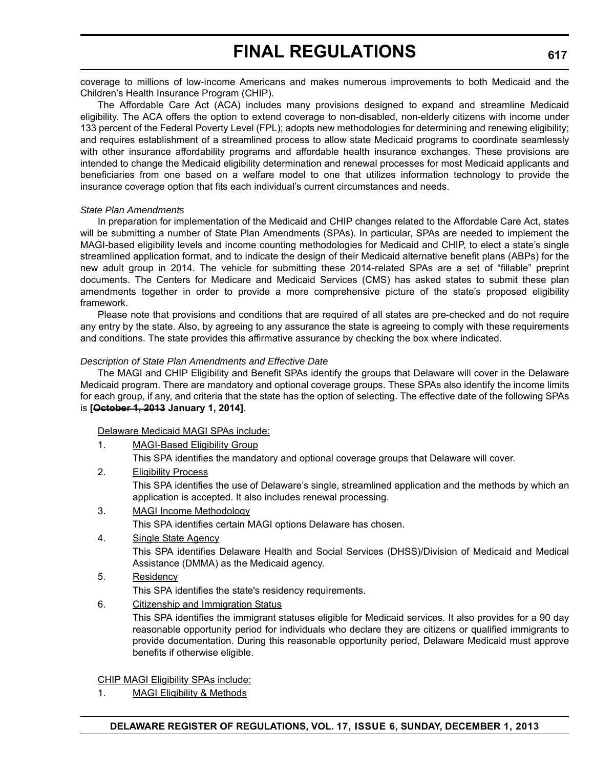coverage to millions of low-income Americans and makes numerous improvements to both Medicaid and the Children's Health Insurance Program (CHIP).

The Affordable Care Act (ACA) includes many provisions designed to expand and streamline Medicaid eligibility. The ACA offers the option to extend coverage to non-disabled, non-elderly citizens with income under 133 percent of the Federal Poverty Level (FPL); adopts new methodologies for determining and renewing eligibility; and requires establishment of a streamlined process to allow state Medicaid programs to coordinate seamlessly with other insurance affordability programs and affordable health insurance exchanges. These provisions are intended to change the Medicaid eligibility determination and renewal processes for most Medicaid applicants and beneficiaries from one based on a welfare model to one that utilizes information technology to provide the insurance coverage option that fits each individual's current circumstances and needs.

*State Plan Amendments*

In preparation for implementation of the Medicaid and CHIP changes related to the Affordable Care Act, states will be submitting a number of State Plan Amendments (SPAs). In particular, SPAs are needed to implement the MAGI-based eligibility levels and income counting methodologies for Medicaid and CHIP, to elect a state's single streamlined application format, and to indicate the design of their Medicaid alternative benefit plans (ABPs) for the new adult group in 2014. The vehicle for submitting these 2014-related SPAs are a set of "fillable" preprint documents. The Centers for Medicare and Medicaid Services (CMS) has asked states to submit these plan amendments together in order to provide a more comprehensive picture of the state's proposed eligibility framework.

Please note that provisions and conditions that are required of all states are pre-checked and do not require any entry by the state. Also, by agreeing to any assurance the state is agreeing to comply with these requirements and conditions. The state provides this affirmative assurance by checking the box where indicated.

*Description of State Plan Amendments and Effective Date*

The MAGI and CHIP Eligibility and Benefit SPAs identify the groups that Delaware will cover in the Delaware Medicaid program. There are mandatory and optional coverage groups. These SPAs also identify the income limits for each group, if any, and criteria that the state has the option of selecting. The effective date of the following SPAs is **[~~October 1, 2013~~ January 1, 2014]**.

Delaware Medicaid MAGI SPAs include:

1. MAGI-Based Eligibility Group

   This SPA identifies the mandatory and optional coverage groups that Delaware will cover.

2. Eligibility Process

   This SPA identifies the use of Delaware's single, streamlined application and the methods by which an application is accepted. It also includes renewal processing.

3. MAGI Income Methodology

   This SPA identifies certain MAGI options Delaware has chosen.

4. Single State Agency

   This SPA identifies Delaware Health and Social Services (DHSS)/Division of Medicaid and Medical Assistance (DMMA) as the Medicaid agency.

5. Residency

   This SPA identifies the state's residency requirements.

6. Citizenship and Immigration Status

   This SPA identifies the immigrant statuses eligible for Medicaid services. It also provides for a 90 day reasonable opportunity period for individuals who declare they are citizens or qualified immigrants to provide documentation. During this reasonable opportunity period, Delaware Medicaid must approve benefits if otherwise eligible.

CHIP MAGI Eligibility SPAs include:

1. MAGI Eligibility & Methods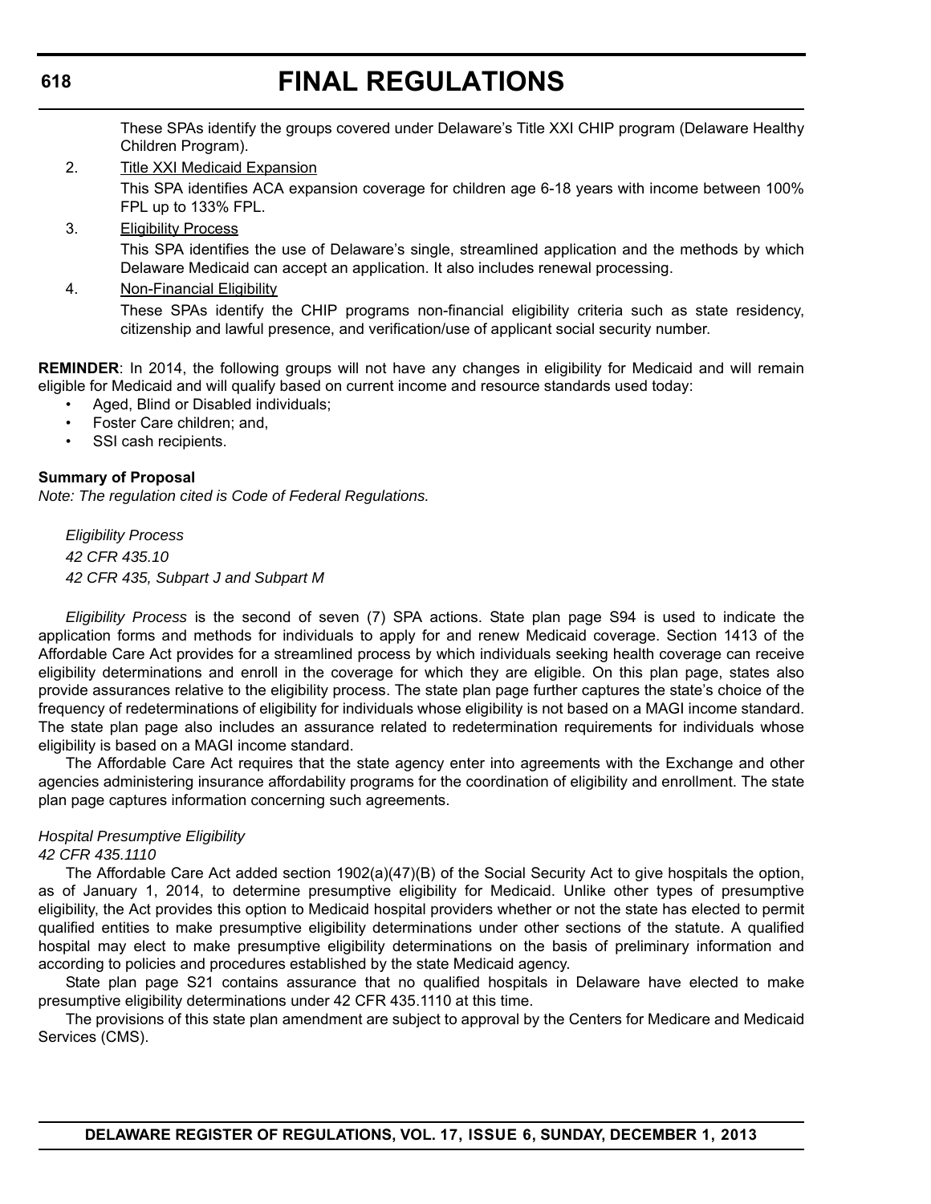These SPAs identify the groups covered under Delaware's Title XXI CHIP program (Delaware Healthy Children Program).

2. Title XXI Medicaid Expansion

   This SPA identifies ACA expansion coverage for children age 6-18 years with income between 100% FPL up to 133% FPL.

3. Eligibility Process

   This SPA identifies the use of Delaware's single, streamlined application and the methods by which Delaware Medicaid can accept an application. It also includes renewal processing.

4. Non-Financial Eligibility

   These SPAs identify the CHIP programs non-financial eligibility criteria such as state residency, citizenship and lawful presence, and verification/use of applicant social security number.

**REMINDER**: In 2014, the following groups will not have any changes in eligibility for Medicaid and will remain eligible for Medicaid and will qualify based on current income and resource standards used today:

- Aged, Blind or Disabled individuals;
- Foster Care children; and,
- SSI cash recipients.

**Summary of Proposal**

*Note: The regulation cited is Code of Federal Regulations.*

*Eligibility Process*
*42 CFR 435.10*
*42 CFR 435, Subpart J and Subpart M*

*Eligibility Process* is the second of seven (7) SPA actions. State plan page S94 is used to indicate the application forms and methods for individuals to apply for and renew Medicaid coverage. Section 1413 of the Affordable Care Act provides for a streamlined process by which individuals seeking health coverage can receive eligibility determinations and enroll in the coverage for which they are eligible. On this plan page, states also provide assurances relative to the eligibility process. The state plan page further captures the state's choice of the frequency of redeterminations of eligibility for individuals whose eligibility is not based on a MAGI income standard. The state plan page also includes an assurance related to redetermination requirements for individuals whose eligibility is based on a MAGI income standard.

The Affordable Care Act requires that the state agency enter into agreements with the Exchange and other agencies administering insurance affordability programs for the coordination of eligibility and enrollment. The state plan page captures information concerning such agreements.

*Hospital Presumptive Eligibility*
*42 CFR 435.1110*

The Affordable Care Act added section 1902(a)(47)(B) of the Social Security Act to give hospitals the option, as of January 1, 2014, to determine presumptive eligibility for Medicaid. Unlike other types of presumptive eligibility, the Act provides this option to Medicaid hospital providers whether or not the state has elected to permit qualified entities to make presumptive eligibility determinations under other sections of the statute. A qualified hospital may elect to make presumptive eligibility determinations on the basis of preliminary information and according to policies and procedures established by the state Medicaid agency.

State plan page S21 contains assurance that no qualified hospitals in Delaware have elected to make presumptive eligibility determinations under 42 CFR 435.1110 at this time.

The provisions of this state plan amendment are subject to approval by the Centers for Medicare and Medicaid Services (CMS).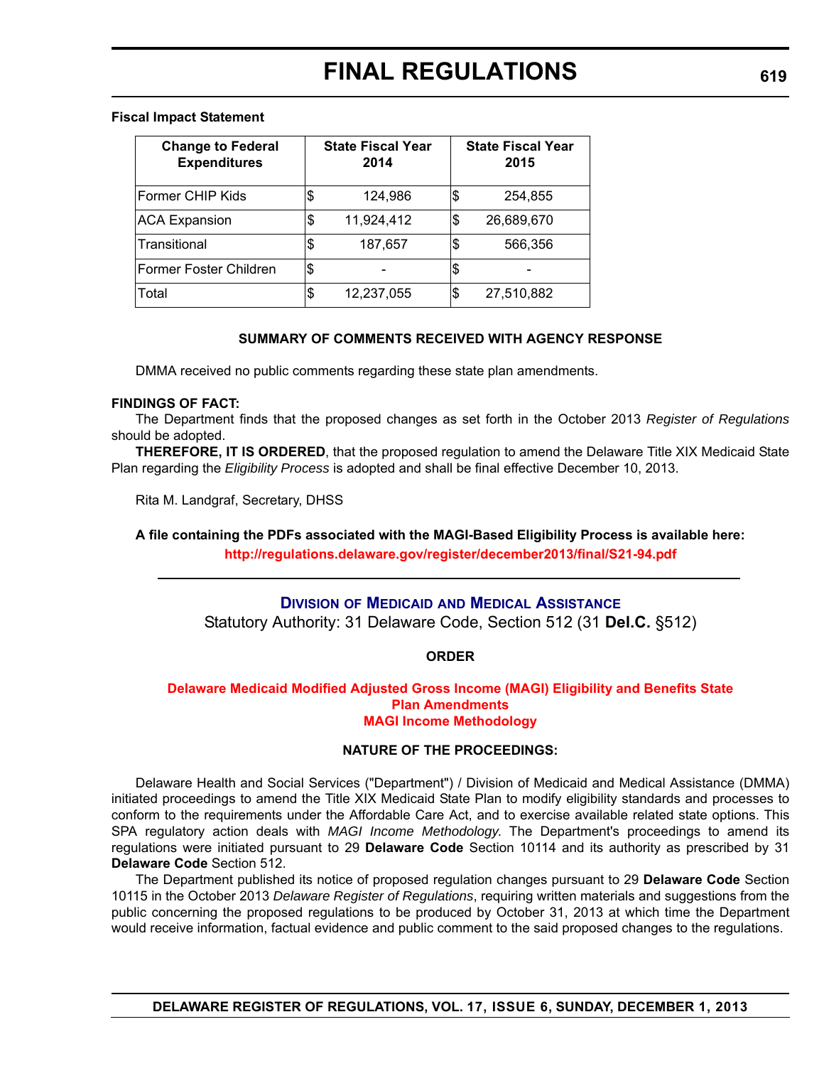**Fiscal Impact Statement**

| Change to Federal Expenditures | State Fiscal Year 2014 | State Fiscal Year 2015 |
|---|---|---|
| Former CHIP Kids | $ 124,986 | $ 254,855 |
| ACA Expansion | $ 11,924,412 | $ 26,689,670 |
| Transitional | $ 187,657 | $ 566,356 |
| Former Foster Children | $ - | $ - |
| Total | $ 12,237,055 | $ 27,510,882 |

**SUMMARY OF COMMENTS RECEIVED WITH AGENCY RESPONSE**

DMMA received no public comments regarding these state plan amendments.

**FINDINGS OF FACT:**

The Department finds that the proposed changes as set forth in the October 2013 *Register of Regulations* should be adopted.

**THEREFORE, IT IS ORDERED**, that the proposed regulation to amend the Delaware Title XIX Medicaid State Plan regarding the *Eligibility Process* is adopted and shall be final effective December 10, 2013.

Rita M. Landgraf, Secretary, DHSS

**A file containing the PDFs associated with the MAGI-Based Eligibility Process is available here:**
**http://regulations.delaware.gov/register/december2013/final/S21-94.pdf**

---

## Division of Medicaid and Medical Assistance

Statutory Authority: 31 Delaware Code, Section 512 (31 **Del.C.** §512)

**ORDER**

**Delaware Medicaid Modified Adjusted Gross Income (MAGI) Eligibility and Benefits State Plan Amendments**
**MAGI Income Methodology**

**NATURE OF THE PROCEEDINGS:**

Delaware Health and Social Services ("Department") / Division of Medicaid and Medical Assistance (DMMA) initiated proceedings to amend the Title XIX Medicaid State Plan to modify eligibility standards and processes to conform to the requirements under the Affordable Care Act, and to exercise available related state options. This SPA regulatory action deals with *MAGI Income Methodology*. The Department's proceedings to amend its regulations were initiated pursuant to 29 **Delaware Code** Section 10114 and its authority as prescribed by 31 **Delaware Code** Section 512.

The Department published its notice of proposed regulation changes pursuant to 29 **Delaware Code** Section 10115 in the October 2013 *Delaware Register of Regulations*, requiring written materials and suggestions from the public concerning the proposed regulations to be produced by October 31, 2013 at which time the Department would receive information, factual evidence and public comment to the said proposed changes to the regulations.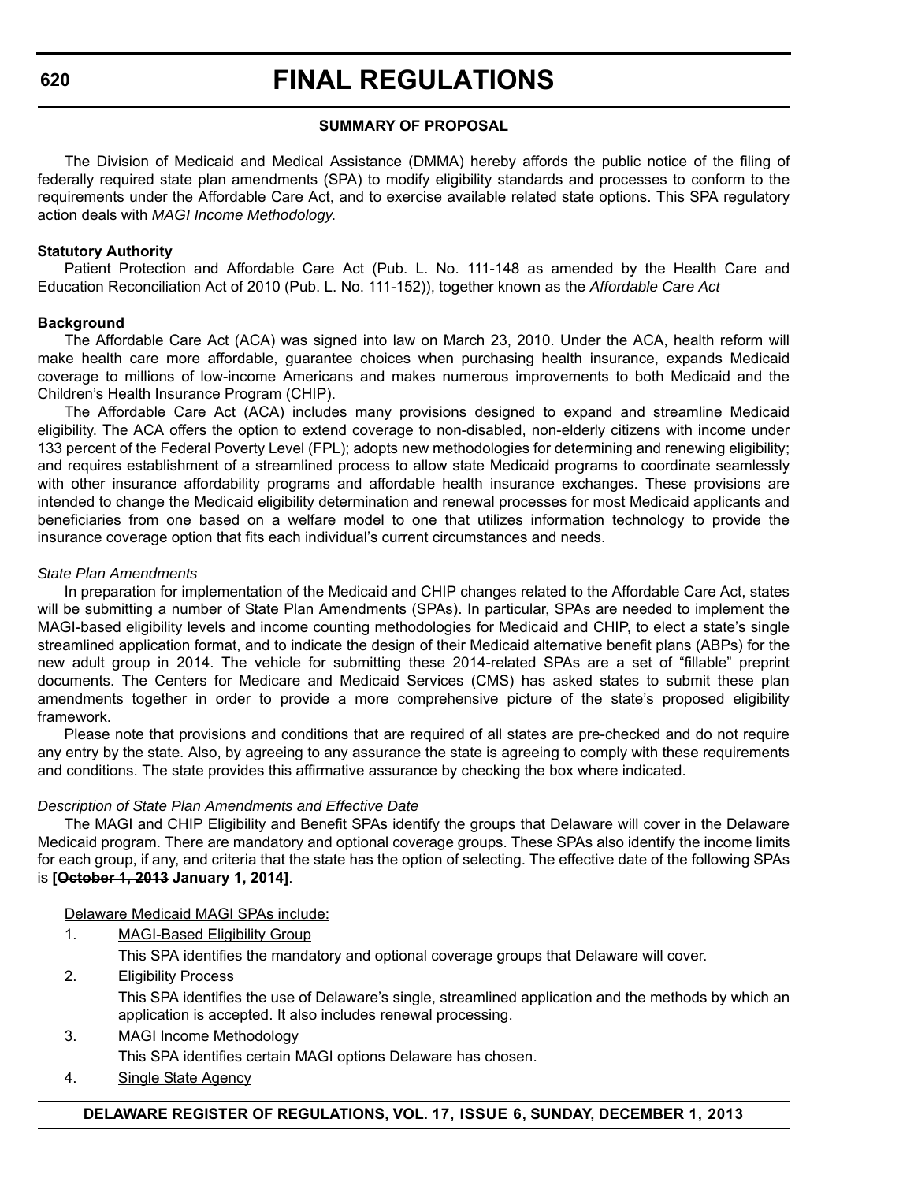# FINAL REGULATIONS

**SUMMARY OF PROPOSAL**

The Division of Medicaid and Medical Assistance (DMMA) hereby affords the public notice of the filing of federally required state plan amendments (SPA) to modify eligibility standards and processes to conform to the requirements under the Affordable Care Act, and to exercise available related state options. This SPA regulatory action deals with *MAGI Income Methodology.*

**Statutory Authority**

Patient Protection and Affordable Care Act (Pub. L. No. 111-148 as amended by the Health Care and Education Reconciliation Act of 2010 (Pub. L. No. 111-152)), together known as the *Affordable Care Act*

**Background**

The Affordable Care Act (ACA) was signed into law on March 23, 2010. Under the ACA, health reform will make health care more affordable, guarantee choices when purchasing health insurance, expands Medicaid coverage to millions of low-income Americans and makes numerous improvements to both Medicaid and the Children's Health Insurance Program (CHIP).

The Affordable Care Act (ACA) includes many provisions designed to expand and streamline Medicaid eligibility. The ACA offers the option to extend coverage to non-disabled, non-elderly citizens with income under 133 percent of the Federal Poverty Level (FPL); adopts new methodologies for determining and renewing eligibility; and requires establishment of a streamlined process to allow state Medicaid programs to coordinate seamlessly with other insurance affordability programs and affordable health insurance exchanges. These provisions are intended to change the Medicaid eligibility determination and renewal processes for most Medicaid applicants and beneficiaries from one based on a welfare model to one that utilizes information technology to provide the insurance coverage option that fits each individual's current circumstances and needs.

*State Plan Amendments*

In preparation for implementation of the Medicaid and CHIP changes related to the Affordable Care Act, states will be submitting a number of State Plan Amendments (SPAs). In particular, SPAs are needed to implement the MAGI-based eligibility levels and income counting methodologies for Medicaid and CHIP, to elect a state's single streamlined application format, and to indicate the design of their Medicaid alternative benefit plans (ABPs) for the new adult group in 2014. The vehicle for submitting these 2014-related SPAs are a set of "fillable" preprint documents. The Centers for Medicare and Medicaid Services (CMS) has asked states to submit these plan amendments together in order to provide a more comprehensive picture of the state's proposed eligibility framework.

Please note that provisions and conditions that are required of all states are pre-checked and do not require any entry by the state. Also, by agreeing to any assurance the state is agreeing to comply with these requirements and conditions. The state provides this affirmative assurance by checking the box where indicated.

*Description of State Plan Amendments and Effective Date*

The MAGI and CHIP Eligibility and Benefit SPAs identify the groups that Delaware will cover in the Delaware Medicaid program. There are mandatory and optional coverage groups. These SPAs also identify the income limits for each group, if any, and criteria that the state has the option of selecting. The effective date of the following SPAs is **[~~October 1, 2013~~ January 1, 2014]**.

Delaware Medicaid MAGI SPAs include:

1. MAGI-Based Eligibility Group

   This SPA identifies the mandatory and optional coverage groups that Delaware will cover.

2. Eligibility Process

   This SPA identifies the use of Delaware's single, streamlined application and the methods by which an application is accepted. It also includes renewal processing.

3. MAGI Income Methodology

   This SPA identifies certain MAGI options Delaware has chosen.

4. Single State Agency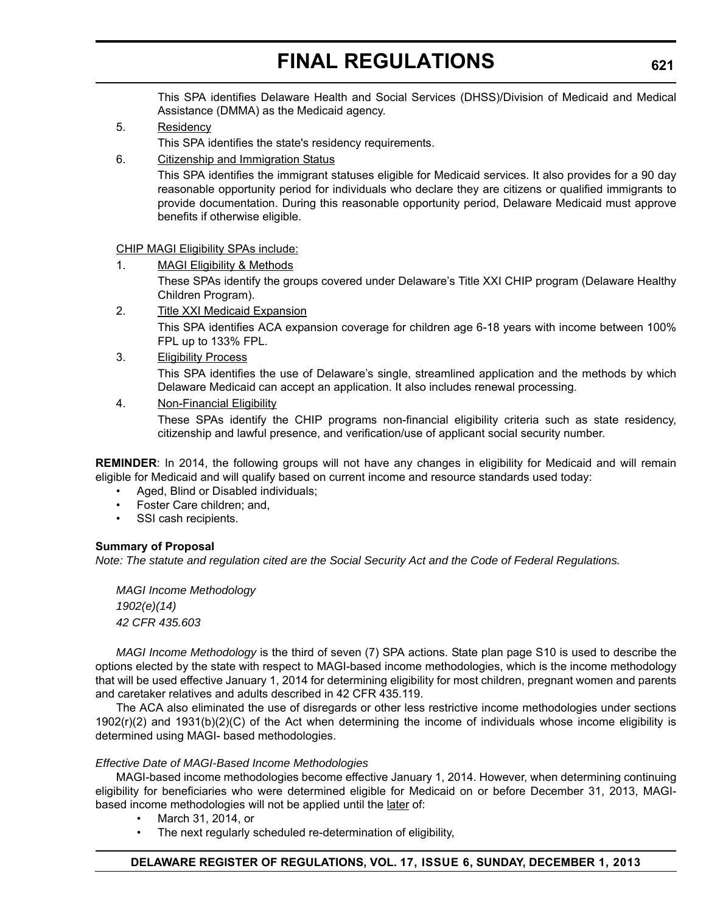This SPA identifies Delaware Health and Social Services (DHSS)/Division of Medicaid and Medical Assistance (DMMA) as the Medicaid agency.

5. Residency

   This SPA identifies the state's residency requirements.

6. Citizenship and Immigration Status

   This SPA identifies the immigrant statuses eligible for Medicaid services. It also provides for a 90 day reasonable opportunity period for individuals who declare they are citizens or qualified immigrants to provide documentation. During this reasonable opportunity period, Delaware Medicaid must approve benefits if otherwise eligible.

CHIP MAGI Eligibility SPAs include:

1. MAGI Eligibility & Methods

   These SPAs identify the groups covered under Delaware's Title XXI CHIP program (Delaware Healthy Children Program).

2. Title XXI Medicaid Expansion

   This SPA identifies ACA expansion coverage for children age 6-18 years with income between 100% FPL up to 133% FPL.

3. Eligibility Process

   This SPA identifies the use of Delaware's single, streamlined application and the methods by which Delaware Medicaid can accept an application. It also includes renewal processing.

4. Non-Financial Eligibility

   These SPAs identify the CHIP programs non-financial eligibility criteria such as state residency, citizenship and lawful presence, and verification/use of applicant social security number.

**REMINDER**: In 2014, the following groups will not have any changes in eligibility for Medicaid and will remain eligible for Medicaid and will qualify based on current income and resource standards used today:

- Aged, Blind or Disabled individuals;
- Foster Care children; and,
- SSI cash recipients.

**Summary of Proposal**

*Note: The statute and regulation cited are the Social Security Act and the Code of Federal Regulations.*

*MAGI Income Methodology*
*1902(e)(14)*
*42 CFR 435.603*

*MAGI Income Methodology* is the third of seven (7) SPA actions. State plan page S10 is used to describe the options elected by the state with respect to MAGI-based income methodologies, which is the income methodology that will be used effective January 1, 2014 for determining eligibility for most children, pregnant women and parents and caretaker relatives and adults described in 42 CFR 435.119.

The ACA also eliminated the use of disregards or other less restrictive income methodologies under sections 1902(r)(2) and 1931(b)(2)(C) of the Act when determining the income of individuals whose income eligibility is determined using MAGI- based methodologies.

*Effective Date of MAGI-Based Income Methodologies*

MAGI-based income methodologies become effective January 1, 2014. However, when determining continuing eligibility for beneficiaries who were determined eligible for Medicaid on or before December 31, 2013, MAGI-based income methodologies will not be applied until the later of:

- March 31, 2014, or
- The next regularly scheduled re-determination of eligibility,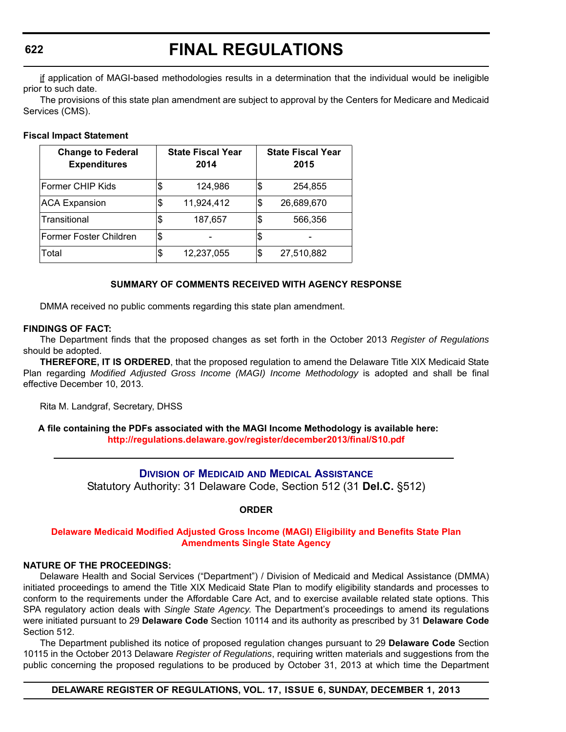if application of MAGI-based methodologies results in a determination that the individual would be ineligible prior to such date.

The provisions of this state plan amendment are subject to approval by the Centers for Medicare and Medicaid Services (CMS).

**Fiscal Impact Statement**

| Change to Federal Expenditures | State Fiscal Year 2014 | State Fiscal Year 2015 |
|---|---|---|
| Former CHIP Kids | $ 124,986 | $ 254,855 |
| ACA Expansion | $ 11,924,412 | $ 26,689,670 |
| Transitional | $ 187,657 | $ 566,356 |
| Former Foster Children | $ - | $ - |
| Total | $ 12,237,055 | $ 27,510,882 |

**SUMMARY OF COMMENTS RECEIVED WITH AGENCY RESPONSE**

DMMA received no public comments regarding this state plan amendment.

**FINDINGS OF FACT:**

The Department finds that the proposed changes as set forth in the October 2013 *Register of Regulations* should be adopted.

**THEREFORE, IT IS ORDERED**, that the proposed regulation to amend the Delaware Title XIX Medicaid State Plan regarding *Modified Adjusted Gross Income (MAGI) Income Methodology* is adopted and shall be final effective December 10, 2013.

Rita M. Landgraf, Secretary, DHSS

**A file containing the PDFs associated with the MAGI Income Methodology is available here:**
**http://regulations.delaware.gov/register/december2013/final/S10.pdf**

---

## Division of Medicaid and Medical Assistance

Statutory Authority: 31 Delaware Code, Section 512 (31 **Del.C.** §512)

**ORDER**

**Delaware Medicaid Modified Adjusted Gross Income (MAGI) Eligibility and Benefits State Plan Amendments Single State Agency**

**NATURE OF THE PROCEEDINGS:**

Delaware Health and Social Services ("Department") / Division of Medicaid and Medical Assistance (DMMA) initiated proceedings to amend the Title XIX Medicaid State Plan to modify eligibility standards and processes to conform to the requirements under the Affordable Care Act, and to exercise available related state options. This SPA regulatory action deals with *Single State Agency*. The Department's proceedings to amend its regulations were initiated pursuant to 29 **Delaware Code** Section 10114 and its authority as prescribed by 31 **Delaware Code** Section 512.

The Department published its notice of proposed regulation changes pursuant to 29 **Delaware Code** Section 10115 in the October 2013 Delaware *Register of Regulations*, requiring written materials and suggestions from the public concerning the proposed regulations to be produced by October 31, 2013 at which time the Department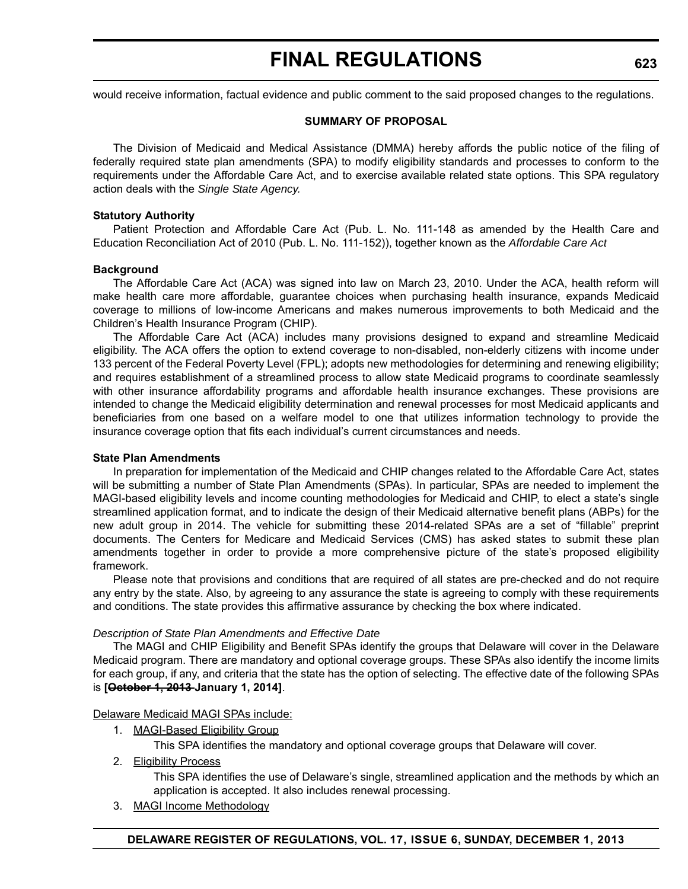would receive information, factual evidence and public comment to the said proposed changes to the regulations.

**SUMMARY OF PROPOSAL**

The Division of Medicaid and Medical Assistance (DMMA) hereby affords the public notice of the filing of federally required state plan amendments (SPA) to modify eligibility standards and processes to conform to the requirements under the Affordable Care Act, and to exercise available related state options. This SPA regulatory action deals with the *Single State Agency.*

**Statutory Authority**

Patient Protection and Affordable Care Act (Pub. L. No. 111-148 as amended by the Health Care and Education Reconciliation Act of 2010 (Pub. L. No. 111-152)), together known as the *Affordable Care Act*

**Background**

The Affordable Care Act (ACA) was signed into law on March 23, 2010. Under the ACA, health reform will make health care more affordable, guarantee choices when purchasing health insurance, expands Medicaid coverage to millions of low-income Americans and makes numerous improvements to both Medicaid and the Children's Health Insurance Program (CHIP).

The Affordable Care Act (ACA) includes many provisions designed to expand and streamline Medicaid eligibility. The ACA offers the option to extend coverage to non-disabled, non-elderly citizens with income under 133 percent of the Federal Poverty Level (FPL); adopts new methodologies for determining and renewing eligibility; and requires establishment of a streamlined process to allow state Medicaid programs to coordinate seamlessly with other insurance affordability programs and affordable health insurance exchanges. These provisions are intended to change the Medicaid eligibility determination and renewal processes for most Medicaid applicants and beneficiaries from one based on a welfare model to one that utilizes information technology to provide the insurance coverage option that fits each individual's current circumstances and needs.

**State Plan Amendments**

In preparation for implementation of the Medicaid and CHIP changes related to the Affordable Care Act, states will be submitting a number of State Plan Amendments (SPAs). In particular, SPAs are needed to implement the MAGI-based eligibility levels and income counting methodologies for Medicaid and CHIP, to elect a state's single streamlined application format, and to indicate the design of their Medicaid alternative benefit plans (ABPs) for the new adult group in 2014. The vehicle for submitting these 2014-related SPAs are a set of "fillable" preprint documents. The Centers for Medicare and Medicaid Services (CMS) has asked states to submit these plan amendments together in order to provide a more comprehensive picture of the state's proposed eligibility framework.

Please note that provisions and conditions that are required of all states are pre-checked and do not require any entry by the state. Also, by agreeing to any assurance the state is agreeing to comply with these requirements and conditions. The state provides this affirmative assurance by checking the box where indicated.

*Description of State Plan Amendments and Effective Date*

The MAGI and CHIP Eligibility and Benefit SPAs identify the groups that Delaware will cover in the Delaware Medicaid program. There are mandatory and optional coverage groups. These SPAs also identify the income limits for each group, if any, and criteria that the state has the option of selecting. The effective date of the following SPAs is **[~~October 1, 2013~~ January 1, 2014]**.

<u>Delaware Medicaid MAGI SPAs include:</u>

1. <u>MAGI-Based Eligibility Group</u>

   This SPA identifies the mandatory and optional coverage groups that Delaware will cover.

2. <u>Eligibility Process</u>

   This SPA identifies the use of Delaware's single, streamlined application and the methods by which an application is accepted. It also includes renewal processing.

3. <u>MAGI Income Methodology</u>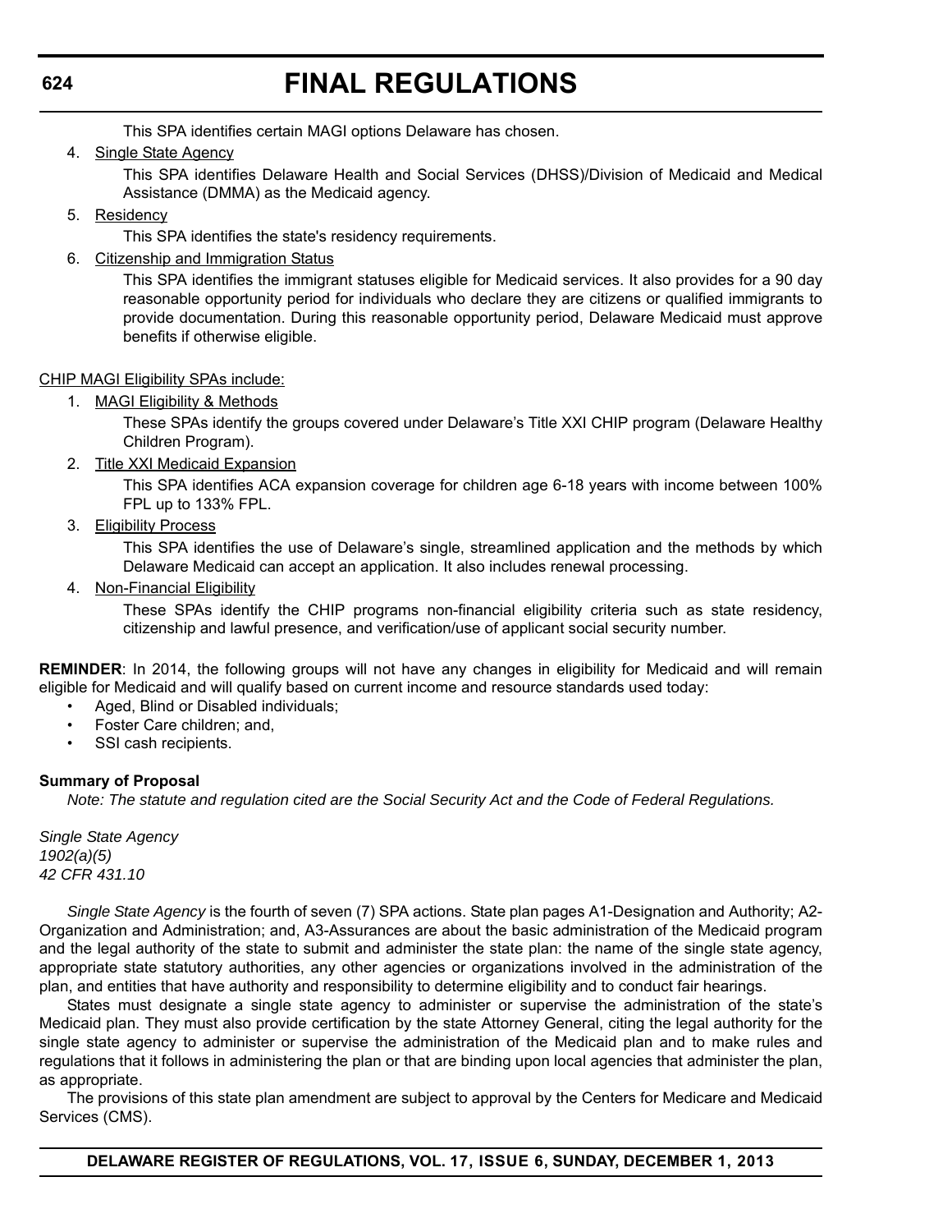This SPA identifies certain MAGI options Delaware has chosen.

4. Single State Agency

    This SPA identifies Delaware Health and Social Services (DHSS)/Division of Medicaid and Medical Assistance (DMMA) as the Medicaid agency.

5. Residency

    This SPA identifies the state's residency requirements.

6. Citizenship and Immigration Status

    This SPA identifies the immigrant statuses eligible for Medicaid services. It also provides for a 90 day reasonable opportunity period for individuals who declare they are citizens or qualified immigrants to provide documentation. During this reasonable opportunity period, Delaware Medicaid must approve benefits if otherwise eligible.

CHIP MAGI Eligibility SPAs include:

1. MAGI Eligibility & Methods

    These SPAs identify the groups covered under Delaware's Title XXI CHIP program (Delaware Healthy Children Program).

2. Title XXI Medicaid Expansion

    This SPA identifies ACA expansion coverage for children age 6-18 years with income between 100% FPL up to 133% FPL.

3. Eligibility Process

    This SPA identifies the use of Delaware's single, streamlined application and the methods by which Delaware Medicaid can accept an application. It also includes renewal processing.

4. Non-Financial Eligibility

    These SPAs identify the CHIP programs non-financial eligibility criteria such as state residency, citizenship and lawful presence, and verification/use of applicant social security number.

**REMINDER**: In 2014, the following groups will not have any changes in eligibility for Medicaid and will remain eligible for Medicaid and will qualify based on current income and resource standards used today:

- Aged, Blind or Disabled individuals;
- Foster Care children; and,
- SSI cash recipients.

**Summary of Proposal**

*Note: The statute and regulation cited are the Social Security Act and the Code of Federal Regulations.*

*Single State Agency*
*1902(a)(5)*
*42 CFR 431.10*

*Single State Agency* is the fourth of seven (7) SPA actions. State plan pages A1-Designation and Authority; A2-Organization and Administration; and, A3-Assurances are about the basic administration of the Medicaid program and the legal authority of the state to submit and administer the state plan: the name of the single state agency, appropriate state statutory authorities, any other agencies or organizations involved in the administration of the plan, and entities that have authority and responsibility to determine eligibility and to conduct fair hearings.

States must designate a single state agency to administer or supervise the administration of the state's Medicaid plan. They must also provide certification by the state Attorney General, citing the legal authority for the single state agency to administer or supervise the administration of the Medicaid plan and to make rules and regulations that it follows in administering the plan or that are binding upon local agencies that administer the plan, as appropriate.

The provisions of this state plan amendment are subject to approval by the Centers for Medicare and Medicaid Services (CMS).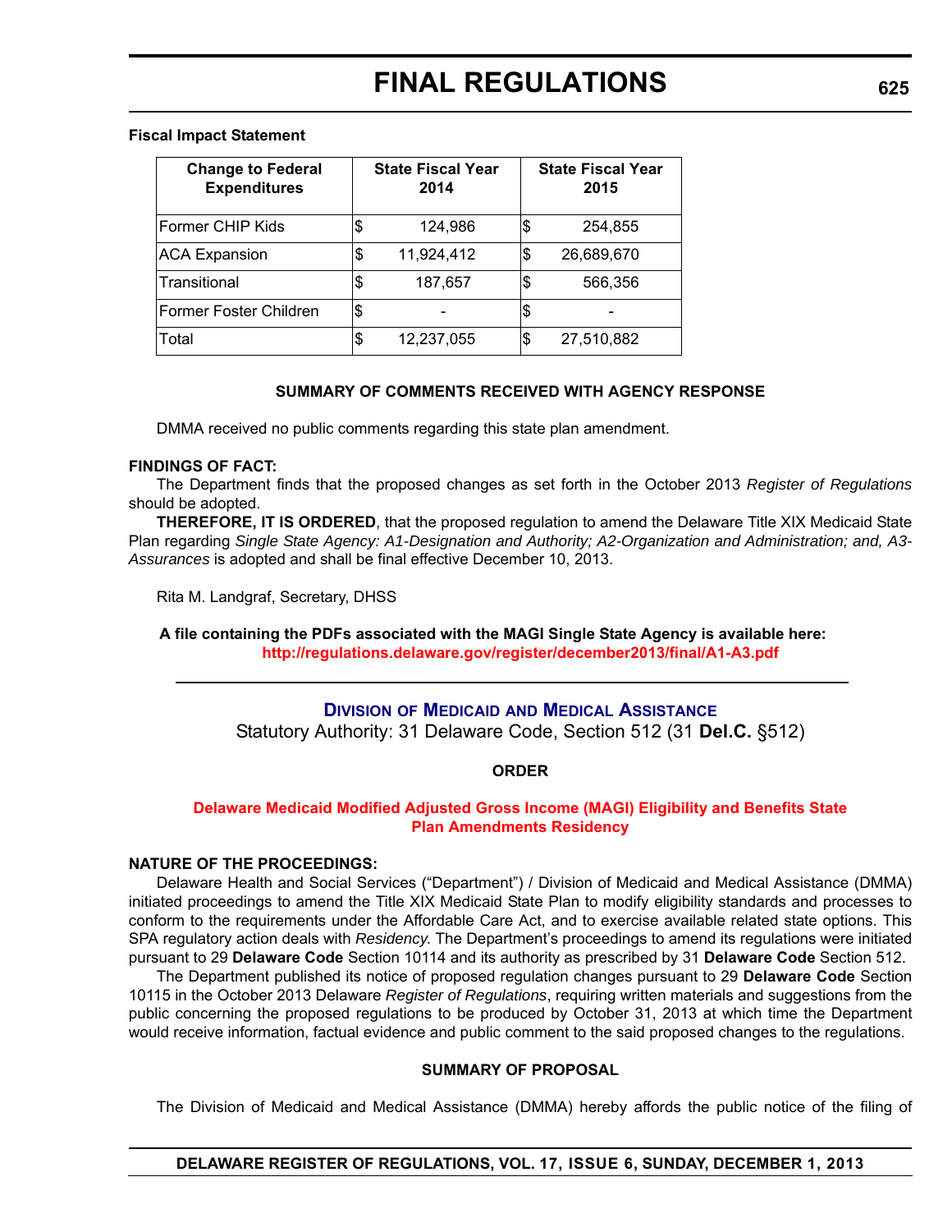**Fiscal Impact Statement**

| Change to Federal Expenditures | State Fiscal Year 2014 | State Fiscal Year 2015 |
|---|---|---|
| Former CHIP Kids | $ 124,986 | $ 254,855 |
| ACA Expansion | $ 11,924,412 | $ 26,689,670 |
| Transitional | $ 187,657 | $ 566,356 |
| Former Foster Children | $ - | $ - |
| Total | $ 12,237,055 | $ 27,510,882 |

**SUMMARY OF COMMENTS RECEIVED WITH AGENCY RESPONSE**

DMMA received no public comments regarding this state plan amendment.

**FINDINGS OF FACT:**

The Department finds that the proposed changes as set forth in the October 2013 *Register of Regulations* should be adopted.

**THEREFORE, IT IS ORDERED**, that the proposed regulation to amend the Delaware Title XIX Medicaid State Plan regarding *Single State Agency: A1-Designation and Authority; A2-Organization and Administration; and, A3-Assurances* is adopted and shall be final effective December 10, 2013.

Rita M. Landgraf, Secretary, DHSS

**A file containing the PDFs associated with the MAGI Single State Agency is available here: http://regulations.delaware.gov/register/december2013/final/A1-A3.pdf**

---

## Division of Medicaid and Medical Assistance

Statutory Authority: 31 Delaware Code, Section 512 (31 **Del.C.** §512)

**ORDER**

### Delaware Medicaid Modified Adjusted Gross Income (MAGI) Eligibility and Benefits State Plan Amendments Residency

**NATURE OF THE PROCEEDINGS:**

Delaware Health and Social Services ("Department") / Division of Medicaid and Medical Assistance (DMMA) initiated proceedings to amend the Title XIX Medicaid State Plan to modify eligibility standards and processes to conform to the requirements under the Affordable Care Act, and to exercise available related state options. This SPA regulatory action deals with *Residency*. The Department's proceedings to amend its regulations were initiated pursuant to 29 **Delaware Code** Section 10114 and its authority as prescribed by 31 **Delaware Code** Section 512.

The Department published its notice of proposed regulation changes pursuant to 29 **Delaware Code** Section 10115 in the October 2013 Delaware *Register of Regulations*, requiring written materials and suggestions from the public concerning the proposed regulations to be produced by October 31, 2013 at which time the Department would receive information, factual evidence and public comment to the said proposed changes to the regulations.

**SUMMARY OF PROPOSAL**

The Division of Medicaid and Medical Assistance (DMMA) hereby affords the public notice of the filing of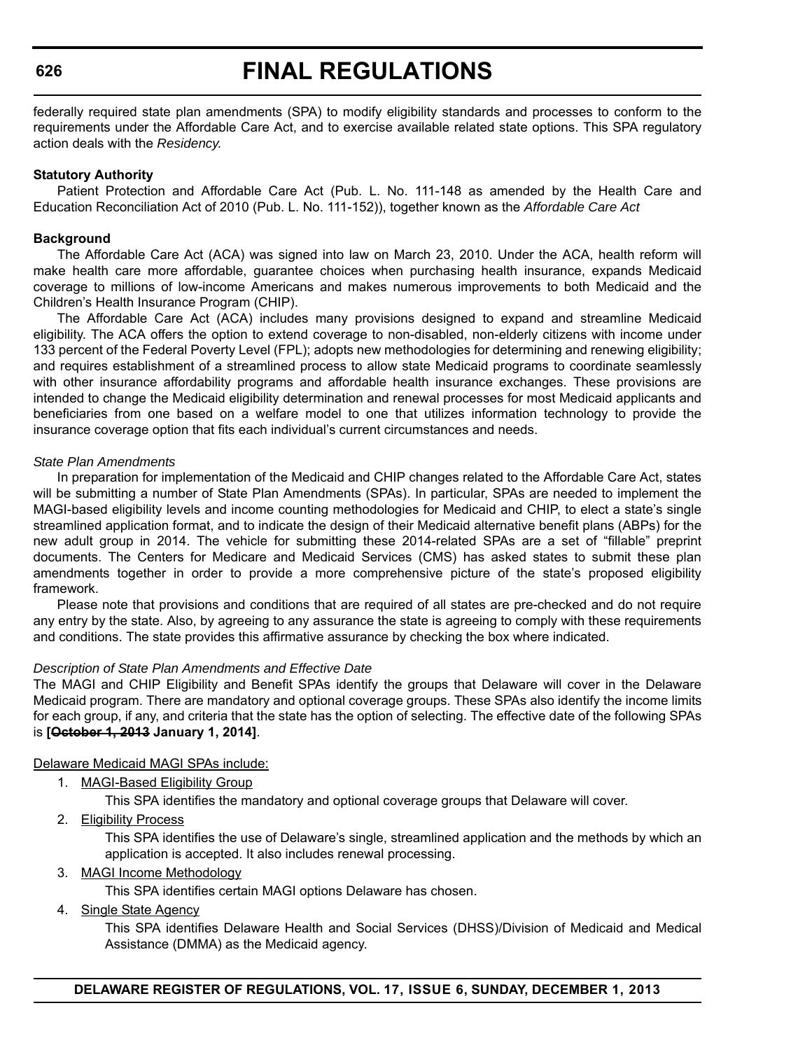federally required state plan amendments (SPA) to modify eligibility standards and processes to conform to the requirements under the Affordable Care Act, and to exercise available related state options. This SPA regulatory action deals with the *Residency.*

**Statutory Authority**

Patient Protection and Affordable Care Act (Pub. L. No. 111-148 as amended by the Health Care and Education Reconciliation Act of 2010 (Pub. L. No. 111-152)), together known as the *Affordable Care Act*

**Background**

The Affordable Care Act (ACA) was signed into law on March 23, 2010. Under the ACA, health reform will make health care more affordable, guarantee choices when purchasing health insurance, expands Medicaid coverage to millions of low-income Americans and makes numerous improvements to both Medicaid and the Children's Health Insurance Program (CHIP).

The Affordable Care Act (ACA) includes many provisions designed to expand and streamline Medicaid eligibility. The ACA offers the option to extend coverage to non-disabled, non-elderly citizens with income under 133 percent of the Federal Poverty Level (FPL); adopts new methodologies for determining and renewing eligibility; and requires establishment of a streamlined process to allow state Medicaid programs to coordinate seamlessly with other insurance affordability programs and affordable health insurance exchanges. These provisions are intended to change the Medicaid eligibility determination and renewal processes for most Medicaid applicants and beneficiaries from one based on a welfare model to one that utilizes information technology to provide the insurance coverage option that fits each individual's current circumstances and needs.

*State Plan Amendments*

In preparation for implementation of the Medicaid and CHIP changes related to the Affordable Care Act, states will be submitting a number of State Plan Amendments (SPAs). In particular, SPAs are needed to implement the MAGI-based eligibility levels and income counting methodologies for Medicaid and CHIP, to elect a state's single streamlined application format, and to indicate the design of their Medicaid alternative benefit plans (ABPs) for the new adult group in 2014. The vehicle for submitting these 2014-related SPAs are a set of "fillable" preprint documents. The Centers for Medicare and Medicaid Services (CMS) has asked states to submit these plan amendments together in order to provide a more comprehensive picture of the state's proposed eligibility framework.

Please note that provisions and conditions that are required of all states are pre-checked and do not require any entry by the state. Also, by agreeing to any assurance the state is agreeing to comply with these requirements and conditions. The state provides this affirmative assurance by checking the box where indicated.

*Description of State Plan Amendments and Effective Date*

The MAGI and CHIP Eligibility and Benefit SPAs identify the groups that Delaware will cover in the Delaware Medicaid program. There are mandatory and optional coverage groups. These SPAs also identify the income limits for each group, if any, and criteria that the state has the option of selecting. The effective date of the following SPAs is **[~~October 1, 2013~~ January 1, 2014]**.

Delaware Medicaid MAGI SPAs include:

1. MAGI-Based Eligibility Group

   This SPA identifies the mandatory and optional coverage groups that Delaware will cover.

2. Eligibility Process

   This SPA identifies the use of Delaware's single, streamlined application and the methods by which an application is accepted. It also includes renewal processing.

3. MAGI Income Methodology

   This SPA identifies certain MAGI options Delaware has chosen.

4. Single State Agency

   This SPA identifies Delaware Health and Social Services (DHSS)/Division of Medicaid and Medical Assistance (DMMA) as the Medicaid agency.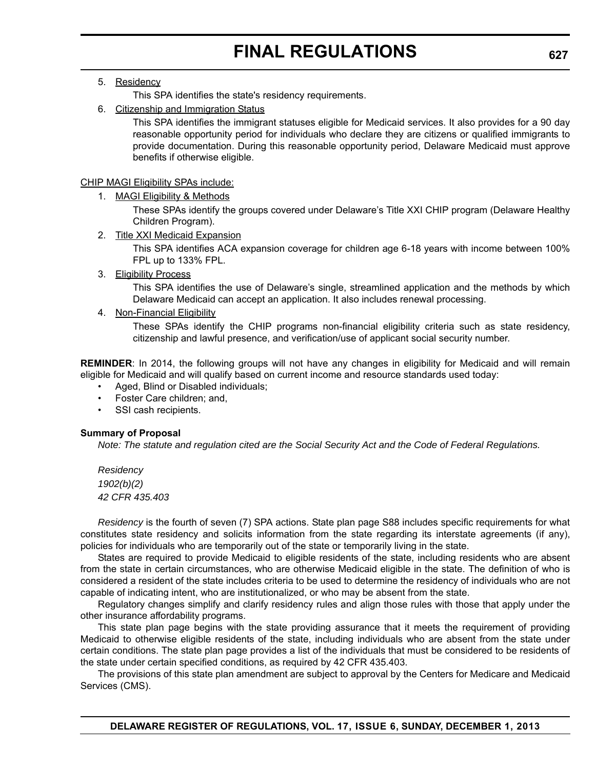5. Residency

   This SPA identifies the state's residency requirements.

6. Citizenship and Immigration Status

   This SPA identifies the immigrant statuses eligible for Medicaid services. It also provides for a 90 day reasonable opportunity period for individuals who declare they are citizens or qualified immigrants to provide documentation. During this reasonable opportunity period, Delaware Medicaid must approve benefits if otherwise eligible.

CHIP MAGI Eligibility SPAs include:

1. MAGI Eligibility & Methods

   These SPAs identify the groups covered under Delaware's Title XXI CHIP program (Delaware Healthy Children Program).

2. Title XXI Medicaid Expansion

   This SPA identifies ACA expansion coverage for children age 6-18 years with income between 100% FPL up to 133% FPL.

3. Eligibility Process

   This SPA identifies the use of Delaware's single, streamlined application and the methods by which Delaware Medicaid can accept an application. It also includes renewal processing.

4. Non-Financial Eligibility

   These SPAs identify the CHIP programs non-financial eligibility criteria such as state residency, citizenship and lawful presence, and verification/use of applicant social security number.

**REMINDER**: In 2014, the following groups will not have any changes in eligibility for Medicaid and will remain eligible for Medicaid and will qualify based on current income and resource standards used today:

- Aged, Blind or Disabled individuals;
- Foster Care children; and,
- SSI cash recipients.

**Summary of Proposal**

*Note: The statute and regulation cited are the Social Security Act and the Code of Federal Regulations.*

*Residency*
*1902(b)(2)*
*42 CFR 435.403*

*Residency* is the fourth of seven (7) SPA actions. State plan page S88 includes specific requirements for what constitutes state residency and solicits information from the state regarding its interstate agreements (if any), policies for individuals who are temporarily out of the state or temporarily living in the state.

States are required to provide Medicaid to eligible residents of the state, including residents who are absent from the state in certain circumstances, who are otherwise Medicaid eligible in the state. The definition of who is considered a resident of the state includes criteria to be used to determine the residency of individuals who are not capable of indicating intent, who are institutionalized, or who may be absent from the state.

Regulatory changes simplify and clarify residency rules and align those rules with those that apply under the other insurance affordability programs.

This state plan page begins with the state providing assurance that it meets the requirement of providing Medicaid to otherwise eligible residents of the state, including individuals who are absent from the state under certain conditions. The state plan page provides a list of the individuals that must be considered to be residents of the state under certain specified conditions, as required by 42 CFR 435.403.

The provisions of this state plan amendment are subject to approval by the Centers for Medicare and Medicaid Services (CMS).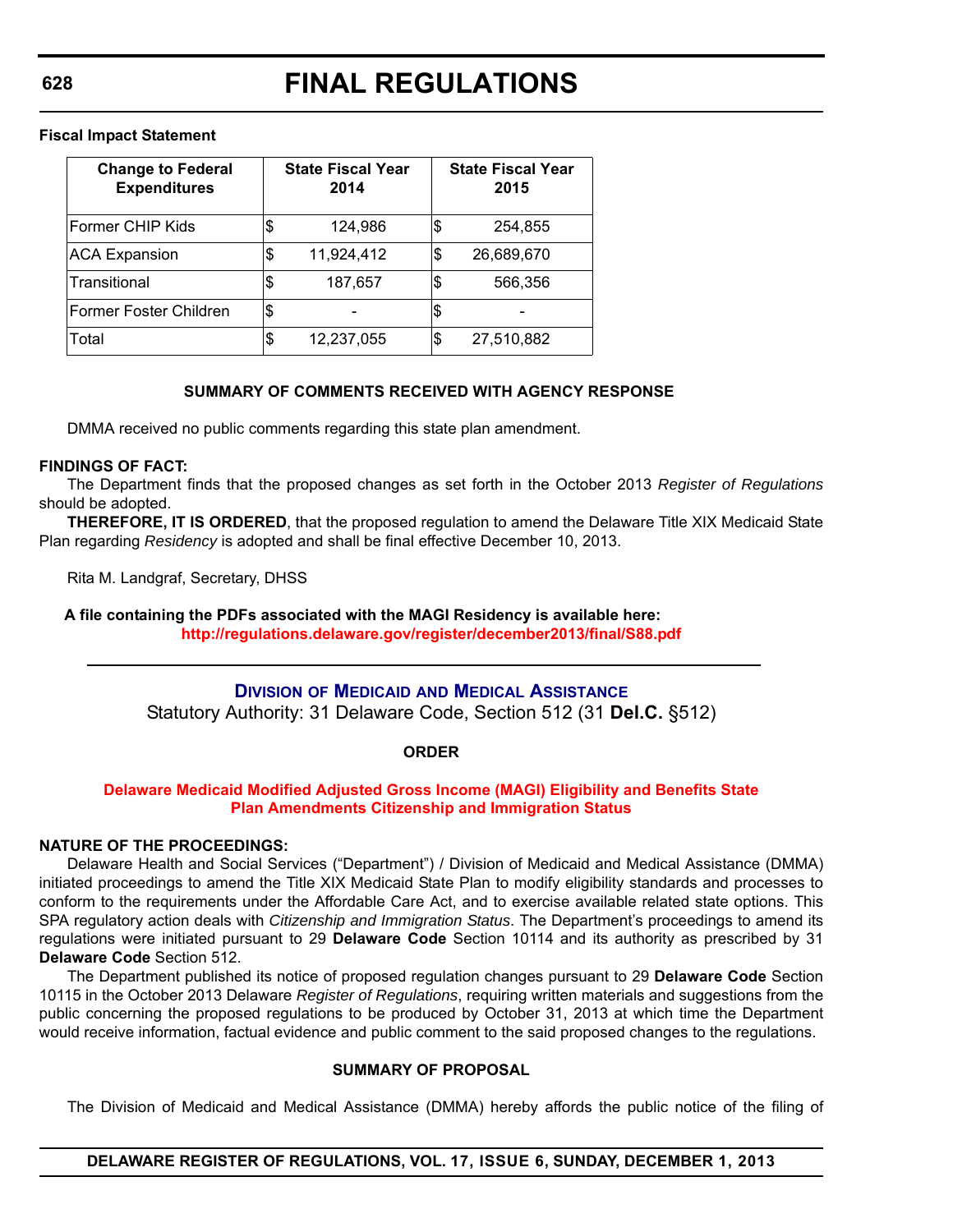**Fiscal Impact Statement**

| Change to Federal Expenditures | State Fiscal Year 2014 | State Fiscal Year 2015 |
|---|---|---|
| Former CHIP Kids | $ 124,986 | $ 254,855 |
| ACA Expansion | $ 11,924,412 | $ 26,689,670 |
| Transitional | $ 187,657 | $ 566,356 |
| Former Foster Children | $ - | $ - |
| Total | $ 12,237,055 | $ 27,510,882 |

**SUMMARY OF COMMENTS RECEIVED WITH AGENCY RESPONSE**

DMMA received no public comments regarding this state plan amendment.

**FINDINGS OF FACT:**

The Department finds that the proposed changes as set forth in the October 2013 *Register of Regulations* should be adopted.

**THEREFORE, IT IS ORDERED**, that the proposed regulation to amend the Delaware Title XIX Medicaid State Plan regarding *Residency* is adopted and shall be final effective December 10, 2013.

Rita M. Landgraf, Secretary, DHSS

**A file containing the PDFs associated with the MAGI Residency is available here:**
**http://regulations.delaware.gov/register/december2013/final/S88.pdf**

---

## DIVISION OF MEDICAID AND MEDICAL ASSISTANCE

Statutory Authority: 31 Delaware Code, Section 512 (31 **Del.C.** §512)

**ORDER**

**Delaware Medicaid Modified Adjusted Gross Income (MAGI) Eligibility and Benefits State Plan Amendments Citizenship and Immigration Status**

**NATURE OF THE PROCEEDINGS:**

Delaware Health and Social Services ("Department") / Division of Medicaid and Medical Assistance (DMMA) initiated proceedings to amend the Title XIX Medicaid State Plan to modify eligibility standards and processes to conform to the requirements under the Affordable Care Act, and to exercise available related state options. This SPA regulatory action deals with *Citizenship and Immigration Status*. The Department's proceedings to amend its regulations were initiated pursuant to 29 **Delaware Code** Section 10114 and its authority as prescribed by 31 **Delaware Code** Section 512.

The Department published its notice of proposed regulation changes pursuant to 29 **Delaware Code** Section 10115 in the October 2013 Delaware *Register of Regulations*, requiring written materials and suggestions from the public concerning the proposed regulations to be produced by October 31, 2013 at which time the Department would receive information, factual evidence and public comment to the said proposed changes to the regulations.

**SUMMARY OF PROPOSAL**

The Division of Medicaid and Medical Assistance (DMMA) hereby affords the public notice of the filing of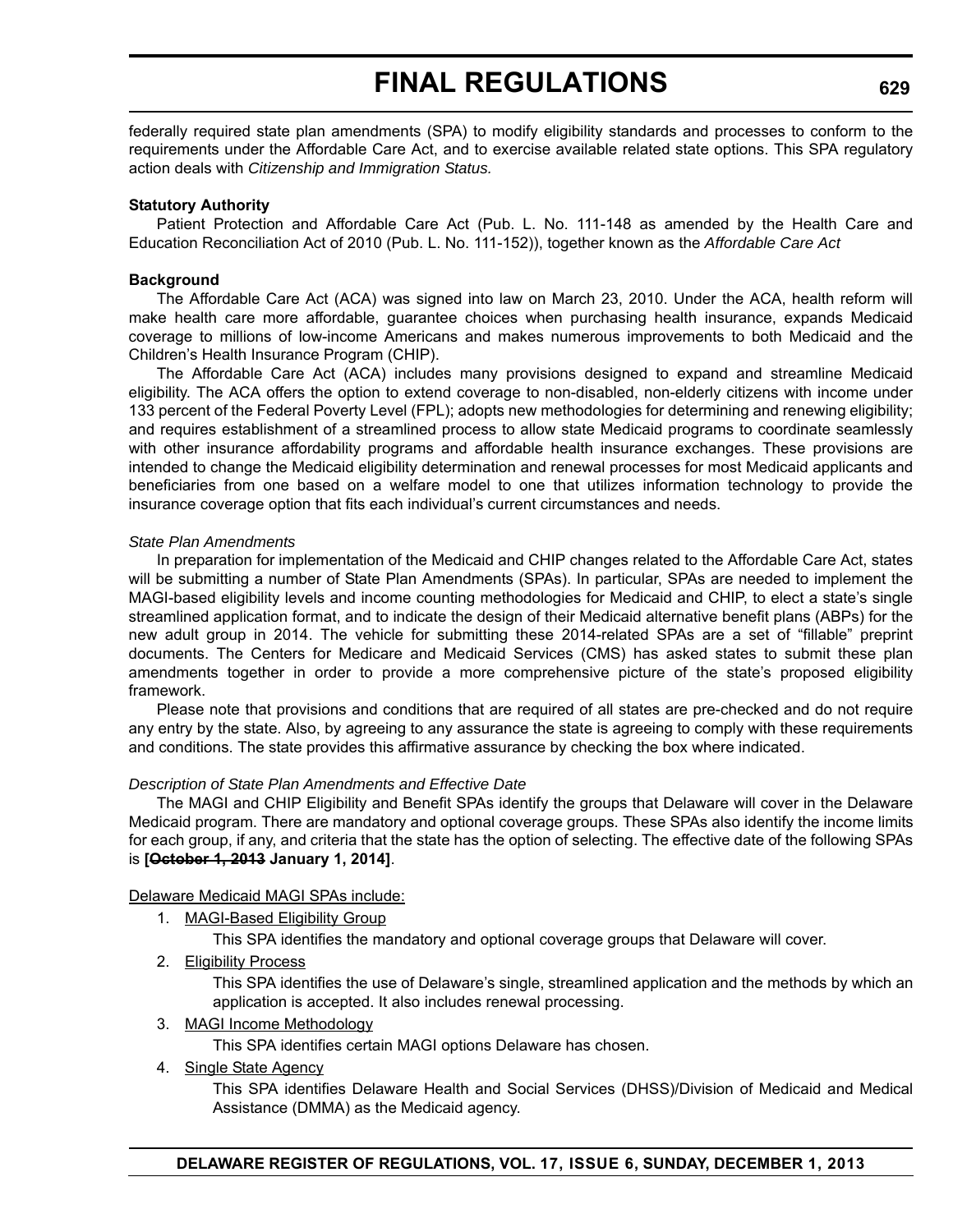federally required state plan amendments (SPA) to modify eligibility standards and processes to conform to the requirements under the Affordable Care Act, and to exercise available related state options. This SPA regulatory action deals with *Citizenship and Immigration Status.*

**Statutory Authority**

Patient Protection and Affordable Care Act (Pub. L. No. 111-148 as amended by the Health Care and Education Reconciliation Act of 2010 (Pub. L. No. 111-152)), together known as the *Affordable Care Act*

**Background**

The Affordable Care Act (ACA) was signed into law on March 23, 2010. Under the ACA, health reform will make health care more affordable, guarantee choices when purchasing health insurance, expands Medicaid coverage to millions of low-income Americans and makes numerous improvements to both Medicaid and the Children's Health Insurance Program (CHIP).

The Affordable Care Act (ACA) includes many provisions designed to expand and streamline Medicaid eligibility. The ACA offers the option to extend coverage to non-disabled, non-elderly citizens with income under 133 percent of the Federal Poverty Level (FPL); adopts new methodologies for determining and renewing eligibility; and requires establishment of a streamlined process to allow state Medicaid programs to coordinate seamlessly with other insurance affordability programs and affordable health insurance exchanges. These provisions are intended to change the Medicaid eligibility determination and renewal processes for most Medicaid applicants and beneficiaries from one based on a welfare model to one that utilizes information technology to provide the insurance coverage option that fits each individual's current circumstances and needs.

*State Plan Amendments*

In preparation for implementation of the Medicaid and CHIP changes related to the Affordable Care Act, states will be submitting a number of State Plan Amendments (SPAs). In particular, SPAs are needed to implement the MAGI-based eligibility levels and income counting methodologies for Medicaid and CHIP, to elect a state's single streamlined application format, and to indicate the design of their Medicaid alternative benefit plans (ABPs) for the new adult group in 2014. The vehicle for submitting these 2014-related SPAs are a set of "fillable" preprint documents. The Centers for Medicare and Medicaid Services (CMS) has asked states to submit these plan amendments together in order to provide a more comprehensive picture of the state's proposed eligibility framework.

Please note that provisions and conditions that are required of all states are pre-checked and do not require any entry by the state. Also, by agreeing to any assurance the state is agreeing to comply with these requirements and conditions. The state provides this affirmative assurance by checking the box where indicated.

*Description of State Plan Amendments and Effective Date*

The MAGI and CHIP Eligibility and Benefit SPAs identify the groups that Delaware will cover in the Delaware Medicaid program. There are mandatory and optional coverage groups. These SPAs also identify the income limits for each group, if any, and criteria that the state has the option of selecting. The effective date of the following SPAs is **[~~October 1, 2013~~ January 1, 2014]**.

<u>Delaware Medicaid MAGI SPAs include:</u>

1. <u>MAGI-Based Eligibility Group</u>

   This SPA identifies the mandatory and optional coverage groups that Delaware will cover.

2. <u>Eligibility Process</u>

   This SPA identifies the use of Delaware's single, streamlined application and the methods by which an application is accepted. It also includes renewal processing.

3. <u>MAGI Income Methodology</u>

   This SPA identifies certain MAGI options Delaware has chosen.

4. <u>Single State Agency</u>

   This SPA identifies Delaware Health and Social Services (DHSS)/Division of Medicaid and Medical Assistance (DMMA) as the Medicaid agency.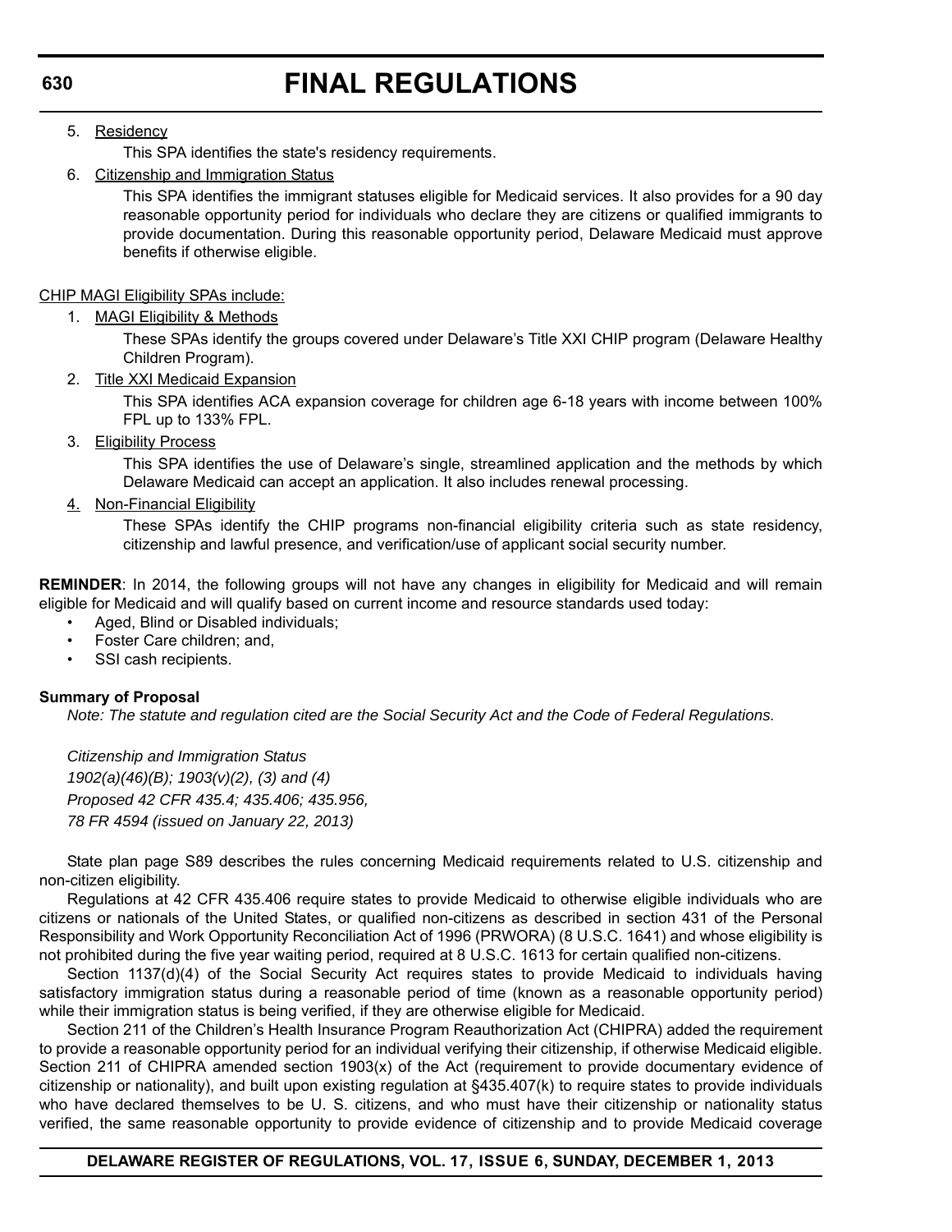5. Residency

   This SPA identifies the state's residency requirements.

6. Citizenship and Immigration Status

   This SPA identifies the immigrant statuses eligible for Medicaid services. It also provides for a 90 day reasonable opportunity period for individuals who declare they are citizens or qualified immigrants to provide documentation. During this reasonable opportunity period, Delaware Medicaid must approve benefits if otherwise eligible.

CHIP MAGI Eligibility SPAs include:

1. MAGI Eligibility & Methods

   These SPAs identify the groups covered under Delaware's Title XXI CHIP program (Delaware Healthy Children Program).

2. Title XXI Medicaid Expansion

   This SPA identifies ACA expansion coverage for children age 6-18 years with income between 100% FPL up to 133% FPL.

3. Eligibility Process

   This SPA identifies the use of Delaware's single, streamlined application and the methods by which Delaware Medicaid can accept an application. It also includes renewal processing.

4. Non-Financial Eligibility

   These SPAs identify the CHIP programs non-financial eligibility criteria such as state residency, citizenship and lawful presence, and verification/use of applicant social security number.

**REMINDER**: In 2014, the following groups will not have any changes in eligibility for Medicaid and will remain eligible for Medicaid and will qualify based on current income and resource standards used today:

- Aged, Blind or Disabled individuals;
- Foster Care children; and,
- SSI cash recipients.

**Summary of Proposal**

*Note: The statute and regulation cited are the Social Security Act and the Code of Federal Regulations.*

*Citizenship and Immigration Status*
*1902(a)(46)(B); 1903(v)(2), (3) and (4)*
*Proposed 42 CFR 435.4; 435.406; 435.956,*
*78 FR 4594 (issued on January 22, 2013)*

State plan page S89 describes the rules concerning Medicaid requirements related to U.S. citizenship and non-citizen eligibility.

Regulations at 42 CFR 435.406 require states to provide Medicaid to otherwise eligible individuals who are citizens or nationals of the United States, or qualified non-citizens as described in section 431 of the Personal Responsibility and Work Opportunity Reconciliation Act of 1996 (PRWORA) (8 U.S.C. 1641) and whose eligibility is not prohibited during the five year waiting period, required at 8 U.S.C. 1613 for certain qualified non-citizens.

Section 1137(d)(4) of the Social Security Act requires states to provide Medicaid to individuals having satisfactory immigration status during a reasonable period of time (known as a reasonable opportunity period) while their immigration status is being verified, if they are otherwise eligible for Medicaid.

Section 211 of the Children's Health Insurance Program Reauthorization Act (CHIPRA) added the requirement to provide a reasonable opportunity period for an individual verifying their citizenship, if otherwise Medicaid eligible. Section 211 of CHIPRA amended section 1903(x) of the Act (requirement to provide documentary evidence of citizenship or nationality), and built upon existing regulation at §435.407(k) to require states to provide individuals who have declared themselves to be U. S. citizens, and who must have their citizenship or nationality status verified, the same reasonable opportunity to provide evidence of citizenship and to provide Medicaid coverage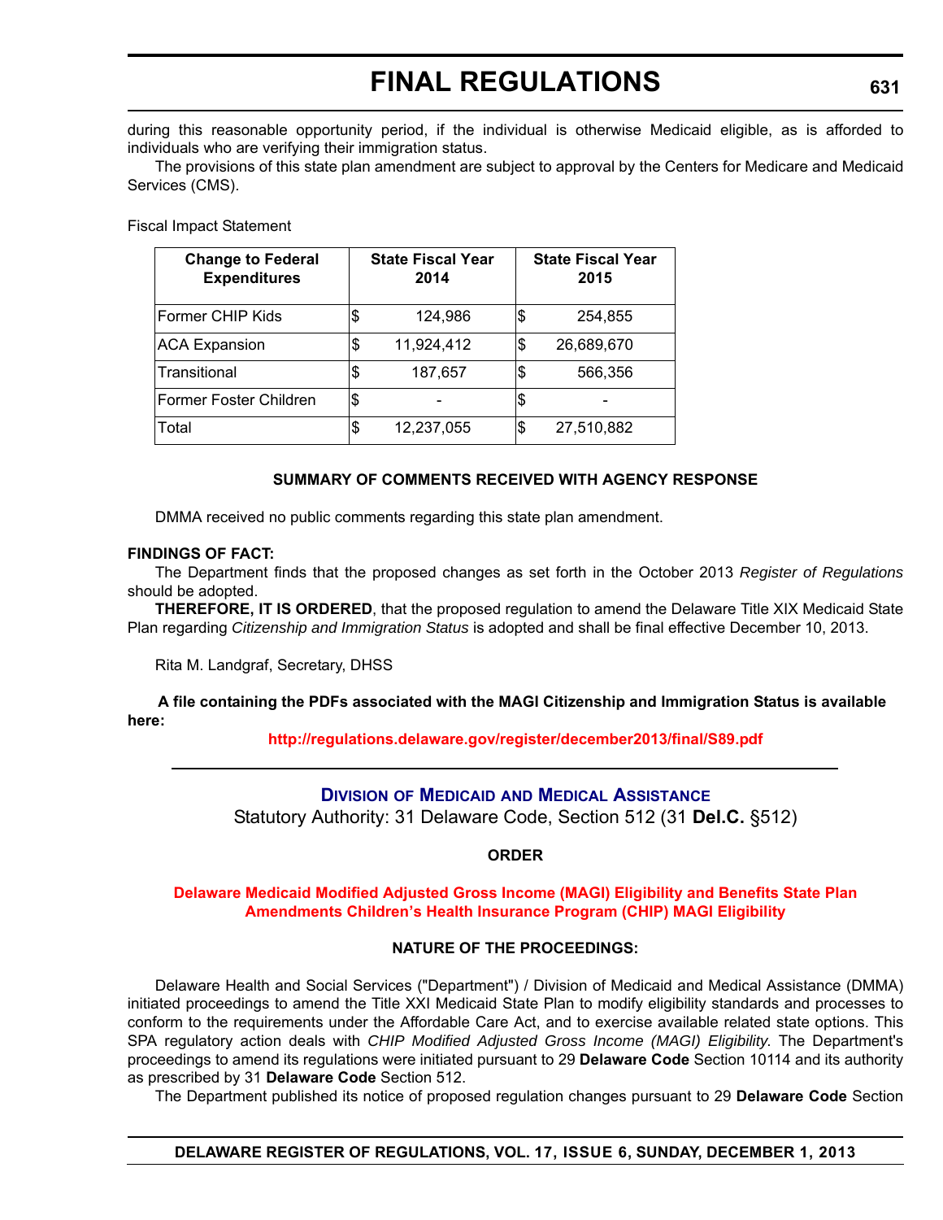during this reasonable opportunity period, if the individual is otherwise Medicaid eligible, as is afforded to individuals who are verifying their immigration status.

The provisions of this state plan amendment are subject to approval by the Centers for Medicare and Medicaid Services (CMS).

Fiscal Impact Statement

| Change to Federal Expenditures | State Fiscal Year 2014 | State Fiscal Year 2015 |
|---|---|---|
| Former CHIP Kids | $ 124,986 | $ 254,855 |
| ACA Expansion | $ 11,924,412 | $ 26,689,670 |
| Transitional | $ 187,657 | $ 566,356 |
| Former Foster Children | $ - | $ - |
| Total | $ 12,237,055 | $ 27,510,882 |

**SUMMARY OF COMMENTS RECEIVED WITH AGENCY RESPONSE**

DMMA received no public comments regarding this state plan amendment.

**FINDINGS OF FACT:**

The Department finds that the proposed changes as set forth in the October 2013 *Register of Regulations* should be adopted.

**THEREFORE, IT IS ORDERED**, that the proposed regulation to amend the Delaware Title XIX Medicaid State Plan regarding *Citizenship and Immigration Status* is adopted and shall be final effective December 10, 2013.

Rita M. Landgraf, Secretary, DHSS

**A file containing the PDFs associated with the MAGI Citizenship and Immigration Status is available here:**

**http://regulations.delaware.gov/register/december2013/final/S89.pdf**

---

## Division of Medicaid and Medical Assistance

Statutory Authority: 31 Delaware Code, Section 512 (31 **Del.C.** §512)

**ORDER**

**Delaware Medicaid Modified Adjusted Gross Income (MAGI) Eligibility and Benefits State Plan Amendments Children's Health Insurance Program (CHIP) MAGI Eligibility**

**NATURE OF THE PROCEEDINGS:**

Delaware Health and Social Services ("Department") / Division of Medicaid and Medical Assistance (DMMA) initiated proceedings to amend the Title XXI Medicaid State Plan to modify eligibility standards and processes to conform to the requirements under the Affordable Care Act, and to exercise available related state options. This SPA regulatory action deals with *CHIP Modified Adjusted Gross Income (MAGI) Eligibility*. The Department's proceedings to amend its regulations were initiated pursuant to 29 **Delaware Code** Section 10114 and its authority as prescribed by 31 **Delaware Code** Section 512.

The Department published its notice of proposed regulation changes pursuant to 29 **Delaware Code** Section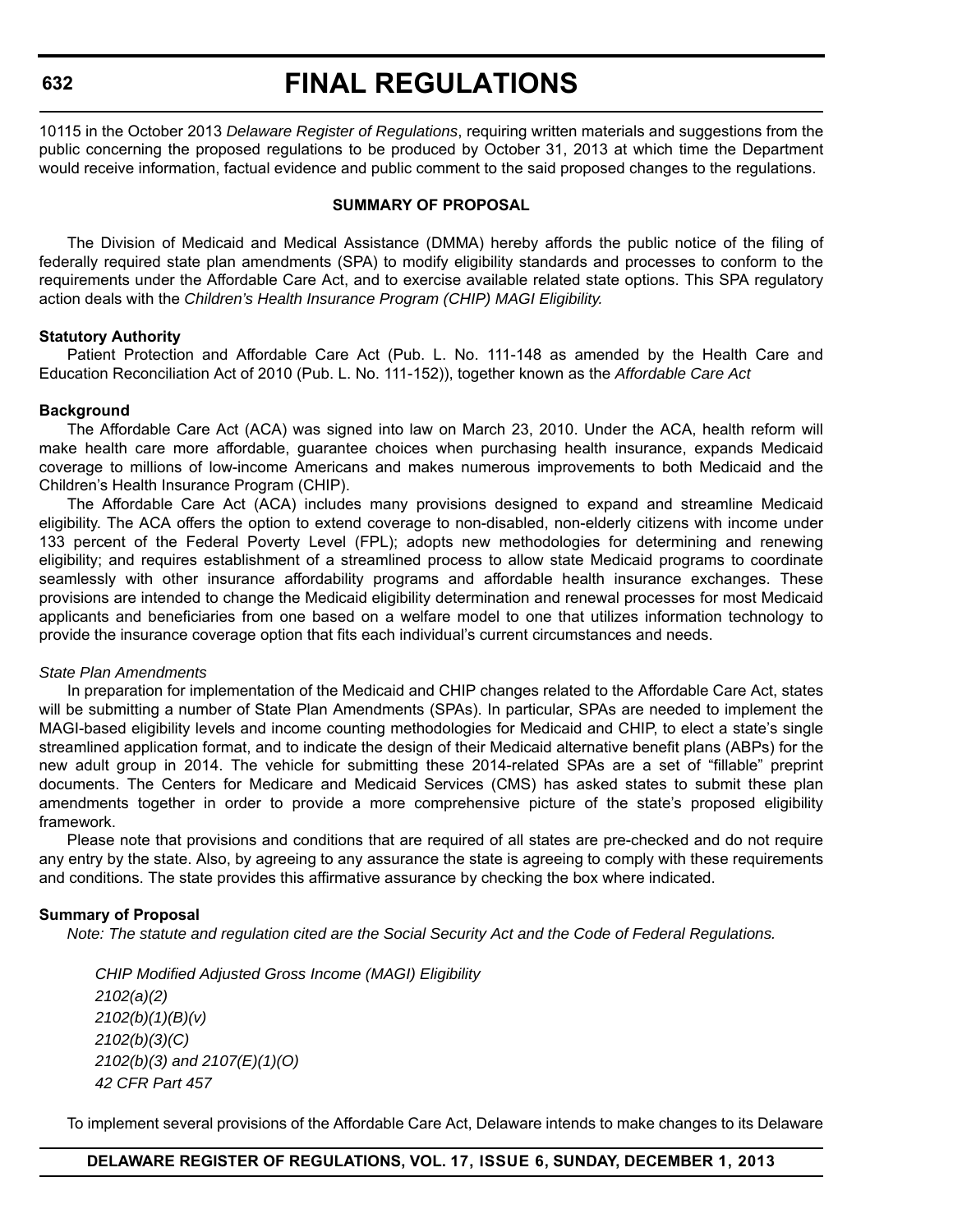10115 in the October 2013 *Delaware Register of Regulations*, requiring written materials and suggestions from the public concerning the proposed regulations to be produced by October 31, 2013 at which time the Department would receive information, factual evidence and public comment to the said proposed changes to the regulations.

**SUMMARY OF PROPOSAL**

The Division of Medicaid and Medical Assistance (DMMA) hereby affords the public notice of the filing of federally required state plan amendments (SPA) to modify eligibility standards and processes to conform to the requirements under the Affordable Care Act, and to exercise available related state options. This SPA regulatory action deals with the *Children's Health Insurance Program (CHIP) MAGI Eligibility.*

**Statutory Authority**

Patient Protection and Affordable Care Act (Pub. L. No. 111-148 as amended by the Health Care and Education Reconciliation Act of 2010 (Pub. L. No. 111-152)), together known as the *Affordable Care Act*

**Background**

The Affordable Care Act (ACA) was signed into law on March 23, 2010. Under the ACA, health reform will make health care more affordable, guarantee choices when purchasing health insurance, expands Medicaid coverage to millions of low-income Americans and makes numerous improvements to both Medicaid and the Children's Health Insurance Program (CHIP).

The Affordable Care Act (ACA) includes many provisions designed to expand and streamline Medicaid eligibility. The ACA offers the option to extend coverage to non-disabled, non-elderly citizens with income under 133 percent of the Federal Poverty Level (FPL); adopts new methodologies for determining and renewing eligibility; and requires establishment of a streamlined process to allow state Medicaid programs to coordinate seamlessly with other insurance affordability programs and affordable health insurance exchanges. These provisions are intended to change the Medicaid eligibility determination and renewal processes for most Medicaid applicants and beneficiaries from one based on a welfare model to one that utilizes information technology to provide the insurance coverage option that fits each individual's current circumstances and needs.

*State Plan Amendments*

In preparation for implementation of the Medicaid and CHIP changes related to the Affordable Care Act, states will be submitting a number of State Plan Amendments (SPAs). In particular, SPAs are needed to implement the MAGI-based eligibility levels and income counting methodologies for Medicaid and CHIP, to elect a state's single streamlined application format, and to indicate the design of their Medicaid alternative benefit plans (ABPs) for the new adult group in 2014. The vehicle for submitting these 2014-related SPAs are a set of "fillable" preprint documents. The Centers for Medicare and Medicaid Services (CMS) has asked states to submit these plan amendments together in order to provide a more comprehensive picture of the state's proposed eligibility framework.

Please note that provisions and conditions that are required of all states are pre-checked and do not require any entry by the state. Also, by agreeing to any assurance the state is agreeing to comply with these requirements and conditions. The state provides this affirmative assurance by checking the box where indicated.

**Summary of Proposal**

*Note: The statute and regulation cited are the Social Security Act and the Code of Federal Regulations.*

*CHIP Modified Adjusted Gross Income (MAGI) Eligibility*
*2102(a)(2)*
*2102(b)(1)(B)(v)*
*2102(b)(3)(C)*
*2102(b)(3) and 2107(E)(1)(O)*
*42 CFR Part 457*

To implement several provisions of the Affordable Care Act, Delaware intends to make changes to its Delaware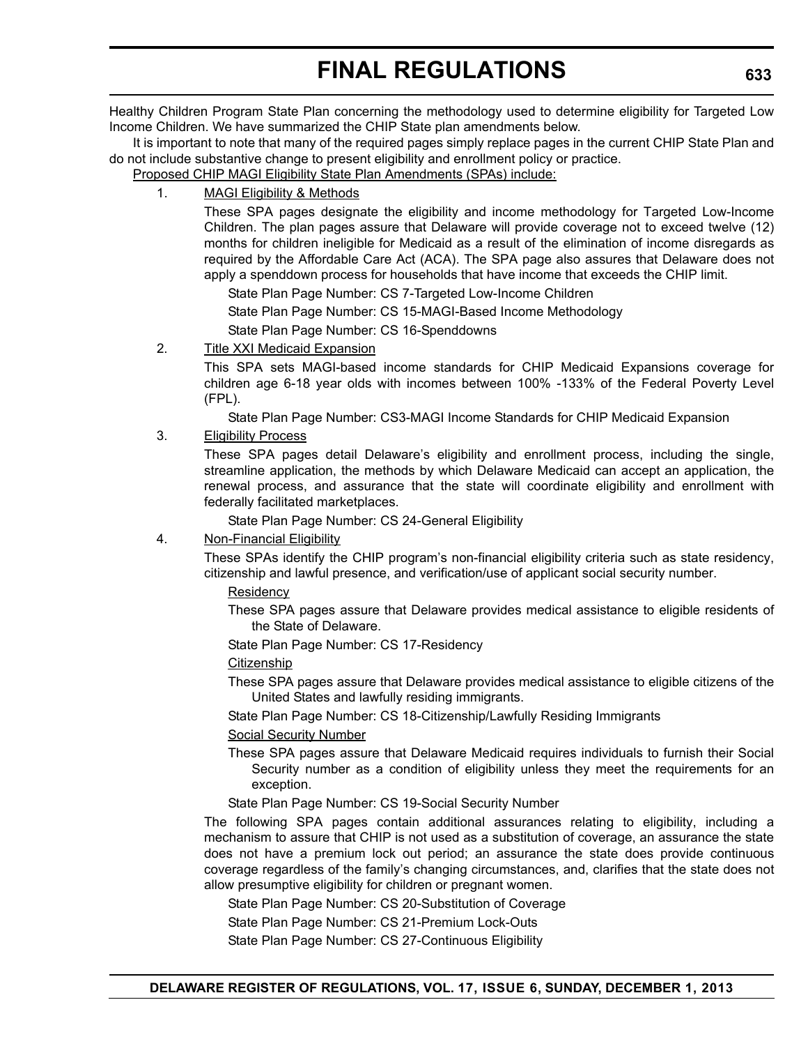Healthy Children Program State Plan concerning the methodology used to determine eligibility for Targeted Low Income Children. We have summarized the CHIP State plan amendments below.

It is important to note that many of the required pages simply replace pages in the current CHIP State Plan and do not include substantive change to present eligibility and enrollment policy or practice.

Proposed CHIP MAGI Eligibility State Plan Amendments (SPAs) include:

1. MAGI Eligibility & Methods

   These SPA pages designate the eligibility and income methodology for Targeted Low-Income Children. The plan pages assure that Delaware will provide coverage not to exceed twelve (12) months for children ineligible for Medicaid as a result of the elimination of income disregards as required by the Affordable Care Act (ACA). The SPA page also assures that Delaware does not apply a spenddown process for households that have income that exceeds the CHIP limit.

   State Plan Page Number: CS 7-Targeted Low-Income Children

   State Plan Page Number: CS 15-MAGI-Based Income Methodology

   State Plan Page Number: CS 16-Spenddowns

2. Title XXI Medicaid Expansion

   This SPA sets MAGI-based income standards for CHIP Medicaid Expansions coverage for children age 6-18 year olds with incomes between 100% -133% of the Federal Poverty Level (FPL).

   State Plan Page Number: CS3-MAGI Income Standards for CHIP Medicaid Expansion

3. Eligibility Process

   These SPA pages detail Delaware's eligibility and enrollment process, including the single, streamline application, the methods by which Delaware Medicaid can accept an application, the renewal process, and assurance that the state will coordinate eligibility and enrollment with federally facilitated marketplaces.

   State Plan Page Number: CS 24-General Eligibility

4. Non-Financial Eligibility

   These SPAs identify the CHIP program's non-financial eligibility criteria such as state residency, citizenship and lawful presence, and verification/use of applicant social security number.

   Residency

   These SPA pages assure that Delaware provides medical assistance to eligible residents of the State of Delaware.

   State Plan Page Number: CS 17-Residency

   Citizenship

   These SPA pages assure that Delaware provides medical assistance to eligible citizens of the United States and lawfully residing immigrants.

   State Plan Page Number: CS 18-Citizenship/Lawfully Residing Immigrants

   Social Security Number

   These SPA pages assure that Delaware Medicaid requires individuals to furnish their Social Security number as a condition of eligibility unless they meet the requirements for an exception.

   State Plan Page Number: CS 19-Social Security Number

   The following SPA pages contain additional assurances relating to eligibility, including a mechanism to assure that CHIP is not used as a substitution of coverage, an assurance the state does not have a premium lock out period; an assurance the state does provide continuous coverage regardless of the family's changing circumstances, and, clarifies that the state does not allow presumptive eligibility for children or pregnant women.

   State Plan Page Number: CS 20-Substitution of Coverage

   State Plan Page Number: CS 21-Premium Lock-Outs

   State Plan Page Number: CS 27-Continuous Eligibility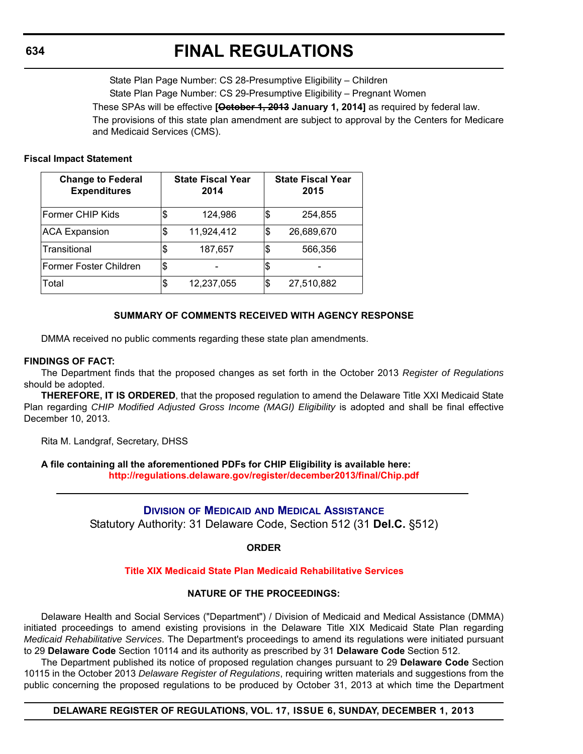State Plan Page Number: CS 28-Presumptive Eligibility – Children

State Plan Page Number: CS 29-Presumptive Eligibility – Pregnant Women

These SPAs will be effective **[~~October 1, 2013~~ January 1, 2014]** as required by federal law.

The provisions of this state plan amendment are subject to approval by the Centers for Medicare and Medicaid Services (CMS).

**Fiscal Impact Statement**

| Change to Federal Expenditures | State Fiscal Year 2014 | State Fiscal Year 2015 |
|---|---|---|
| Former CHIP Kids | $ 124,986 | $ 254,855 |
| ACA Expansion | $ 11,924,412 | $ 26,689,670 |
| Transitional | $ 187,657 | $ 566,356 |
| Former Foster Children | $ - | $ - |
| Total | $ 12,237,055 | $ 27,510,882 |

**SUMMARY OF COMMENTS RECEIVED WITH AGENCY RESPONSE**

DMMA received no public comments regarding these state plan amendments.

**FINDINGS OF FACT:**

The Department finds that the proposed changes as set forth in the October 2013 *Register of Regulations* should be adopted.

**THEREFORE, IT IS ORDERED**, that the proposed regulation to amend the Delaware Title XXI Medicaid State Plan regarding *CHIP Modified Adjusted Gross Income (MAGI) Eligibility* is adopted and shall be final effective December 10, 2013.

Rita M. Landgraf, Secretary, DHSS

**A file containing all the aforementioned PDFs for CHIP Eligibility is available here:**
**http://regulations.delaware.gov/register/december2013/final/Chip.pdf**

---

## Division of Medicaid and Medical Assistance

Statutory Authority: 31 Delaware Code, Section 512 (31 **Del.C.** §512)

**ORDER**

**Title XIX Medicaid State Plan Medicaid Rehabilitative Services**

**NATURE OF THE PROCEEDINGS:**

Delaware Health and Social Services ("Department") / Division of Medicaid and Medical Assistance (DMMA) initiated proceedings to amend existing provisions in the Delaware Title XIX Medicaid State Plan regarding *Medicaid Rehabilitative Services*. The Department's proceedings to amend its regulations were initiated pursuant to 29 **Delaware Code** Section 10114 and its authority as prescribed by 31 **Delaware Code** Section 512.

The Department published its notice of proposed regulation changes pursuant to 29 **Delaware Code** Section 10115 in the October 2013 *Delaware Register of Regulations*, requiring written materials and suggestions from the public concerning the proposed regulations to be produced by October 31, 2013 at which time the Department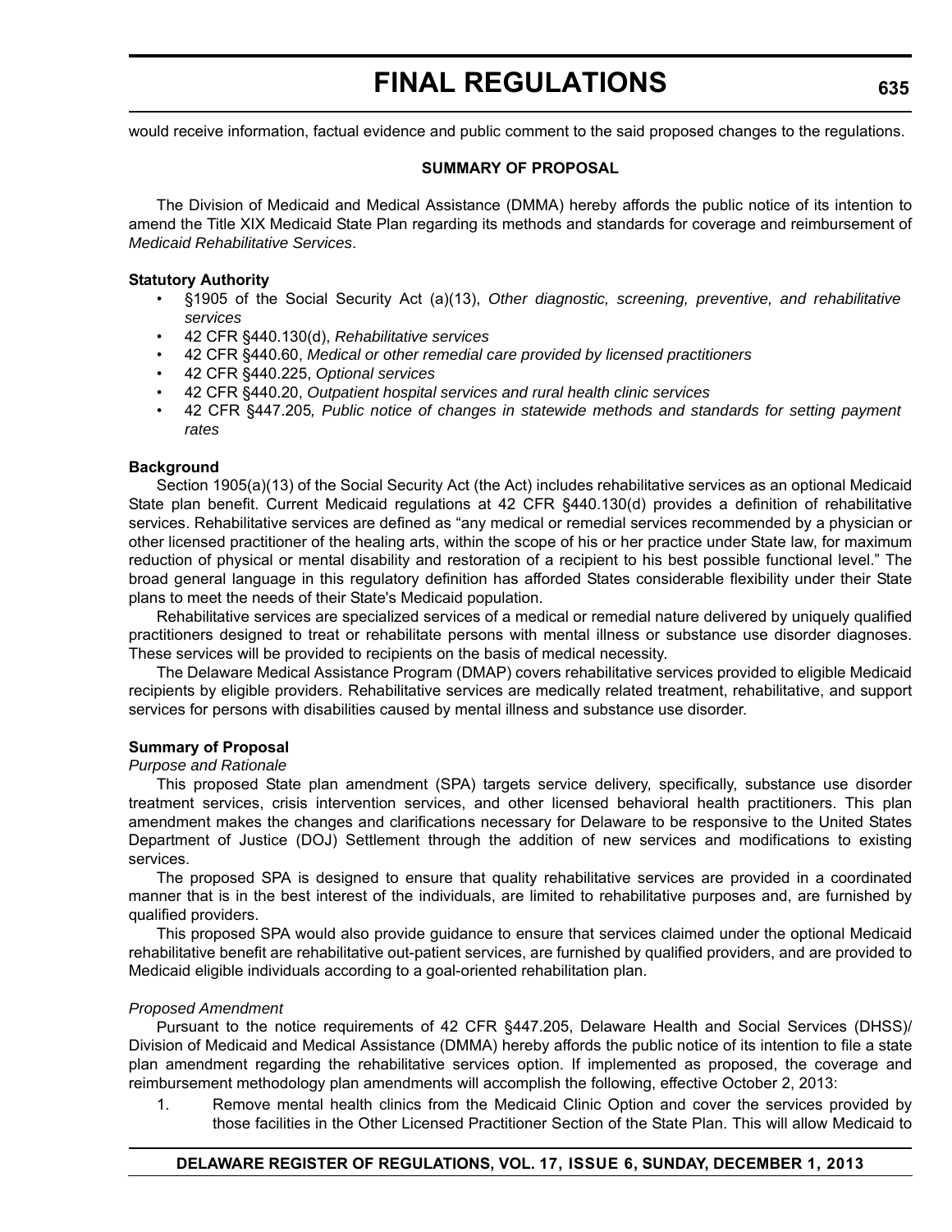would receive information, factual evidence and public comment to the said proposed changes to the regulations.

**SUMMARY OF PROPOSAL**

The Division of Medicaid and Medical Assistance (DMMA) hereby affords the public notice of its intention to amend the Title XIX Medicaid State Plan regarding its methods and standards for coverage and reimbursement of *Medicaid Rehabilitative Services*.

**Statutory Authority**

- §1905 of the Social Security Act (a)(13), *Other diagnostic, screening, preventive, and rehabilitative services*
- 42 CFR §440.130(d), *Rehabilitative services*
- 42 CFR §440.60, *Medical or other remedial care provided by licensed practitioners*
- 42 CFR §440.225, *Optional services*
- 42 CFR §440.20, *Outpatient hospital services and rural health clinic services*
- 42 CFR §447.205*, Public notice of changes in statewide methods and standards for setting payment rates*

**Background**

Section 1905(a)(13) of the Social Security Act (the Act) includes rehabilitative services as an optional Medicaid State plan benefit. Current Medicaid regulations at 42 CFR §440.130(d) provides a definition of rehabilitative services. Rehabilitative services are defined as "any medical or remedial services recommended by a physician or other licensed practitioner of the healing arts, within the scope of his or her practice under State law, for maximum reduction of physical or mental disability and restoration of a recipient to his best possible functional level." The broad general language in this regulatory definition has afforded States considerable flexibility under their State plans to meet the needs of their State's Medicaid population.

Rehabilitative services are specialized services of a medical or remedial nature delivered by uniquely qualified practitioners designed to treat or rehabilitate persons with mental illness or substance use disorder diagnoses. These services will be provided to recipients on the basis of medical necessity.

The Delaware Medical Assistance Program (DMAP) covers rehabilitative services provided to eligible Medicaid recipients by eligible providers. Rehabilitative services are medically related treatment, rehabilitative, and support services for persons with disabilities caused by mental illness and substance use disorder.

**Summary of Proposal**

*Purpose and Rationale*

This proposed State plan amendment (SPA) targets service delivery, specifically, substance use disorder treatment services, crisis intervention services, and other licensed behavioral health practitioners. This plan amendment makes the changes and clarifications necessary for Delaware to be responsive to the United States Department of Justice (DOJ) Settlement through the addition of new services and modifications to existing services.

The proposed SPA is designed to ensure that quality rehabilitative services are provided in a coordinated manner that is in the best interest of the individuals, are limited to rehabilitative purposes and, are furnished by qualified providers.

This proposed SPA would also provide guidance to ensure that services claimed under the optional Medicaid rehabilitative benefit are rehabilitative out-patient services, are furnished by qualified providers, and are provided to Medicaid eligible individuals according to a goal-oriented rehabilitation plan.

*Proposed Amendment*

Pursuant to the notice requirements of 42 CFR §447.205, Delaware Health and Social Services (DHSS)/ Division of Medicaid and Medical Assistance (DMMA) hereby affords the public notice of its intention to file a state plan amendment regarding the rehabilitative services option. If implemented as proposed, the coverage and reimbursement methodology plan amendments will accomplish the following, effective October 2, 2013:

1. Remove mental health clinics from the Medicaid Clinic Option and cover the services provided by those facilities in the Other Licensed Practitioner Section of the State Plan. This will allow Medicaid to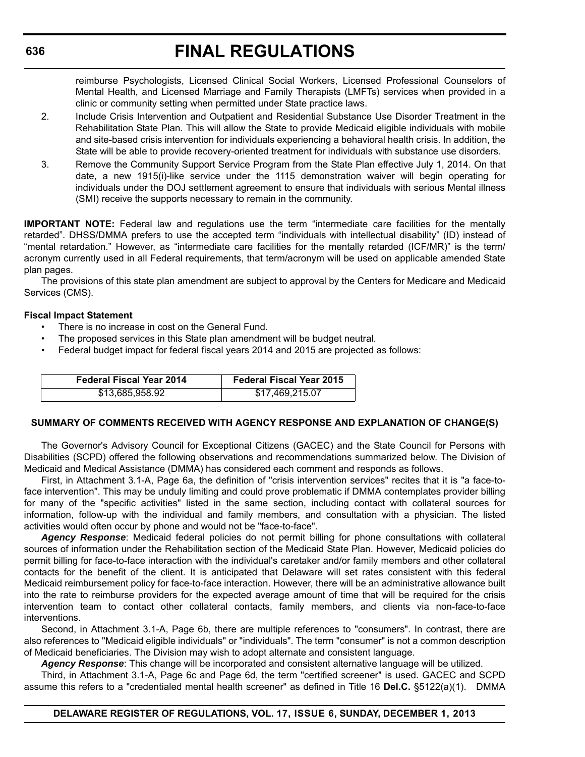reimburse Psychologists, Licensed Clinical Social Workers, Licensed Professional Counselors of Mental Health, and Licensed Marriage and Family Therapists (LMFTs) services when provided in a clinic or community setting when permitted under State practice laws.

2. Include Crisis Intervention and Outpatient and Residential Substance Use Disorder Treatment in the Rehabilitation State Plan. This will allow the State to provide Medicaid eligible individuals with mobile and site-based crisis intervention for individuals experiencing a behavioral health crisis. In addition, the State will be able to provide recovery-oriented treatment for individuals with substance use disorders.
3. Remove the Community Support Service Program from the State Plan effective July 1, 2014. On that date, a new 1915(i)-like service under the 1115 demonstration waiver will begin operating for individuals under the DOJ settlement agreement to ensure that individuals with serious Mental illness (SMI) receive the supports necessary to remain in the community.

**IMPORTANT NOTE:** Federal law and regulations use the term "intermediate care facilities for the mentally retarded". DHSS/DMMA prefers to use the accepted term "individuals with intellectual disability" (ID) instead of "mental retardation." However, as "intermediate care facilities for the mentally retarded (ICF/MR)" is the term/acronym currently used in all Federal requirements, that term/acronym will be used on applicable amended State plan pages.

The provisions of this state plan amendment are subject to approval by the Centers for Medicare and Medicaid Services (CMS).

**Fiscal Impact Statement**

- There is no increase in cost on the General Fund.
- The proposed services in this State plan amendment will be budget neutral.
- Federal budget impact for federal fiscal years 2014 and 2015 are projected as follows:

| Federal Fiscal Year 2014 | Federal Fiscal Year 2015 |
|---|---|
| $13,685,958.92 | $17,469,215.07 |

**SUMMARY OF COMMENTS RECEIVED WITH AGENCY RESPONSE AND EXPLANATION OF CHANGE(S)**

The Governor's Advisory Council for Exceptional Citizens (GACEC) and the State Council for Persons with Disabilities (SCPD) offered the following observations and recommendations summarized below. The Division of Medicaid and Medical Assistance (DMMA) has considered each comment and responds as follows.

First, in Attachment 3.1-A, Page 6a, the definition of "crisis intervention services" recites that it is "a face-to-face intervention". This may be unduly limiting and could prove problematic if DMMA contemplates provider billing for many of the "specific activities" listed in the same section, including contact with collateral sources for information, follow-up with the individual and family members, and consultation with a physician. The listed activities would often occur by phone and would not be "face-to-face".

***Agency Response***: Medicaid federal policies do not permit billing for phone consultations with collateral sources of information under the Rehabilitation section of the Medicaid State Plan. However, Medicaid policies do permit billing for face-to-face interaction with the individual's caretaker and/or family members and other collateral contacts for the benefit of the client. It is anticipated that Delaware will set rates consistent with this federal Medicaid reimbursement policy for face-to-face interaction. However, there will be an administrative allowance built into the rate to reimburse providers for the expected average amount of time that will be required for the crisis intervention team to contact other collateral contacts, family members, and clients via non-face-to-face interventions.

Second, in Attachment 3.1-A, Page 6b, there are multiple references to "consumers". In contrast, there are also references to "Medicaid eligible individuals" or "individuals". The term "consumer" is not a common description of Medicaid beneficiaries. The Division may wish to adopt alternate and consistent language.

***Agency Response***: This change will be incorporated and consistent alternative language will be utilized.

Third, in Attachment 3.1-A, Page 6c and Page 6d, the term "certified screener" is used. GACEC and SCPD assume this refers to a "credentialed mental health screener" as defined in Title 16 **Del.C.** §5122(a)(1). DMMA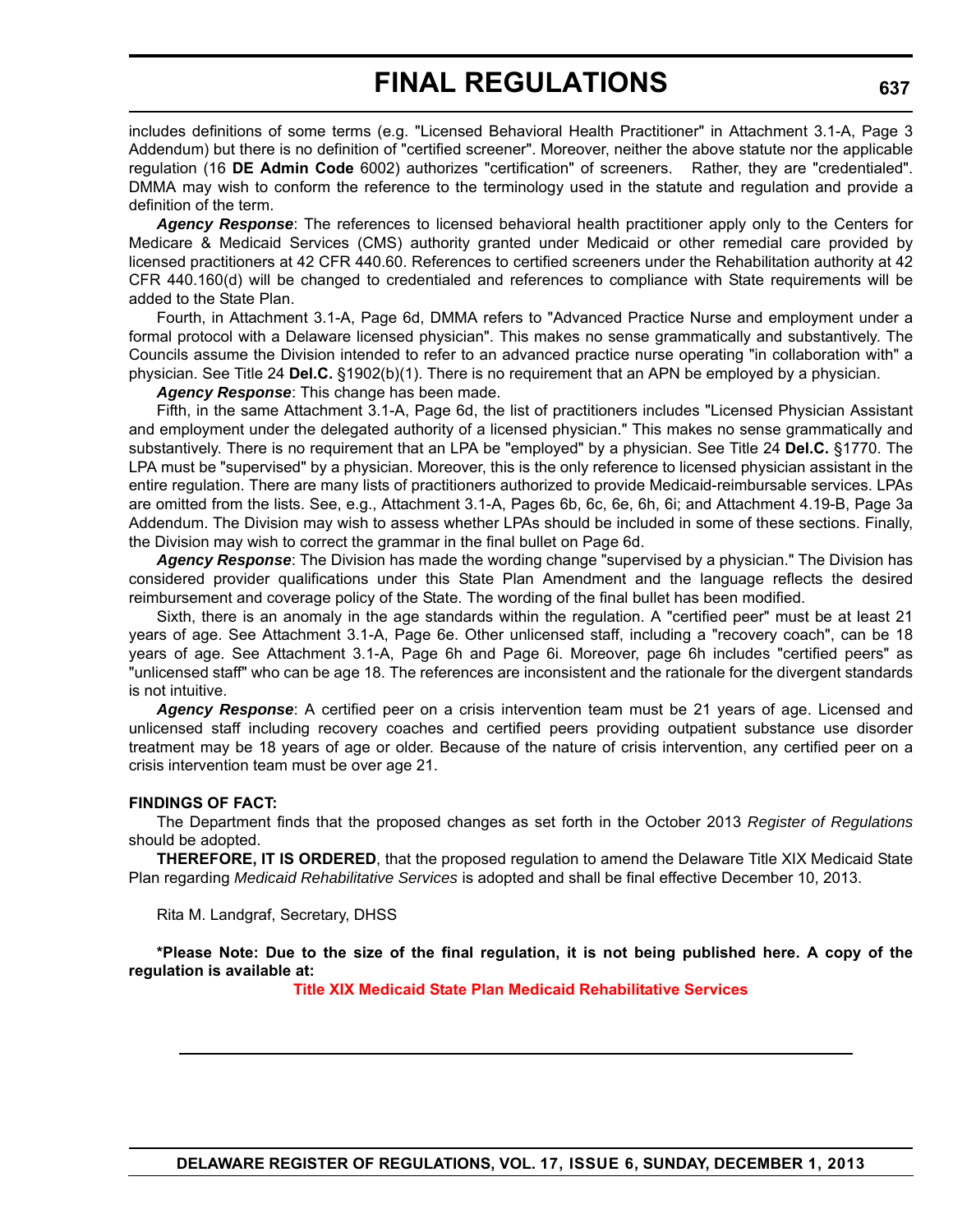includes definitions of some terms (e.g. "Licensed Behavioral Health Practitioner" in Attachment 3.1-A, Page 3 Addendum) but there is no definition of "certified screener". Moreover, neither the above statute nor the applicable regulation (16 **DE Admin Code** 6002) authorizes "certification" of screeners. Rather, they are "credentialed". DMMA may wish to conform the reference to the terminology used in the statute and regulation and provide a definition of the term.

***Agency Response***: The references to licensed behavioral health practitioner apply only to the Centers for Medicare & Medicaid Services (CMS) authority granted under Medicaid or other remedial care provided by licensed practitioners at 42 CFR 440.60. References to certified screeners under the Rehabilitation authority at 42 CFR 440.160(d) will be changed to credentialed and references to compliance with State requirements will be added to the State Plan.

Fourth, in Attachment 3.1-A, Page 6d, DMMA refers to "Advanced Practice Nurse and employment under a formal protocol with a Delaware licensed physician". This makes no sense grammatically and substantively. The Councils assume the Division intended to refer to an advanced practice nurse operating "in collaboration with" a physician. See Title 24 **Del.C.** §1902(b)(1). There is no requirement that an APN be employed by a physician.

***Agency Response***: This change has been made.

Fifth, in the same Attachment 3.1-A, Page 6d, the list of practitioners includes "Licensed Physician Assistant and employment under the delegated authority of a licensed physician." This makes no sense grammatically and substantively. There is no requirement that an LPA be "employed" by a physician. See Title 24 **Del.C.** §1770. The LPA must be "supervised" by a physician. Moreover, this is the only reference to licensed physician assistant in the entire regulation. There are many lists of practitioners authorized to provide Medicaid-reimbursable services. LPAs are omitted from the lists. See, e.g., Attachment 3.1-A, Pages 6b, 6c, 6e, 6h, 6i; and Attachment 4.19-B, Page 3a Addendum. The Division may wish to assess whether LPAs should be included in some of these sections. Finally, the Division may wish to correct the grammar in the final bullet on Page 6d.

***Agency Response***: The Division has made the wording change "supervised by a physician." The Division has considered provider qualifications under this State Plan Amendment and the language reflects the desired reimbursement and coverage policy of the State. The wording of the final bullet has been modified.

Sixth, there is an anomaly in the age standards within the regulation. A "certified peer" must be at least 21 years of age. See Attachment 3.1-A, Page 6e. Other unlicensed staff, including a "recovery coach", can be 18 years of age. See Attachment 3.1-A, Page 6h and Page 6i. Moreover, page 6h includes "certified peers" as "unlicensed staff" who can be age 18. The references are inconsistent and the rationale for the divergent standards is not intuitive.

***Agency Response***: A certified peer on a crisis intervention team must be 21 years of age. Licensed and unlicensed staff including recovery coaches and certified peers providing outpatient substance use disorder treatment may be 18 years of age or older. Because of the nature of crisis intervention, any certified peer on a crisis intervention team must be over age 21.

**FINDINGS OF FACT:**

The Department finds that the proposed changes as set forth in the October 2013 *Register of Regulations* should be adopted.

**THEREFORE, IT IS ORDERED**, that the proposed regulation to amend the Delaware Title XIX Medicaid State Plan regarding *Medicaid Rehabilitative Services* is adopted and shall be final effective December 10, 2013.

Rita M. Landgraf, Secretary, DHSS

**\*Please Note: Due to the size of the final regulation, it is not being published here. A copy of the regulation is available at:**

**Title XIX Medicaid State Plan Medicaid Rehabilitative Services**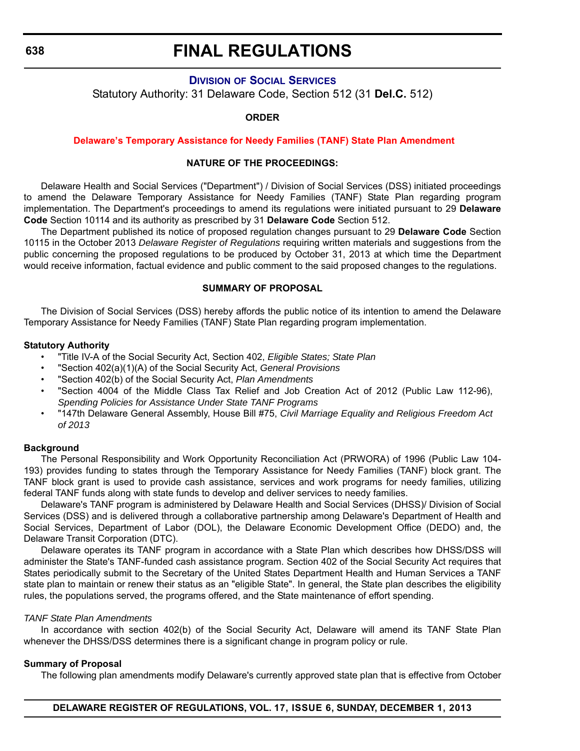# FINAL REGULATIONS

## DIVISION OF SOCIAL SERVICES

Statutory Authority: 31 Delaware Code, Section 512 (31 **Del.C.** 512)

**ORDER**

### Delaware's Temporary Assistance for Needy Families (TANF) State Plan Amendment

**NATURE OF THE PROCEEDINGS:**

Delaware Health and Social Services ("Department") / Division of Social Services (DSS) initiated proceedings to amend the Delaware Temporary Assistance for Needy Families (TANF) State Plan regarding program implementation. The Department's proceedings to amend its regulations were initiated pursuant to 29 **Delaware Code** Section 10114 and its authority as prescribed by 31 **Delaware Code** Section 512.

The Department published its notice of proposed regulation changes pursuant to 29 **Delaware Code** Section 10115 in the October 2013 *Delaware Register of Regulations* requiring written materials and suggestions from the public concerning the proposed regulations to be produced by October 31, 2013 at which time the Department would receive information, factual evidence and public comment to the said proposed changes to the regulations.

**SUMMARY OF PROPOSAL**

The Division of Social Services (DSS) hereby affords the public notice of its intention to amend the Delaware Temporary Assistance for Needy Families (TANF) State Plan regarding program implementation.

**Statutory Authority**

- "Title IV-A of the Social Security Act, Section 402, *Eligible States; State Plan*
- "Section 402(a)(1)(A) of the Social Security Act, *General Provisions*
- "Section 402(b) of the Social Security Act, *Plan Amendments*
- "Section 4004 of the Middle Class Tax Relief and Job Creation Act of 2012 (Public Law 112-96), *Spending Policies for Assistance Under State TANF Programs*
- "147th Delaware General Assembly, House Bill #75, *Civil Marriage Equality and Religious Freedom Act of 2013*

**Background**

The Personal Responsibility and Work Opportunity Reconciliation Act (PRWORA) of 1996 (Public Law 104-193) provides funding to states through the Temporary Assistance for Needy Families (TANF) block grant. The TANF block grant is used to provide cash assistance, services and work programs for needy families, utilizing federal TANF funds along with state funds to develop and deliver services to needy families.

Delaware's TANF program is administered by Delaware Health and Social Services (DHSS)/ Division of Social Services (DSS) and is delivered through a collaborative partnership among Delaware's Department of Health and Social Services, Department of Labor (DOL), the Delaware Economic Development Office (DEDO) and, the Delaware Transit Corporation (DTC).

Delaware operates its TANF program in accordance with a State Plan which describes how DHSS/DSS will administer the State's TANF-funded cash assistance program. Section 402 of the Social Security Act requires that States periodically submit to the Secretary of the United States Department Health and Human Services a TANF state plan to maintain or renew their status as an "eligible State". In general, the State plan describes the eligibility rules, the populations served, the programs offered, and the State maintenance of effort spending.

*TANF State Plan Amendments*

In accordance with section 402(b) of the Social Security Act, Delaware will amend its TANF State Plan whenever the DHSS/DSS determines there is a significant change in program policy or rule.

**Summary of Proposal**

The following plan amendments modify Delaware's currently approved state plan that is effective from October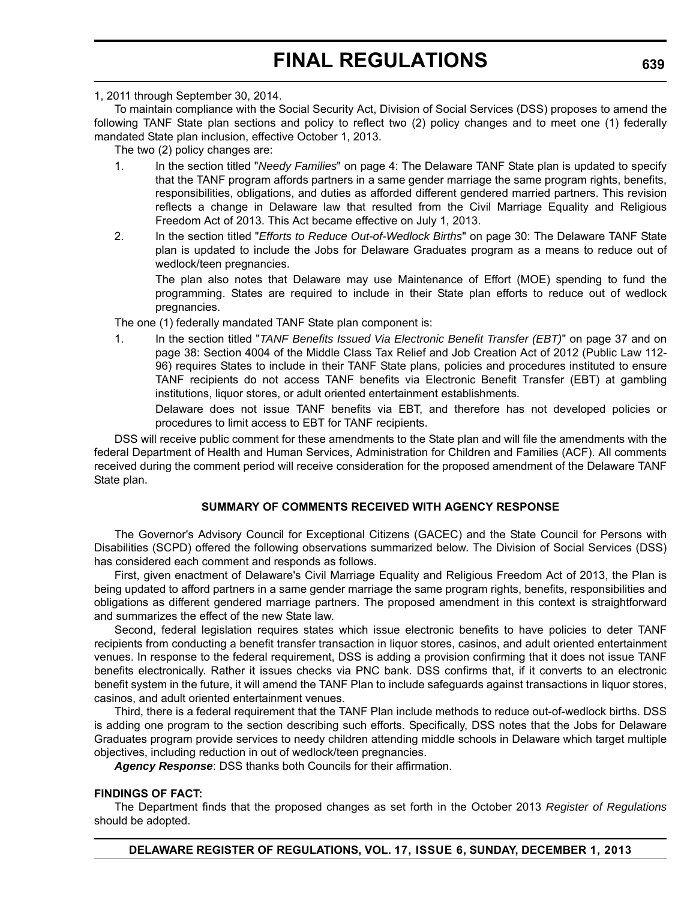1, 2011 through September 30, 2014.

To maintain compliance with the Social Security Act, Division of Social Services (DSS) proposes to amend the following TANF State plan sections and policy to reflect two (2) policy changes and to meet one (1) federally mandated State plan inclusion, effective October 1, 2013.

The two (2) policy changes are:

1. In the section titled "*Needy Families*" on page 4: The Delaware TANF State plan is updated to specify that the TANF program affords partners in a same gender marriage the same program rights, benefits, responsibilities, obligations, and duties as afforded different gendered married partners. This revision reflects a change in Delaware law that resulted from the Civil Marriage Equality and Religious Freedom Act of 2013. This Act became effective on July 1, 2013.
2. In the section titled "*Efforts to Reduce Out-of-Wedlock Births*" on page 30: The Delaware TANF State plan is updated to include the Jobs for Delaware Graduates program as a means to reduce out of wedlock/teen pregnancies.

   The plan also notes that Delaware may use Maintenance of Effort (MOE) spending to fund the programming. States are required to include in their State plan efforts to reduce out of wedlock pregnancies.

The one (1) federally mandated TANF State plan component is:

1. In the section titled "*TANF Benefits Issued Via Electronic Benefit Transfer (EBT)*" on page 37 and on page 38: Section 4004 of the Middle Class Tax Relief and Job Creation Act of 2012 (Public Law 112-96) requires States to include in their TANF State plans, policies and procedures instituted to ensure TANF recipients do not access TANF benefits via Electronic Benefit Transfer (EBT) at gambling institutions, liquor stores, or adult oriented entertainment establishments.

   Delaware does not issue TANF benefits via EBT, and therefore has not developed policies or procedures to limit access to EBT for TANF recipients.

DSS will receive public comment for these amendments to the State plan and will file the amendments with the federal Department of Health and Human Services, Administration for Children and Families (ACF). All comments received during the comment period will receive consideration for the proposed amendment of the Delaware TANF State plan.

**SUMMARY OF COMMENTS RECEIVED WITH AGENCY RESPONSE**

The Governor's Advisory Council for Exceptional Citizens (GACEC) and the State Council for Persons with Disabilities (SCPD) offered the following observations summarized below. The Division of Social Services (DSS) has considered each comment and responds as follows.

First, given enactment of Delaware's Civil Marriage Equality and Religious Freedom Act of 2013, the Plan is being updated to afford partners in a same gender marriage the same program rights, benefits, responsibilities and obligations as different gendered marriage partners. The proposed amendment in this context is straightforward and summarizes the effect of the new State law.

Second, federal legislation requires states which issue electronic benefits to have policies to deter TANF recipients from conducting a benefit transfer transaction in liquor stores, casinos, and adult oriented entertainment venues. In response to the federal requirement, DSS is adding a provision confirming that it does not issue TANF benefits electronically. Rather it issues checks via PNC bank. DSS confirms that, if it converts to an electronic benefit system in the future, it will amend the TANF Plan to include safeguards against transactions in liquor stores, casinos, and adult oriented entertainment venues.

Third, there is a federal requirement that the TANF Plan include methods to reduce out-of-wedlock births. DSS is adding one program to the section describing such efforts. Specifically, DSS notes that the Jobs for Delaware Graduates program provide services to needy children attending middle schools in Delaware which target multiple objectives, including reduction in out of wedlock/teen pregnancies.

***Agency Response***: DSS thanks both Councils for their affirmation.

**FINDINGS OF FACT:**

The Department finds that the proposed changes as set forth in the October 2013 *Register of Regulations* should be adopted.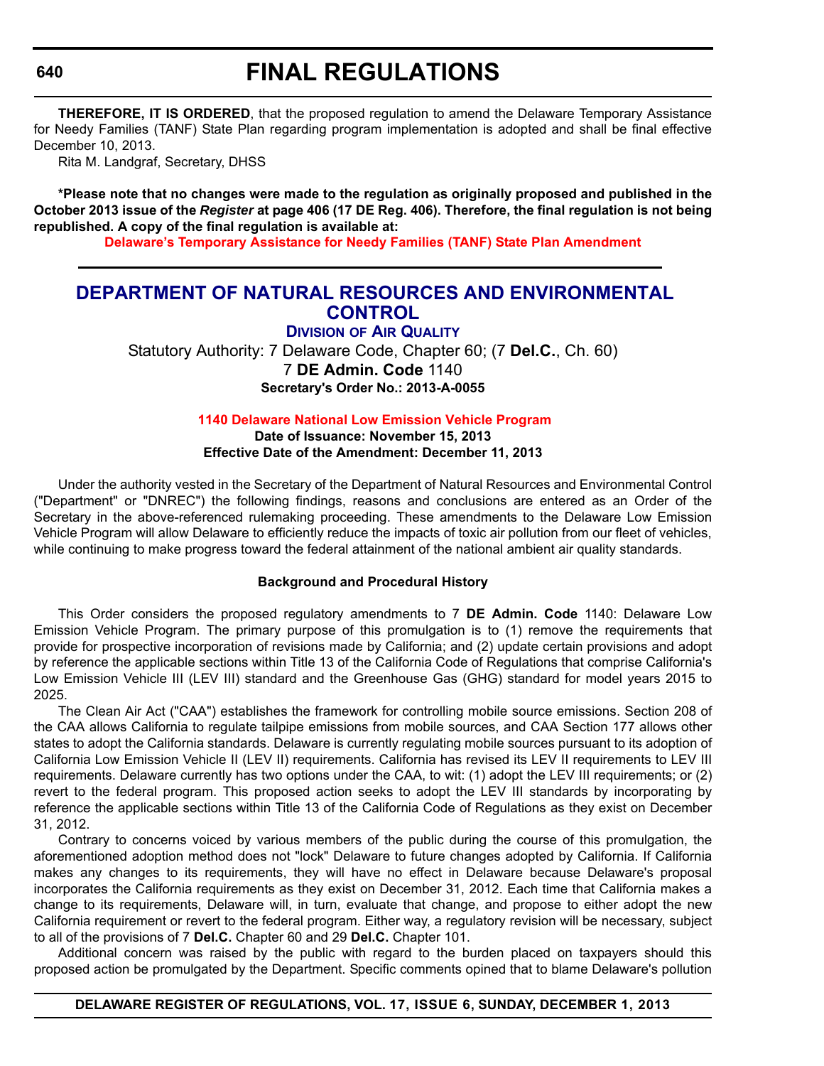**THEREFORE, IT IS ORDERED**, that the proposed regulation to amend the Delaware Temporary Assistance for Needy Families (TANF) State Plan regarding program implementation is adopted and shall be final effective December 10, 2013.

Rita M. Landgraf, Secretary, DHSS

**\*Please note that no changes were made to the regulation as originally proposed and published in the October 2013 issue of the *Register* at page 406 (17 DE Reg. 406). Therefore, the final regulation is not being republished. A copy of the final regulation is available at:**

**Delaware's Temporary Assistance for Needy Families (TANF) State Plan Amendment**

---

# DEPARTMENT OF NATURAL RESOURCES AND ENVIRONMENTAL CONTROL

## Division of Air Quality

Statutory Authority: 7 Delaware Code, Chapter 60; (7 **Del.C.**, Ch. 60)

7 **DE Admin. Code** 1140

**Secretary's Order No.: 2013-A-0055**

### 1140 Delaware National Low Emission Vehicle Program

**Date of Issuance: November 15, 2013**

**Effective Date of the Amendment: December 11, 2013**

Under the authority vested in the Secretary of the Department of Natural Resources and Environmental Control ("Department" or "DNREC") the following findings, reasons and conclusions are entered as an Order of the Secretary in the above-referenced rulemaking proceeding. These amendments to the Delaware Low Emission Vehicle Program will allow Delaware to efficiently reduce the impacts of toxic air pollution from our fleet of vehicles, while continuing to make progress toward the federal attainment of the national ambient air quality standards.

**Background and Procedural History**

This Order considers the proposed regulatory amendments to 7 **DE Admin. Code** 1140: Delaware Low Emission Vehicle Program. The primary purpose of this promulgation is to (1) remove the requirements that provide for prospective incorporation of revisions made by California; and (2) update certain provisions and adopt by reference the applicable sections within Title 13 of the California Code of Regulations that comprise California's Low Emission Vehicle III (LEV III) standard and the Greenhouse Gas (GHG) standard for model years 2015 to 2025.

The Clean Air Act ("CAA") establishes the framework for controlling mobile source emissions. Section 208 of the CAA allows California to regulate tailpipe emissions from mobile sources, and CAA Section 177 allows other states to adopt the California standards. Delaware is currently regulating mobile sources pursuant to its adoption of California Low Emission Vehicle II (LEV II) requirements. California has revised its LEV II requirements to LEV III requirements. Delaware currently has two options under the CAA, to wit: (1) adopt the LEV III requirements; or (2) revert to the federal program. This proposed action seeks to adopt the LEV III standards by incorporating by reference the applicable sections within Title 13 of the California Code of Regulations as they exist on December 31, 2012.

Contrary to concerns voiced by various members of the public during the course of this promulgation, the aforementioned adoption method does not "lock" Delaware to future changes adopted by California. If California makes any changes to its requirements, they will have no effect in Delaware because Delaware's proposal incorporates the California requirements as they exist on December 31, 2012. Each time that California makes a change to its requirements, Delaware will, in turn, evaluate that change, and propose to either adopt the new California requirement or revert to the federal program. Either way, a regulatory revision will be necessary, subject to all of the provisions of 7 **Del.C.** Chapter 60 and 29 **Del.C.** Chapter 101.

Additional concern was raised by the public with regard to the burden placed on taxpayers should this proposed action be promulgated by the Department. Specific comments opined that to blame Delaware's pollution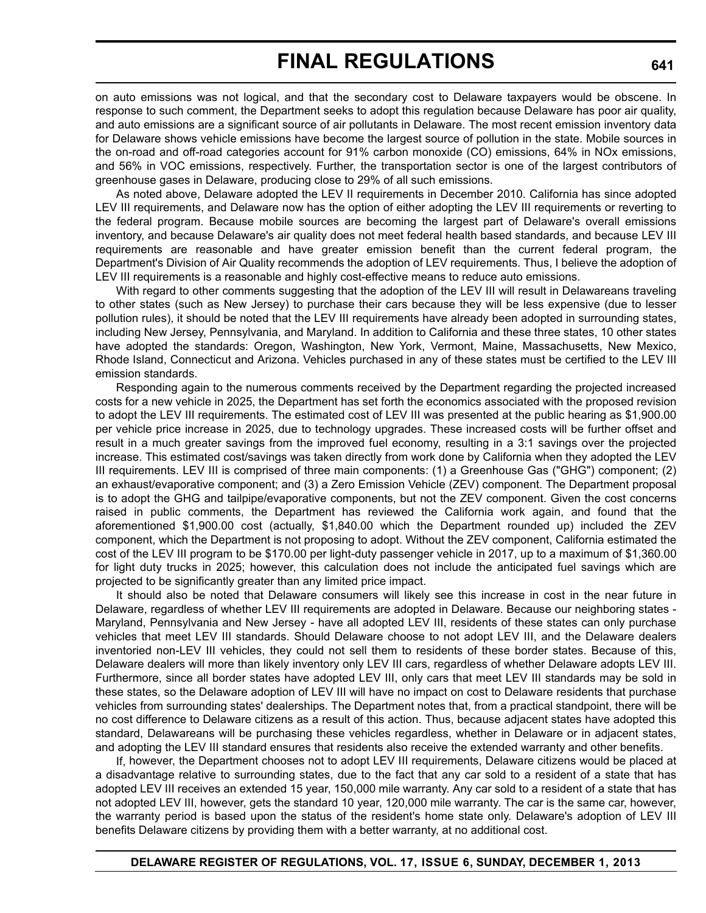on auto emissions was not logical, and that the secondary cost to Delaware taxpayers would be obscene. In response to such comment, the Department seeks to adopt this regulation because Delaware has poor air quality, and auto emissions are a significant source of air pollutants in Delaware. The most recent emission inventory data for Delaware shows vehicle emissions have become the largest source of pollution in the state. Mobile sources in the on-road and off-road categories account for 91% carbon monoxide (CO) emissions, 64% in NOx emissions, and 56% in VOC emissions, respectively. Further, the transportation sector is one of the largest contributors of greenhouse gases in Delaware, producing close to 29% of all such emissions.

As noted above, Delaware adopted the LEV II requirements in December 2010. California has since adopted LEV III requirements, and Delaware now has the option of either adopting the LEV III requirements or reverting to the federal program. Because mobile sources are becoming the largest part of Delaware's overall emissions inventory, and because Delaware's air quality does not meet federal health based standards, and because LEV III requirements are reasonable and have greater emission benefit than the current federal program, the Department's Division of Air Quality recommends the adoption of LEV requirements. Thus, I believe the adoption of LEV III requirements is a reasonable and highly cost-effective means to reduce auto emissions.

With regard to other comments suggesting that the adoption of the LEV III will result in Delawareans traveling to other states (such as New Jersey) to purchase their cars because they will be less expensive (due to lesser pollution rules), it should be noted that the LEV III requirements have already been adopted in surrounding states, including New Jersey, Pennsylvania, and Maryland. In addition to California and these three states, 10 other states have adopted the standards: Oregon, Washington, New York, Vermont, Maine, Massachusetts, New Mexico, Rhode Island, Connecticut and Arizona. Vehicles purchased in any of these states must be certified to the LEV III emission standards.

Responding again to the numerous comments received by the Department regarding the projected increased costs for a new vehicle in 2025, the Department has set forth the economics associated with the proposed revision to adopt the LEV III requirements. The estimated cost of LEV III was presented at the public hearing as $1,900.00 per vehicle price increase in 2025, due to technology upgrades. These increased costs will be further offset and result in a much greater savings from the improved fuel economy, resulting in a 3:1 savings over the projected increase. This estimated cost/savings was taken directly from work done by California when they adopted the LEV III requirements. LEV III is comprised of three main components: (1) a Greenhouse Gas ("GHG") component; (2) an exhaust/evaporative component; and (3) a Zero Emission Vehicle (ZEV) component. The Department proposal is to adopt the GHG and tailpipe/evaporative components, but not the ZEV component. Given the cost concerns raised in public comments, the Department has reviewed the California work again, and found that the aforementioned $1,900.00 cost (actually, $1,840.00 which the Department rounded up) included the ZEV component, which the Department is not proposing to adopt. Without the ZEV component, California estimated the cost of the LEV III program to be $170.00 per light-duty passenger vehicle in 2017, up to a maximum of $1,360.00 for light duty trucks in 2025; however, this calculation does not include the anticipated fuel savings which are projected to be significantly greater than any limited price impact.

It should also be noted that Delaware consumers will likely see this increase in cost in the near future in Delaware, regardless of whether LEV III requirements are adopted in Delaware. Because our neighboring states - Maryland, Pennsylvania and New Jersey - have all adopted LEV III, residents of these states can only purchase vehicles that meet LEV III standards. Should Delaware choose to not adopt LEV III, and the Delaware dealers inventoried non-LEV III vehicles, they could not sell them to residents of these border states. Because of this, Delaware dealers will more than likely inventory only LEV III cars, regardless of whether Delaware adopts LEV III. Furthermore, since all border states have adopted LEV III, only cars that meet LEV III standards may be sold in these states, so the Delaware adoption of LEV III will have no impact on cost to Delaware residents that purchase vehicles from surrounding states' dealerships. The Department notes that, from a practical standpoint, there will be no cost difference to Delaware citizens as a result of this action. Thus, because adjacent states have adopted this standard, Delawareans will be purchasing these vehicles regardless, whether in Delaware or in adjacent states, and adopting the LEV III standard ensures that residents also receive the extended warranty and other benefits.

If, however, the Department chooses not to adopt LEV III requirements, Delaware citizens would be placed at a disadvantage relative to surrounding states, due to the fact that any car sold to a resident of a state that has adopted LEV III receives an extended 15 year, 150,000 mile warranty. Any car sold to a resident of a state that has not adopted LEV III, however, gets the standard 10 year, 120,000 mile warranty. The car is the same car, however, the warranty period is based upon the status of the resident's home state only. Delaware's adoption of LEV III benefits Delaware citizens by providing them with a better warranty, at no additional cost.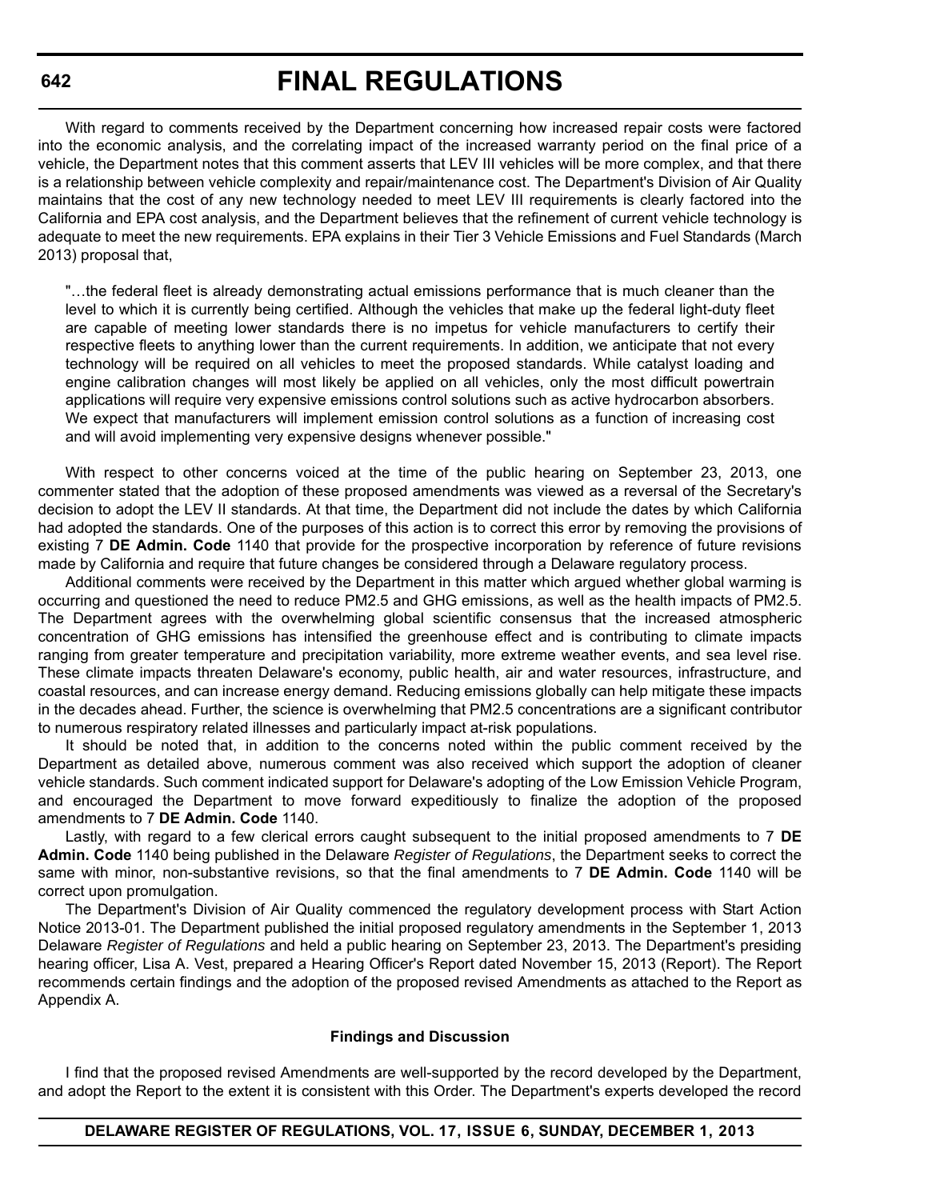With regard to comments received by the Department concerning how increased repair costs were factored into the economic analysis, and the correlating impact of the increased warranty period on the final price of a vehicle, the Department notes that this comment asserts that LEV III vehicles will be more complex, and that there is a relationship between vehicle complexity and repair/maintenance cost. The Department's Division of Air Quality maintains that the cost of any new technology needed to meet LEV III requirements is clearly factored into the California and EPA cost analysis, and the Department believes that the refinement of current vehicle technology is adequate to meet the new requirements. EPA explains in their Tier 3 Vehicle Emissions and Fuel Standards (March 2013) proposal that,

> "…the federal fleet is already demonstrating actual emissions performance that is much cleaner than the level to which it is currently being certified. Although the vehicles that make up the federal light-duty fleet are capable of meeting lower standards there is no impetus for vehicle manufacturers to certify their respective fleets to anything lower than the current requirements. In addition, we anticipate that not every technology will be required on all vehicles to meet the proposed standards. While catalyst loading and engine calibration changes will most likely be applied on all vehicles, only the most difficult powertrain applications will require very expensive emissions control solutions such as active hydrocarbon absorbers. We expect that manufacturers will implement emission control solutions as a function of increasing cost and will avoid implementing very expensive designs whenever possible."

With respect to other concerns voiced at the time of the public hearing on September 23, 2013, one commenter stated that the adoption of these proposed amendments was viewed as a reversal of the Secretary's decision to adopt the LEV II standards. At that time, the Department did not include the dates by which California had adopted the standards. One of the purposes of this action is to correct this error by removing the provisions of existing 7 **DE Admin. Code** 1140 that provide for the prospective incorporation by reference of future revisions made by California and require that future changes be considered through a Delaware regulatory process.

Additional comments were received by the Department in this matter which argued whether global warming is occurring and questioned the need to reduce PM2.5 and GHG emissions, as well as the health impacts of PM2.5. The Department agrees with the overwhelming global scientific consensus that the increased atmospheric concentration of GHG emissions has intensified the greenhouse effect and is contributing to climate impacts ranging from greater temperature and precipitation variability, more extreme weather events, and sea level rise. These climate impacts threaten Delaware's economy, public health, air and water resources, infrastructure, and coastal resources, and can increase energy demand. Reducing emissions globally can help mitigate these impacts in the decades ahead. Further, the science is overwhelming that PM2.5 concentrations are a significant contributor to numerous respiratory related illnesses and particularly impact at-risk populations.

It should be noted that, in addition to the concerns noted within the public comment received by the Department as detailed above, numerous comment was also received which support the adoption of cleaner vehicle standards. Such comment indicated support for Delaware's adopting of the Low Emission Vehicle Program, and encouraged the Department to move forward expeditiously to finalize the adoption of the proposed amendments to 7 **DE Admin. Code** 1140.

Lastly, with regard to a few clerical errors caught subsequent to the initial proposed amendments to 7 **DE Admin. Code** 1140 being published in the Delaware *Register of Regulations*, the Department seeks to correct the same with minor, non-substantive revisions, so that the final amendments to 7 **DE Admin. Code** 1140 will be correct upon promulgation.

The Department's Division of Air Quality commenced the regulatory development process with Start Action Notice 2013-01. The Department published the initial proposed regulatory amendments in the September 1, 2013 Delaware *Register of Regulations* and held a public hearing on September 23, 2013. The Department's presiding hearing officer, Lisa A. Vest, prepared a Hearing Officer's Report dated November 15, 2013 (Report). The Report recommends certain findings and the adoption of the proposed revised Amendments as attached to the Report as Appendix A.

**Findings and Discussion**

I find that the proposed revised Amendments are well-supported by the record developed by the Department, and adopt the Report to the extent it is consistent with this Order. The Department's experts developed the record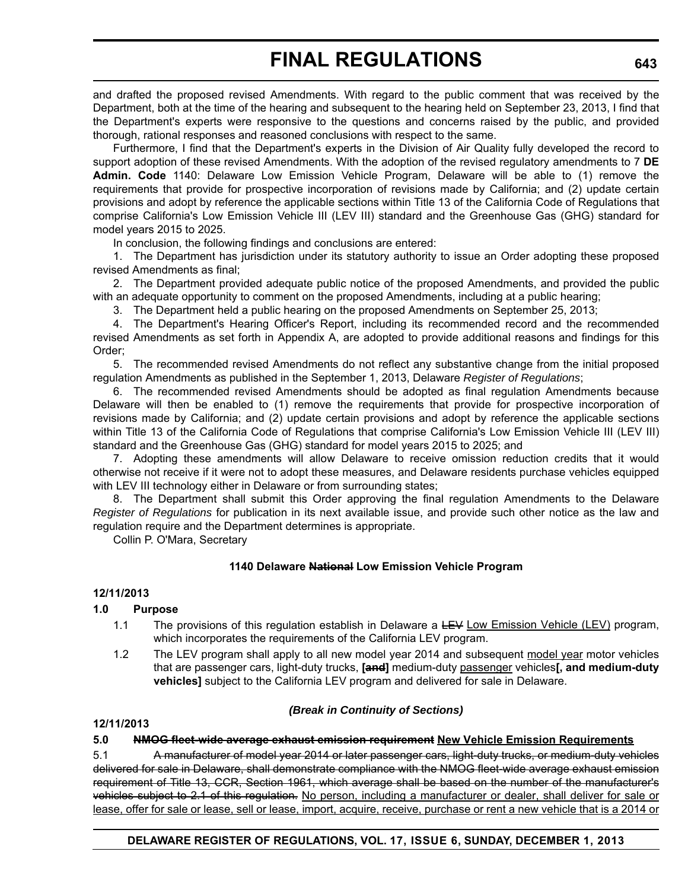and drafted the proposed revised Amendments. With regard to the public comment that was received by the Department, both at the time of the hearing and subsequent to the hearing held on September 23, 2013, I find that the Department's experts were responsive to the questions and concerns raised by the public, and provided thorough, rational responses and reasoned conclusions with respect to the same.

Furthermore, I find that the Department's experts in the Division of Air Quality fully developed the record to support adoption of these revised Amendments. With the adoption of the revised regulatory amendments to 7 **DE Admin. Code** 1140: Delaware Low Emission Vehicle Program, Delaware will be able to (1) remove the requirements that provide for prospective incorporation of revisions made by California; and (2) update certain provisions and adopt by reference the applicable sections within Title 13 of the California Code of Regulations that comprise California's Low Emission Vehicle III (LEV III) standard and the Greenhouse Gas (GHG) standard for model years 2015 to 2025.

In conclusion, the following findings and conclusions are entered:

1. The Department has jurisdiction under its statutory authority to issue an Order adopting these proposed revised Amendments as final;

2. The Department provided adequate public notice of the proposed Amendments, and provided the public with an adequate opportunity to comment on the proposed Amendments, including at a public hearing;

3. The Department held a public hearing on the proposed Amendments on September 25, 2013;

4. The Department's Hearing Officer's Report, including its recommended record and the recommended revised Amendments as set forth in Appendix A, are adopted to provide additional reasons and findings for this Order;

5. The recommended revised Amendments do not reflect any substantive change from the initial proposed regulation Amendments as published in the September 1, 2013, Delaware *Register of Regulations*;

6. The recommended revised Amendments should be adopted as final regulation Amendments because Delaware will then be enabled to (1) remove the requirements that provide for prospective incorporation of revisions made by California; and (2) update certain provisions and adopt by reference the applicable sections within Title 13 of the California Code of Regulations that comprise California's Low Emission Vehicle III (LEV III) standard and the Greenhouse Gas (GHG) standard for model years 2015 to 2025; and

7. Adopting these amendments will allow Delaware to receive omission reduction credits that it would otherwise not receive if it were not to adopt these measures, and Delaware residents purchase vehicles equipped with LEV III technology either in Delaware or from surrounding states;

8. The Department shall submit this Order approving the final regulation Amendments to the Delaware *Register of Regulations* for publication in its next available issue, and provide such other notice as the law and regulation require and the Department determines is appropriate.

Collin P. O'Mara, Secretary

**1140 Delaware ~~National~~ Low Emission Vehicle Program**

**12/11/2013**

**1.0 Purpose**

1.1 The provisions of this regulation establish in Delaware a ~~LEV~~ Low Emission Vehicle (LEV) program, which incorporates the requirements of the California LEV program.

1.2 The LEV program shall apply to all new model year 2014 and subsequent model year motor vehicles that are passenger cars, light-duty trucks, **[~~and~~]** medium-duty passenger vehicles**[, and medium-duty vehicles]** subject to the California LEV program and delivered for sale in Delaware.

***(Break in Continuity of Sections)***

**12/11/2013**

**5.0 ~~NMOG fleet-wide average exhaust emission requirement~~ New Vehicle Emission Requirements**

5.1 ~~A manufacturer of model year 2014 or later passenger cars, light-duty trucks, or medium-duty vehicles delivered for sale in Delaware, shall demonstrate compliance with the NMOG fleet-wide average exhaust emission requirement of Title 13, CCR, Section 1961, which average shall be based on the number of the manufacturer's vehicles subject to 2.1 of this regulation.~~ No person, including a manufacturer or dealer, shall deliver for sale or lease, offer for sale or lease, sell or lease, import, acquire, receive, purchase or rent a new vehicle that is a 2014 or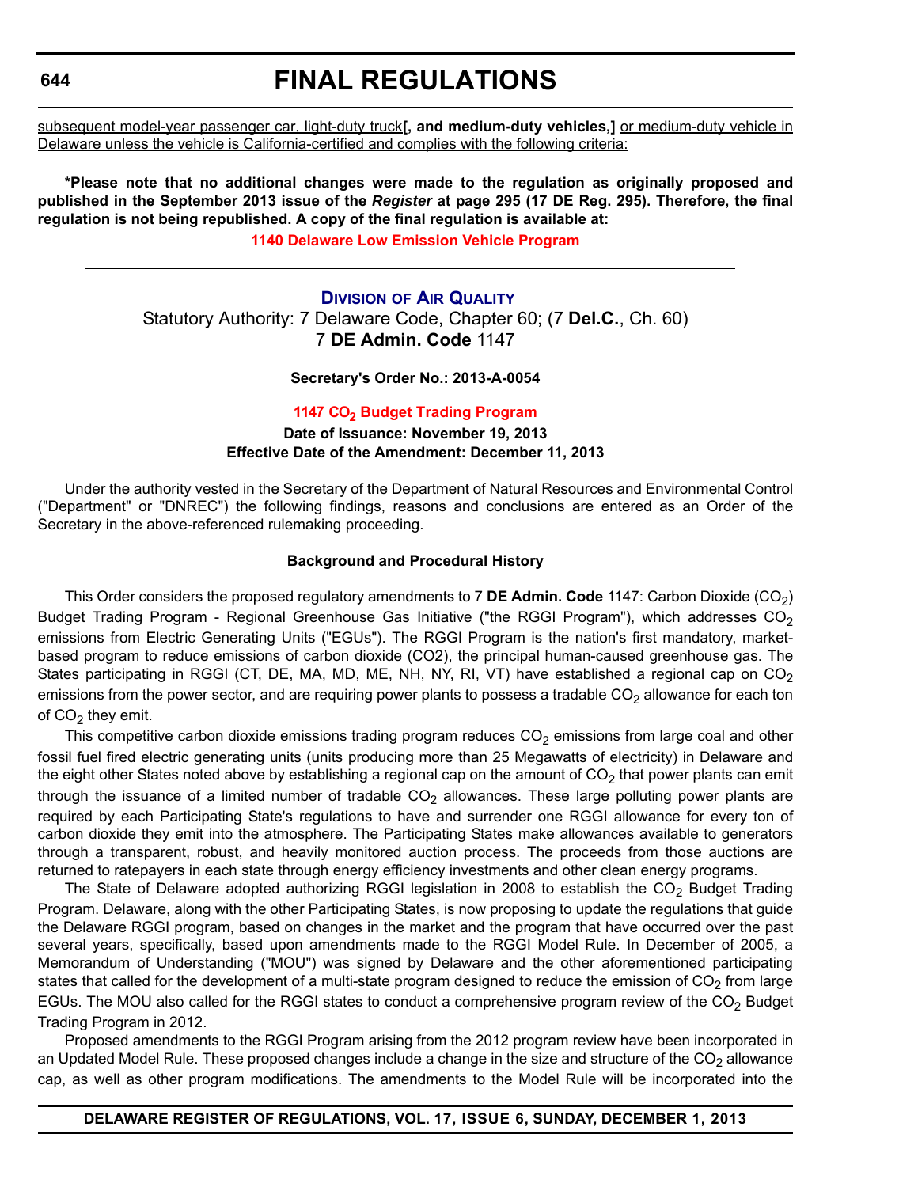subsequent model-year passenger car, light-duty truck**[, and medium-duty vehicles,]** or medium-duty vehicle in Delaware unless the vehicle is California-certified and complies with the following criteria:

**\*Please note that no additional changes were made to the regulation as originally proposed and published in the September 2013 issue of the *Register* at page 295 (17 DE Reg. 295). Therefore, the final regulation is not being republished. A copy of the final regulation is available at:**

**1140 Delaware Low Emission Vehicle Program**

---

## Division of Air Quality

Statutory Authority: 7 Delaware Code, Chapter 60; (7 **Del.C.**, Ch. 60)
7 **DE Admin. Code** 1147

**Secretary's Order No.: 2013-A-0054**

### 1147 $CO_2$ Budget Trading Program

**Date of Issuance: November 19, 2013**
**Effective Date of the Amendment: December 11, 2013**

Under the authority vested in the Secretary of the Department of Natural Resources and Environmental Control ("Department" or "DNREC") the following findings, reasons and conclusions are entered as an Order of the Secretary in the above-referenced rulemaking proceeding.

**Background and Procedural History**

This Order considers the proposed regulatory amendments to 7 **DE Admin. Code** 1147: Carbon Dioxide ($CO_2$) Budget Trading Program - Regional Greenhouse Gas Initiative ("the RGGI Program"), which addresses $CO_2$ emissions from Electric Generating Units ("EGUs"). The RGGI Program is the nation's first mandatory, market-based program to reduce emissions of carbon dioxide (CO2), the principal human-caused greenhouse gas. The States participating in RGGI (CT, DE, MA, MD, ME, NH, NY, RI, VT) have established a regional cap on $CO_2$ emissions from the power sector, and are requiring power plants to possess a tradable $CO_2$ allowance for each ton of $CO_2$ they emit.

This competitive carbon dioxide emissions trading program reduces $CO_2$ emissions from large coal and other fossil fuel fired electric generating units (units producing more than 25 Megawatts of electricity) in Delaware and the eight other States noted above by establishing a regional cap on the amount of $CO_2$ that power plants can emit through the issuance of a limited number of tradable $CO_2$ allowances. These large polluting power plants are required by each Participating State's regulations to have and surrender one RGGI allowance for every ton of carbon dioxide they emit into the atmosphere. The Participating States make allowances available to generators through a transparent, robust, and heavily monitored auction process. The proceeds from those auctions are returned to ratepayers in each state through energy efficiency investments and other clean energy programs.

The State of Delaware adopted authorizing RGGI legislation in 2008 to establish the $CO_2$ Budget Trading Program. Delaware, along with the other Participating States, is now proposing to update the regulations that guide the Delaware RGGI program, based on changes in the market and the program that have occurred over the past several years, specifically, based upon amendments made to the RGGI Model Rule. In December of 2005, a Memorandum of Understanding ("MOU") was signed by Delaware and the other aforementioned participating states that called for the development of a multi-state program designed to reduce the emission of $CO_2$ from large EGUs. The MOU also called for the RGGI states to conduct a comprehensive program review of the $CO_2$ Budget Trading Program in 2012.

Proposed amendments to the RGGI Program arising from the 2012 program review have been incorporated in an Updated Model Rule. These proposed changes include a change in the size and structure of the $CO_2$ allowance cap, as well as other program modifications. The amendments to the Model Rule will be incorporated into the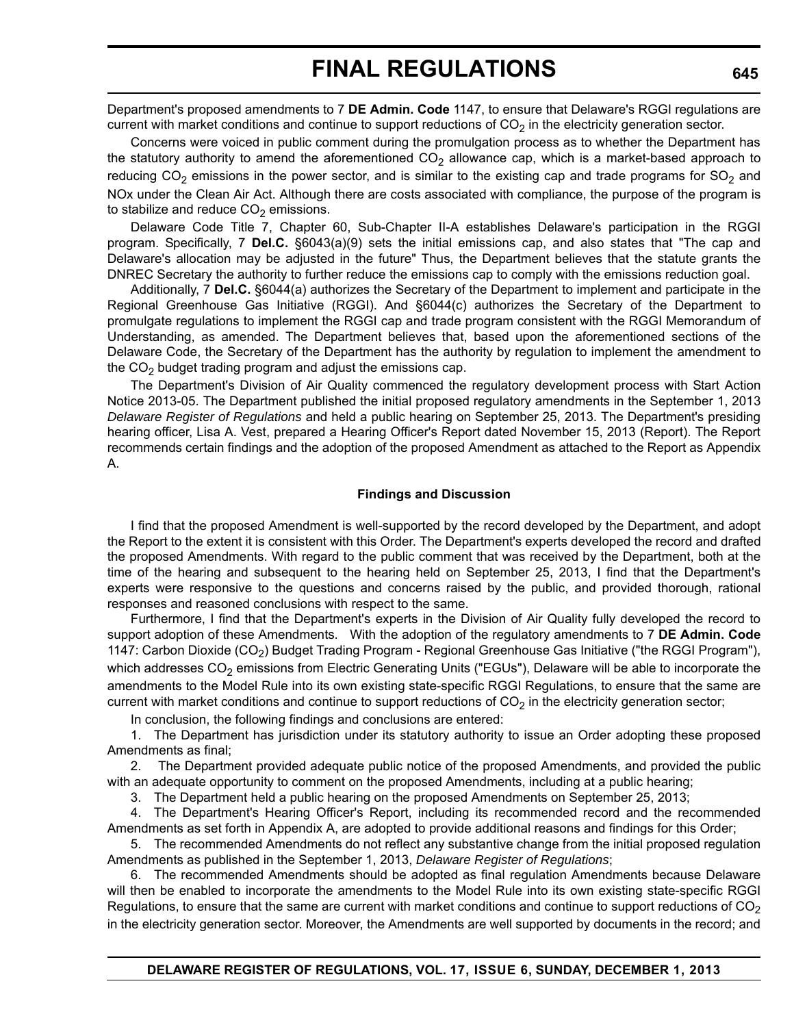Department's proposed amendments to 7 **DE Admin. Code** 1147, to ensure that Delaware's RGGI regulations are current with market conditions and continue to support reductions of $CO_2$ in the electricity generation sector.

Concerns were voiced in public comment during the promulgation process as to whether the Department has the statutory authority to amend the aforementioned $CO_2$ allowance cap, which is a market-based approach to reducing $CO_2$ emissions in the power sector, and is similar to the existing cap and trade programs for $SO_2$ and NOx under the Clean Air Act. Although there are costs associated with compliance, the purpose of the program is to stabilize and reduce $CO_2$ emissions.

Delaware Code Title 7, Chapter 60, Sub-Chapter II-A establishes Delaware's participation in the RGGI program. Specifically, 7 **Del.C.** §6043(a)(9) sets the initial emissions cap, and also states that "The cap and Delaware's allocation may be adjusted in the future" Thus, the Department believes that the statute grants the DNREC Secretary the authority to further reduce the emissions cap to comply with the emissions reduction goal.

Additionally, 7 **Del.C.** §6044(a) authorizes the Secretary of the Department to implement and participate in the Regional Greenhouse Gas Initiative (RGGI). And §6044(c) authorizes the Secretary of the Department to promulgate regulations to implement the RGGI cap and trade program consistent with the RGGI Memorandum of Understanding, as amended. The Department believes that, based upon the aforementioned sections of the Delaware Code, the Secretary of the Department has the authority by regulation to implement the amendment to the $CO_2$ budget trading program and adjust the emissions cap.

The Department's Division of Air Quality commenced the regulatory development process with Start Action Notice 2013-05. The Department published the initial proposed regulatory amendments in the September 1, 2013 *Delaware Register of Regulations* and held a public hearing on September 25, 2013. The Department's presiding hearing officer, Lisa A. Vest, prepared a Hearing Officer's Report dated November 15, 2013 (Report). The Report recommends certain findings and the adoption of the proposed Amendment as attached to the Report as Appendix A.

**Findings and Discussion**

I find that the proposed Amendment is well-supported by the record developed by the Department, and adopt the Report to the extent it is consistent with this Order. The Department's experts developed the record and drafted the proposed Amendments. With regard to the public comment that was received by the Department, both at the time of the hearing and subsequent to the hearing held on September 25, 2013, I find that the Department's experts were responsive to the questions and concerns raised by the public, and provided thorough, rational responses and reasoned conclusions with respect to the same.

Furthermore, I find that the Department's experts in the Division of Air Quality fully developed the record to support adoption of these Amendments. With the adoption of the regulatory amendments to 7 **DE Admin. Code** 1147: Carbon Dioxide ($CO_2$) Budget Trading Program - Regional Greenhouse Gas Initiative ("the RGGI Program"), which addresses $CO_2$ emissions from Electric Generating Units ("EGUs"), Delaware will be able to incorporate the amendments to the Model Rule into its own existing state-specific RGGI Regulations, to ensure that the same are current with market conditions and continue to support reductions of $CO_2$ in the electricity generation sector;

In conclusion, the following findings and conclusions are entered:

1. The Department has jurisdiction under its statutory authority to issue an Order adopting these proposed Amendments as final;

2. The Department provided adequate public notice of the proposed Amendments, and provided the public with an adequate opportunity to comment on the proposed Amendments, including at a public hearing;

3. The Department held a public hearing on the proposed Amendments on September 25, 2013;

4. The Department's Hearing Officer's Report, including its recommended record and the recommended Amendments as set forth in Appendix A, are adopted to provide additional reasons and findings for this Order;

5. The recommended Amendments do not reflect any substantive change from the initial proposed regulation Amendments as published in the September 1, 2013, *Delaware Register of Regulations*;

6. The recommended Amendments should be adopted as final regulation Amendments because Delaware will then be enabled to incorporate the amendments to the Model Rule into its own existing state-specific RGGI Regulations, to ensure that the same are current with market conditions and continue to support reductions of $CO_2$ in the electricity generation sector. Moreover, the Amendments are well supported by documents in the record; and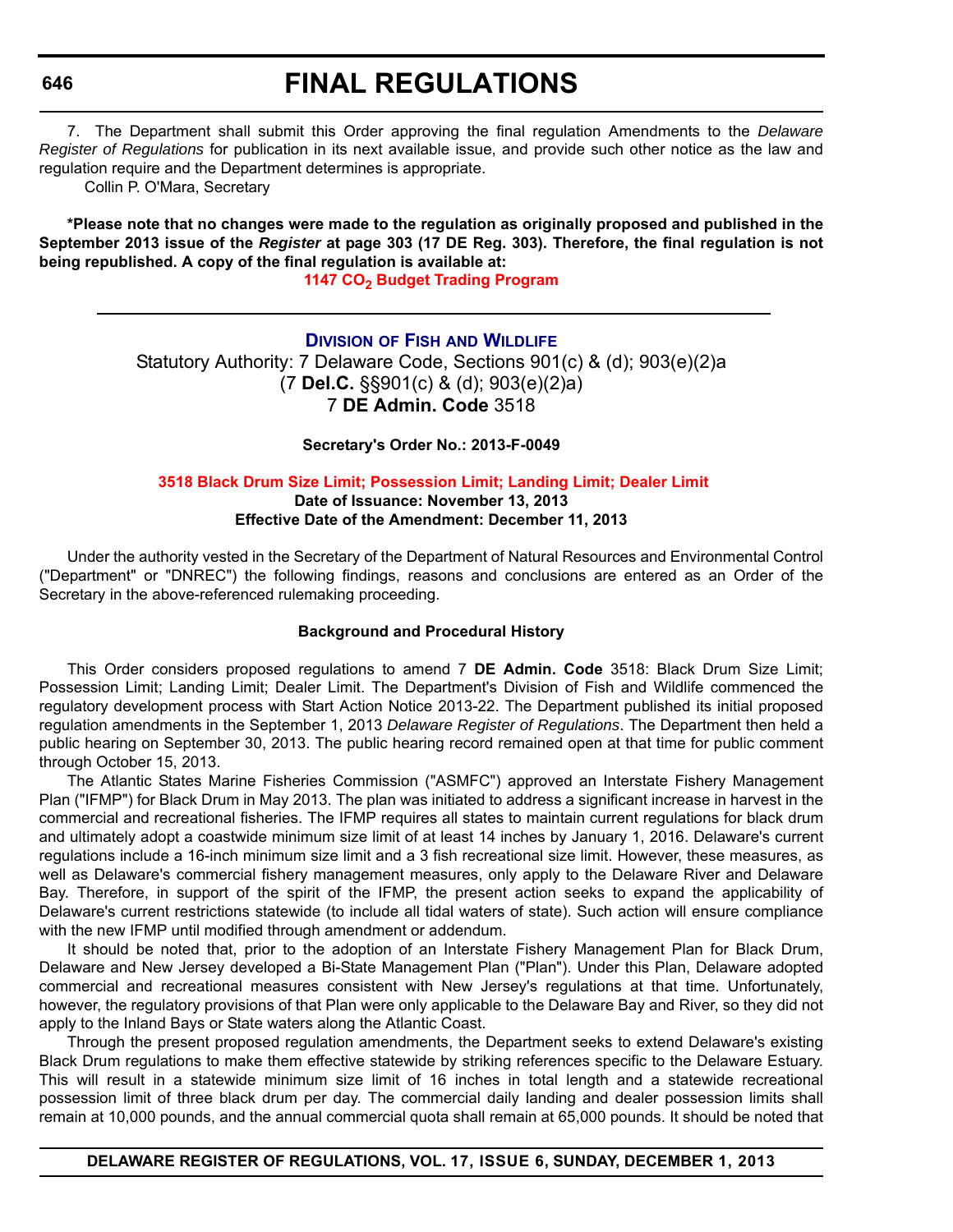7. The Department shall submit this Order approving the final regulation Amendments to the *Delaware Register of Regulations* for publication in its next available issue, and provide such other notice as the law and regulation require and the Department determines is appropriate.

Collin P. O'Mara, Secretary

**\*Please note that no changes were made to the regulation as originally proposed and published in the September 2013 issue of the *Register* at page 303 (17 DE Reg. 303). Therefore, the final regulation is not being republished. A copy of the final regulation is available at:**

**1147 $CO_2$ Budget Trading Program**

---

## DIVISION OF FISH AND WILDLIFE

Statutory Authority: 7 Delaware Code, Sections 901(c) & (d); 903(e)(2)a (7 **Del.C.** §§901(c) & (d); 903(e)(2)a)
7 **DE Admin. Code** 3518

**Secretary's Order No.: 2013-F-0049**

### 3518 Black Drum Size Limit; Possession Limit; Landing Limit; Dealer Limit

**Date of Issuance: November 13, 2013**
**Effective Date of the Amendment: December 11, 2013**

Under the authority vested in the Secretary of the Department of Natural Resources and Environmental Control ("Department" or "DNREC") the following findings, reasons and conclusions are entered as an Order of the Secretary in the above-referenced rulemaking proceeding.

**Background and Procedural History**

This Order considers proposed regulations to amend 7 **DE Admin. Code** 3518: Black Drum Size Limit; Possession Limit; Landing Limit; Dealer Limit. The Department's Division of Fish and Wildlife commenced the regulatory development process with Start Action Notice 2013-22. The Department published its initial proposed regulation amendments in the September 1, 2013 *Delaware Register of Regulations*. The Department then held a public hearing on September 30, 2013. The public hearing record remained open at that time for public comment through October 15, 2013.

The Atlantic States Marine Fisheries Commission ("ASMFC") approved an Interstate Fishery Management Plan ("IFMP") for Black Drum in May 2013. The plan was initiated to address a significant increase in harvest in the commercial and recreational fisheries. The IFMP requires all states to maintain current regulations for black drum and ultimately adopt a coastwide minimum size limit of at least 14 inches by January 1, 2016. Delaware's current regulations include a 16-inch minimum size limit and a 3 fish recreational size limit. However, these measures, as well as Delaware's commercial fishery management measures, only apply to the Delaware River and Delaware Bay. Therefore, in support of the spirit of the IFMP, the present action seeks to expand the applicability of Delaware's current restrictions statewide (to include all tidal waters of state). Such action will ensure compliance with the new IFMP until modified through amendment or addendum.

It should be noted that, prior to the adoption of an Interstate Fishery Management Plan for Black Drum, Delaware and New Jersey developed a Bi-State Management Plan ("Plan"). Under this Plan, Delaware adopted commercial and recreational measures consistent with New Jersey's regulations at that time. Unfortunately, however, the regulatory provisions of that Plan were only applicable to the Delaware Bay and River, so they did not apply to the Inland Bays or State waters along the Atlantic Coast.

Through the present proposed regulation amendments, the Department seeks to extend Delaware's existing Black Drum regulations to make them effective statewide by striking references specific to the Delaware Estuary. This will result in a statewide minimum size limit of 16 inches in total length and a statewide recreational possession limit of three black drum per day. The commercial daily landing and dealer possession limits shall remain at 10,000 pounds, and the annual commercial quota shall remain at 65,000 pounds. It should be noted that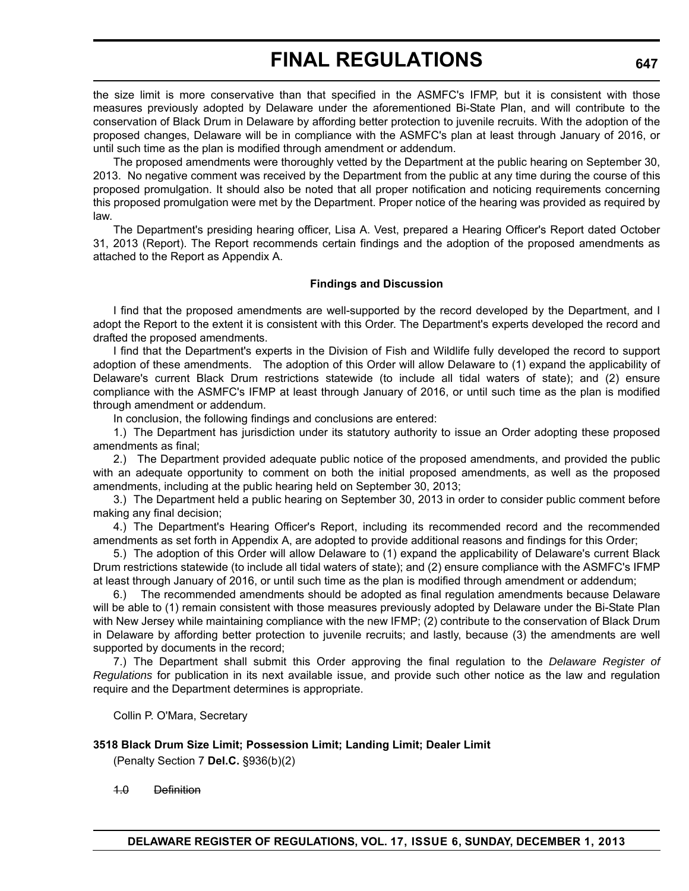the size limit is more conservative than that specified in the ASMFC's IFMP, but it is consistent with those measures previously adopted by Delaware under the aforementioned Bi-State Plan, and will contribute to the conservation of Black Drum in Delaware by affording better protection to juvenile recruits. With the adoption of the proposed changes, Delaware will be in compliance with the ASMFC's plan at least through January of 2016, or until such time as the plan is modified through amendment or addendum.

The proposed amendments were thoroughly vetted by the Department at the public hearing on September 30, 2013. No negative comment was received by the Department from the public at any time during the course of this proposed promulgation. It should also be noted that all proper notification and noticing requirements concerning this proposed promulgation were met by the Department. Proper notice of the hearing was provided as required by law.

The Department's presiding hearing officer, Lisa A. Vest, prepared a Hearing Officer's Report dated October 31, 2013 (Report). The Report recommends certain findings and the adoption of the proposed amendments as attached to the Report as Appendix A.

**Findings and Discussion**

I find that the proposed amendments are well-supported by the record developed by the Department, and I adopt the Report to the extent it is consistent with this Order. The Department's experts developed the record and drafted the proposed amendments.

I find that the Department's experts in the Division of Fish and Wildlife fully developed the record to support adoption of these amendments. The adoption of this Order will allow Delaware to (1) expand the applicability of Delaware's current Black Drum restrictions statewide (to include all tidal waters of state); and (2) ensure compliance with the ASMFC's IFMP at least through January of 2016, or until such time as the plan is modified through amendment or addendum.

In conclusion, the following findings and conclusions are entered:

1.) The Department has jurisdiction under its statutory authority to issue an Order adopting these proposed amendments as final;

2.) The Department provided adequate public notice of the proposed amendments, and provided the public with an adequate opportunity to comment on both the initial proposed amendments, as well as the proposed amendments, including at the public hearing held on September 30, 2013;

3.) The Department held a public hearing on September 30, 2013 in order to consider public comment before making any final decision;

4.) The Department's Hearing Officer's Report, including its recommended record and the recommended amendments as set forth in Appendix A, are adopted to provide additional reasons and findings for this Order;

5.) The adoption of this Order will allow Delaware to (1) expand the applicability of Delaware's current Black Drum restrictions statewide (to include all tidal waters of state); and (2) ensure compliance with the ASMFC's IFMP at least through January of 2016, or until such time as the plan is modified through amendment or addendum;

6.) The recommended amendments should be adopted as final regulation amendments because Delaware will be able to (1) remain consistent with those measures previously adopted by Delaware under the Bi-State Plan with New Jersey while maintaining compliance with the new IFMP; (2) contribute to the conservation of Black Drum in Delaware by affording better protection to juvenile recruits; and lastly, because (3) the amendments are well supported by documents in the record;

7.) The Department shall submit this Order approving the final regulation to the *Delaware Register of Regulations* for publication in its next available issue, and provide such other notice as the law and regulation require and the Department determines is appropriate.

Collin P. O'Mara, Secretary

**3518 Black Drum Size Limit; Possession Limit; Landing Limit; Dealer Limit**

(Penalty Section 7 **Del.C.** §936(b)(2)

~~1.0 Definition~~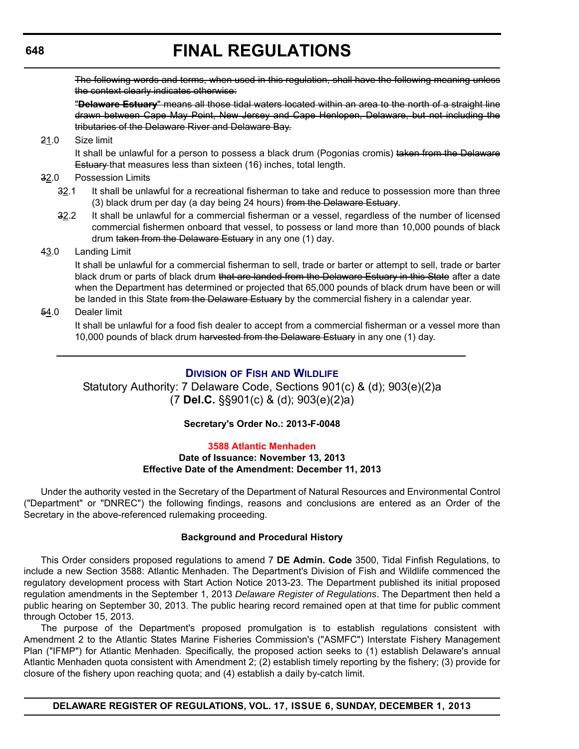~~The following words and terms, when used in this regulation, shall have the following meaning unless the context clearly indicates otherwise:~~

~~"**Delaware Estuary**" means all those tidal waters located within an area to the north of a straight line drawn between Cape May Point, New Jersey and Cape Henlopen, Delaware, but not including the tributaries of the Delaware River and Delaware Bay.~~

~~2~~1.0 Size limit

It shall be unlawful for a person to possess a black drum (Pogonias cromis) ~~taken from the Delaware Estuary~~ that measures less than sixteen (16) inches, total length.

~~3~~2.0 Possession Limits

~~3~~2.1 It shall be unlawful for a recreational fisherman to take and reduce to possession more than three (3) black drum per day (a day being 24 hours) ~~from the Delaware Estuary~~.

~~3~~2.2 It shall be unlawful for a commercial fisherman or a vessel, regardless of the number of licensed commercial fishermen onboard that vessel, to possess or land more than 10,000 pounds of black drum ~~taken from the Delaware Estuary~~ in any one (1) day.

~~4~~3.0 Landing Limit

It shall be unlawful for a commercial fisherman to sell, trade or barter or attempt to sell, trade or barter black drum or parts of black drum ~~that are landed from the Delaware Estuary in this State~~ after a date when the Department has determined or projected that 65,000 pounds of black drum have been or will be landed in this State ~~from the Delaware Estuary~~ by the commercial fishery in a calendar year.

~~5~~4.0 Dealer limit

It shall be unlawful for a food fish dealer to accept from a commercial fisherman or a vessel more than 10,000 pounds of black drum ~~harvested from the Delaware Estuary~~ in any one (1) day.

---

## Division of Fish and Wildlife

Statutory Authority: 7 Delaware Code, Sections 901(c) & (d); 903(e)(2)a
(7 **Del.C.** §§901(c) & (d); 903(e)(2)a)

**Secretary's Order No.: 2013-F-0048**

### 3588 Atlantic Menhaden

**Date of Issuance: November 13, 2013**
**Effective Date of the Amendment: December 11, 2013**

Under the authority vested in the Secretary of the Department of Natural Resources and Environmental Control ("Department" or "DNREC") the following findings, reasons and conclusions are entered as an Order of the Secretary in the above-referenced rulemaking proceeding.

**Background and Procedural History**

This Order considers proposed regulations to amend 7 **DE Admin. Code** 3500, Tidal Finfish Regulations, to include a new Section 3588: Atlantic Menhaden. The Department's Division of Fish and Wildlife commenced the regulatory development process with Start Action Notice 2013-23. The Department published its initial proposed regulation amendments in the September 1, 2013 *Delaware Register of Regulations*. The Department then held a public hearing on September 30, 2013. The public hearing record remained open at that time for public comment through October 15, 2013.

The purpose of the Department's proposed promulgation is to establish regulations consistent with Amendment 2 to the Atlantic States Marine Fisheries Commission's ("ASMFC") Interstate Fishery Management Plan ("IFMP") for Atlantic Menhaden. Specifically, the proposed action seeks to (1) establish Delaware's annual Atlantic Menhaden quota consistent with Amendment 2; (2) establish timely reporting by the fishery; (3) provide for closure of the fishery upon reaching quota; and (4) establish a daily by-catch limit.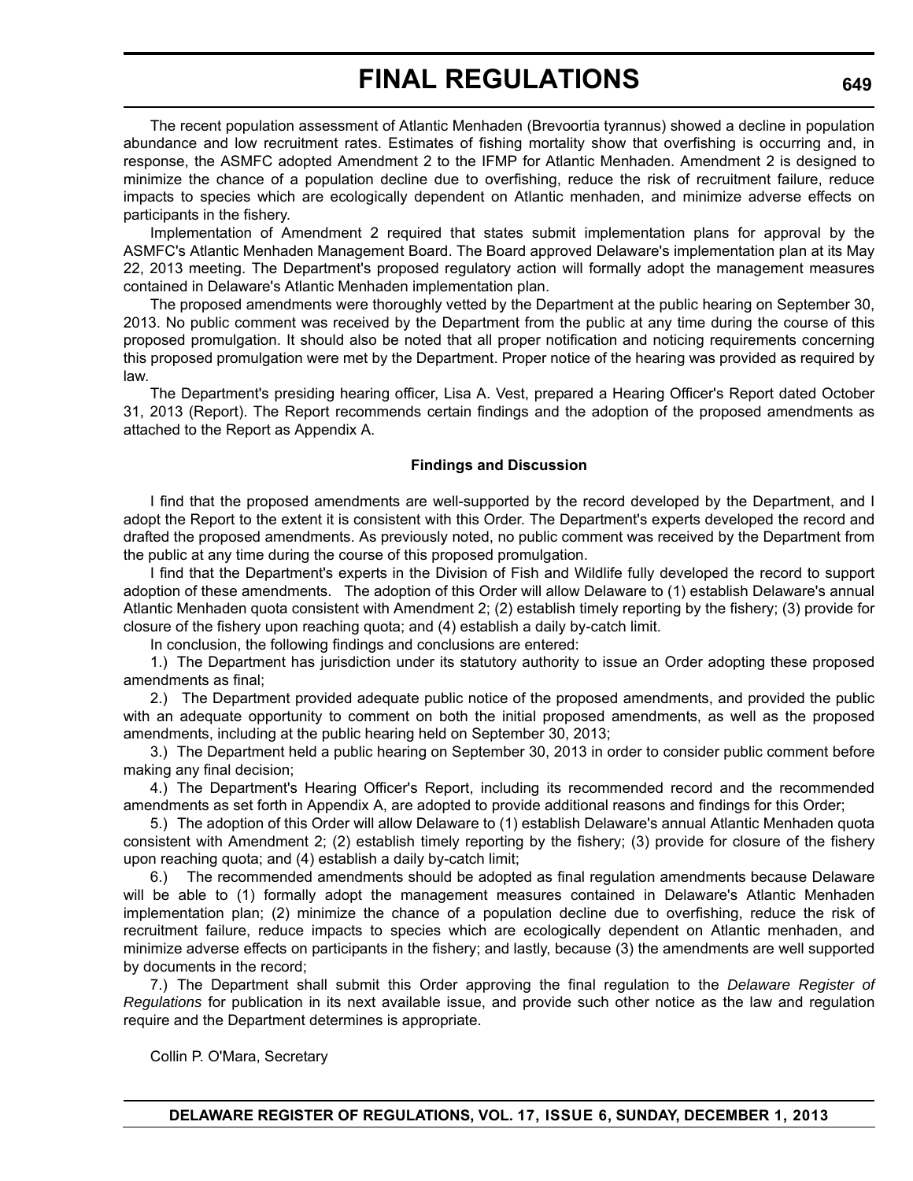The recent population assessment of Atlantic Menhaden (Brevoortia tyrannus) showed a decline in population abundance and low recruitment rates. Estimates of fishing mortality show that overfishing is occurring and, in response, the ASMFC adopted Amendment 2 to the IFMP for Atlantic Menhaden. Amendment 2 is designed to minimize the chance of a population decline due to overfishing, reduce the risk of recruitment failure, reduce impacts to species which are ecologically dependent on Atlantic menhaden, and minimize adverse effects on participants in the fishery.

Implementation of Amendment 2 required that states submit implementation plans for approval by the ASMFC's Atlantic Menhaden Management Board. The Board approved Delaware's implementation plan at its May 22, 2013 meeting. The Department's proposed regulatory action will formally adopt the management measures contained in Delaware's Atlantic Menhaden implementation plan.

The proposed amendments were thoroughly vetted by the Department at the public hearing on September 30, 2013. No public comment was received by the Department from the public at any time during the course of this proposed promulgation. It should also be noted that all proper notification and noticing requirements concerning this proposed promulgation were met by the Department. Proper notice of the hearing was provided as required by law.

The Department's presiding hearing officer, Lisa A. Vest, prepared a Hearing Officer's Report dated October 31, 2013 (Report). The Report recommends certain findings and the adoption of the proposed amendments as attached to the Report as Appendix A.

**Findings and Discussion**

I find that the proposed amendments are well-supported by the record developed by the Department, and I adopt the Report to the extent it is consistent with this Order. The Department's experts developed the record and drafted the proposed amendments. As previously noted, no public comment was received by the Department from the public at any time during the course of this proposed promulgation.

I find that the Department's experts in the Division of Fish and Wildlife fully developed the record to support adoption of these amendments. The adoption of this Order will allow Delaware to (1) establish Delaware's annual Atlantic Menhaden quota consistent with Amendment 2; (2) establish timely reporting by the fishery; (3) provide for closure of the fishery upon reaching quota; and (4) establish a daily by-catch limit.

In conclusion, the following findings and conclusions are entered:

1.) The Department has jurisdiction under its statutory authority to issue an Order adopting these proposed amendments as final;

2.) The Department provided adequate public notice of the proposed amendments, and provided the public with an adequate opportunity to comment on both the initial proposed amendments, as well as the proposed amendments, including at the public hearing held on September 30, 2013;

3.) The Department held a public hearing on September 30, 2013 in order to consider public comment before making any final decision;

4.) The Department's Hearing Officer's Report, including its recommended record and the recommended amendments as set forth in Appendix A, are adopted to provide additional reasons and findings for this Order;

5.) The adoption of this Order will allow Delaware to (1) establish Delaware's annual Atlantic Menhaden quota consistent with Amendment 2; (2) establish timely reporting by the fishery; (3) provide for closure of the fishery upon reaching quota; and (4) establish a daily by-catch limit;

6.) The recommended amendments should be adopted as final regulation amendments because Delaware will be able to (1) formally adopt the management measures contained in Delaware's Atlantic Menhaden implementation plan; (2) minimize the chance of a population decline due to overfishing, reduce the risk of recruitment failure, reduce impacts to species which are ecologically dependent on Atlantic menhaden, and minimize adverse effects on participants in the fishery; and lastly, because (3) the amendments are well supported by documents in the record;

7.) The Department shall submit this Order approving the final regulation to the *Delaware Register of Regulations* for publication in its next available issue, and provide such other notice as the law and regulation require and the Department determines is appropriate.

Collin P. O'Mara, Secretary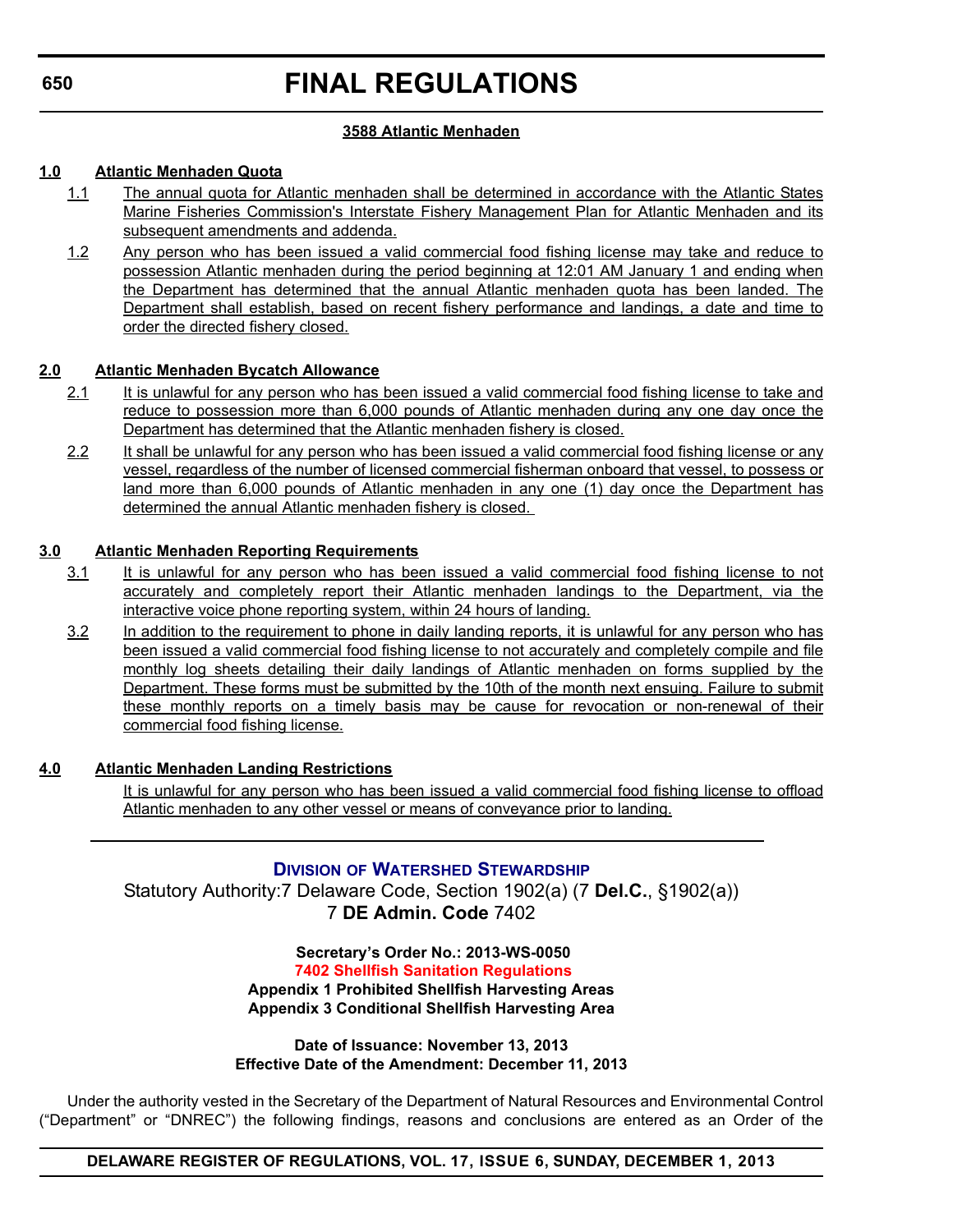# FINAL REGULATIONS

**3588 Atlantic Menhaden**

**1.0 Atlantic Menhaden Quota**

1.1 The annual quota for Atlantic menhaden shall be determined in accordance with the Atlantic States Marine Fisheries Commission's Interstate Fishery Management Plan for Atlantic Menhaden and its subsequent amendments and addenda.

1.2 Any person who has been issued a valid commercial food fishing license may take and reduce to possession Atlantic menhaden during the period beginning at 12:01 AM January 1 and ending when the Department has determined that the annual Atlantic menhaden quota has been landed. The Department shall establish, based on recent fishery performance and landings, a date and time to order the directed fishery closed.

**2.0 Atlantic Menhaden Bycatch Allowance**

2.1 It is unlawful for any person who has been issued a valid commercial food fishing license to take and reduce to possession more than 6,000 pounds of Atlantic menhaden during any one day once the Department has determined that the Atlantic menhaden fishery is closed.

2.2 It shall be unlawful for any person who has been issued a valid commercial food fishing license or any vessel, regardless of the number of licensed commercial fisherman onboard that vessel, to possess or land more than 6,000 pounds of Atlantic menhaden in any one (1) day once the Department has determined the annual Atlantic menhaden fishery is closed.

**3.0 Atlantic Menhaden Reporting Requirements**

3.1 It is unlawful for any person who has been issued a valid commercial food fishing license to not accurately and completely report their Atlantic menhaden landings to the Department, via the interactive voice phone reporting system, within 24 hours of landing.

3.2 In addition to the requirement to phone in daily landing reports, it is unlawful for any person who has been issued a valid commercial food fishing license to not accurately and completely compile and file monthly log sheets detailing their daily landings of Atlantic menhaden on forms supplied by the Department. These forms must be submitted by the 10th of the month next ensuing. Failure to submit these monthly reports on a timely basis may be cause for revocation or non-renewal of their commercial food fishing license.

**4.0 Atlantic Menhaden Landing Restrictions**

It is unlawful for any person who has been issued a valid commercial food fishing license to offload Atlantic menhaden to any other vessel or means of conveyance prior to landing.

---

## Division of Watershed Stewardship

Statutory Authority: 7 Delaware Code, Section 1902(a) (7 **Del.C.**, §1902(a))
7 **DE Admin. Code** 7402

**Secretary's Order No.: 2013-WS-0050**
**7402 Shellfish Sanitation Regulations**
**Appendix 1 Prohibited Shellfish Harvesting Areas**
**Appendix 3 Conditional Shellfish Harvesting Area**

**Date of Issuance: November 13, 2013**
**Effective Date of the Amendment: December 11, 2013**

Under the authority vested in the Secretary of the Department of Natural Resources and Environmental Control ("Department" or "DNREC") the following findings, reasons and conclusions are entered as an Order of the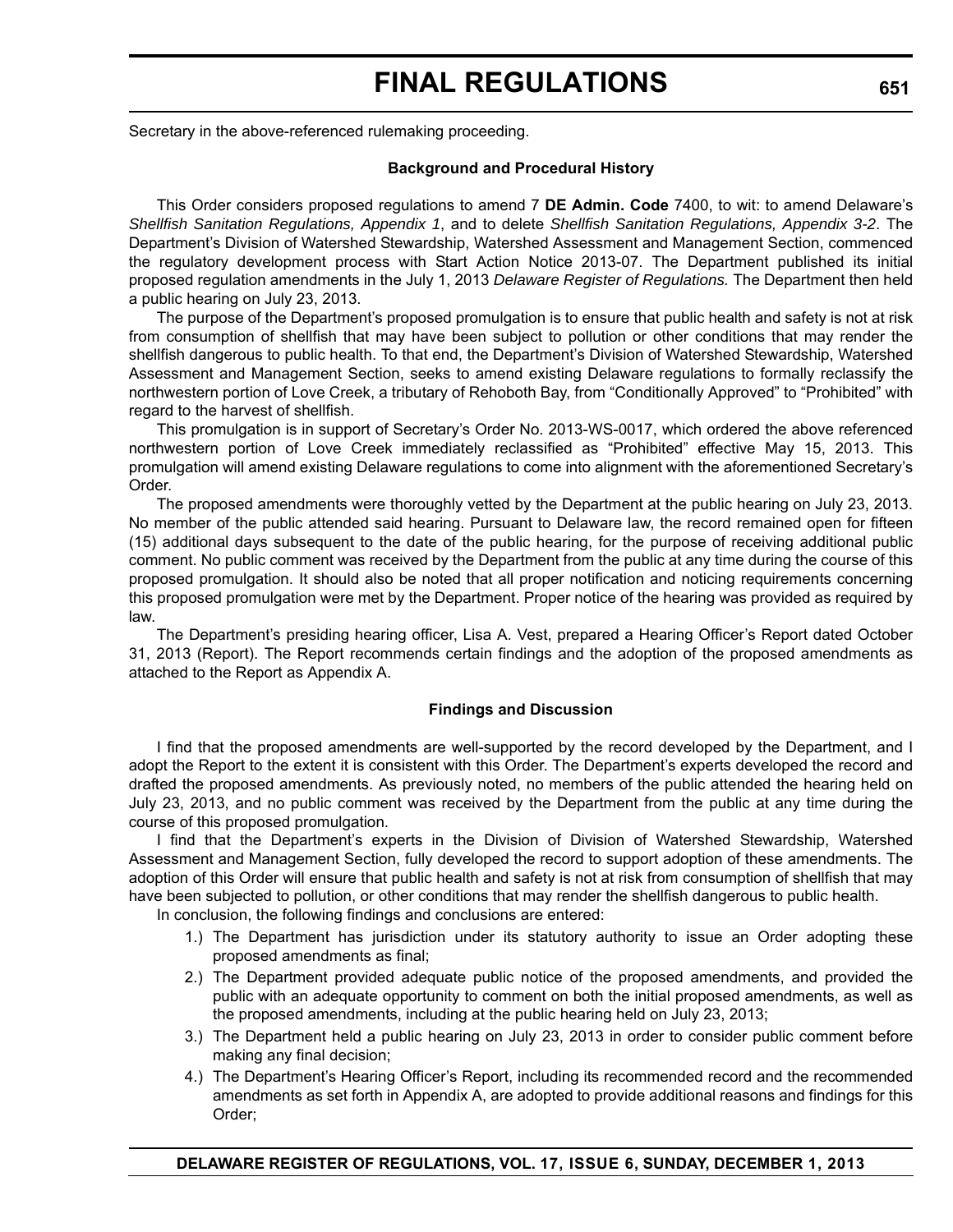Secretary in the above-referenced rulemaking proceeding.

**Background and Procedural History**

This Order considers proposed regulations to amend 7 **DE Admin. Code** 7400, to wit: to amend Delaware's *Shellfish Sanitation Regulations, Appendix 1*, and to delete *Shellfish Sanitation Regulations, Appendix 3-2*. The Department's Division of Watershed Stewardship, Watershed Assessment and Management Section, commenced the regulatory development process with Start Action Notice 2013-07. The Department published its initial proposed regulation amendments in the July 1, 2013 *Delaware Register of Regulations.* The Department then held a public hearing on July 23, 2013.

The purpose of the Department's proposed promulgation is to ensure that public health and safety is not at risk from consumption of shellfish that may have been subject to pollution or other conditions that may render the shellfish dangerous to public health. To that end, the Department's Division of Watershed Stewardship, Watershed Assessment and Management Section, seeks to amend existing Delaware regulations to formally reclassify the northwestern portion of Love Creek, a tributary of Rehoboth Bay, from "Conditionally Approved" to "Prohibited" with regard to the harvest of shellfish.

This promulgation is in support of Secretary's Order No. 2013-WS-0017, which ordered the above referenced northwestern portion of Love Creek immediately reclassified as "Prohibited" effective May 15, 2013. This promulgation will amend existing Delaware regulations to come into alignment with the aforementioned Secretary's Order.

The proposed amendments were thoroughly vetted by the Department at the public hearing on July 23, 2013. No member of the public attended said hearing. Pursuant to Delaware law, the record remained open for fifteen (15) additional days subsequent to the date of the public hearing, for the purpose of receiving additional public comment. No public comment was received by the Department from the public at any time during the course of this proposed promulgation. It should also be noted that all proper notification and noticing requirements concerning this proposed promulgation were met by the Department. Proper notice of the hearing was provided as required by law.

The Department's presiding hearing officer, Lisa A. Vest, prepared a Hearing Officer's Report dated October 31, 2013 (Report). The Report recommends certain findings and the adoption of the proposed amendments as attached to the Report as Appendix A.

**Findings and Discussion**

I find that the proposed amendments are well-supported by the record developed by the Department, and I adopt the Report to the extent it is consistent with this Order. The Department's experts developed the record and drafted the proposed amendments. As previously noted, no members of the public attended the hearing held on July 23, 2013, and no public comment was received by the Department from the public at any time during the course of this proposed promulgation.

I find that the Department's experts in the Division of Division of Watershed Stewardship, Watershed Assessment and Management Section, fully developed the record to support adoption of these amendments. The adoption of this Order will ensure that public health and safety is not at risk from consumption of shellfish that may have been subjected to pollution, or other conditions that may render the shellfish dangerous to public health.

In conclusion, the following findings and conclusions are entered:

1.) The Department has jurisdiction under its statutory authority to issue an Order adopting these proposed amendments as final;

2.) The Department provided adequate public notice of the proposed amendments, and provided the public with an adequate opportunity to comment on both the initial proposed amendments, as well as the proposed amendments, including at the public hearing held on July 23, 2013;

3.) The Department held a public hearing on July 23, 2013 in order to consider public comment before making any final decision;

4.) The Department's Hearing Officer's Report, including its recommended record and the recommended amendments as set forth in Appendix A, are adopted to provide additional reasons and findings for this Order;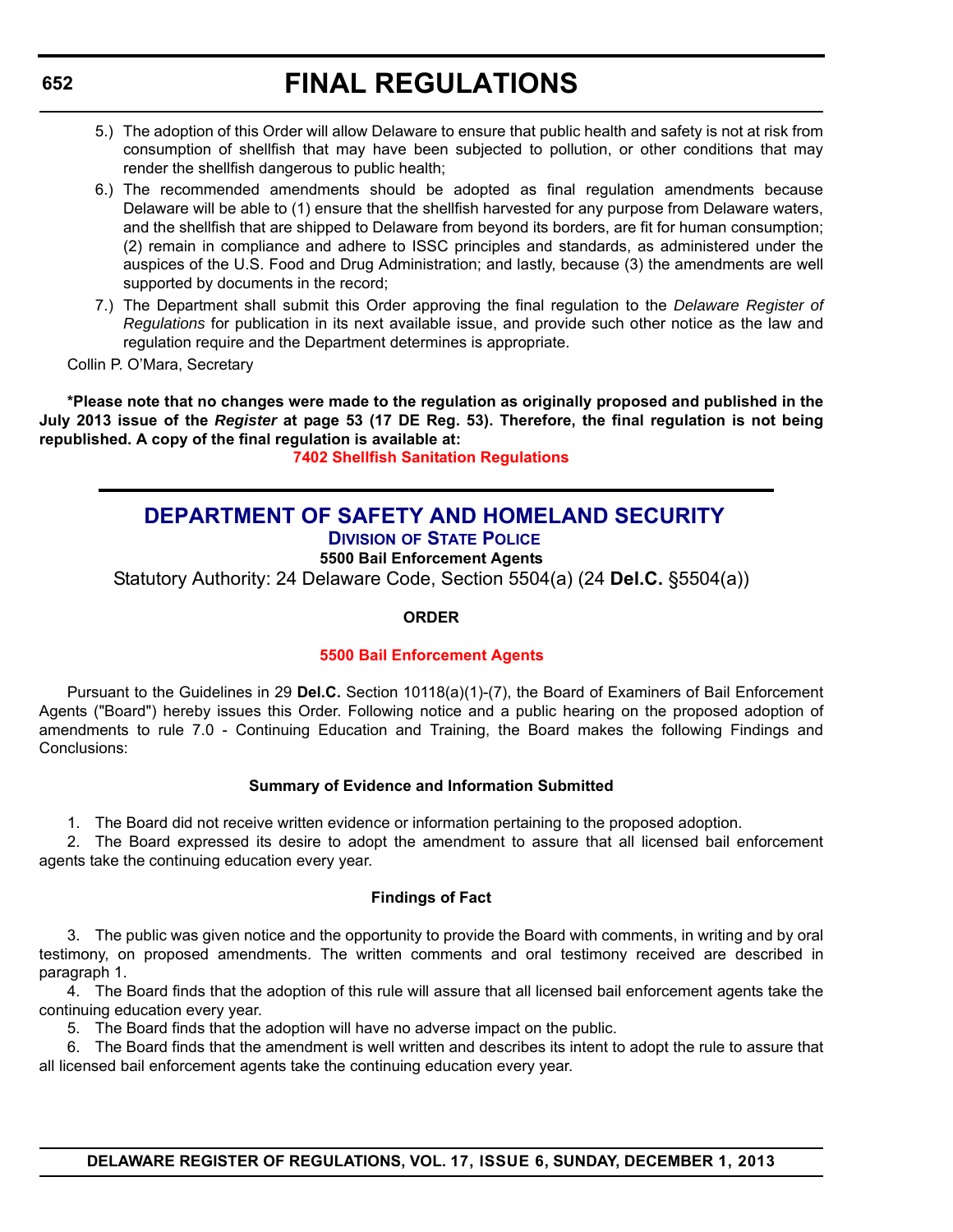5.) The adoption of this Order will allow Delaware to ensure that public health and safety is not at risk from consumption of shellfish that may have been subjected to pollution, or other conditions that may render the shellfish dangerous to public health;

6.) The recommended amendments should be adopted as final regulation amendments because Delaware will be able to (1) ensure that the shellfish harvested for any purpose from Delaware waters, and the shellfish that are shipped to Delaware from beyond its borders, are fit for human consumption; (2) remain in compliance and adhere to ISSC principles and standards, as administered under the auspices of the U.S. Food and Drug Administration; and lastly, because (3) the amendments are well supported by documents in the record;

7.) The Department shall submit this Order approving the final regulation to the *Delaware Register of Regulations* for publication in its next available issue, and provide such other notice as the law and regulation require and the Department determines is appropriate.

Collin P. O'Mara, Secretary

**\*Please note that no changes were made to the regulation as originally proposed and published in the July 2013 issue of the *Register* at page 53 (17 DE Reg. 53). Therefore, the final regulation is not being republished. A copy of the final regulation is available at:**

**7402 Shellfish Sanitation Regulations**

---

# DEPARTMENT OF SAFETY AND HOMELAND SECURITY

## Division of State Police

### 5500 Bail Enforcement Agents

Statutory Authority: 24 Delaware Code, Section 5504(a) (24 **Del.C.** §5504(a))

**ORDER**

**5500 Bail Enforcement Agents**

Pursuant to the Guidelines in 29 **Del.C.** Section 10118(a)(1)-(7), the Board of Examiners of Bail Enforcement Agents ("Board") hereby issues this Order. Following notice and a public hearing on the proposed adoption of amendments to rule 7.0 - Continuing Education and Training, the Board makes the following Findings and Conclusions:

**Summary of Evidence and Information Submitted**

1. The Board did not receive written evidence or information pertaining to the proposed adoption.

2. The Board expressed its desire to adopt the amendment to assure that all licensed bail enforcement agents take the continuing education every year.

**Findings of Fact**

3. The public was given notice and the opportunity to provide the Board with comments, in writing and by oral testimony, on proposed amendments. The written comments and oral testimony received are described in paragraph 1.

4. The Board finds that the adoption of this rule will assure that all licensed bail enforcement agents take the continuing education every year.

5. The Board finds that the adoption will have no adverse impact on the public.

6. The Board finds that the amendment is well written and describes its intent to adopt the rule to assure that all licensed bail enforcement agents take the continuing education every year.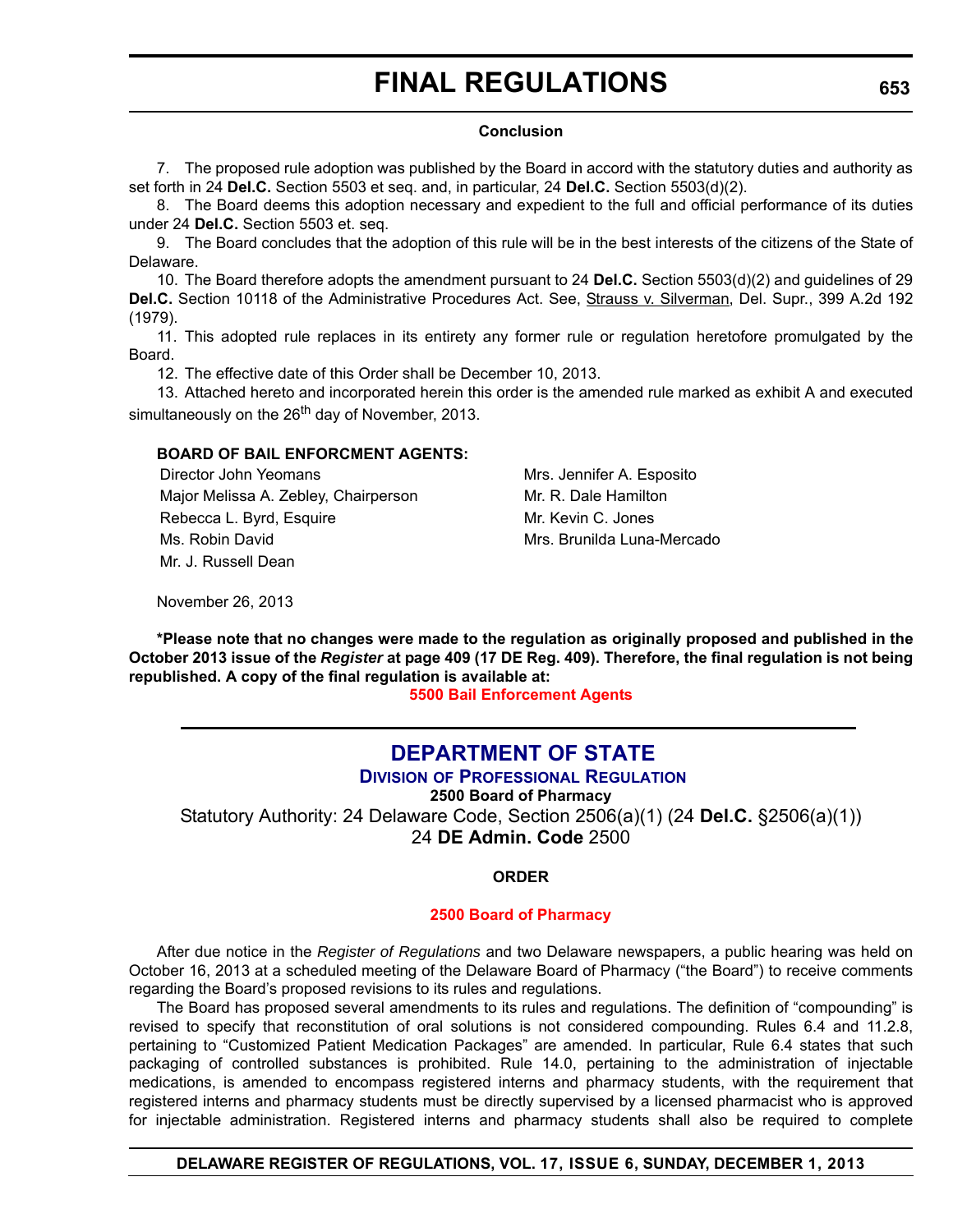**Conclusion**

7. The proposed rule adoption was published by the Board in accord with the statutory duties and authority as set forth in 24 **Del.C.** Section 5503 et seq. and, in particular, 24 **Del.C.** Section 5503(d)(2).

8. The Board deems this adoption necessary and expedient to the full and official performance of its duties under 24 **Del.C.** Section 5503 et. seq.

9. The Board concludes that the adoption of this rule will be in the best interests of the citizens of the State of Delaware.

10. The Board therefore adopts the amendment pursuant to 24 **Del.C.** Section 5503(d)(2) and guidelines of 29 **Del.C.** Section 10118 of the Administrative Procedures Act. See, Strauss v. Silverman, Del. Supr., 399 A.2d 192 (1979).

11. This adopted rule replaces in its entirety any former rule or regulation heretofore promulgated by the Board.

12. The effective date of this Order shall be December 10, 2013.

13. Attached hereto and incorporated herein this order is the amended rule marked as exhibit A and executed simultaneously on the 26th day of November, 2013.

**BOARD OF BAIL ENFORCMENT AGENTS:**

Director John Yeomans
Major Melissa A. Zebley, Chairperson
Rebecca L. Byrd, Esquire
Ms. Robin David
Mr. J. Russell Dean
Mrs. Jennifer A. Esposito
Mr. R. Dale Hamilton
Mr. Kevin C. Jones
Mrs. Brunilda Luna-Mercado

November 26, 2013

**\*Please note that no changes were made to the regulation as originally proposed and published in the October 2013 issue of the *Register* at page 409 (17 DE Reg. 409). Therefore, the final regulation is not being republished. A copy of the final regulation is available at:**

**5500 Bail Enforcement Agents**

---

## DEPARTMENT OF STATE

### Division of Professional Regulation

**2500 Board of Pharmacy**

Statutory Authority: 24 Delaware Code, Section 2506(a)(1) (24 **Del.C.** §2506(a)(1))
24 **DE Admin. Code** 2500

**ORDER**

**2500 Board of Pharmacy**

After due notice in the *Register of Regulations* and two Delaware newspapers, a public hearing was held on October 16, 2013 at a scheduled meeting of the Delaware Board of Pharmacy ("the Board") to receive comments regarding the Board's proposed revisions to its rules and regulations.

The Board has proposed several amendments to its rules and regulations. The definition of "compounding" is revised to specify that reconstitution of oral solutions is not considered compounding. Rules 6.4 and 11.2.8, pertaining to "Customized Patient Medication Packages" are amended. In particular, Rule 6.4 states that such packaging of controlled substances is prohibited. Rule 14.0, pertaining to the administration of injectable medications, is amended to encompass registered interns and pharmacy students, with the requirement that registered interns and pharmacy students must be directly supervised by a licensed pharmacist who is approved for injectable administration. Registered interns and pharmacy students shall also be required to complete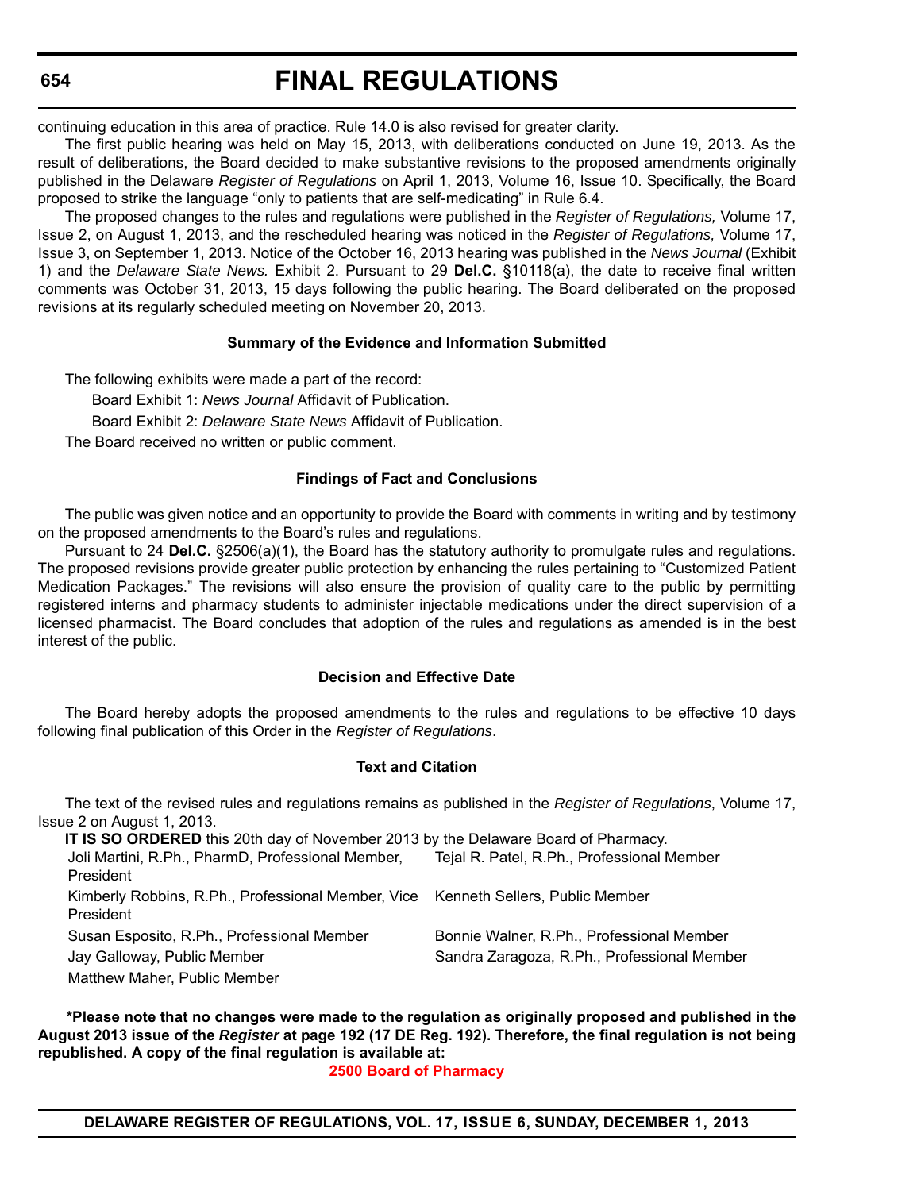continuing education in this area of practice. Rule 14.0 is also revised for greater clarity.

The first public hearing was held on May 15, 2013, with deliberations conducted on June 19, 2013. As the result of deliberations, the Board decided to make substantive revisions to the proposed amendments originally published in the Delaware *Register of Regulations* on April 1, 2013, Volume 16, Issue 10. Specifically, the Board proposed to strike the language "only to patients that are self-medicating" in Rule 6.4.

The proposed changes to the rules and regulations were published in the *Register of Regulations,* Volume 17, Issue 2, on August 1, 2013, and the rescheduled hearing was noticed in the *Register of Regulations,* Volume 17, Issue 3, on September 1, 2013. Notice of the October 16, 2013 hearing was published in the *News Journal* (Exhibit 1) and the *Delaware State News.* Exhibit 2. Pursuant to 29 **Del.C.** §10118(a), the date to receive final written comments was October 31, 2013, 15 days following the public hearing. The Board deliberated on the proposed revisions at its regularly scheduled meeting on November 20, 2013.

### Summary of the Evidence and Information Submitted

The following exhibits were made a part of the record:

Board Exhibit 1: *News Journal* Affidavit of Publication.

Board Exhibit 2: *Delaware State News* Affidavit of Publication.

The Board received no written or public comment.

### Findings of Fact and Conclusions

The public was given notice and an opportunity to provide the Board with comments in writing and by testimony on the proposed amendments to the Board's rules and regulations.

Pursuant to 24 **Del.C.** §2506(a)(1), the Board has the statutory authority to promulgate rules and regulations. The proposed revisions provide greater public protection by enhancing the rules pertaining to "Customized Patient Medication Packages." The revisions will also ensure the provision of quality care to the public by permitting registered interns and pharmacy students to administer injectable medications under the direct supervision of a licensed pharmacist. The Board concludes that adoption of the rules and regulations as amended is in the best interest of the public.

### Decision and Effective Date

The Board hereby adopts the proposed amendments to the rules and regulations to be effective 10 days following final publication of this Order in the *Register of Regulations*.

### Text and Citation

The text of the revised rules and regulations remains as published in the *Register of Regulations*, Volume 17, Issue 2 on August 1, 2013.

**IT IS SO ORDERED** this 20th day of November 2013 by the Delaware Board of Pharmacy.

Joli Martini, R.Ph., PharmD, Professional Member, President

Kimberly Robbins, R.Ph., Professional Member, Vice President

Susan Esposito, R.Ph., Professional Member

Jay Galloway, Public Member

Matthew Maher, Public Member

Tejal R. Patel, R.Ph., Professional Member

Kenneth Sellers, Public Member

Bonnie Walner, R.Ph., Professional Member

Sandra Zaragoza, R.Ph., Professional Member

**\*Please note that no changes were made to the regulation as originally proposed and published in the August 2013 issue of the *Register* at page 192 (17 DE Reg. 192). Therefore, the final regulation is not being republished. A copy of the final regulation is available at:**

**2500 Board of Pharmacy**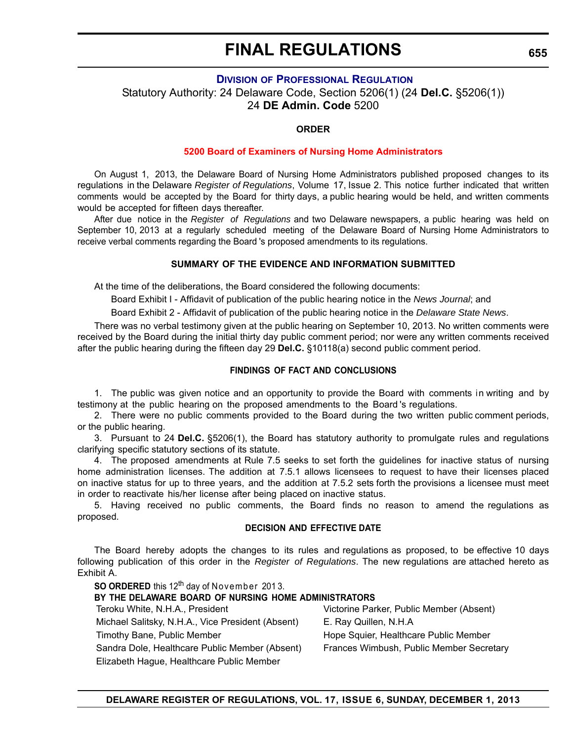# FINAL REGULATIONS

## DIVISION OF PROFESSIONAL REGULATION

Statutory Authority: 24 Delaware Code, Section 5206(1) (24 **Del.C.** §5206(1))
24 **DE Admin. Code** 5200

### ORDER

### 5200 Board of Examiners of Nursing Home Administrators

On August 1, 2013, the Delaware Board of Nursing Home Administrators published proposed changes to its regulations in the Delaware *Register of Regulations*, Volume 17, Issue 2. This notice further indicated that written comments would be accepted by the Board for thirty days, a public hearing would be held, and written comments would be accepted for fifteen days thereafter.

After due notice in the *Register of Regulations* and two Delaware newspapers, a public hearing was held on September 10, 2013 at a regularly scheduled meeting of the Delaware Board of Nursing Home Administrators to receive verbal comments regarding the Board 's proposed amendments to its regulations.

### SUMMARY OF THE EVIDENCE AND INFORMATION SUBMITTED

At the time of the deliberations, the Board considered the following documents:

Board Exhibit I - Affidavit of publication of the public hearing notice in the *News Journal*; and

Board Exhibit 2 - Affidavit of publication of the public hearing notice in the *Delaware State News*.

There was no verbal testimony given at the public hearing on September 10, 2013. No written comments were received by the Board during the initial thirty day public comment period; nor were any written comments received after the public hearing during the fifteen day 29 **Del.C.** §10118(a) second public comment period.

### FINDINGS OF FACT AND CONCLUSIONS

1. The public was given notice and an opportunity to provide the Board with comments in writing and by testimony at the public hearing on the proposed amendments to the Board 's regulations.

2. There were no public comments provided to the Board during the two written public comment periods, or the public hearing.

3. Pursuant to 24 **Del.C.** §5206(1), the Board has statutory authority to promulgate rules and regulations clarifying specific statutory sections of its statute.

4. The proposed amendments at Rule 7.5 seeks to set forth the guidelines for inactive status of nursing home administration licenses. The addition at 7.5.1 allows licensees to request to have their licenses placed on inactive status for up to three years, and the addition at 7.5.2 sets forth the provisions a licensee must meet in order to reactivate his/her license after being placed on inactive status.

5. Having received no public comments, the Board finds no reason to amend the regulations as proposed.

### DECISION AND EFFECTIVE DATE

The Board hereby adopts the changes to its rules and regulations as proposed, to be effective 10 days following publication of this order in the *Register of Regulations*. The new regulations are attached hereto as Exhibit A.

**SO ORDERED** this 12th day of November 2013.

**BY THE DELAWARE BOARD OF NURSING HOME ADMINISTRATORS**

Teroku White, N.H.A., President
Michael Salitsky, N.H.A., Vice President (Absent)
Timothy Bane, Public Member
Sandra Dole, Healthcare Public Member (Absent)
Elizabeth Hague, Healthcare Public Member
Victorine Parker, Public Member (Absent)
E. Ray Quillen, N.H.A
Hope Squier, Healthcare Public Member
Frances Wimbush, Public Member Secretary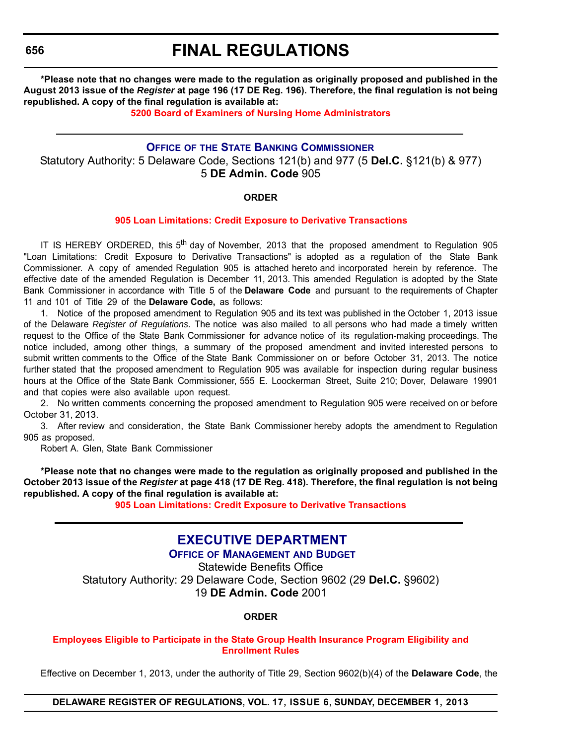**\*Please note that no changes were made to the regulation as originally proposed and published in the August 2013 issue of the *Register* at page 196 (17 DE Reg. 196). Therefore, the final regulation is not being republished. A copy of the final regulation is available at:**

**5200 Board of Examiners of Nursing Home Administrators**

---

## Office of the State Banking Commissioner

Statutory Authority: 5 Delaware Code, Sections 121(b) and 977 (5 **Del.C.** §121(b) & 977)
5 **DE Admin. Code** 905

**ORDER**

**905 Loan Limitations: Credit Exposure to Derivative Transactions**

IT IS HEREBY ORDERED, this 5th day of November, 2013 that the proposed amendment to Regulation 905 "Loan Limitations: Credit Exposure to Derivative Transactions" is adopted as a regulation of the State Bank Commissioner. A copy of amended Regulation 905 is attached hereto and incorporated herein by reference. The effective date of the amended Regulation is December 11, 2013. This amended Regulation is adopted by the State Bank Commissioner in accordance with Title 5 of the **Delaware Code** and pursuant to the requirements of Chapter 11 and 101 of Title 29 of the **Delaware Code,** as follows:

1. Notice of the proposed amendment to Regulation 905 and its text was published in the October 1, 2013 issue of the Delaware *Register of Regulations*. The notice was also mailed to all persons who had made a timely written request to the Office of the State Bank Commissioner for advance notice of its regulation-making proceedings. The notice included, among other things, a summary of the proposed amendment and invited interested persons to submit written comments to the Office of the State Bank Commissioner on or before October 31, 2013. The notice further stated that the proposed amendment to Regulation 905 was available for inspection during regular business hours at the Office of the State Bank Commissioner, 555 E. Loockerman Street, Suite 210; Dover, Delaware 19901 and that copies were also available upon request.

2. No written comments concerning the proposed amendment to Regulation 905 were received on or before October 31, 2013.

3. After review and consideration, the State Bank Commissioner hereby adopts the amendment to Regulation 905 as proposed.

Robert A. Glen, State Bank Commissioner

**\*Please note that no changes were made to the regulation as originally proposed and published in the October 2013 issue of the *Register* at page 418 (17 DE Reg. 418). Therefore, the final regulation is not being republished. A copy of the final regulation is available at:**

**905 Loan Limitations: Credit Exposure to Derivative Transactions**

---

## Executive Department

### Office of Management and Budget

Statewide Benefits Office
Statutory Authority: 29 Delaware Code, Section 9602 (29 **Del.C.** §9602)
19 **DE Admin. Code** 2001

**ORDER**

**Employees Eligible to Participate in the State Group Health Insurance Program Eligibility and Enrollment Rules**

Effective on December 1, 2013, under the authority of Title 29, Section 9602(b)(4) of the **Delaware Code**, the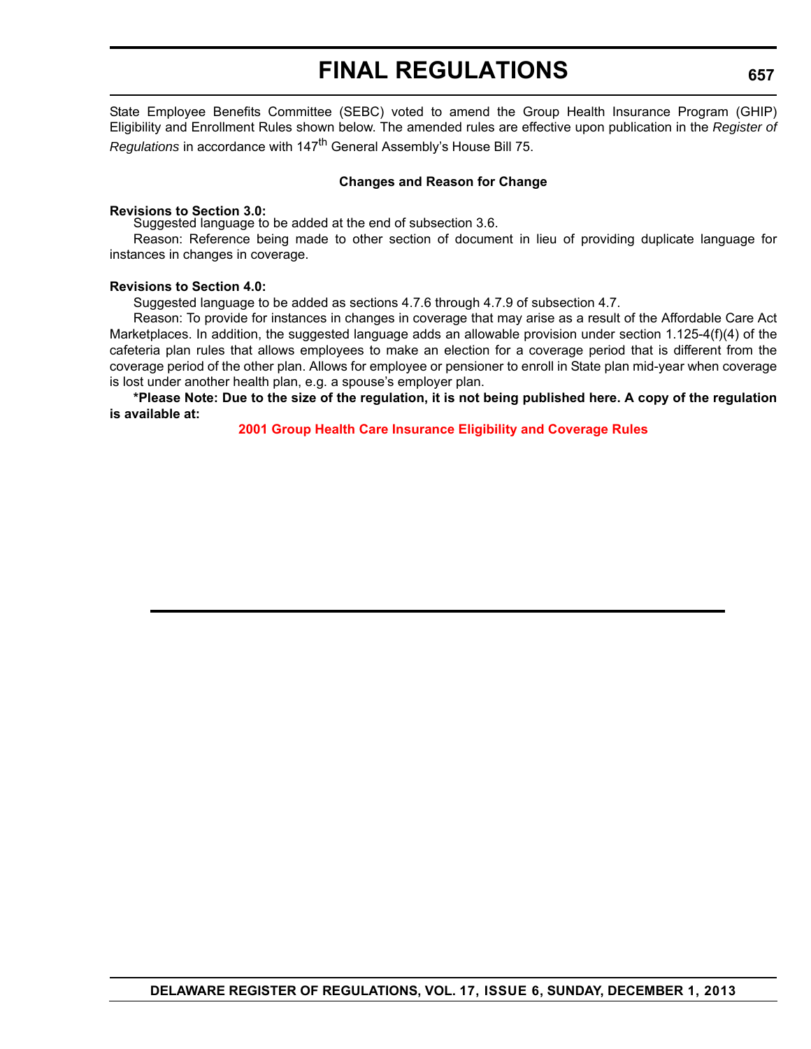State Employee Benefits Committee (SEBC) voted to amend the Group Health Insurance Program (GHIP) Eligibility and Enrollment Rules shown below. The amended rules are effective upon publication in the *Register of Regulations* in accordance with 147th General Assembly's House Bill 75.

**Changes and Reason for Change**

**Revisions to Section 3.0:**

Suggested language to be added at the end of subsection 3.6.

Reason: Reference being made to other section of document in lieu of providing duplicate language for instances in changes in coverage.

**Revisions to Section 4.0:**

Suggested language to be added as sections 4.7.6 through 4.7.9 of subsection 4.7.

Reason: To provide for instances in changes in coverage that may arise as a result of the Affordable Care Act Marketplaces. In addition, the suggested language adds an allowable provision under section 1.125-4(f)(4) of the cafeteria plan rules that allows employees to make an election for a coverage period that is different from the coverage period of the other plan. Allows for employee or pensioner to enroll in State plan mid-year when coverage is lost under another health plan, e.g. a spouse's employer plan.

**\*Please Note: Due to the size of the regulation, it is not being published here. A copy of the regulation is available at:**

**2001 Group Health Care Insurance Eligibility and Coverage Rules**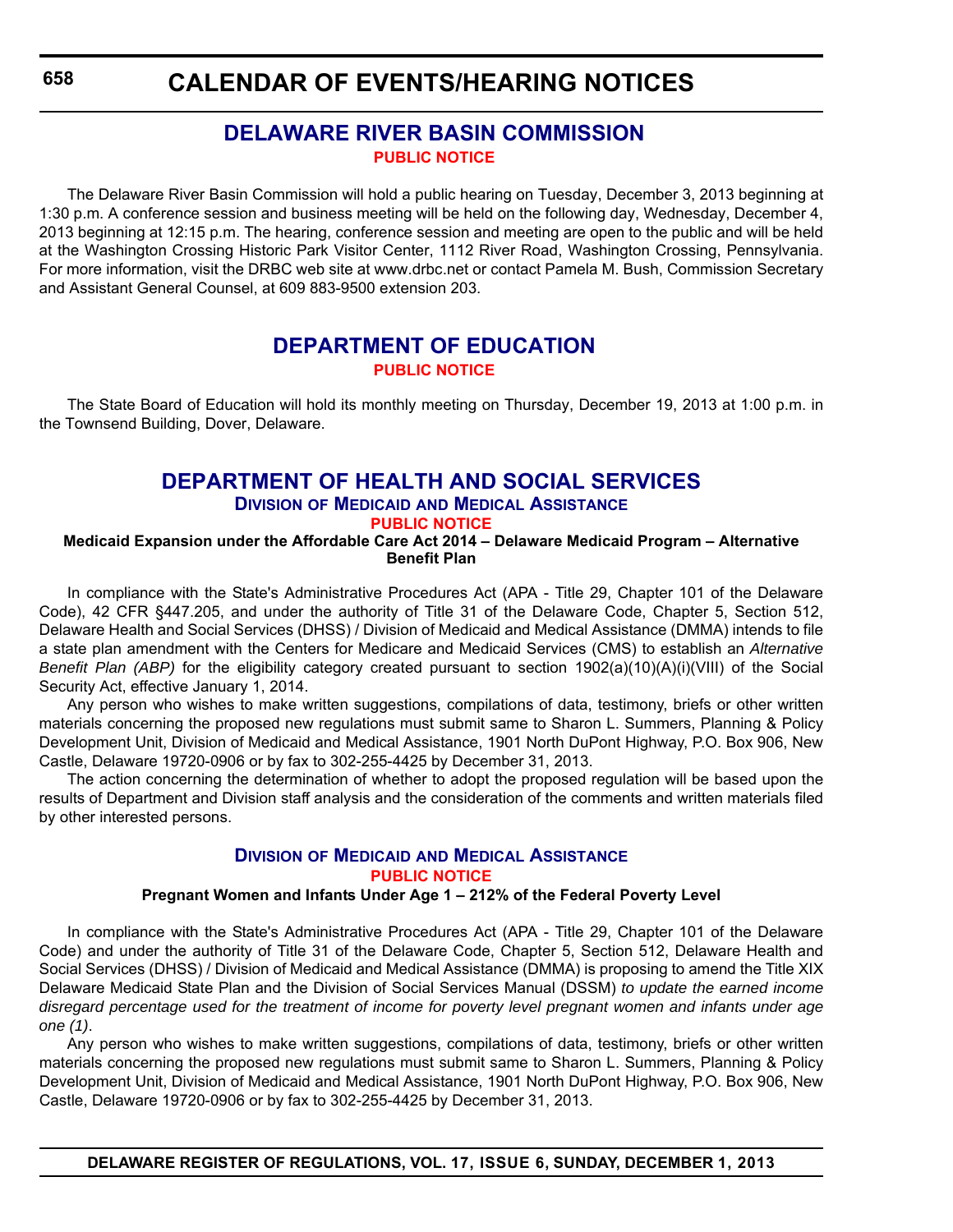# CALENDAR OF EVENTS/HEARING NOTICES

## DELAWARE RIVER BASIN COMMISSION

**PUBLIC NOTICE**

The Delaware River Basin Commission will hold a public hearing on Tuesday, December 3, 2013 beginning at 1:30 p.m. A conference session and business meeting will be held on the following day, Wednesday, December 4, 2013 beginning at 12:15 p.m. The hearing, conference session and meeting are open to the public and will be held at the Washington Crossing Historic Park Visitor Center, 1112 River Road, Washington Crossing, Pennsylvania. For more information, visit the DRBC web site at www.drbc.net or contact Pamela M. Bush, Commission Secretary and Assistant General Counsel, at 609 883-9500 extension 203.

## DEPARTMENT OF EDUCATION

**PUBLIC NOTICE**

The State Board of Education will hold its monthly meeting on Thursday, December 19, 2013 at 1:00 p.m. in the Townsend Building, Dover, Delaware.

## DEPARTMENT OF HEALTH AND SOCIAL SERVICES

### Division of Medicaid and Medical Assistance

**PUBLIC NOTICE**

**Medicaid Expansion under the Affordable Care Act 2014 – Delaware Medicaid Program – Alternative Benefit Plan**

In compliance with the State's Administrative Procedures Act (APA - Title 29, Chapter 101 of the Delaware Code), 42 CFR §447.205, and under the authority of Title 31 of the Delaware Code, Chapter 5, Section 512, Delaware Health and Social Services (DHSS) / Division of Medicaid and Medical Assistance (DMMA) intends to file a state plan amendment with the Centers for Medicare and Medicaid Services (CMS) to establish an *Alternative Benefit Plan (ABP)* for the eligibility category created pursuant to section 1902(a)(10)(A)(i)(VIII) of the Social Security Act, effective January 1, 2014.

Any person who wishes to make written suggestions, compilations of data, testimony, briefs or other written materials concerning the proposed new regulations must submit same to Sharon L. Summers, Planning & Policy Development Unit, Division of Medicaid and Medical Assistance, 1901 North DuPont Highway, P.O. Box 906, New Castle, Delaware 19720-0906 or by fax to 302-255-4425 by December 31, 2013.

The action concerning the determination of whether to adopt the proposed regulation will be based upon the results of Department and Division staff analysis and the consideration of the comments and written materials filed by other interested persons.

### Division of Medicaid and Medical Assistance

**PUBLIC NOTICE**

**Pregnant Women and Infants Under Age 1 – 212% of the Federal Poverty Level**

In compliance with the State's Administrative Procedures Act (APA - Title 29, Chapter 101 of the Delaware Code) and under the authority of Title 31 of the Delaware Code, Chapter 5, Section 512, Delaware Health and Social Services (DHSS) / Division of Medicaid and Medical Assistance (DMMA) is proposing to amend the Title XIX Delaware Medicaid State Plan and the Division of Social Services Manual (DSSM) *to update the earned income disregard percentage used for the treatment of income for poverty level pregnant women and infants under age one (1)*.

Any person who wishes to make written suggestions, compilations of data, testimony, briefs or other written materials concerning the proposed new regulations must submit same to Sharon L. Summers, Planning & Policy Development Unit, Division of Medicaid and Medical Assistance, 1901 North DuPont Highway, P.O. Box 906, New Castle, Delaware 19720-0906 or by fax to 302-255-4425 by December 31, 2013.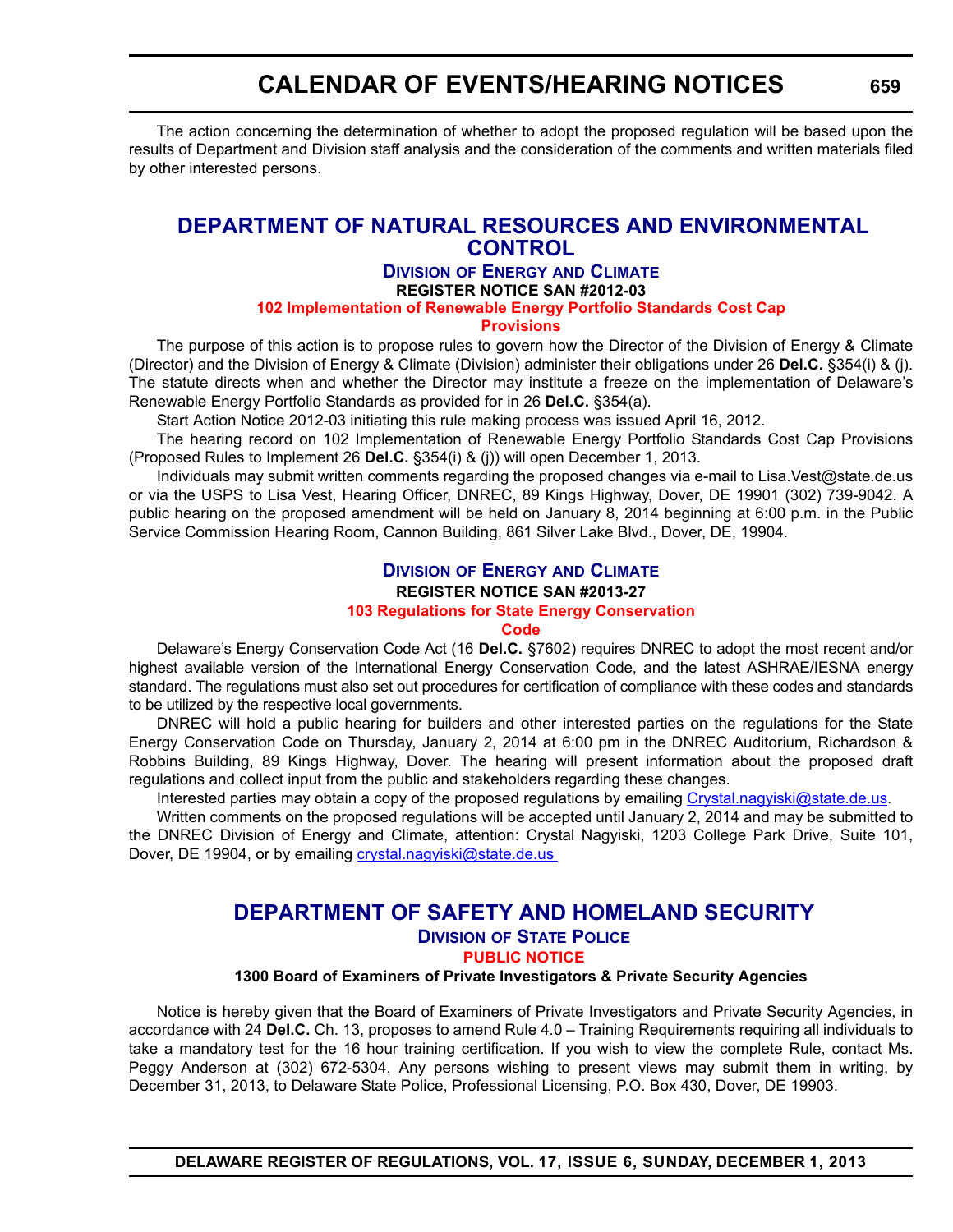The action concerning the determination of whether to adopt the proposed regulation will be based upon the results of Department and Division staff analysis and the consideration of the comments and written materials filed by other interested persons.

## DEPARTMENT OF NATURAL RESOURCES AND ENVIRONMENTAL CONTROL

### Division of Energy and Climate

**REGISTER NOTICE SAN #2012-03**

**102 Implementation of Renewable Energy Portfolio Standards Cost Cap Provisions**

The purpose of this action is to propose rules to govern how the Director of the Division of Energy & Climate (Director) and the Division of Energy & Climate (Division) administer their obligations under 26 **Del.C.** §354(i) & (j). The statute directs when and whether the Director may institute a freeze on the implementation of Delaware's Renewable Energy Portfolio Standards as provided for in 26 **Del.C.** §354(a).

Start Action Notice 2012-03 initiating this rule making process was issued April 16, 2012.

The hearing record on 102 Implementation of Renewable Energy Portfolio Standards Cost Cap Provisions (Proposed Rules to Implement 26 **Del.C.** §354(i) & (j)) will open December 1, 2013.

Individuals may submit written comments regarding the proposed changes via e-mail to Lisa.Vest@state.de.us or via the USPS to Lisa Vest, Hearing Officer, DNREC, 89 Kings Highway, Dover, DE 19901 (302) 739-9042. A public hearing on the proposed amendment will be held on January 8, 2014 beginning at 6:00 p.m. in the Public Service Commission Hearing Room, Cannon Building, 861 Silver Lake Blvd., Dover, DE, 19904.

### Division of Energy and Climate

**REGISTER NOTICE SAN #2013-27**

**103 Regulations for State Energy Conservation Code**

Delaware's Energy Conservation Code Act (16 **Del.C.** §7602) requires DNREC to adopt the most recent and/or highest available version of the International Energy Conservation Code, and the latest ASHRAE/IESNA energy standard. The regulations must also set out procedures for certification of compliance with these codes and standards to be utilized by the respective local governments.

DNREC will hold a public hearing for builders and other interested parties on the regulations for the State Energy Conservation Code on Thursday, January 2, 2014 at 6:00 pm in the DNREC Auditorium, Richardson & Robbins Building, 89 Kings Highway, Dover. The hearing will present information about the proposed draft regulations and collect input from the public and stakeholders regarding these changes.

Interested parties may obtain a copy of the proposed regulations by emailing Crystal.nagyiski@state.de.us.

Written comments on the proposed regulations will be accepted until January 2, 2014 and may be submitted to the DNREC Division of Energy and Climate, attention: Crystal Nagyiski, 1203 College Park Drive, Suite 101, Dover, DE 19904, or by emailing crystal.nagyiski@state.de.us

## DEPARTMENT OF SAFETY AND HOMELAND SECURITY

### Division of State Police

**PUBLIC NOTICE**

**1300 Board of Examiners of Private Investigators & Private Security Agencies**

Notice is hereby given that the Board of Examiners of Private Investigators and Private Security Agencies, in accordance with 24 **Del.C.** Ch. 13, proposes to amend Rule 4.0 – Training Requirements requiring all individuals to take a mandatory test for the 16 hour training certification. If you wish to view the complete Rule, contact Ms. Peggy Anderson at (302) 672-5304. Any persons wishing to present views may submit them in writing, by December 31, 2013, to Delaware State Police, Professional Licensing, P.O. Box 430, Dover, DE 19903.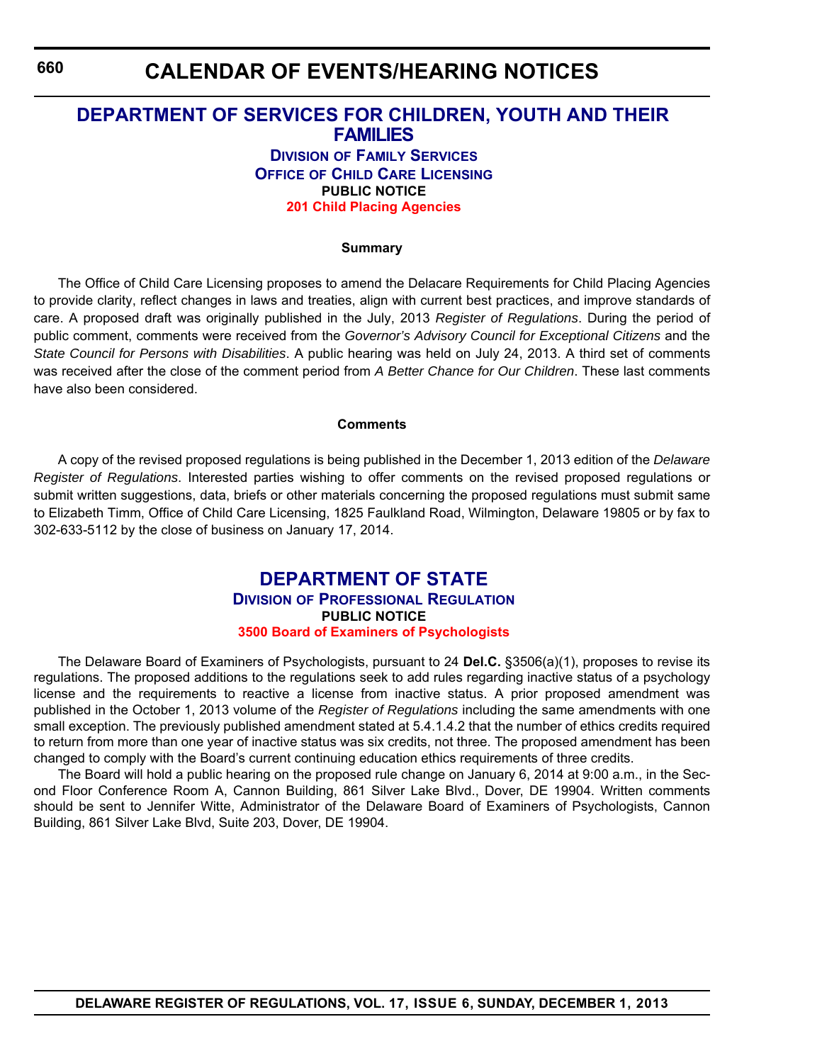# CALENDAR OF EVENTS/HEARING NOTICES

## DEPARTMENT OF SERVICES FOR CHILDREN, YOUTH AND THEIR FAMILIES

### Division of Family Services

### Office of Child Care Licensing

**PUBLIC NOTICE**

**201 Child Placing Agencies**

**Summary**

The Office of Child Care Licensing proposes to amend the Delacare Requirements for Child Placing Agencies to provide clarity, reflect changes in laws and treaties, align with current best practices, and improve standards of care. A proposed draft was originally published in the July, 2013 *Register of Regulations*. During the period of public comment, comments were received from the *Governor's Advisory Council for Exceptional Citizens* and the *State Council for Persons with Disabilities*. A public hearing was held on July 24, 2013. A third set of comments was received after the close of the comment period from *A Better Chance for Our Children*. These last comments have also been considered.

**Comments**

A copy of the revised proposed regulations is being published in the December 1, 2013 edition of the *Delaware Register of Regulations*. Interested parties wishing to offer comments on the revised proposed regulations or submit written suggestions, data, briefs or other materials concerning the proposed regulations must submit same to Elizabeth Timm, Office of Child Care Licensing, 1825 Faulkland Road, Wilmington, Delaware 19805 or by fax to 302-633-5112 by the close of business on January 17, 2014.

## DEPARTMENT OF STATE

### Division of Professional Regulation

**PUBLIC NOTICE**

**3500 Board of Examiners of Psychologists**

The Delaware Board of Examiners of Psychologists, pursuant to 24 **Del.C.** §3506(a)(1), proposes to revise its regulations. The proposed additions to the regulations seek to add rules regarding inactive status of a psychology license and the requirements to reactive a license from inactive status. A prior proposed amendment was published in the October 1, 2013 volume of the *Register of Regulations* including the same amendments with one small exception. The previously published amendment stated at 5.4.1.4.2 that the number of ethics credits required to return from more than one year of inactive status was six credits, not three. The proposed amendment has been changed to comply with the Board's current continuing education ethics requirements of three credits.

The Board will hold a public hearing on the proposed rule change on January 6, 2014 at 9:00 a.m., in the Second Floor Conference Room A, Cannon Building, 861 Silver Lake Blvd., Dover, DE 19904. Written comments should be sent to Jennifer Witte, Administrator of the Delaware Board of Examiners of Psychologists, Cannon Building, 861 Silver Lake Blvd, Suite 203, Dover, DE 19904.